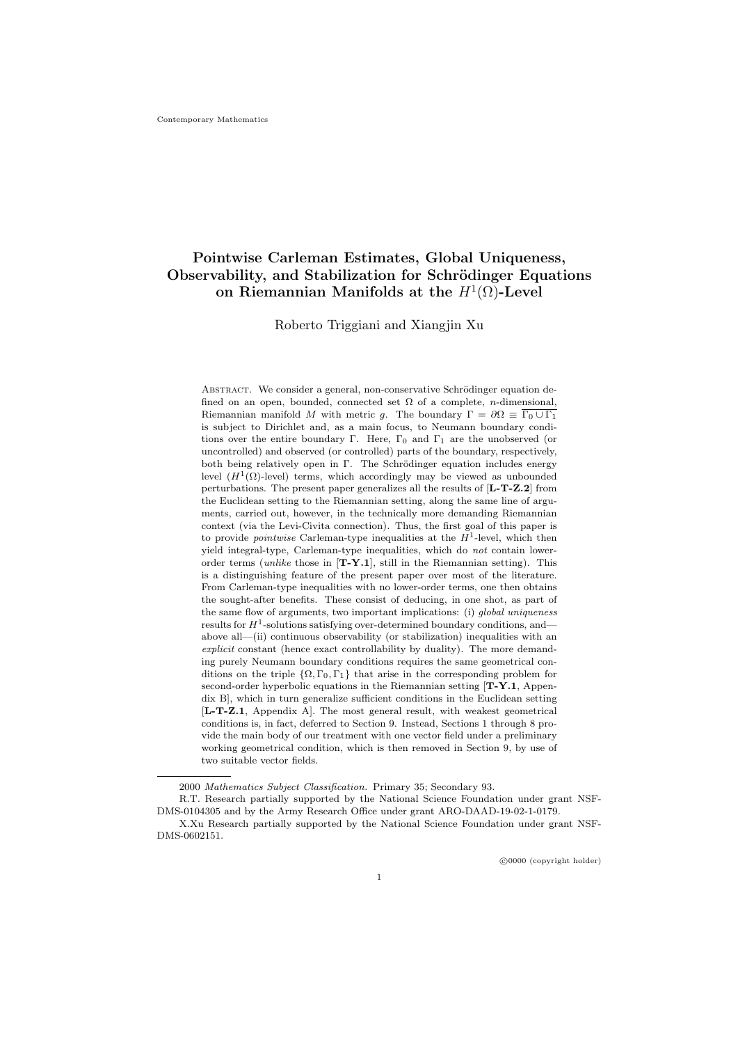# Pointwise Carleman Estimates, Global Uniqueness, Observability, and Stabilization for Schrödinger Equations on Riemannian Manifolds at the $H^1(\Omega)$-Level

Roberto Triggiani and Xiangjin Xu

Abstract. We consider a general, non-conservative Schrödinger equation defined on an open, bounded, connected set $\Omega$ of a complete, $n$-dimensional, Riemannian manifold $M$ with metric $g$. The boundary $\Gamma = \partial\Omega \equiv \overline{\Gamma_0 \cup \Gamma_1}$ is subject to Dirichlet and, as a main focus, to Neumann boundary conditions over the entire boundary $\Gamma$. Here, $\Gamma_0$ and $\Gamma_1$ are the unobserved (or uncontrolled) and observed (or controlled) parts of the boundary, respectively, both being relatively open in $\Gamma$. The Schrödinger equation includes energy level ($H^1(\Omega)$-level) terms, which accordingly may be viewed as unbounded perturbations. The present paper generalizes all the results of [**L-T-Z.2**] from the Euclidean setting to the Riemannian setting, along the same line of arguments, carried out, however, in the technically more demanding Riemannian context (via the Levi-Civita connection). Thus, the first goal of this paper is to provide *pointwise* Carleman-type inequalities at the $H^1$-level, which then yield integral-type, Carleman-type inequalities, which do *not* contain lower-order terms (*unlike* those in [**T-Y.1**], still in the Riemannian setting). This is a distinguishing feature of the present paper over most of the literature. From Carleman-type inequalities with no lower-order terms, one then obtains the sought-after benefits. These consist of deducing, in one shot, as part of the same flow of arguments, two important implications: (i) *global uniqueness* results for $H^1$-solutions satisfying over-determined boundary conditions, and—above all—(ii) continuous observability (or stabilization) inequalities with an *explicit* constant (hence exact controllability by duality). The more demanding purely Neumann boundary conditions requires the same geometrical conditions on the triple $\{\Omega, \Gamma_0, \Gamma_1\}$ that arise in the corresponding problem for second-order hyperbolic equations in the Riemannian setting [**T-Y.1**, Appendix B], which in turn generalize sufficient conditions in the Euclidean setting [**L-T-Z.1**, Appendix A]. The most general result, with weakest geometrical conditions is, in fact, deferred to Section 9. Instead, Sections 1 through 8 provide the main body of our treatment with one vector field under a preliminary working geometrical condition, which is then removed in Section 9, by use of two suitable vector fields.

---

2000 *Mathematics Subject Classification.* Primary 35; Secondary 93.

R.T. Research partially supported by the National Science Foundation under grant NSF-DMS-0104305 and by the Army Research Office under grant ARO-DAAD-19-02-1-0179.

X.Xu Research partially supported by the National Science Foundation under grant NSF-DMS-0602151.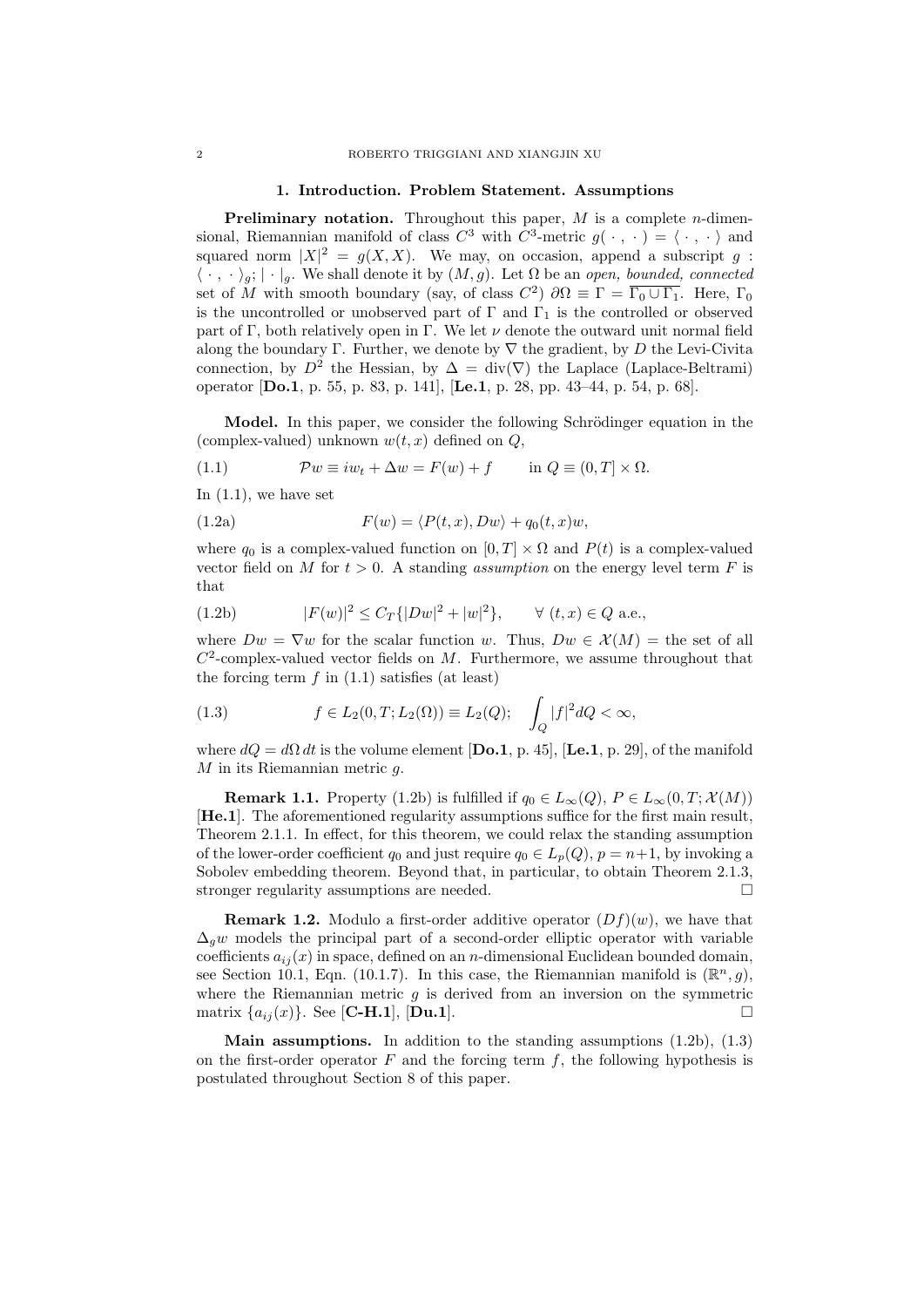## 1. Introduction. Problem Statement. Assumptions

**Preliminary notation.** Throughout this paper, $M$ is a complete $n$-dimensional, Riemannian manifold of class $C^3$ with $C^3$-metric $g(\,\cdot\,,\,\cdot\,) = \langle\,\cdot\,,\,\cdot\,\rangle$ and squared norm $|X|^2 = g(X,X)$. We may, on occasion, append a subscript $g$ : $\langle\,\cdot\,,\,\cdot\,\rangle_g$; $|\cdot|_g$. We shall denote it by $(M,g)$. Let $\Omega$ be an *open, bounded, connected* set of $M$ with smooth boundary (say, of class $C^2$) $\partial\Omega \equiv \Gamma = \overline{\Gamma_0 \cup \Gamma_1}$. Here, $\Gamma_0$ is the uncontrolled or unobserved part of $\Gamma$ and $\Gamma_1$ is the controlled or observed part of $\Gamma$, both relatively open in $\Gamma$. We let $\nu$ denote the outward unit normal field along the boundary $\Gamma$. Further, we denote by $\nabla$ the gradient, by $D$ the Levi-Civita connection, by $D^2$ the Hessian, by $\Delta = \text{div}(\nabla)$ the Laplace (Laplace-Beltrami) operator [**Do.1**, p. 55, p. 83, p. 141], [**Le.1**, p. 28, pp. 43–44, p. 54, p. 68].

**Model.** In this paper, we consider the following Schrödinger equation in the (complex-valued) unknown $w(t,x)$ defined on $Q$,

$$\mathcal{P}w \equiv iw_t + \Delta w = F(w) + f \qquad \text{in } Q \equiv (0,T] \times \Omega. \tag{1.1}$$

In (1.1), we have set

$$F(w) = \langle P(t,x), Dw\rangle + q_0(t,x)w, \tag{1.2a}$$

where $q_0$ is a complex-valued function on $[0,T] \times \Omega$ and $P(t)$ is a complex-valued vector field on $M$ for $t > 0$. A standing *assumption* on the energy level term $F$ is that

$$|F(w)|^2 \le C_T\{|Dw|^2 + |w|^2\}, \qquad \forall\ (t,x) \in Q \text{ a.e.}, \tag{1.2b}$$

where $Dw = \nabla w$ for the scalar function $w$. Thus, $Dw \in \mathcal{X}(M) =$ the set of all $C^2$-complex-valued vector fields on $M$. Furthermore, we assume throughout that the forcing term $f$ in (1.1) satisfies (at least)

$$f \in L_2(0,T;L_2(\Omega)) \equiv L_2(Q); \quad \int_Q |f|^2 dQ < \infty, \tag{1.3}$$

where $dQ = d\Omega\, dt$ is the volume element [**Do.1**, p. 45], [**Le.1**, p. 29], of the manifold $M$ in its Riemannian metric $g$.

**Remark 1.1.** Property (1.2b) is fulfilled if $q_0 \in L_\infty(Q)$, $P \in L_\infty(0,T;\mathcal{X}(M))$ [**He.1**]. The aforementioned regularity assumptions suffice for the first main result, Theorem 2.1.1. In effect, for this theorem, we could relax the standing assumption of the lower-order coefficient $q_0$ and just require $q_0 \in L_p(Q)$, $p = n+1$, by invoking a Sobolev embedding theorem. Beyond that, in particular, to obtain Theorem 2.1.3, stronger regularity assumptions are needed. $\square$

**Remark 1.2.** Modulo a first-order additive operator $(Df)(w)$, we have that $\Delta_g w$ models the principal part of a second-order elliptic operator with variable coefficients $a_{ij}(x)$ in space, defined on an $n$-dimensional Euclidean bounded domain, see Section 10.1, Eqn. (10.1.7). In this case, the Riemannian manifold is $(\mathbb{R}^n, g)$, where the Riemannian metric $g$ is derived from an inversion on the symmetric matrix $\{a_{ij}(x)\}$. See [**C-H.1**], [**Du.1**]. $\square$

**Main assumptions.** In addition to the standing assumptions (1.2b), (1.3) on the first-order operator $F$ and the forcing term $f$, the following hypothesis is postulated throughout Section 8 of this paper.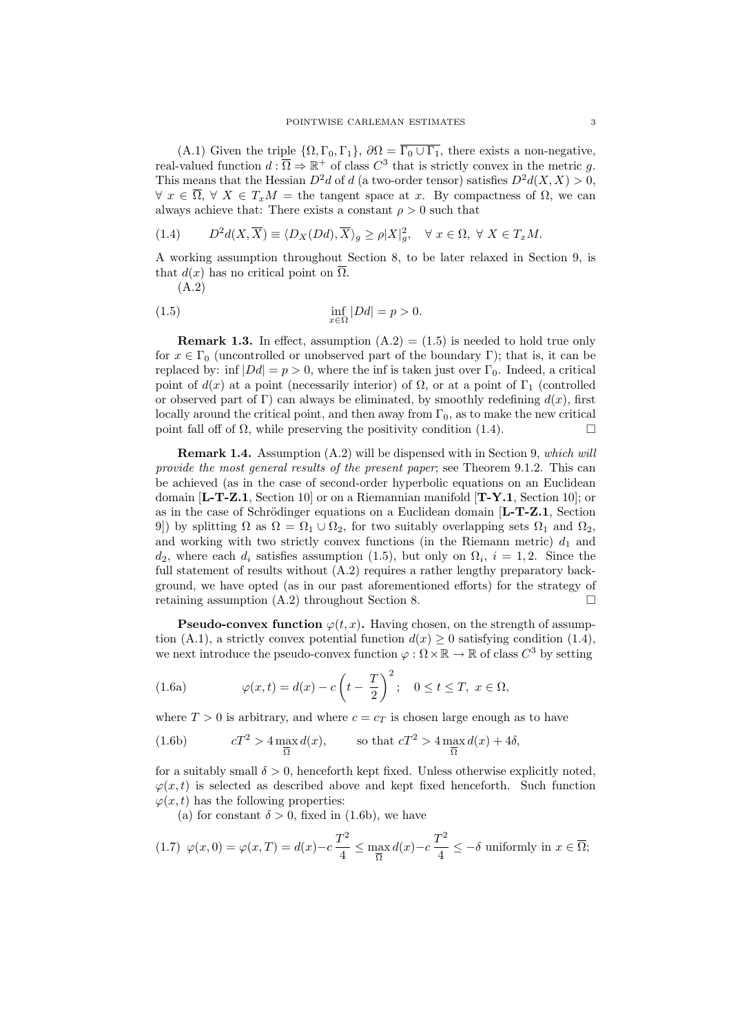(A.1) Given the triple $\{\Omega, \Gamma_0, \Gamma_1\}$, $\partial\Omega = \overline{\Gamma_0 \cup \Gamma_1}$, there exists a non-negative, real-valued function $d : \overline{\Omega} \Rightarrow \mathbb{R}^+$ of class $C^3$ that is strictly convex in the metric $g$. This means that the Hessian $D^2 d$ of $d$ (a two-order tensor) satisfies $D^2 d(X, X) > 0$, $\forall\ x \in \overline{\Omega}$, $\forall\ X \in T_x M$ = the tangent space at $x$. By compactness of $\Omega$, we can always achieve that: There exists a constant $\rho > 0$ such that

$$
D^2 d(X, \overline{X}) \equiv \langle D_X(Dd), \overline{X}\rangle_g \geq \rho |X|_g^2, \quad \forall\ x \in \Omega,\ \forall\ X \in T_x M. \tag{1.4}
$$

A working assumption throughout Section 8, to be later relaxed in Section 9, is that $d(x)$ has no critical point on $\overline{\Omega}$.

(A.2)

$$
\inf_{x \in \Omega} |Dd| = p > 0. \tag{1.5}
$$

**Remark 1.3.** In effect, assumption (A.2) = (1.5) is needed to hold true only for $x \in \Gamma_0$ (uncontrolled or unobserved part of the boundary $\Gamma$); that is, it can be replaced by: $\inf |Dd| = p > 0$, where the inf is taken just over $\Gamma_0$. Indeed, a critical point of $d(x)$ at a point (necessarily interior) of $\Omega$, or at a point of $\Gamma_1$ (controlled or observed part of $\Gamma$) can always be eliminated, by smoothly redefining $d(x)$, first locally around the critical point, and then away from $\Gamma_0$, as to make the new critical point fall off of $\Omega$, while preserving the positivity condition (1.4). $\square$

**Remark 1.4.** Assumption (A.2) will be dispensed with in Section 9, *which will provide the most general results of the present paper*; see Theorem 9.1.2. This can be achieved (as in the case of second-order hyperbolic equations on an Euclidean domain [**L-T-Z.1**, Section 10] or on a Riemannian manifold [**T-Y.1**, Section 10]; or as in the case of Schrödinger equations on a Euclidean domain [**L-T-Z.1**, Section 9]) by splitting $\Omega$ as $\Omega = \Omega_1 \cup \Omega_2$, for two suitably overlapping sets $\Omega_1$ and $\Omega_2$, and working with two strictly convex functions (in the Riemann metric) $d_1$ and $d_2$, where each $d_i$ satisfies assumption (1.5), but only on $\Omega_i$, $i = 1, 2$. Since the full statement of results without (A.2) requires a rather lengthy preparatory background, we have opted (as in our past aforementioned efforts) for the strategy of retaining assumption (A.2) throughout Section 8. $\square$

**Pseudo-convex function $\varphi(t, x)$.** Having chosen, on the strength of assumption (A.1), a strictly convex potential function $d(x) \geq 0$ satisfying condition (1.4), we next introduce the pseudo-convex function $\varphi : \Omega \times \mathbb{R} \to \mathbb{R}$ of class $C^3$ by setting

$$
\varphi(x, t) = d(x) - c\left(t - \frac{T}{2}\right)^2; \quad 0 \leq t \leq T,\ x \in \Omega, \tag{1.6a}
$$

where $T > 0$ is arbitrary, and where $c = c_T$ is chosen large enough as to have

$$
cT^2 > 4 \max_{\overline{\Omega}} d(x), \qquad \text{so that } cT^2 > 4 \max_{\overline{\Omega}} d(x) + 4\delta, \tag{1.6b}
$$

for a suitably small $\delta > 0$, henceforth kept fixed. Unless otherwise explicitly noted, $\varphi(x, t)$ is selected as described above and kept fixed henceforth. Such function $\varphi(x, t)$ has the following properties:

(a) for constant $\delta > 0$, fixed in (1.6b), we have

$$
\varphi(x, 0) = \varphi(x, T) = d(x) - c\,\frac{T^2}{4} \leq \max_{\overline{\Omega}} d(x) - c\,\frac{T^2}{4} \leq -\delta \text{ uniformly in } x \in \overline{\Omega}; \tag{1.7}
$$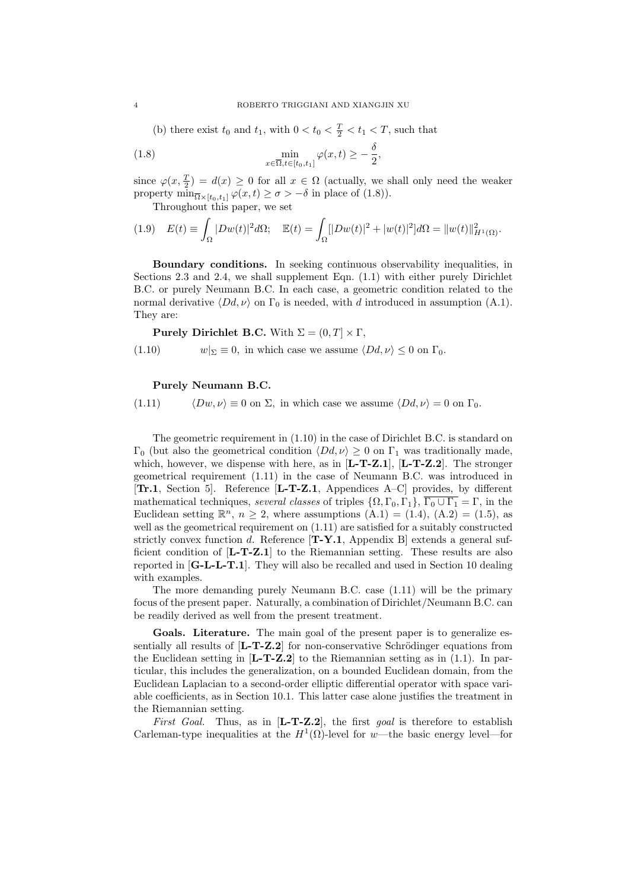(b) there exist $t_0$ and $t_1$, with $0 < t_0 < \frac{T}{2} < t_1 < T$, such that

$$\min_{x \in \overline{\Omega}, t \in [t_0, t_1]} \varphi(x,t) \geq -\frac{\delta}{2}, \tag{1.8}$$

since $\varphi(x, \frac{T}{2}) = d(x) \geq 0$ for all $x \in \Omega$ (actually, we shall only need the weaker property $\min_{\overline{\Omega} \times [t_0,t_1]} \varphi(x,t) \geq \sigma > -\delta$ in place of (1.8)).

Throughout this paper, we set

$$E(t) \equiv \int_\Omega |Dw(t)|^2 d\Omega; \quad \mathbb{E}(t) = \int_\Omega [|Dw(t)|^2 + |w(t)|^2] d\Omega = \|w(t)\|^2_{H^1(\Omega)}. \tag{1.9}$$

**Boundary conditions.** In seeking continuous observability inequalities, in Sections 2.3 and 2.4, we shall supplement Eqn. (1.1) with either purely Dirichlet B.C. or purely Neumann B.C. In each case, a geometric condition related to the normal derivative $\langle Dd, \nu \rangle$ on $\Gamma_0$ is needed, with $d$ introduced in assumption (A.1). They are:

**Purely Dirichlet B.C.** With $\Sigma = (0, T] \times \Gamma$,

$$w|_\Sigma \equiv 0, \text{ in which case we assume } \langle Dd, \nu \rangle \leq 0 \text{ on } \Gamma_0. \tag{1.10}$$

**Purely Neumann B.C.**

$$\langle Dw, \nu \rangle \equiv 0 \text{ on } \Sigma, \text{ in which case we assume } \langle Dd, \nu \rangle = 0 \text{ on } \Gamma_0. \tag{1.11}$$

The geometric requirement in (1.10) in the case of Dirichlet B.C. is standard on $\Gamma_0$ (but also the geometrical condition $\langle Dd, \nu \rangle \geq 0$ on $\Gamma_1$ was traditionally made, which, however, we dispense with here, as in [**L-T-Z.1**], [**L-T-Z.2**]. The stronger geometrical requirement (1.11) in the case of Neumann B.C. was introduced in [**Tr.1**, Section 5]. Reference [**L-T-Z.1**, Appendices A–C] provides, by different mathematical techniques, *several classes* of triples $\{\Omega, \Gamma_0, \Gamma_1\}$, $\overline{\Gamma_0 \cup \Gamma_1} = \Gamma$, in the Euclidean setting $\mathbb{R}^n$, $n \geq 2$, where assumptions (A.1) = (1.4), (A.2) = (1.5), as well as the geometrical requirement on (1.11) are satisfied for a suitably constructed strictly convex function $d$. Reference [**T-Y.1**, Appendix B] extends a general sufficient condition of [**L-T-Z.1**] to the Riemannian setting. These results are also reported in [**G-L-L-T.1**]. They will also be recalled and used in Section 10 dealing with examples.

The more demanding purely Neumann B.C. case (1.11) will be the primary focus of the present paper. Naturally, a combination of Dirichlet/Neumann B.C. can be readily derived as well from the present treatment.

**Goals. Literature.** The main goal of the present paper is to generalize essentially all results of [**L-T-Z.2**] for non-conservative Schrödinger equations from the Euclidean setting in [**L-T-Z.2**] to the Riemannian setting as in (1.1). In particular, this includes the generalization, on a bounded Euclidean domain, from the Euclidean Laplacian to a second-order elliptic differential operator with space variable coefficients, as in Section 10.1. This latter case alone justifies the treatment in the Riemannian setting.

*First Goal.* Thus, as in [**L-T-Z.2**], the first *goal* is therefore to establish Carleman-type inequalities at the $H^1(\Omega)$-level for $w$—the basic energy level—for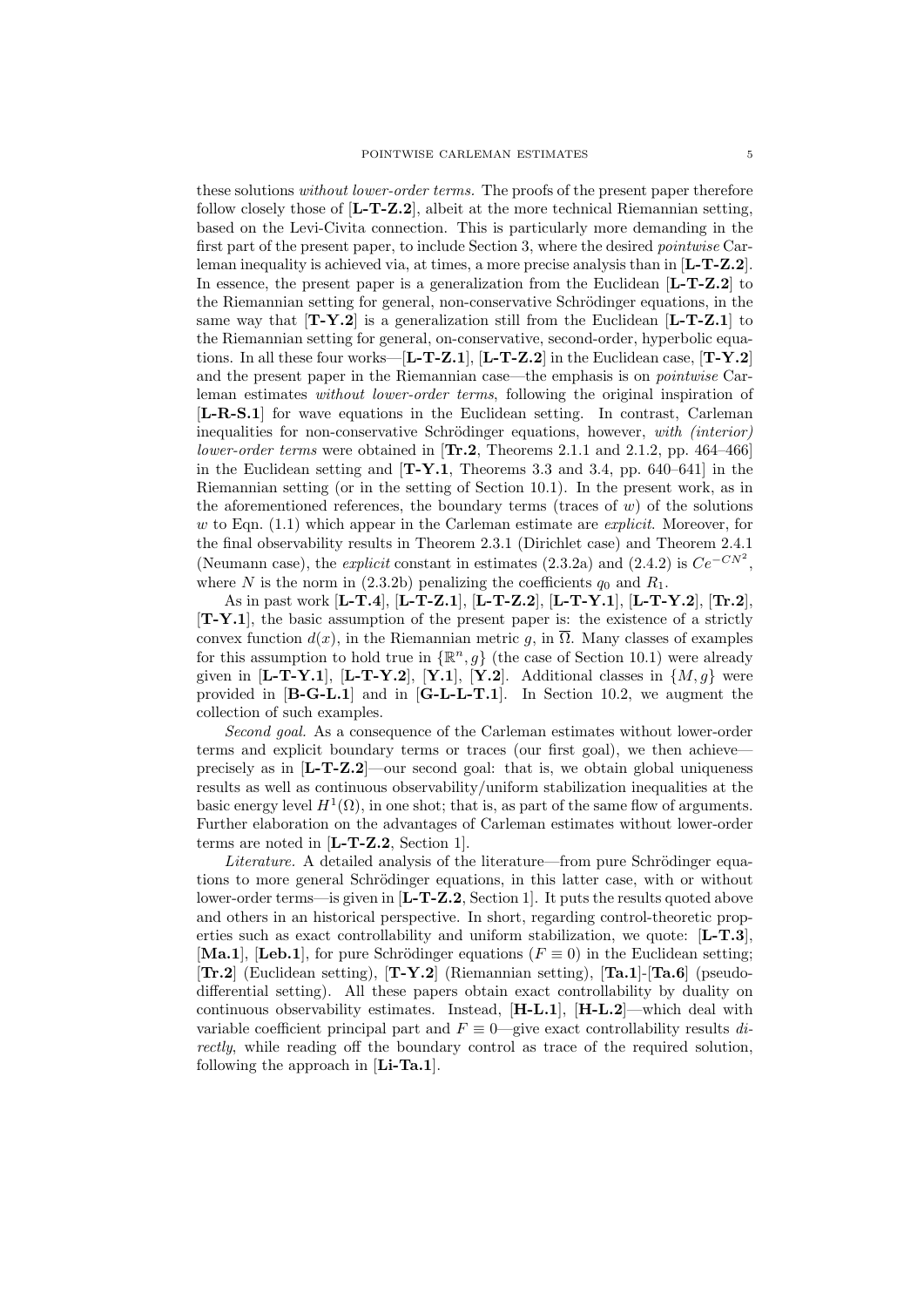these solutions *without lower-order terms*. The proofs of the present paper therefore follow closely those of [**L-T-Z.2**], albeit at the more technical Riemannian setting, based on the Levi-Civita connection. This is particularly more demanding in the first part of the present paper, to include Section 3, where the desired *pointwise* Carleman inequality is achieved via, at times, a more precise analysis than in [**L-T-Z.2**]. In essence, the present paper is a generalization from the Euclidean [**L-T-Z.2**] to the Riemannian setting for general, non-conservative Schrödinger equations, in the same way that [**T-Y.2**] is a generalization still from the Euclidean [**L-T-Z.1**] to the Riemannian setting for general, on-conservative, second-order, hyperbolic equations. In all these four works—[**L-T-Z.1**], [**L-T-Z.2**] in the Euclidean case, [**T-Y.2**] and the present paper in the Riemannian case—the emphasis is on *pointwise* Carleman estimates *without lower-order terms*, following the original inspiration of [**L-R-S.1**] for wave equations in the Euclidean setting. In contrast, Carleman inequalities for non-conservative Schrödinger equations, however, *with (interior) lower-order terms* were obtained in [**Tr.2**, Theorems 2.1.1 and 2.1.2, pp. 464–466] in the Euclidean setting and [**T-Y.1**, Theorems 3.3 and 3.4, pp. 640–641] in the Riemannian setting (or in the setting of Section 10.1). In the present work, as in the aforementioned references, the boundary terms (traces of $w$) of the solutions $w$ to Eqn. (1.1) which appear in the Carleman estimate are *explicit*. Moreover, for the final observability results in Theorem 2.3.1 (Dirichlet case) and Theorem 2.4.1 (Neumann case), the *explicit* constant in estimates (2.3.2a) and (2.4.2) is $Ce^{-CN^2}$, where $N$ is the norm in (2.3.2b) penalizing the coefficients $q_0$ and $R_1$.

As in past work [**L-T.4**], [**L-T-Z.1**], [**L-T-Z.2**], [**L-T-Y.1**], [**L-T-Y.2**], [**Tr.2**], [**T-Y.1**], the basic assumption of the present paper is: the existence of a strictly convex function $d(x)$, in the Riemannian metric $g$, in $\overline{\Omega}$. Many classes of examples for this assumption to hold true in $\{\mathbb{R}^n, g\}$ (the case of Section 10.1) were already given in [**L-T-Y.1**], [**L-T-Y.2**], [**Y.1**], [**Y.2**]. Additional classes in $\{M, g\}$ were provided in [**B-G-L.1**] and in [**G-L-L-T.1**]. In Section 10.2, we augment the collection of such examples.

*Second goal.* As a consequence of the Carleman estimates without lower-order terms and explicit boundary terms or traces (our first goal), we then achieve—precisely as in [**L-T-Z.2**]—our second goal: that is, we obtain global uniqueness results as well as continuous observability/uniform stabilization inequalities at the basic energy level $H^1(\Omega)$, in one shot; that is, as part of the same flow of arguments. Further elaboration on the advantages of Carleman estimates without lower-order terms are noted in [**L-T-Z.2**, Section 1].

*Literature.* A detailed analysis of the literature—from pure Schrödinger equations to more general Schrödinger equations, in this latter case, with or without lower-order terms—is given in [**L-T-Z.2**, Section 1]. It puts the results quoted above and others in an historical perspective. In short, regarding control-theoretic properties such as exact controllability and uniform stabilization, we quote: [**L-T.3**], [**Ma.1**], [**Leb.1**], for pure Schrödinger equations ($F \equiv 0$) in the Euclidean setting; [**Tr.2**] (Euclidean setting), [**T-Y.2**] (Riemannian setting), [**Ta.1**]-[**Ta.6**] (pseudo-differential setting). All these papers obtain exact controllability by duality on continuous observability estimates. Instead, [**H-L.1**], [**H-L.2**]—which deal with variable coefficient principal part and $F \equiv 0$—give exact controllability results *directly*, while reading off the boundary control as trace of the required solution, following the approach in [**Li-Ta.1**].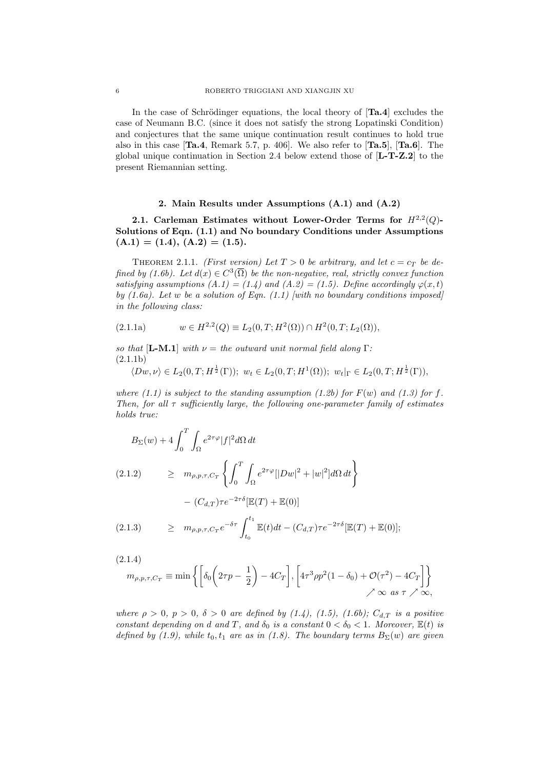In the case of Schrödinger equations, the local theory of [**Ta.4**] excludes the case of Neumann B.C. (since it does not satisfy the strong Lopatinski Condition) and conjectures that the same unique continuation result continues to hold true also in this case [**Ta.4**, Remark 5.7, p. 406]. We also refer to [**Ta.5**], [**Ta.6**]. The global unique continuation in Section 2.4 below extend those of [**L-T-Z.2**] to the present Riemannian setting.

## 2. Main Results under Assumptions (A.1) and (A.2)

### 2.1. Carleman Estimates without Lower-Order Terms for $H^{2,2}(Q)$-Solutions of Eqn. (1.1) and No boundary Conditions under Assumptions (A.1) = (1.4), (A.2) = (1.5).

Theorem 2.1.1. *(First version) Let $T > 0$ be arbitrary, and let $c = c_T$ be defined by (1.6b). Let $d(x) \in C^3(\overline{\Omega})$ be the non-negative, real, strictly convex function satisfying assumptions (A.1) = (1.4) and (A.2) = (1.5). Define accordingly $\varphi(x,t)$ by (1.6a). Let $w$ be a solution of Eqn. (1.1) [with no boundary conditions imposed] in the following class:*

$$w \in H^{2,2}(Q) \equiv L_2(0,T; H^2(\Omega)) \cap H^2(0,T; L_2(\Omega)), \tag{2.1.1a}$$

*so that [**L-M.1**] with $\nu$ = the outward unit normal field along $\Gamma$:*

$$\langle Dw, \nu \rangle \in L_2(0,T; H^{\frac{1}{2}}(\Gamma));\ w_t \in L_2(0,T; H^1(\Omega));\ w_t|_\Gamma \in L_2(0,T; H^{\frac{1}{2}}(\Gamma)), \tag{2.1.1b}$$

*where (1.1) is subject to the standing assumption (1.2b) for $F(w)$ and (1.3) for $f$. Then, for all $\tau$ sufficiently large, the following one-parameter family of estimates holds true:*

$$\begin{aligned}
& B_\Sigma(w) + 4\int_0^T \int_\Omega e^{2\tau\varphi}|f|^2 d\Omega\, dt \\
& \quad \geq \ m_{\rho,p,\tau,C_T} \left\{ \int_0^T \int_\Omega e^{2\tau\varphi}[|Dw|^2 + |w|^2] d\Omega\, dt \right\} \\
& \qquad - (C_{d,T})\tau e^{-2\tau\delta}[\mathbb{E}(T) + \mathbb{E}(0)]
\end{aligned} \tag{2.1.2}$$

$$\geq \ m_{\rho,p,\tau,C_T} e^{-\delta\tau} \int_{t_0}^{t_1} \mathbb{E}(t) dt - (C_{d,T})\tau e^{-2\tau\delta}[\mathbb{E}(T) + \mathbb{E}(0)]; \tag{2.1.3}$$

$$m_{\rho,p,\tau,C_T} \equiv \min\left\{ \left[ \delta_0\left(2\tau p - \frac{1}{2}\right) - 4C_T \right], \left[ 4\tau^3 \rho p^2 (1-\delta_0) + \mathcal{O}(\tau^2) - 4C_T \right] \right\} \nearrow \infty \text{ as } \tau \nearrow \infty, \tag{2.1.4}$$

*where $\rho > 0$, $p > 0$, $\delta > 0$ are defined by (1.4), (1.5), (1.6b); $C_{d,T}$ is a positive constant depending on $d$ and $T$, and $\delta_0$ is a constant $0 < \delta_0 < 1$. Moreover, $\mathbb{E}(t)$ is defined by (1.9), while $t_0, t_1$ are as in (1.8). The boundary terms $B_\Sigma(w)$ are given*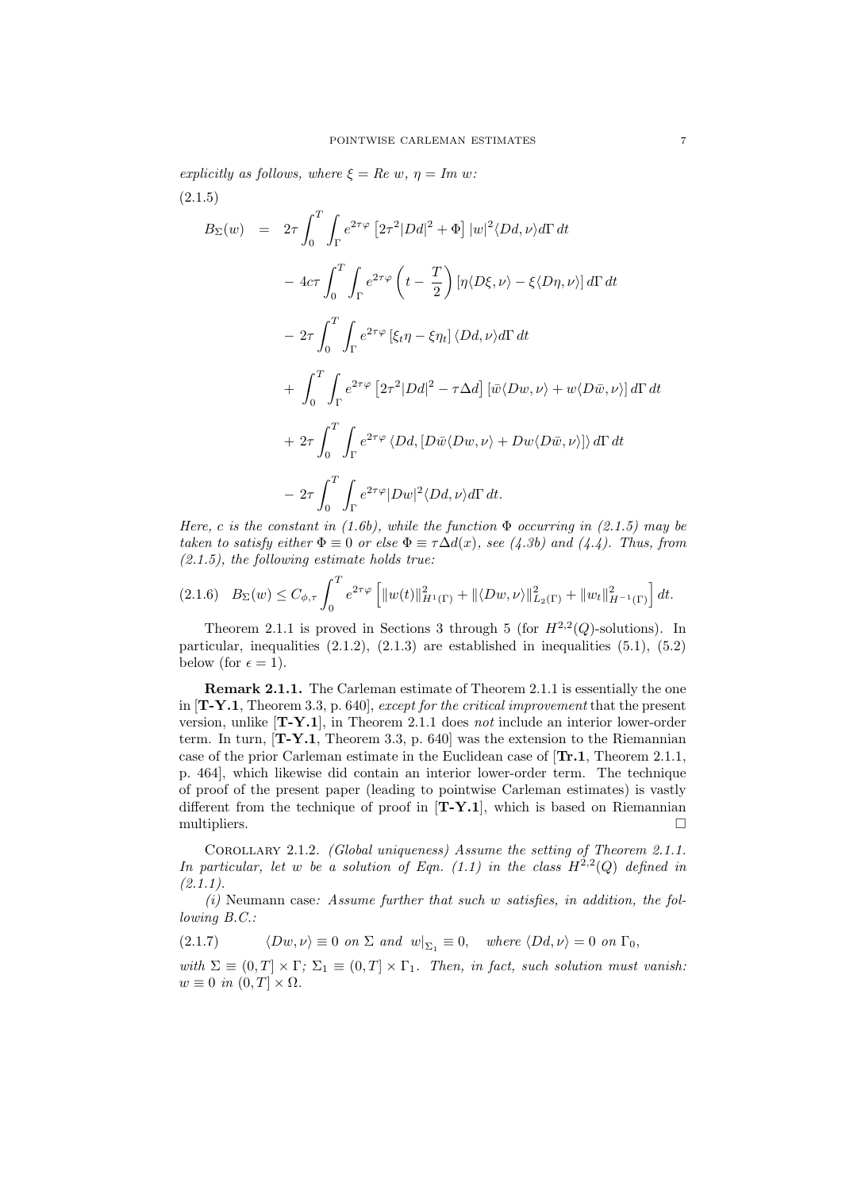*explicitly as follows, where $\xi = Re\ w$, $\eta = Im\ w$:*

(2.1.5)

$$
\begin{aligned}
B_\Sigma(w) \quad = \quad & 2\tau \int_0^T \int_\Gamma e^{2\tau\varphi} \left[2\tau^2 |Dd|^2 + \Phi\right] |w|^2 \langle Dd, \nu\rangle d\Gamma\, dt \\
& - 4c\tau \int_0^T \int_\Gamma e^{2\tau\varphi} \left(t - \frac{T}{2}\right) \left[\eta \langle D\xi, \nu\rangle - \xi \langle D\eta, \nu\rangle\right] d\Gamma\, dt \\
& - 2\tau \int_0^T \int_\Gamma e^{2\tau\varphi} \left[\xi_t \eta - \xi \eta_t\right] \langle Dd, \nu\rangle d\Gamma\, dt \\
& + \int_0^T \int_\Gamma e^{2\tau\varphi} \left[2\tau^2 |Dd|^2 - \tau \Delta d\right] \left[\bar{w} \langle Dw, \nu\rangle + w \langle D\bar{w}, \nu\rangle\right] d\Gamma\, dt \\
& + 2\tau \int_0^T \int_\Gamma e^{2\tau\varphi} \left\langle Dd, \left[D\bar{w}\langle Dw, \nu\rangle + Dw \langle D\bar{w}, \nu\rangle\right]\right\rangle d\Gamma\, dt \\
& - 2\tau \int_0^T \int_\Gamma e^{2\tau\varphi} |Dw|^2 \langle Dd, \nu\rangle d\Gamma\, dt.
\end{aligned}
$$

*Here, $c$ is the constant in (1.6b), while the function $\Phi$ occurring in (2.1.5) may be taken to satisfy either $\Phi \equiv 0$ or else $\Phi \equiv \tau \Delta d(x)$, see (4.3b) and (4.4). Thus, from (2.1.5), the following estimate holds true:*

$$
(2.1.6) \quad B_\Sigma(w) \leq C_{\phi,\tau} \int_0^T e^{2\tau\varphi} \left[ \|w(t)\|^2_{H^1(\Gamma)} + \|\langle Dw, \nu\rangle\|^2_{L_2(\Gamma)} + \|w_t\|^2_{H^{-1}(\Gamma)} \right] dt.
$$

Theorem 2.1.1 is proved in Sections 3 through 5 (for $H^{2,2}(Q)$-solutions). In particular, inequalities (2.1.2), (2.1.3) are established in inequalities (5.1), (5.2) below (for $\epsilon = 1$).

**Remark 2.1.1.** The Carleman estimate of Theorem 2.1.1 is essentially the one in [**T-Y.1**, Theorem 3.3, p. 640], *except for the critical improvement* that the present version, unlike [**T-Y.1**], in Theorem 2.1.1 does *not* include an interior lower-order term. In turn, [**T-Y.1**, Theorem 3.3, p. 640] was the extension to the Riemannian case of the prior Carleman estimate in the Euclidean case of [**Tr.1**, Theorem 2.1.1, p. 464], which likewise did contain an interior lower-order term. The technique of proof of the present paper (leading to pointwise Carleman estimates) is vastly different from the technique of proof in [**T-Y.1**], which is based on Riemannian multipliers. □

Corollary 2.1.2. *(Global uniqueness) Assume the setting of Theorem 2.1.1. In particular, let $w$ be a solution of Eqn. (1.1) in the class $H^{2,2}(Q)$ defined in (2.1.1).*

*(i)* Neumann case*: Assume further that such $w$ satisfies, in addition, the following B.C.:*

$$
(2.1.7) \qquad \langle Dw, \nu\rangle \equiv 0 \text{ on } \Sigma \text{ and } w|_{\Sigma_1} \equiv 0, \quad \text{where } \langle Dd, \nu\rangle = 0 \text{ on } \Gamma_0,
$$

*with $\Sigma \equiv (0, T] \times \Gamma$; $\Sigma_1 \equiv (0, T] \times \Gamma_1$. Then, in fact, such solution must vanish: $w \equiv 0$ in $(0, T] \times \Omega$.*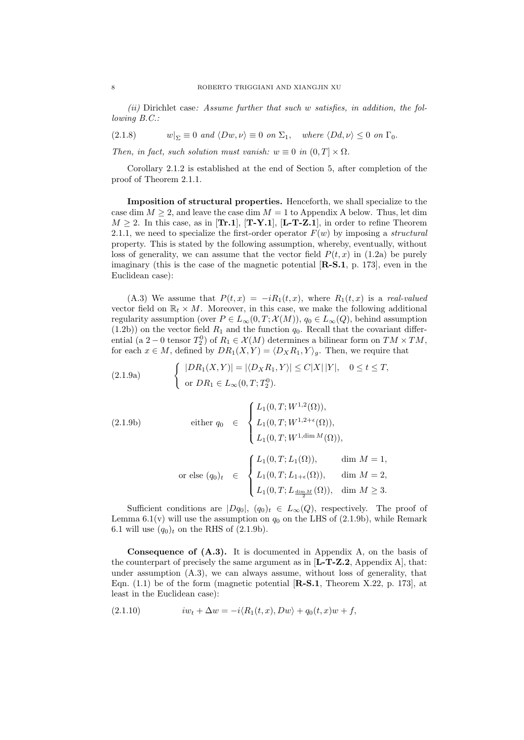*(ii)* Dirichlet case*: Assume further that such $w$ satisfies, in addition, the following B.C.:*

$$w|_{\Sigma} \equiv 0 \text{ and } \langle Dw, \nu\rangle \equiv 0 \text{ on } \Sigma_1, \quad \text{where } \langle Dd, \nu\rangle \le 0 \text{ on } \Gamma_0. \tag{2.1.8}$$

*Then, in fact, such solution must vanish:* $w \equiv 0$ *in* $(0,T] \times \Omega$.

Corollary 2.1.2 is established at the end of Section 5, after completion of the proof of Theorem 2.1.1.

**Imposition of structural properties.** Henceforth, we shall specialize to the case dim $M \ge 2$, and leave the case dim $M = 1$ to Appendix A below. Thus, let dim $M \ge 2$. In this case, as in [**Tr.1**], [**T-Y.1**], [**L-T-Z.1**], in order to refine Theorem 2.1.1, we need to specialize the first-order operator $F(w)$ by imposing a *structural* property. This is stated by the following assumption, whereby, eventually, without loss of generality, we can assume that the vector field $P(t,x)$ in (1.2a) be purely imaginary (this is the case of the magnetic potential [**R-S.1**, p. 173], even in the Euclidean case):

(A.3) We assume that $P(t,x) = -iR_1(t,x)$, where $R_1(t,x)$ is a *real-valued* vector field on $\mathbb{R}_t \times M$. Moreover, in this case, we make the following additional regularity assumption (over $P \in L_\infty(0,T;\mathcal{X}(M))$, $q_0 \in L_\infty(Q)$, behind assumption (1.2b)) on the vector field $R_1$ and the function $q_0$. Recall that the covariant differential (a $2-0$ tensor $T_2^0$) of $R_1 \in \mathcal{X}(M)$ determines a bilinear form on $TM \times TM$, for each $x \in M$, defined by $DR_1(X,Y) = \langle D_X R_1, Y\rangle_g$. Then, we require that

$$\begin{cases} |DR_1(X,Y)| = |\langle D_X R_1, Y\rangle| \le C|X|\,|Y|, & 0 \le t \le T, \\ \text{or } DR_1 \in L_\infty(0,T;T_2^0). \end{cases} \tag{2.1.9a}$$

$$\text{either } q_0 \in \begin{cases} L_1(0,T;W^{1,2}(\Omega)), \\ L_1(0,T;W^{1,2+\epsilon}(\Omega)), \\ L_1(0,T;W^{1,\dim M}(\Omega)), \end{cases} \tag{2.1.9b}$$

$$\text{or else } (q_0)_t \in \begin{cases} L_1(0,T;L_1(\Omega)), & \dim M = 1, \\ L_1(0,T;L_{1+\epsilon}(\Omega)), & \dim M = 2, \\ L_1(0,T;L_{\frac{\dim M}{2}}(\Omega)), & \dim M \ge 3. \end{cases}$$

Sufficient conditions are $|Dq_0|$, $(q_0)_t \in L_\infty(Q)$, respectively. The proof of Lemma 6.1(v) will use the assumption on $q_0$ on the LHS of (2.1.9b), while Remark 6.1 will use $(q_0)_t$ on the RHS of (2.1.9b).

**Consequence of (A.3).** It is documented in Appendix A, on the basis of the counterpart of precisely the same argument as in [**L-T-Z.2**, Appendix A], that: under assumption (A.3), we can always assume, without loss of generality, that Eqn. (1.1) be of the form (magnetic potential [**R-S.1**, Theorem X.22, p. 173], at least in the Euclidean case):

$$iw_t + \Delta w = -i\langle R_1(t,x), Dw\rangle + q_0(t,x)w + f, \tag{2.1.10}$$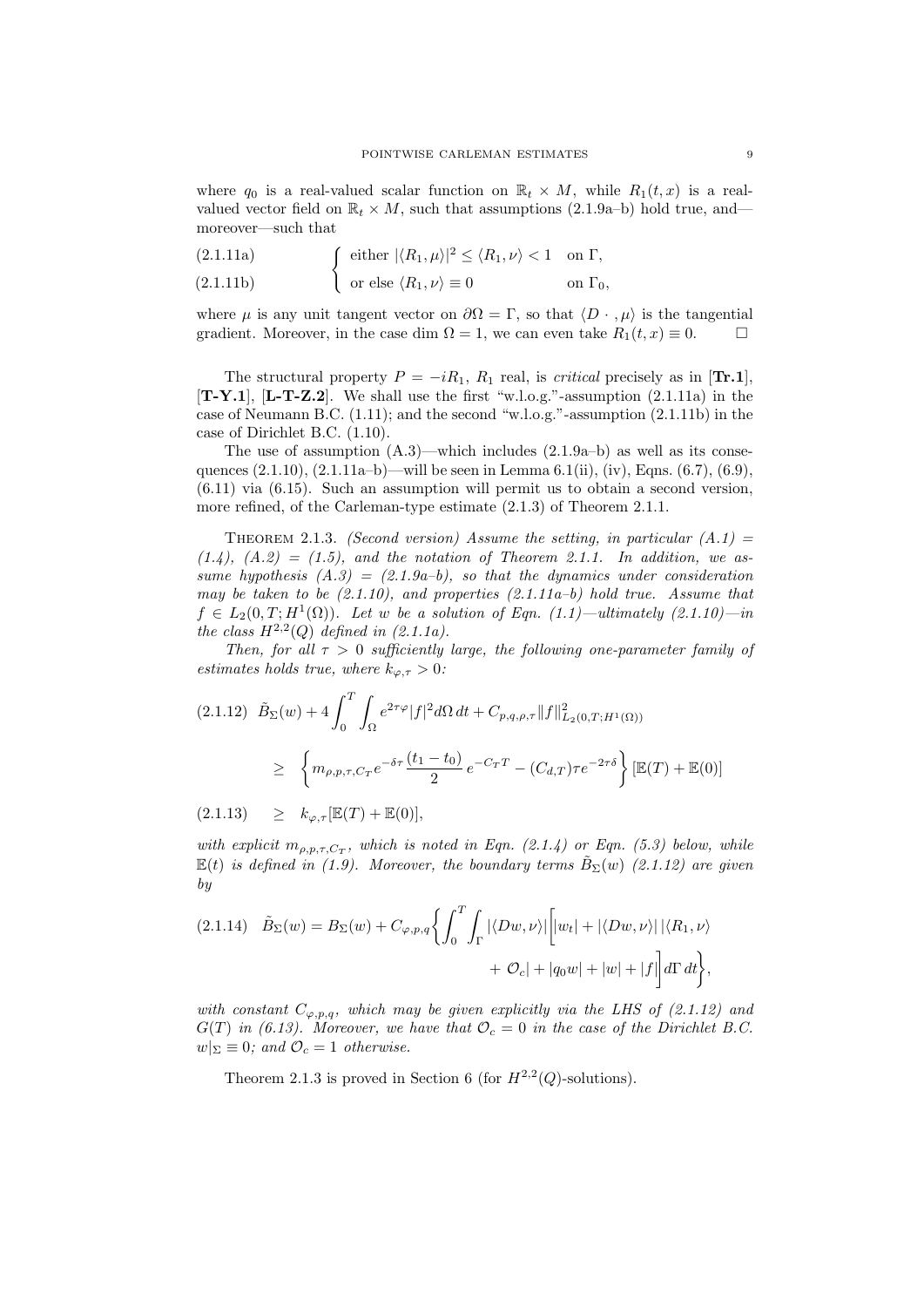where $q_0$ is a real-valued scalar function on $\mathbb{R}_t \times M$, while $R_1(t,x)$ is a real-valued vector field on $\mathbb{R}_t \times M$, such that assumptions (2.1.9a–b) hold true, and—moreover—such that

$$
\begin{cases} \text{either } |\langle R_1, \mu\rangle|^2 \leq \langle R_1, \nu\rangle < 1 & \text{on } \Gamma, \quad (2.1.11a) \\ \text{or else } \langle R_1, \nu\rangle \equiv 0 & \text{on } \Gamma_0, \quad (2.1.11b) \end{cases}
$$

where $\mu$ is any unit tangent vector on $\partial\Omega = \Gamma$, so that $\langle D\,\cdot\,, \mu\rangle$ is the tangential gradient. Moreover, in the case dim $\Omega = 1$, we can even take $R_1(t,x) \equiv 0$. $\square$

The structural property $P = -iR_1$, $R_1$ real, is *critical* precisely as in [**Tr.1**], [**T-Y.1**], [**L-T-Z.2**]. We shall use the first "w.l.o.g."-assumption (2.1.11a) in the case of Neumann B.C. (1.11); and the second "w.l.o.g."-assumption (2.1.11b) in the case of Dirichlet B.C. (1.10).

The use of assumption (A.3)—which includes (2.1.9a–b) as well as its consequences (2.1.10), (2.1.11a–b)—will be seen in Lemma 6.1(ii), (iv), Eqns. (6.7), (6.9), (6.11) via (6.15). Such an assumption will permit us to obtain a second version, more refined, of the Carleman-type estimate (2.1.3) of Theorem 2.1.1.

Theorem 2.1.3. *(Second version) Assume the setting, in particular (A.1) = (1.4), (A.2) = (1.5), and the notation of Theorem 2.1.1. In addition, we assume hypothesis (A.3) = (2.1.9a–b), so that the dynamics under consideration may be taken to be (2.1.10), and properties (2.1.11a–b) hold true. Assume that $f \in L_2(0,T;H^1(\Omega))$. Let $w$ be a solution of Eqn. (1.1)—ultimately (2.1.10)—in the class $H^{2,2}(Q)$ defined in (2.1.1a).*

*Then, for all $\tau > 0$ sufficiently large, the following one-parameter family of estimates holds true, where $k_{\varphi,\tau} > 0$:*

$$
\tilde{B}_\Sigma(w) + 4\int_0^T \int_\Omega e^{2\tau\varphi}|f|^2 d\Omega\, dt + C_{p,q,\rho,\tau}\|f\|^2_{L_2(0,T;H^1(\Omega))} \tag{2.1.12}
$$

$$
\geq \left\{ m_{\rho,p,\tau,C_T} e^{-\delta\tau}\frac{(t_1 - t_0)}{2}\, e^{-C_T T} - (C_{d,T})\tau e^{-2\tau\delta} \right\} [\mathbb{E}(T) + \mathbb{E}(0)]
$$

$$
\geq k_{\varphi,\tau}[\mathbb{E}(T) + \mathbb{E}(0)], \tag{2.1.13}
$$

*with explicit $m_{\rho,p,\tau,C_T}$, which is noted in Eqn. (2.1.4) or Eqn. (5.3) below, while $\mathbb{E}(t)$ is defined in (1.9). Moreover, the boundary terms $\tilde{B}_\Sigma(w)$ (2.1.12) are given by*

$$
\tilde{B}_\Sigma(w) = B_\Sigma(w) + C_{\varphi,p,q}\Bigg\{\int_0^T \int_\Gamma |\langle Dw, \nu\rangle| \bigg[|w_t| + |\langle Dw, \nu\rangle|\,|\langle R_1, \nu\rangle + \mathcal{O}_c| + |q_0 w| + |w| + |f|\bigg] d\Gamma\, dt\Bigg\}, \tag{2.1.14}
$$

*with constant $C_{\varphi,p,q}$, which may be given explicitly via the LHS of (2.1.12) and $G(T)$ in (6.13). Moreover, we have that $\mathcal{O}_c = 0$ in the case of the Dirichlet B.C. $w|_\Sigma \equiv 0$; and $\mathcal{O}_c = 1$ otherwise.*

Theorem 2.1.3 is proved in Section 6 (for $H^{2,2}(Q)$-solutions).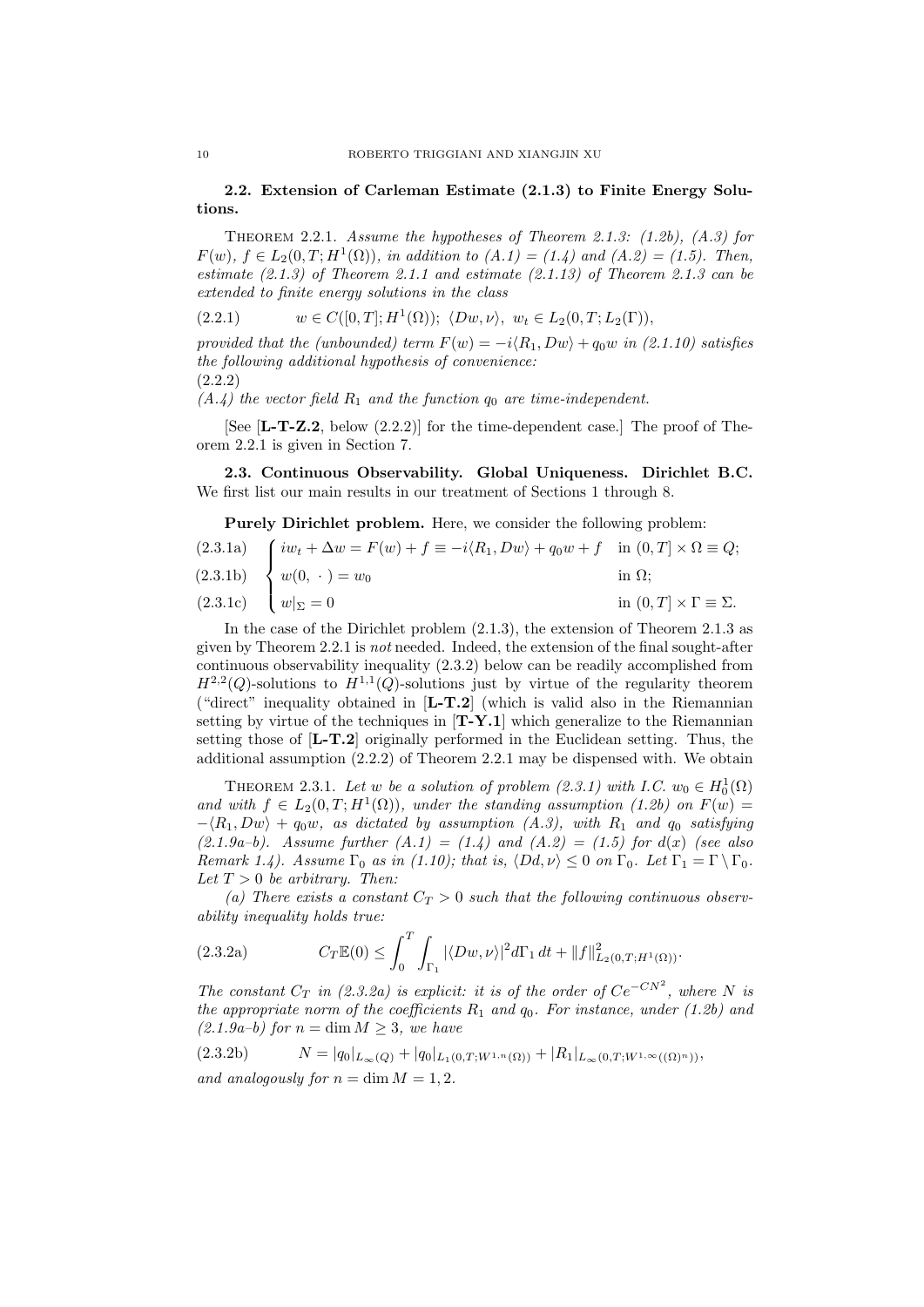**2.2. Extension of Carleman Estimate (2.1.3) to Finite Energy Solutions.**

Theorem 2.2.1. *Assume the hypotheses of Theorem 2.1.3: (1.2b), (A.3) for $F(w)$, $f \in L_2(0,T;H^1(\Omega))$, in addition to (A.1) = (1.4) and (A.2) = (1.5). Then, estimate (2.1.3) of Theorem 2.1.1 and estimate (2.1.13) of Theorem 2.1.3 can be extended to finite energy solutions in the class*

$$w \in C([0,T];H^1(\Omega));\ \langle Dw, \nu\rangle,\ w_t \in L_2(0,T;L_2(\Gamma)), \tag{2.2.1}$$

*provided that the (unbounded) term $F(w) = -i\langle R_1, Dw\rangle + q_0 w$ in (2.1.10) satisfies the following additional hypothesis of convenience:*

(2.2.2)

*(A.4) the vector field $R_1$ and the function $q_0$ are time-independent.*

[See [**L-T-Z.2**, below (2.2.2)] for the time-dependent case.] The proof of Theorem 2.2.1 is given in Section 7.

**2.3. Continuous Observability. Global Uniqueness. Dirichlet B.C.** We first list our main results in our treatment of Sections 1 through 8.

**Purely Dirichlet problem.** Here, we consider the following problem:

$$\begin{cases} iw_t + \Delta w = F(w) + f \equiv -i\langle R_1, Dw\rangle + q_0 w + f & \text{in } (0,T]\times\Omega \equiv Q; \quad (2.3.1a)\\ w(0,\ \cdot\ ) = w_0 & \text{in } \Omega; \quad (2.3.1b)\\ w|_\Sigma = 0 & \text{in } (0,T]\times\Gamma \equiv \Sigma. \quad (2.3.1c)\end{cases}$$

In the case of the Dirichlet problem (2.1.3), the extension of Theorem 2.1.3 as given by Theorem 2.2.1 is *not* needed. Indeed, the extension of the final sought-after continuous observability inequality (2.3.2) below can be readily accomplished from $H^{2,2}(Q)$-solutions to $H^{1,1}(Q)$-solutions just by virtue of the regularity theorem ("direct" inequality obtained in [**L-T.2**] (which is valid also in the Riemannian setting by virtue of the techniques in [**T-Y.1**] which generalize to the Riemannian setting those of [**L-T.2**] originally performed in the Euclidean setting. Thus, the additional assumption (2.2.2) of Theorem 2.2.1 may be dispensed with. We obtain

Theorem 2.3.1. *Let $w$ be a solution of problem (2.3.1) with I.C. $w_0 \in H_0^1(\Omega)$ and with $f \in L_2(0,T;H^1(\Omega))$, under the standing assumption (1.2b) on $F(w) = -\langle R_1, Dw\rangle + q_0 w$, as dictated by assumption (A.3), with $R_1$ and $q_0$ satisfying (2.1.9a–b). Assume further (A.1) = (1.4) and (A.2) = (1.5) for $d(x)$ (see also Remark 1.4). Assume $\Gamma_0$ as in (1.10); that is, $\langle Dd, \nu\rangle \le 0$ on $\Gamma_0$. Let $\Gamma_1 = \Gamma\setminus\Gamma_0$. Let $T>0$ be arbitrary. Then:*

*(a) There exists a constant $C_T > 0$ such that the following continuous observability inequality holds true:*

$$C_T\mathbb{E}(0) \le \int_0^T\int_{\Gamma_1} |\langle Dw, \nu\rangle|^2 d\Gamma_1\, dt + \|f\|^2_{L_2(0,T;H^1(\Omega))}. \tag{2.3.2a}$$

*The constant $C_T$ in (2.3.2a) is explicit: it is of the order of $Ce^{-CN^2}$, where $N$ is the appropriate norm of the coefficients $R_1$ and $q_0$. For instance, under (1.2b) and (2.1.9a–b) for $n = \dim M \ge 3$, we have*

$$N = |q_0|_{L_\infty(Q)} + |q_0|_{L_1(0,T;W^{1,n}(\Omega))} + |R_1|_{L_\infty(0,T;W^{1,\infty}((\Omega)^n))}, \tag{2.3.2b}$$

*and analogously for $n = \dim M = 1, 2$.*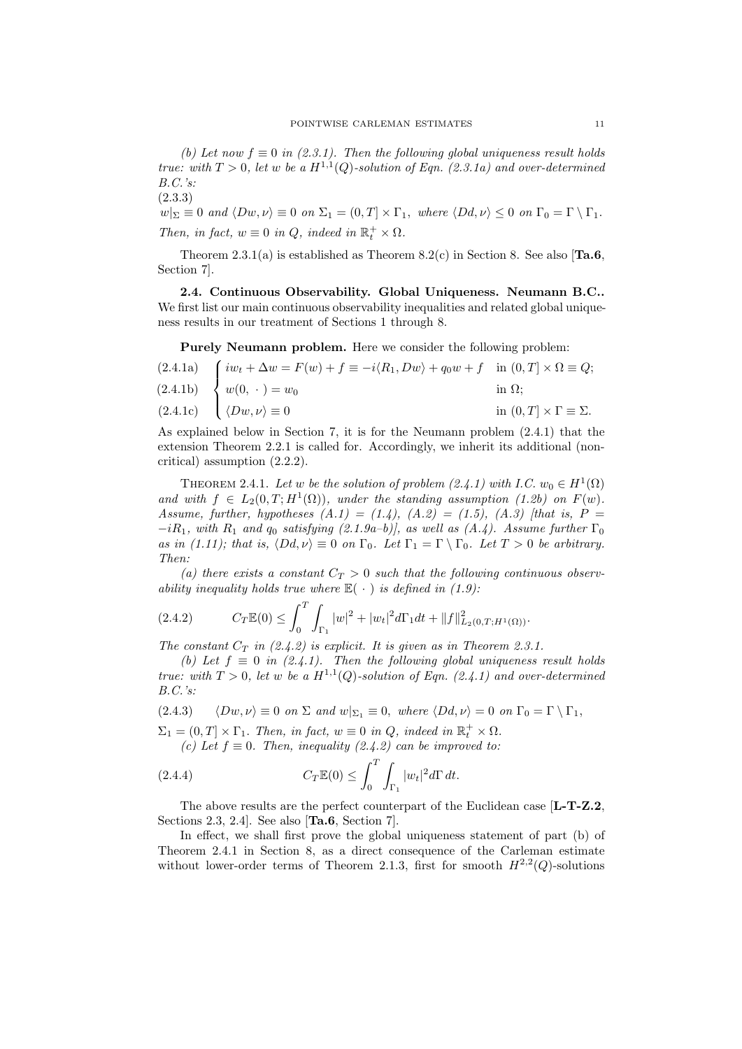*(b) Let now $f \equiv 0$ in (2.3.1). Then the following global uniqueness result holds true: with $T > 0$, let $w$ be a $H^{1,1}(Q)$-solution of Eqn. (2.3.1a) and over-determined B.C.'s:*

(2.3.3)

$w|_{\Sigma} \equiv 0$ *and* $\langle Dw, \nu \rangle \equiv 0$ *on* $\Sigma_1 = (0, T] \times \Gamma_1$, *where* $\langle Dd, \nu \rangle \leq 0$ *on* $\Gamma_0 = \Gamma \setminus \Gamma_1$.

*Then, in fact, $w \equiv 0$ in $Q$, indeed in $\mathbb{R}_t^+ \times \Omega$.*

Theorem 2.3.1(a) is established as Theorem 8.2(c) in Section 8. See also [**Ta.6**, Section 7].

**2.4. Continuous Observability. Global Uniqueness. Neumann B.C..** We first list our main continuous observability inequalities and related global uniqueness results in our treatment of Sections 1 through 8.

**Purely Neumann problem.** Here we consider the following problem:

$$
\begin{cases}
iw_t + \Delta w = F(w) + f \equiv -i\langle R_1, Dw \rangle + q_0 w + f & \text{in } (0, T] \times \Omega \equiv Q; \quad (2.4.1a) \\
w(0, \cdot) = w_0 & \text{in } \Omega; \quad (2.4.1b) \\
\langle Dw, \nu \rangle \equiv 0 & \text{in } (0, T] \times \Gamma \equiv \Sigma. \quad (2.4.1c)
\end{cases}
$$

As explained below in Section 7, it is for the Neumann problem (2.4.1) that the extension Theorem 2.2.1 is called for. Accordingly, we inherit its additional (non-critical) assumption (2.2.2).

THEOREM 2.4.1. *Let $w$ be the solution of problem (2.4.1) with I.C. $w_0 \in H^1(\Omega)$ and with $f \in L_2(0, T; H^1(\Omega))$, under the standing assumption (1.2b) on $F(w)$. Assume, further, hypotheses (A.1) = (1.4), (A.2) = (1.5), (A.3) [that is, $P = -iR_1$, with $R_1$ and $q_0$ satisfying (2.1.9a–b)], as well as (A.4). Assume further $\Gamma_0$ as in (1.11); that is, $\langle Dd, \nu \rangle \equiv 0$ on $\Gamma_0$. Let $\Gamma_1 = \Gamma \setminus \Gamma_0$. Let $T > 0$ be arbitrary. Then:*

*(a) there exists a constant $C_T > 0$ such that the following continuous observability inequality holds true where $\mathbb{E}(\cdot)$ is defined in (1.9):*

$$
C_T \mathbb{E}(0) \leq \int_0^T \int_{\Gamma_1} |w|^2 + |w_t|^2 d\Gamma_1 dt + \|f\|^2_{L_2(0,T;H^1(\Omega))}. \tag{2.4.2}
$$

*The constant $C_T$ in (2.4.2) is explicit. It is given as in Theorem 2.3.1.*

*(b) Let $f \equiv 0$ in (2.4.1). Then the following global uniqueness result holds true: with $T > 0$, let $w$ be a $H^{1,1}(Q)$-solution of Eqn. (2.4.1) and over-determined B.C.'s:*

$$
\langle Dw, \nu \rangle \equiv 0 \text{ on } \Sigma \text{ and } w|_{\Sigma_1} \equiv 0, \text{ where } \langle Dd, \nu \rangle = 0 \text{ on } \Gamma_0 = \Gamma \setminus \Gamma_1, \tag{2.4.3}
$$

*$\Sigma_1 = (0, T] \times \Gamma_1$. Then, in fact, $w \equiv 0$ in $Q$, indeed in $\mathbb{R}_t^+ \times \Omega$.*

*(c) Let $f \equiv 0$. Then, inequality (2.4.2) can be improved to:*

$$
C_T \mathbb{E}(0) \leq \int_0^T \int_{\Gamma_1} |w_t|^2 d\Gamma \, dt. \tag{2.4.4}
$$

The above results are the perfect counterpart of the Euclidean case [**L-T-Z.2**, Sections 2.3, 2.4]. See also [**Ta.6**, Section 7].

In effect, we shall first prove the global uniqueness statement of part (b) of Theorem 2.4.1 in Section 8, as a direct consequence of the Carleman estimate without lower-order terms of Theorem 2.1.3, first for smooth $H^{2,2}(Q)$-solutions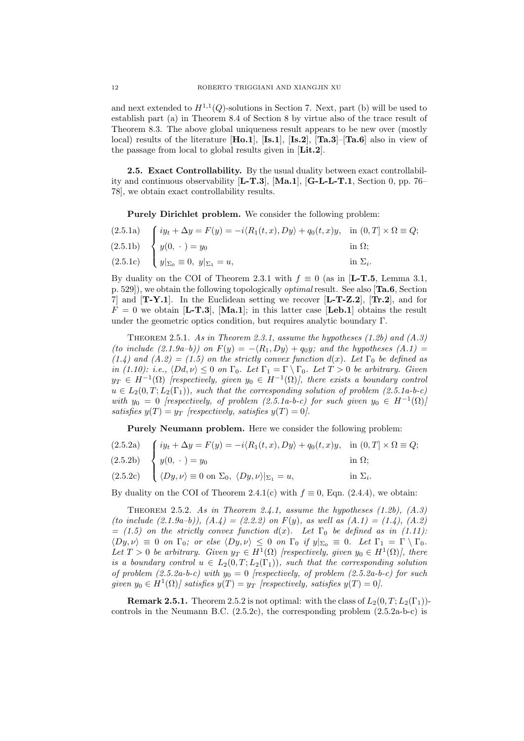and next extended to $H^{1,1}(Q)$-solutions in Section 7. Next, part (b) will be used to establish part (a) in Theorem 8.4 of Section 8 by virtue also of the trace result of Theorem 8.3. The above global uniqueness result appears to be new over (mostly local) results of the literature [**Ho.1**], [**Is.1**], [**Is.2**], [**Ta.3**]–[**Ta.6**] also in view of the passage from local to global results given in [**Lit.2**].

**2.5. Exact Controllability.** By the usual duality between exact controllability and continuous observability [**L-T.3**], [**Ma.1**], [**G-L-L-T.1**, Section 0, pp. 76–78], we obtain exact controllability results.

**Purely Dirichlet problem.** We consider the following problem:

$$
\begin{cases}
iy_t + \Delta y = F(y) = -i\langle R_1(t,x), Dy\rangle + q_0(t,x)y, & \text{in } (0,T]\times\Omega \equiv Q; \quad (2.5.1a)\\
y(0,\,\cdot\,) = y_0 & \text{in } \Omega; \quad (2.5.1b)\\
y|_{\Sigma_0} \equiv 0,\; y|_{\Sigma_1} = u, & \text{in } \Sigma_i. \quad (2.5.1c)
\end{cases}
$$

By duality on the COI of Theorem 2.3.1 with $f \equiv 0$ (as in [**L-T.5**, Lemma 3.1, p. 529]), we obtain the following topologically *optimal* result. See also [**Ta.6**, Section 7] and [**T-Y.1**]. In the Euclidean setting we recover [**L-T-Z.2**], [**Tr.2**], and for $F = 0$ we obtain [**L-T.3**], [**Ma.1**]; in this latter case [**Leb.1**] obtains the result under the geometric optics condition, but requires analytic boundary $\Gamma$.

Theorem 2.5.1. *As in Theorem 2.3.1, assume the hypotheses (1.2b) and (A.3) (to include (2.1.9a–b)) on $F(y) = -\langle R_1, Dy\rangle + q_0 y$; and the hypotheses (A.1) = (1.4) and (A.2) = (1.5) on the strictly convex function $d(x)$. Let $\Gamma_0$ be defined as in (1.10): i.e., $\langle Dd, \nu\rangle \le 0$ on $\Gamma_0$. Let $\Gamma_1 = \Gamma \setminus \Gamma_0$. Let $T > 0$ be arbitrary. Given $y_T \in H^{-1}(\Omega)$ [respectively, given $y_0 \in H^{-1}(\Omega)$], there exists a boundary control $u \in L_2(0,T; L_2(\Gamma_1))$, such that the corresponding solution of problem (2.5.1a-b-c) with $y_0 = 0$ [respectively, of problem (2.5.1a-b-c) for such given $y_0 \in H^{-1}(\Omega)$] satisfies $y(T) = y_T$ [respectively, satisfies $y(T) = 0$].*

**Purely Neumann problem.** Here we consider the following problem:

$$
\begin{cases}
iy_t + \Delta y = F(y) = -i\langle R_1(t,x), Dy\rangle + q_0(t,x)y, & \text{in } (0,T]\times\Omega \equiv Q; \quad (2.5.2a)\\
y(0,\,\cdot\,) = y_0 & \text{in } \Omega; \quad (2.5.2b)\\
\langle Dy, \nu\rangle \equiv 0 \text{ on } \Sigma_0,\; \langle Dy, \nu\rangle|_{\Sigma_1} = u, & \text{in } \Sigma_i. \quad (2.5.2c)
\end{cases}
$$

By duality on the COI of Theorem 2.4.1(c) with $f \equiv 0$, Eqn. (2.4.4), we obtain:

Theorem 2.5.2. *As in Theorem 2.4.1, assume the hypotheses (1.2b), (A.3) (to include (2.1.9a–b)), (A.4) = (2.2.2) on $F(y)$, as well as (A.1) = (1.4), (A.2) = (1.5) on the strictly convex function $d(x)$. Let $\Gamma_0$ be defined as in (1.11): $\langle Dy, \nu\rangle \equiv 0$ on $\Gamma_0$; or else $\langle Dy, \nu\rangle \le 0$ on $\Gamma_0$ if $y|_{\Sigma_0} \equiv 0$. Let $\Gamma_1 = \Gamma \setminus \Gamma_0$. Let $T > 0$ be arbitrary. Given $y_T \in H^1(\Omega)$ [respectively, given $y_0 \in H^1(\Omega)$], there is a boundary control $u \in L_2(0,T; L_2(\Gamma_1))$, such that the corresponding solution of problem (2.5.2a-b-c) with $y_0 = 0$ [respectively, of problem (2.5.2a-b-c) for such given $y_0 \in H^1(\Omega)$] satisfies $y(T) = y_T$ [respectively, satisfies $y(T) = 0$].*

**Remark 2.5.1.** Theorem 2.5.2 is not optimal: with the class of $L_2(0,T; L_2(\Gamma_1))$-controls in the Neumann B.C. (2.5.2c), the corresponding problem (2.5.2a-b-c) is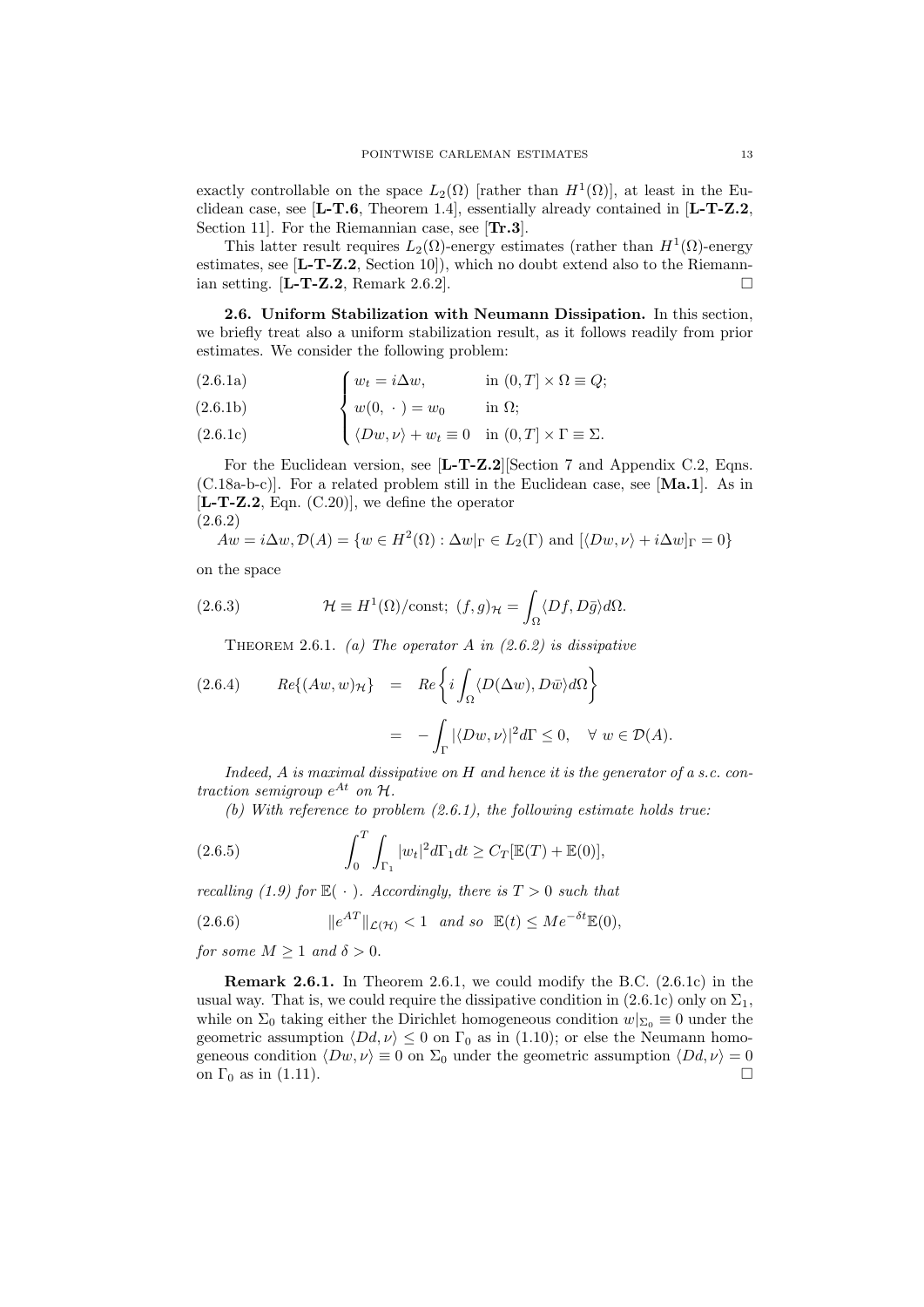exactly controllable on the space $L_2(\Omega)$ [rather than $H^1(\Omega)$], at least in the Euclidean case, see [**L-T.6**, Theorem 1.4], essentially already contained in [**L-T-Z.2**, Section 11]. For the Riemannian case, see [**Tr.3**].

This latter result requires $L_2(\Omega)$-energy estimates (rather than $H^1(\Omega)$-energy estimates, see [**L-T-Z.2**, Section 10]), which no doubt extend also to the Riemannian setting. [**L-T-Z.2**, Remark 2.6.2]. □

**2.6. Uniform Stabilization with Neumann Dissipation.** In this section, we briefly treat also a uniform stabilization result, as it follows readily from prior estimates. We consider the following problem:

$$
\begin{cases}
w_t = i\Delta w, & \text{in } (0,T] \times \Omega \equiv Q; \quad (2.6.1a)\\
w(0,\,\cdot\,) = w_0 & \text{in } \Omega; \quad (2.6.1b)\\
\langle Dw, \nu \rangle + w_t \equiv 0 & \text{in } (0,T] \times \Gamma \equiv \Sigma. \quad (2.6.1c)
\end{cases}
$$

For the Euclidean version, see [**L-T-Z.2**][Section 7 and Appendix C.2, Eqns. (C.18a-b-c)]. For a related problem still in the Euclidean case, see [**Ma.1**]. As in [**L-T-Z.2**, Eqn. (C.20)], we define the operator

(2.6.2)
$$
Aw = i\Delta w, \mathcal{D}(A) = \{w \in H^2(\Omega) : \Delta w|_\Gamma \in L_2(\Gamma) \text{ and } [\langle Dw, \nu \rangle + i\Delta w]_\Gamma = 0\}
$$

on the space

$$
\mathcal{H} \equiv H^1(\Omega)/\text{const}; \ (f,g)_\mathcal{H} = \int_\Omega \langle Df, D\bar{g} \rangle d\Omega. \tag{2.6.3}
$$

THEOREM 2.6.1. *(a) The operator $A$ in (2.6.2) is dissipative*

$$
\begin{aligned}
Re\{(Aw, w)_\mathcal{H}\} &= Re\left\{ i \int_\Omega \langle D(\Delta w), D\bar{w} \rangle d\Omega \right\} \\
&= -\int_\Gamma |\langle Dw, \nu \rangle|^2 d\Gamma \leq 0, \quad \forall\ w \in \mathcal{D}(A).
\end{aligned} \tag{2.6.4}
$$

*Indeed, $A$ is maximal dissipative on $H$ and hence it is the generator of a s.c. contraction semigroup $e^{At}$ on $\mathcal{H}$.*

*(b) With reference to problem (2.6.1), the following estimate holds true:*

$$
\int_0^T \int_{\Gamma_1} |w_t|^2 d\Gamma_1 dt \geq C_T[\mathbb{E}(T) + \mathbb{E}(0)], \tag{2.6.5}
$$

*recalling (1.9) for $\mathbb{E}(\,\cdot\,)$. Accordingly, there is $T > 0$ such that*

$$
\|e^{AT}\|_{\mathcal{L}(\mathcal{H})} < 1 \quad \text{and so} \quad \mathbb{E}(t) \leq Me^{-\delta t}\mathbb{E}(0), \tag{2.6.6}
$$

*for some $M \geq 1$ and $\delta > 0$.*

**Remark 2.6.1.** In Theorem 2.6.1, we could modify the B.C. (2.6.1c) in the usual way. That is, we could require the dissipative condition in (2.6.1c) only on $\Sigma_1$, while on $\Sigma_0$ taking either the Dirichlet homogeneous condition $w|_{\Sigma_0} \equiv 0$ under the geometric assumption $\langle Dd, \nu \rangle \leq 0$ on $\Gamma_0$ as in (1.10); or else the Neumann homogeneous condition $\langle Dw, \nu \rangle \equiv 0$ on $\Sigma_0$ under the geometric assumption $\langle Dd, \nu \rangle = 0$ on $\Gamma_0$ as in (1.11). □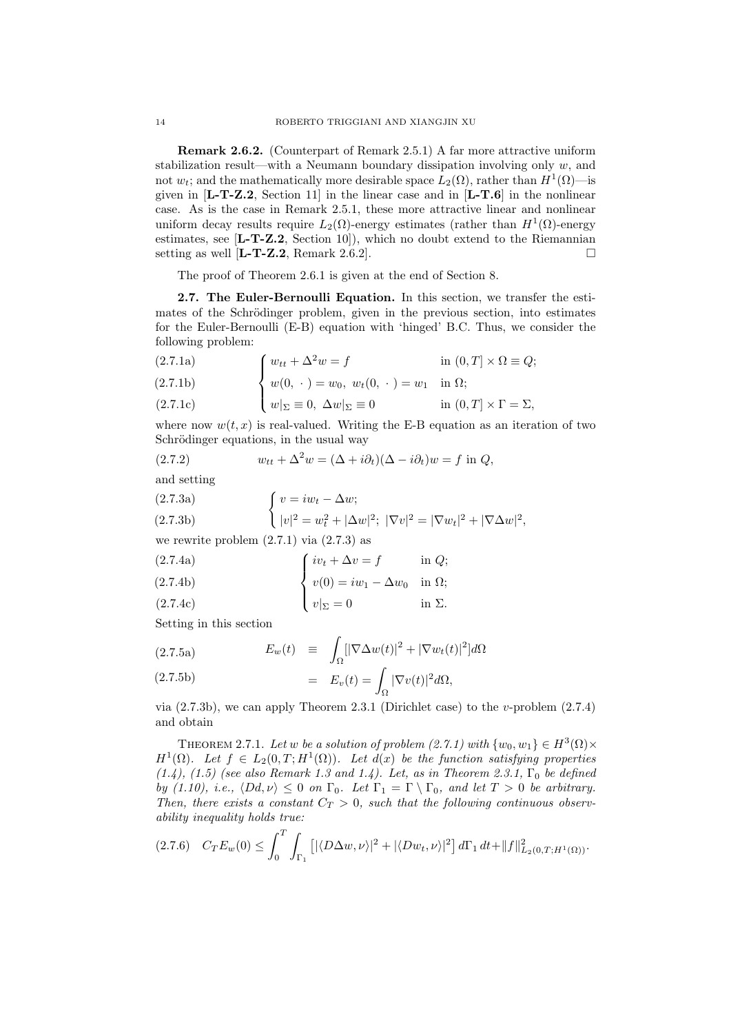**Remark 2.6.2.** (Counterpart of Remark 2.5.1) A far more attractive uniform stabilization result—with a Neumann boundary dissipation involving only $w$, and not $w_t$; and the mathematically more desirable space $L_2(\Omega)$, rather than $H^1(\Omega)$—is given in [**L-T-Z.2**, Section 11] in the linear case and in [**L-T.6**] in the nonlinear case. As is the case in Remark 2.5.1, these more attractive linear and nonlinear uniform decay results require $L_2(\Omega)$-energy estimates (rather than $H^1(\Omega)$-energy estimates, see [**L-T-Z.2**, Section 10]), which no doubt extend to the Riemannian setting as well [**L-T-Z.2**, Remark 2.6.2]. □

The proof of Theorem 2.6.1 is given at the end of Section 8.

**2.7. The Euler-Bernoulli Equation.** In this section, we transfer the estimates of the Schrödinger problem, given in the previous section, into estimates for the Euler-Bernoulli (E-B) equation with 'hinged' B.C. Thus, we consider the following problem:

$$
\begin{cases}
w_{tt} + \Delta^2 w = f & \text{in } (0,T] \times \Omega \equiv Q; \quad (2.7.1a)\\
w(0,\,\cdot\,) = w_0,\ w_t(0,\,\cdot\,) = w_1 & \text{in } \Omega; \quad (2.7.1b)\\
w|_\Sigma \equiv 0,\ \Delta w|_\Sigma \equiv 0 & \text{in } (0,T] \times \Gamma = \Sigma, \quad (2.7.1c)
\end{cases}
$$

where now $w(t,x)$ is real-valued. Writing the E-B equation as an iteration of two Schrödinger equations, in the usual way

$$
w_{tt} + \Delta^2 w = (\Delta + i\partial_t)(\Delta - i\partial_t) w = f \text{ in } Q, \tag{2.7.2}
$$

and setting

$$
\begin{cases}
v = iw_t - \Delta w; & (2.7.3a)\\
|v|^2 = w_t^2 + |\Delta w|^2;\ |\nabla v|^2 = |\nabla w_t|^2 + |\nabla \Delta w|^2, & (2.7.3b)
\end{cases}
$$

we rewrite problem (2.7.1) via (2.7.3) as

$$
\begin{cases}
iv_t + \Delta v = f & \text{in } Q; \quad (2.7.4a)\\
v(0) = iw_1 - \Delta w_0 & \text{in } \Omega; \quad (2.7.4b)\\
v|_\Sigma = 0 & \text{in } \Sigma. \quad (2.7.4c)
\end{cases}
$$

Setting in this section

$$
\begin{aligned}
E_w(t) \quad &\equiv \quad \int_\Omega [|\nabla \Delta w(t)|^2 + |\nabla w_t(t)|^2] d\Omega & (2.7.5a)\\
&= \quad E_v(t) = \int_\Omega |\nabla v(t)|^2 d\Omega, & (2.7.5b)
\end{aligned}
$$

via (2.7.3b), we can apply Theorem 2.3.1 (Dirichlet case) to the $v$-problem (2.7.4) and obtain

Theorem 2.7.1. *Let $w$ be a solution of problem (2.7.1) with $\{w_0, w_1\} \in H^3(\Omega) \times H^1(\Omega)$. Let $f \in L_2(0,T; H^1(\Omega))$. Let $d(x)$ be the function satisfying properties (1.4), (1.5) (see also Remark 1.3 and 1.4). Let, as in Theorem 2.3.1, $\Gamma_0$ be defined by (1.10), i.e., $\langle Dd, \nu \rangle \le 0$ on $\Gamma_0$. Let $\Gamma_1 = \Gamma \setminus \Gamma_0$, and let $T > 0$ be arbitrary. Then, there exists a constant $C_T > 0$, such that the following continuous observability inequality holds true:*

$$
C_T E_w(0) \le \int_0^T \int_{\Gamma_1} \left[ |\langle D\Delta w, \nu \rangle|^2 + |\langle Dw_t, \nu \rangle|^2 \right] d\Gamma_1\, dt + \|f\|^2_{L_2(0,T;H^1(\Omega))}. \tag{2.7.6}
$$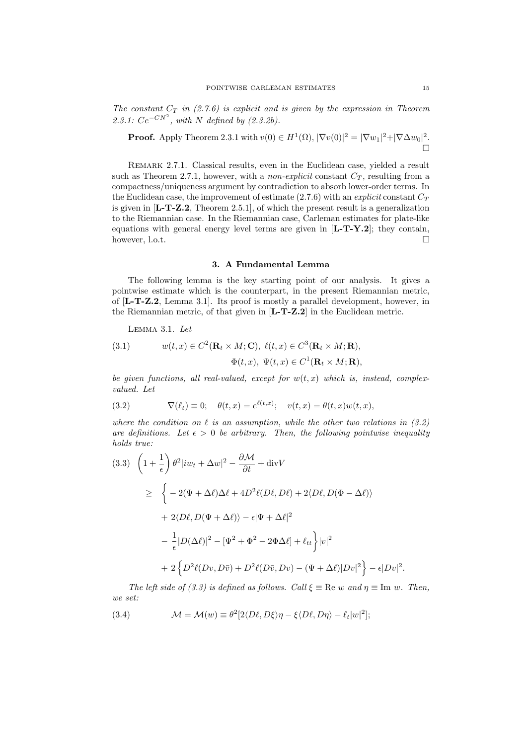*The constant $C_T$ in (2.7.6) is explicit and is given by the expression in Theorem 2.3.1: $Ce^{-CN^2}$, with $N$ defined by (2.3.2b).*

**Proof.** Apply Theorem 2.3.1 with $v(0) \in H^1(\Omega)$, $|\nabla v(0)|^2 = |\nabla w_1|^2 + |\nabla \Delta w_0|^2$. $\square$

Remark 2.7.1. Classical results, even in the Euclidean case, yielded a result such as Theorem 2.7.1, however, with a *non-explicit* constant $C_T$, resulting from a compactness/uniqueness argument by contradiction to absorb lower-order terms. In the Euclidean case, the improvement of estimate (2.7.6) with an *explicit* constant $C_T$ is given in [**L-T-Z.2**, Theorem 2.5.1], of which the present result is a generalization to the Riemannian case. In the Riemannian case, Carleman estimates for plate-like equations with general energy level terms are given in [**L-T-Y.2**]; they contain, however, l.o.t. $\square$

## 3. A Fundamental Lemma

The following lemma is the key starting point of our analysis. It gives a pointwise estimate which is the counterpart, in the present Riemannian metric, of [**L-T-Z.2**, Lemma 3.1]. Its proof is mostly a parallel development, however, in the Riemannian metric, of that given in [**L-T-Z.2**] in the Euclidean metric.

Lemma 3.1. *Let*

$$w(t,x) \in C^2(\mathbf{R}_t \times M; \mathbf{C}),\ \ell(t,x) \in C^3(\mathbf{R}_t \times M; \mathbf{R}), \tag{3.1}$$
$$\Phi(t,x),\ \Psi(t,x) \in C^1(\mathbf{R}_t \times M; \mathbf{R}),$$

*be given functions, all real-valued, except for $w(t,x)$ which is, instead, complex-valued. Let*

$$\nabla(\ell_t) \equiv 0; \quad \theta(t,x) = e^{\ell(t,x)}; \quad v(t,x) = \theta(t,x) w(t,x), \tag{3.2}$$

*where the condition on $\ell$ is an assumption, while the other two relations in (3.2) are definitions. Let $\epsilon > 0$ be arbitrary. Then, the following pointwise inequality holds true:*

$$\begin{aligned}
&\left(1 + \frac{1}{\epsilon}\right)\theta^2 |iw_t + \Delta w|^2 - \frac{\partial \mathcal{M}}{\partial t} + \operatorname{div} V \\
&\geq \Big\{ -2(\Psi + \Delta\ell)\Delta\ell + 4D^2\ell(D\ell, D\ell) + 2\langle D\ell, D(\Phi - \Delta\ell)\rangle \\
&\quad + 2\langle D\ell, D(\Psi + \Delta\ell)\rangle - \epsilon|\Psi + \Delta\ell|^2 \\
&\quad - \frac{1}{\epsilon}|D(\Delta\ell)|^2 - [\Psi^2 + \Phi^2 - 2\Phi\Delta\ell] + \ell_{tt}\Big\}|v|^2 \\
&\quad + 2\left\{D^2\ell(Dv, D\bar{v}) + D^2\ell(D\bar{v}, Dv) - (\Psi + \Delta\ell)|Dv|^2\right\} - \epsilon|Dv|^2.
\end{aligned} \tag{3.3}$$

*The left side of (3.3) is defined as follows. Call $\xi \equiv \operatorname{Re} w$ and $\eta \equiv \operatorname{Im} w$. Then, we set:*

$$\mathcal{M} = \mathcal{M}(w) \equiv \theta^2[2\langle D\ell, D\xi\rangle\eta - \xi\langle D\ell, D\eta\rangle - \ell_t|w|^2]; \tag{3.4}$$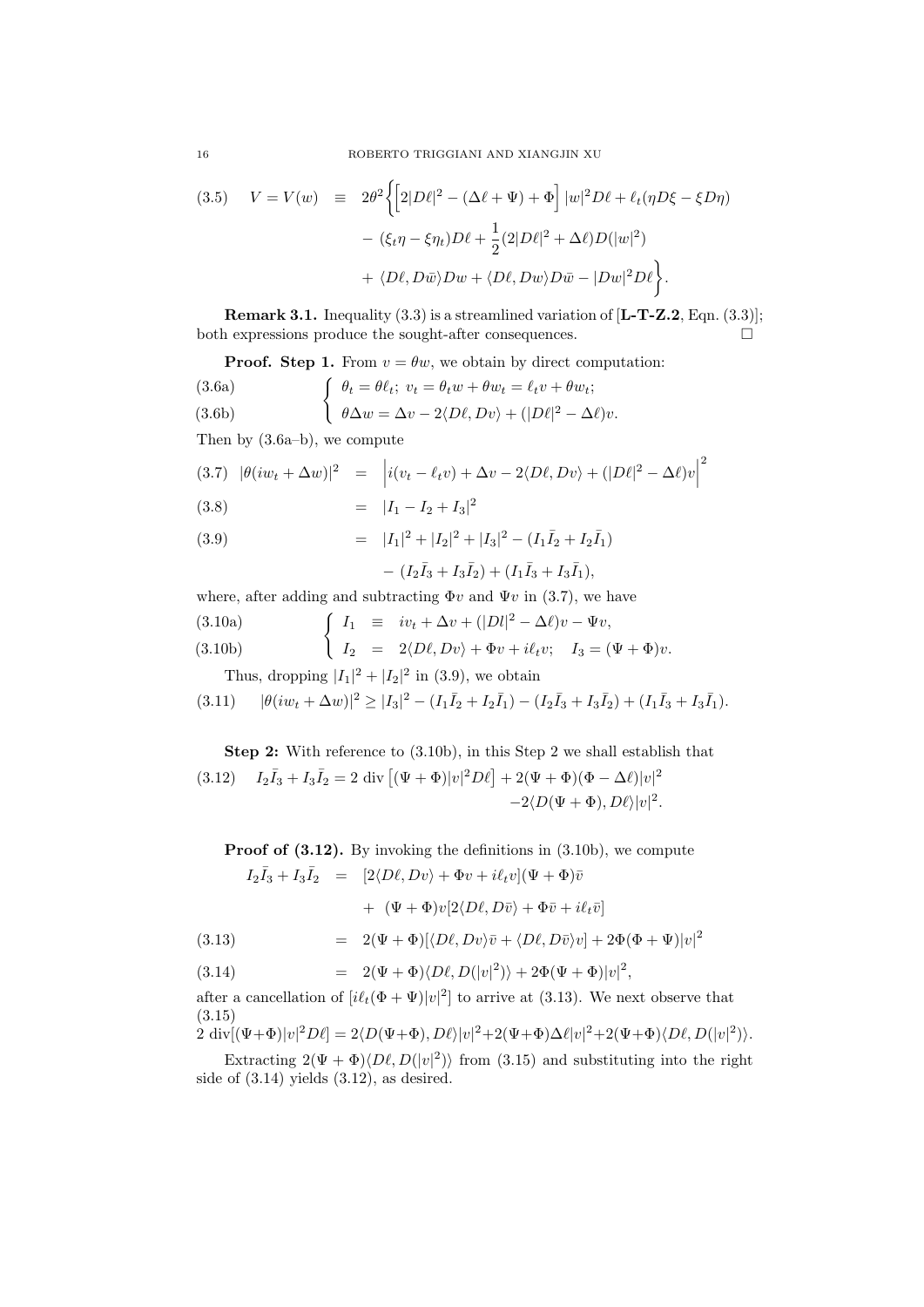$$
(3.5) \quad V = V(w) \equiv 2\theta^2 \Big\{ \Big[ 2|D\ell|^2 - (\Delta\ell + \Psi) + \Phi \Big] |w|^2 D\ell + \ell_t(\eta D\xi - \xi D\eta)
$$
$$
- (\xi_t \eta - \xi \eta_t) D\ell + \frac{1}{2}(2|D\ell|^2 + \Delta\ell) D(|w|^2)
$$
$$
+ \langle D\ell, D\bar{w}\rangle Dw + \langle D\ell, Dw\rangle D\bar{w} - |Dw|^2 D\ell \Big\}.
$$

**Remark 3.1.** Inequality (3.3) is a streamlined variation of [**L-T-Z.2**, Eqn. (3.3)]; both expressions produce the sought-after consequences. □

**Proof. Step 1.** From $v = \theta w$, we obtain by direct computation:

$$
\begin{cases} \theta_t = \theta \ell_t; \; v_t = \theta_t w + \theta w_t = \ell_t v + \theta w_t; & (3.6a) \\ \theta \Delta w = \Delta v - 2\langle D\ell, Dv\rangle + (|D\ell|^2 - \Delta\ell) v. & (3.6b) \end{cases}
$$

Then by (3.6a–b), we compute

$$
(3.7) \quad |\theta(iw_t + \Delta w)|^2 = \Big| i(v_t - \ell_t v) + \Delta v - 2\langle D\ell, Dv\rangle + (|D\ell|^2 - \Delta\ell)v \Big|^2
$$
$$
(3.8) \quad = |I_1 - I_2 + I_3|^2
$$
$$
(3.9) \quad = |I_1|^2 + |I_2|^2 + |I_3|^2 - (I_1\bar{I}_2 + I_2\bar{I}_1) - (I_2\bar{I}_3 + I_3\bar{I}_2) + (I_1\bar{I}_3 + I_3\bar{I}_1),
$$

where, after adding and subtracting $\Phi v$ and $\Psi v$ in (3.7), we have

$$
\begin{cases} I_1 \equiv iv_t + \Delta v + (|Dl|^2 - \Delta\ell)v - \Psi v, & (3.10a) \\ I_2 = 2\langle D\ell, Dv\rangle + \Phi v + i\ell_t v; \quad I_3 = (\Psi + \Phi)v. & (3.10b) \end{cases}
$$

Thus, dropping $|I_1|^2 + |I_2|^2$ in (3.9), we obtain

$$
(3.11) \quad |\theta(iw_t + \Delta w)|^2 \geq |I_3|^2 - (I_1\bar{I}_2 + I_2\bar{I}_1) - (I_2\bar{I}_3 + I_3\bar{I}_2) + (I_1\bar{I}_3 + I_3\bar{I}_1).
$$

**Step 2:** With reference to (3.10b), in this Step 2 we shall establish that

$$
(3.12) \quad I_2\bar{I}_3 + I_3\bar{I}_2 = 2 \text{ div}\left[(\Psi + \Phi)|v|^2 D\ell\right] + 2(\Psi + \Phi)(\Phi - \Delta\ell)|v|^2 - 2\langle D(\Psi + \Phi), D\ell\rangle |v|^2.
$$

**Proof of (3.12).** By invoking the definitions in (3.10b), we compute

$$
I_2\bar{I}_3 + I_3\bar{I}_2 = [2\langle D\ell, Dv\rangle + \Phi v + i\ell_t v](\Psi + \Phi)\bar{v} + (\Psi + \Phi)v[2\langle D\ell, D\bar{v}\rangle + \Phi\bar{v} + i\ell_t\bar{v}]
$$
$$
(3.13) \quad = 2(\Psi + \Phi)[\langle D\ell, Dv\rangle\bar{v} + \langle D\ell, D\bar{v}\rangle v] + 2\Phi(\Phi + \Psi)|v|^2
$$
$$
(3.14) \quad = 2(\Psi + \Phi)\langle D\ell, D(|v|^2)\rangle + 2\Phi(\Psi + \Phi)|v|^2,
$$

after a cancellation of $[i\ell_t(\Phi + \Psi)|v|^2]$ to arrive at (3.13). We next observe that

$$
(3.15) \quad 2 \text{ div}[(\Psi+\Phi)|v|^2 D\ell] = 2\langle D(\Psi+\Phi), D\ell\rangle|v|^2 + 2(\Psi+\Phi)\Delta\ell|v|^2 + 2(\Psi+\Phi)\langle D\ell, D(|v|^2)\rangle.
$$

Extracting $2(\Psi + \Phi)\langle D\ell, D(|v|^2)\rangle$ from (3.15) and substituting into the right side of (3.14) yields (3.12), as desired.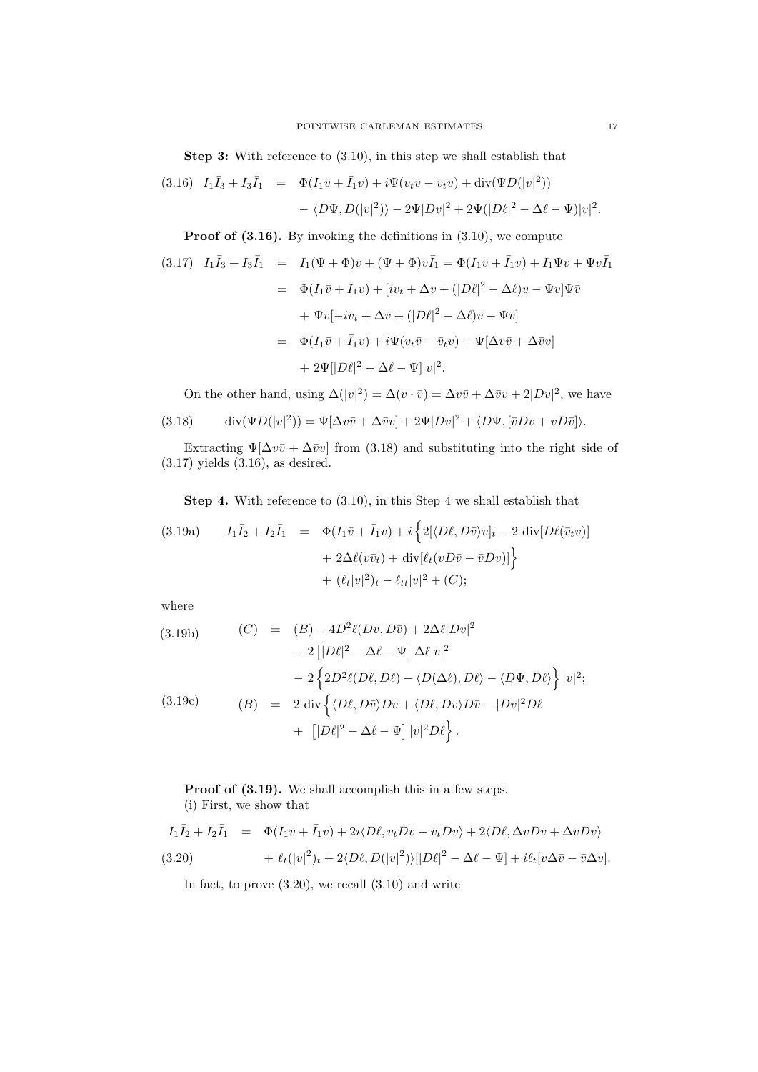**Step 3:** With reference to (3.10), in this step we shall establish that

$$
\begin{aligned}
(3.16)\quad I_1\bar{I}_3 + I_3\bar{I}_1 &= \Phi(I_1\bar{v} + \bar{I}_1 v) + i\Psi(v_t\bar{v} - \bar{v}_t v) + \operatorname{div}(\Psi D(|v|^2)) \\
&\quad - \langle D\Psi, D(|v|^2)\rangle - 2\Psi|Dv|^2 + 2\Psi(|D\ell|^2 - \Delta\ell - \Psi)|v|^2.
\end{aligned}
$$

**Proof of (3.16).** By invoking the definitions in (3.10), we compute

$$
\begin{aligned}
(3.17)\quad I_1\bar{I}_3 + I_3\bar{I}_1 &= I_1(\Psi+\Phi)\bar{v} + (\Psi+\Phi)v\bar{I}_1 = \Phi(I_1\bar{v} + \bar{I}_1 v) + I_1\Psi\bar{v} + \Psi v\bar{I}_1 \\
&= \Phi(I_1\bar{v} + \bar{I}_1 v) + [iv_t + \Delta v + (|D\ell|^2 - \Delta\ell)v - \Psi v]\Psi\bar{v} \\
&\quad + \Psi v[-i\bar{v}_t + \Delta\bar{v} + (|D\ell|^2 - \Delta\ell)\bar{v} - \Psi\bar{v}] \\
&= \Phi(I_1\bar{v} + \bar{I}_1 v) + i\Psi(v_t\bar{v} - \bar{v}_t v) + \Psi[\Delta v\bar{v} + \Delta\bar{v}v] \\
&\quad + 2\Psi[|D\ell|^2 - \Delta\ell - \Psi]|v|^2.
\end{aligned}
$$

On the other hand, using $\Delta(|v|^2) = \Delta(v\cdot\bar{v}) = \Delta v\bar{v} + \Delta\bar{v}v + 2|Dv|^2$, we have

$$
(3.18)\qquad \operatorname{div}(\Psi D(|v|^2)) = \Psi[\Delta v\bar{v} + \Delta\bar{v}v] + 2\Psi|Dv|^2 + \langle D\Psi, [\bar{v}Dv + vD\bar{v}]\rangle.
$$

Extracting $\Psi[\Delta v\bar{v} + \Delta\bar{v}v]$ from (3.18) and substituting into the right side of (3.17) yields (3.16), as desired.

**Step 4.** With reference to (3.10), in this Step 4 we shall establish that

$$
\begin{aligned}
(3.19a)\qquad I_1\bar{I}_2 + I_2\bar{I}_1 &= \Phi(I_1\bar{v} + \bar{I}_1 v) + i\Big\{2[\langle D\ell, D\bar{v}\rangle v]_t - 2\operatorname{div}[D\ell(\bar{v}_t v)] \\
&\quad + 2\Delta\ell(v\bar{v}_t) + \operatorname{div}[\ell_t(vD\bar{v} - \bar{v}Dv)]\Big\} \\
&\quad + (\ell_t|v|^2)_t - \ell_{tt}|v|^2 + (C);
\end{aligned}
$$

where

$$
\begin{aligned}
(3.19b)\qquad (C) &= (B) - 4D^2\ell(Dv, D\bar{v}) + 2\Delta\ell|Dv|^2 \\
&\quad - 2\left[|D\ell|^2 - \Delta\ell - \Psi\right]\Delta\ell|v|^2 \\
&\quad - 2\Big\{2D^2\ell(D\ell, D\ell) - \langle D(\Delta\ell), D\ell\rangle - \langle D\Psi, D\ell\rangle\Big\}|v|^2; \\
(3.19c)\qquad (B) &= 2\operatorname{div}\Big\{\langle D\ell, D\bar{v}\rangle Dv + \langle D\ell, Dv\rangle D\bar{v} - |Dv|^2 D\ell \\
&\quad + \left[|D\ell|^2 - \Delta\ell - \Psi\right]|v|^2 D\ell\Big\}.
\end{aligned}
$$

**Proof of (3.19).** We shall accomplish this in a few steps.

(i) First, we show that

$$
\begin{aligned}
I_1\bar{I}_2 + I_2\bar{I}_1 &= \Phi(I_1\bar{v} + \bar{I}_1 v) + 2i\langle D\ell, v_t D\bar{v} - \bar{v}_t Dv\rangle + 2\langle D\ell, \Delta v D\bar{v} + \Delta\bar{v}Dv\rangle \\
(3.20)\qquad &\quad + \ell_t(|v|^2)_t + 2\langle D\ell, D(|v|^2)\rangle[|D\ell|^2 - \Delta\ell - \Psi] + i\ell_t[v\Delta\bar{v} - \bar{v}\Delta v].
\end{aligned}
$$

In fact, to prove (3.20), we recall (3.10) and write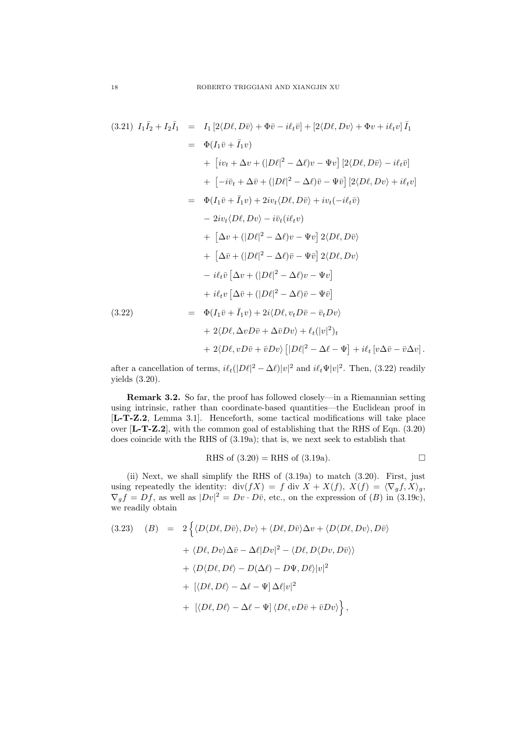$$
\begin{aligned}
(3.21)\quad I_1\bar{I}_2 + I_2\bar{I}_1 &= I_1\left[2\langle D\ell, D\bar{v}\rangle + \Phi\bar{v} - i\ell_t\bar{v}\right] + \left[2\langle D\ell, Dv\rangle + \Phi v + i\ell_t v\right]\bar{I}_1 \\
&= \Phi(I_1\bar{v} + \bar{I}_1 v) \\
&\quad + \left[iv_t + \Delta v + (|D\ell|^2 - \Delta\ell)v - \Psi v\right]\left[2\langle D\ell, D\bar{v}\rangle - i\ell_t\bar{v}\right] \\
&\quad + \left[-i\bar{v}_t + \Delta\bar{v} + (|D\ell|^2 - \Delta\ell)\bar{v} - \Psi\bar{v}\right]\left[2\langle D\ell, Dv\rangle + i\ell_t v\right] \\
&= \Phi(I_1\bar{v} + \bar{I}_1 v) + 2iv_t\langle D\ell, D\bar{v}\rangle + iv_t(-i\ell_t\bar{v}) \\
&\quad - 2iv_t\langle D\ell, Dv\rangle - i\bar{v}_t(i\ell_t v) \\
&\quad + \left[\Delta v + (|D\ell|^2 - \Delta\ell)v - \Psi v\right]2\langle D\ell, D\bar{v}\rangle \\
&\quad + \left[\Delta\bar{v} + (|D\ell|^2 - \Delta\ell)\bar{v} - \Psi\bar{v}\right]2\langle D\ell, Dv\rangle \\
&\quad - i\ell_t\bar{v}\left[\Delta v + (|D\ell|^2 - \Delta\ell)v - \Psi v\right] \\
&\quad + i\ell_t v\left[\Delta\bar{v} + (|D\ell|^2 - \Delta\ell)\bar{v} - \Psi\bar{v}\right] \\
(3.22)\qquad\qquad &= \Phi(I_1\bar{v} + \bar{I}_1 v) + 2i\langle D\ell, v_t D\bar{v} - \bar{v}_t Dv\rangle \\
&\quad + 2\langle D\ell, \Delta v D\bar{v} + \Delta\bar{v} Dv\rangle + \ell_t(|v|^2)_t \\
&\quad + 2\langle D\ell, vD\bar{v} + \bar{v}Dv\rangle\left[|D\ell|^2 - \Delta\ell - \Psi\right] + i\ell_t\left[v\Delta\bar{v} - \bar{v}\Delta v\right].
\end{aligned}
$$

after a cancellation of terms, $i\ell_t(|D\ell|^2 - \Delta\ell)|v|^2$ and $i\ell_t\Psi|v|^2$. Then, (3.22) readily yields (3.20).

**Remark 3.2.** So far, the proof has followed closely—in a Riemannian setting using intrinsic, rather than coordinate-based quantities—the Euclidean proof in [**L-T-Z.2**, Lemma 3.1]. Henceforth, some tactical modifications will take place over [**L-T-Z.2**], with the common goal of establishing that the RHS of Eqn. (3.20) does coincide with the RHS of (3.19a); that is, we next seek to establish that

$$
\text{RHS of (3.20)} = \text{RHS of (3.19a)}. \qquad \square
$$

(ii) Next, we shall simplify the RHS of (3.19a) to match (3.20). First, just using repeatedly the identity: $\operatorname{div}(fX) = f \operatorname{div} X + X(f)$, $X(f) = \langle\nabla_g f, X\rangle_g$, $\nabla_g f = Df$, as well as $|Dv|^2 = Dv\cdot D\bar{v}$, etc., on the expression of $(B)$ in (3.19c), we readily obtain

$$
\begin{aligned}
(3.23)\quad (B) &= 2\Big\{\langle D\langle D\ell, D\bar{v}\rangle, Dv\rangle + \langle D\ell, D\bar{v}\rangle\Delta v + \langle D\langle D\ell, Dv\rangle, D\bar{v}\rangle \\
&\quad + \langle D\ell, Dv\rangle\Delta\bar{v} - \Delta\ell|Dv|^2 - \langle D\ell, D\langle Dv, D\bar{v}\rangle\rangle \\
&\quad + \langle D\langle D\ell, D\ell\rangle - D(\Delta\ell) - D\Psi, D\ell\rangle|v|^2 \\
&\quad + \left[\langle D\ell, D\ell\rangle - \Delta\ell - \Psi\right]\Delta\ell|v|^2 \\
&\quad + \left[\langle D\ell, D\ell\rangle - \Delta\ell - \Psi\right]\langle D\ell, vD\bar{v} + \bar{v}Dv\rangle\Big\},
\end{aligned}
$$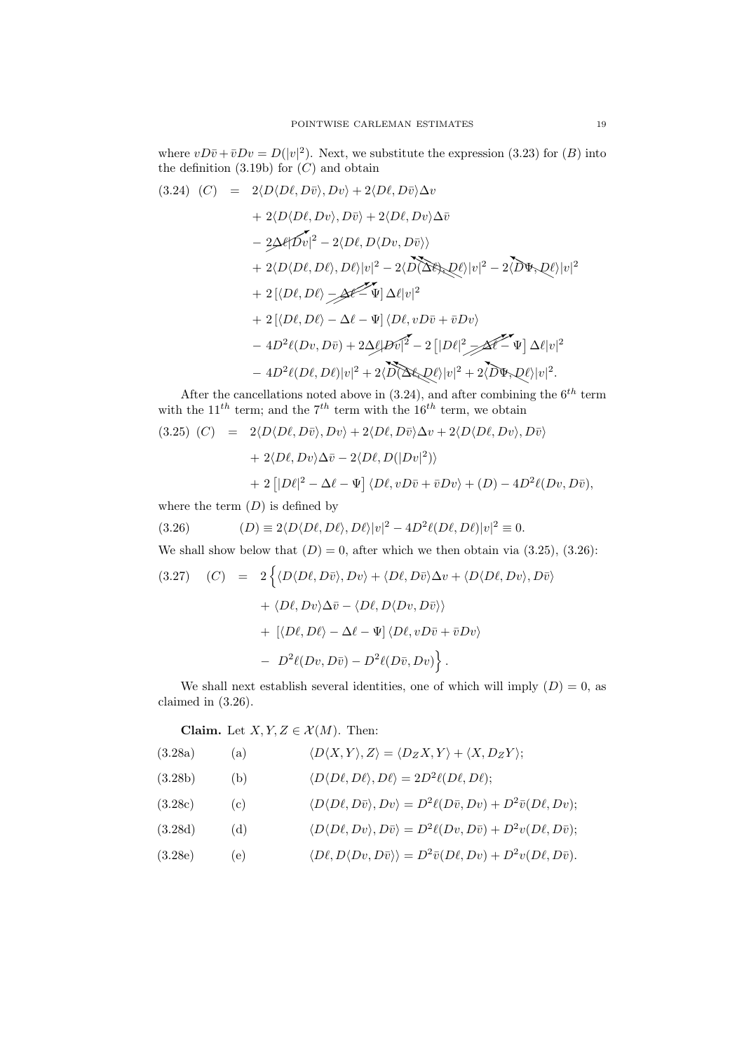where $vD\bar{v} + \bar{v}Dv = D(|v|^2)$. Next, we substitute the expression (3.23) for $(B)$ into the definition (3.19b) for $(C)$ and obtain

$$
\begin{aligned}
(3.24)\quad (C) \;=\; & 2\langle D\langle D\ell, D\bar{v}\rangle, Dv\rangle + 2\langle D\ell, D\bar{v}\rangle \Delta v \\
& + 2\langle D\langle D\ell, Dv\rangle, D\bar{v}\rangle + 2\langle D\ell, Dv\rangle \Delta\bar{v} \\
& - 2\Delta\ell |Dv|^2 - 2\langle D\ell, D\langle Dv, D\bar{v}\rangle\rangle \\
& + 2\langle D\langle D\ell, D\ell\rangle, D\ell\rangle |v|^2 - 2\langle D(\Delta\ell), D\ell\rangle |v|^2 - 2\langle D\Psi, D\ell\rangle |v|^2 \\
& + 2\left[\langle D\ell, D\ell\rangle - \Delta\ell - \Psi\right] \Delta\ell |v|^2 \\
& + 2\left[\langle D\ell, D\ell\rangle - \Delta\ell - \Psi\right] \langle D\ell, vD\bar{v} + \bar{v}Dv\rangle \\
& - 4D^2\ell(Dv, D\bar{v}) + 2\Delta\ell |Dv|^2 - 2\left[|D\ell|^2 - \Delta\ell - \Psi\right] \Delta\ell |v|^2 \\
& - 4D^2\ell(D\ell, D\ell)|v|^2 + 2\langle D(\Delta\ell), D\ell\rangle |v|^2 + 2\langle D\Psi, D\ell\rangle |v|^2.
\end{aligned}
$$

After the cancellations noted above in (3.24), and after combining the $6^{th}$ term with the $11^{th}$ term; and the $7^{th}$ term with the $16^{th}$ term, we obtain

$$
\begin{aligned}
(3.25)\quad (C) \;=\; & 2\langle D\langle D\ell, D\bar{v}\rangle, Dv\rangle + 2\langle D\ell, D\bar{v}\rangle \Delta v + 2\langle D\langle D\ell, Dv\rangle, D\bar{v}\rangle \\
& + 2\langle D\ell, Dv\rangle \Delta\bar{v} - 2\langle D\ell, D(|Dv|^2)\rangle \\
& + 2\left[|D\ell|^2 - \Delta\ell - \Psi\right] \langle D\ell, vD\bar{v} + \bar{v}Dv\rangle + (D) - 4D^2\ell(Dv, D\bar{v}),
\end{aligned}
$$

where the term $(D)$ is defined by

$$
(3.26)\qquad (D) \equiv 2\langle D\langle D\ell, D\ell\rangle, D\ell\rangle |v|^2 - 4D^2\ell(D\ell, D\ell)|v|^2 \equiv 0.
$$

We shall show below that $(D) = 0$, after which we then obtain via (3.25), (3.26):

$$
\begin{aligned}
(3.27)\quad (C) \;=\; & 2\Big\{\langle D\langle D\ell, D\bar{v}\rangle, Dv\rangle + \langle D\ell, D\bar{v}\rangle \Delta v + \langle D\langle D\ell, Dv\rangle, D\bar{v}\rangle \\
& + \langle D\ell, Dv\rangle \Delta\bar{v} - \langle D\ell, D\langle Dv, D\bar{v}\rangle\rangle \\
& + \left[\langle D\ell, D\ell\rangle - \Delta\ell - \Psi\right] \langle D\ell, vD\bar{v} + \bar{v}Dv\rangle \\
& - D^2\ell(Dv, D\bar{v}) - D^2\ell(D\bar{v}, Dv)\Big\}.
\end{aligned}
$$

We shall next establish several identities, one of which will imply $(D) = 0$, as claimed in (3.26).

**Claim.** Let $X, Y, Z \in \mathcal{X}(M)$. Then:

(3.28a) (a) $\quad \langle D\langle X, Y\rangle, Z\rangle = \langle D_Z X, Y\rangle + \langle X, D_Z Y\rangle;$

(3.28b) (b) $\quad \langle D\langle D\ell, D\ell\rangle, D\ell\rangle = 2D^2\ell(D\ell, D\ell);$

(3.28c) (c) $\quad \langle D\langle D\ell, D\bar{v}\rangle, Dv\rangle = D^2\ell(D\bar{v}, Dv) + D^2\bar{v}(D\ell, Dv);$

(3.28d) (d) $\quad \langle D\langle D\ell, Dv\rangle, D\bar{v}\rangle = D^2\ell(Dv, D\bar{v}) + D^2 v(D\ell, D\bar{v});$

(3.28e) (e) $\quad \langle D\ell, D\langle Dv, D\bar{v}\rangle\rangle = D^2\bar{v}(D\ell, Dv) + D^2 v(D\ell, D\bar{v}).$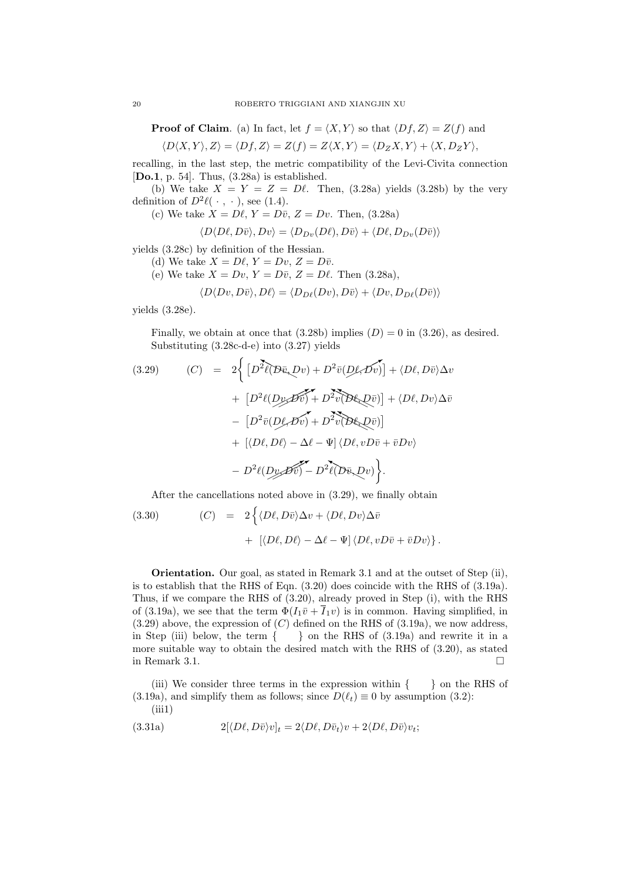**Proof of Claim**. (a) In fact, let $f = \langle X, Y\rangle$ so that $\langle Df, Z\rangle = Z(f)$ and

$$\langle D\langle X, Y\rangle, Z\rangle = \langle Df, Z\rangle = Z(f) = Z\langle X, Y\rangle = \langle D_Z X, Y\rangle + \langle X, D_Z Y\rangle,$$

recalling, in the last step, the metric compatibility of the Levi-Civita connection [**Do.1**, p. 54]. Thus, (3.28a) is established.

(b) We take $X = Y = Z = D\ell$. Then, (3.28a) yields (3.28b) by the very definition of $D^2\ell(\,\cdot\,,\,\cdot\,)$, see (1.4).

(c) We take $X = D\ell$, $Y = D\bar{v}$, $Z = Dv$. Then, (3.28a)

$$\langle D\langle D\ell, D\bar{v}\rangle, Dv\rangle = \langle D_{Dv}(D\ell), D\bar{v}\rangle + \langle D\ell, D_{Dv}(D\bar{v})\rangle$$

yields (3.28c) by definition of the Hessian.

(d) We take $X = D\ell$, $Y = Dv$, $Z = D\bar{v}$.

(e) We take $X = Dv$, $Y = D\bar{v}$, $Z = D\ell$. Then (3.28a),

$$\langle D\langle Dv, D\bar{v}\rangle, D\ell\rangle = \langle D_{D\ell}(Dv), D\bar{v}\rangle + \langle Dv, D_{D\ell}(D\bar{v})\rangle$$

yields (3.28e).

Finally, we obtain at once that (3.28b) implies $(D) = 0$ in (3.26), as desired.

Substituting (3.28c-d-e) into (3.27) yields

$$\begin{aligned}(3.29)\qquad (C) \;=\; 2\Big\{ & \left[D^2\ell(D\bar{v}, Dv) + D^2\bar{v}(D\ell, Dv)\right] + \langle D\ell, D\bar{v}\rangle \Delta v \\ & + \left[D^2\ell(Dv, D\bar{v}) + D^2 v(D\ell, D\bar{v})\right] + \langle D\ell, Dv\rangle \Delta \bar{v} \\ & - \left[D^2\bar{v}(D\ell, Dv) + D^2 v(D\ell, D\bar{v})\right] \\ & + \left[\langle D\ell, D\ell\rangle - \Delta\ell - \Psi\right]\langle D\ell, vD\bar{v} + \bar{v}Dv\rangle \\ & - D^2\ell(Dv, D\bar{v}) - D^2\ell(D\bar{v}, Dv)\Big\}.\end{aligned}$$

After the cancellations noted above in (3.29), we finally obtain

$$\begin{aligned}(3.30)\qquad (C) \;=\; 2\Big\{ & \langle D\ell, D\bar{v}\rangle\Delta v + \langle D\ell, Dv\rangle \Delta\bar{v} \\ & + \left[\langle D\ell, D\ell\rangle - \Delta\ell - \Psi\right]\langle D\ell, vD\bar{v} + \bar{v}Dv\rangle\Big\}.\end{aligned}$$

**Orientation.** Our goal, as stated in Remark 3.1 and at the outset of Step (ii), is to establish that the RHS of Eqn. (3.20) does coincide with the RHS of (3.19a). Thus, if we compare the RHS of (3.20), already proved in Step (i), with the RHS of (3.19a), we see that the term $\Phi(I_1\bar{v} + \overline{I}_1 v)$ is in common. Having simplified, in (3.29) above, the expression of $(C)$ defined on the RHS of (3.19a), we now address, in Step (iii) below, the term $\{\quad\}$ on the RHS of (3.19a) and rewrite it in a more suitable way to obtain the desired match with the RHS of (3.20), as stated in Remark 3.1. $\square$

(iii) We consider three terms in the expression within $\{\quad\}$ on the RHS of (3.19a), and simplify them as follows; since $D(\ell_t) \equiv 0$ by assumption (3.2):

(iii1)

$$(3.31a)\qquad 2[\langle D\ell, D\bar{v}\rangle v]_t = 2\langle D\ell, D\bar{v}_t\rangle v + 2\langle D\ell, D\bar{v}\rangle v_t;$$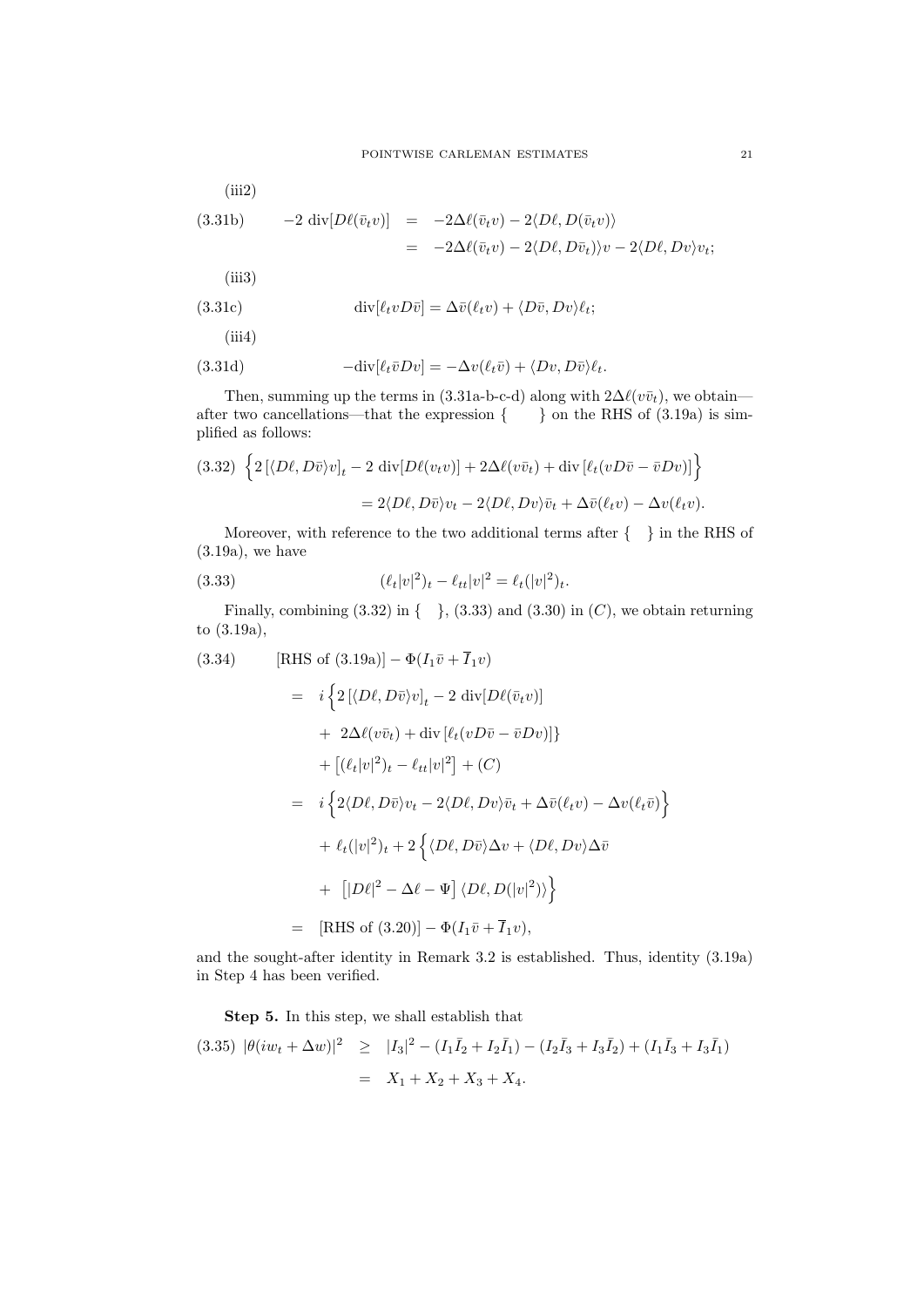(iii2)

$$
\begin{aligned}
\text{(3.31b)} \qquad -2\ \mathrm{div}[D\ell(\bar{v}_t v)] &= -2\Delta\ell(\bar{v}_t v) - 2\langle D\ell, D(\bar{v}_t v)\rangle \\
&= -2\Delta\ell(\bar{v}_t v) - 2\langle D\ell, D\bar{v}_t)\rangle v - 2\langle D\ell, Dv\rangle v_t;
\end{aligned}
$$

(iii3)

$$
\text{(3.31c)} \qquad \mathrm{div}[\ell_t v D\bar{v}] = \Delta\bar{v}(\ell_t v) + \langle D\bar{v}, Dv\rangle \ell_t;
$$

(iii4)

$$
\text{(3.31d)} \qquad -\mathrm{div}[\ell_t \bar{v} Dv] = -\Delta v(\ell_t \bar{v}) + \langle Dv, D\bar{v}\rangle \ell_t.
$$

Then, summing up the terms in (3.31a-b-c-d) along with $2\Delta\ell(v\bar{v}_t)$, we obtain—after two cancellations—that the expression $\{\quad\}$ on the RHS of (3.19a) is simplified as follows:

$$
\begin{aligned}
\text{(3.32)} \quad \Big\{2\left[\langle D\ell, D\bar{v}\rangle v\right]_t - 2\ \mathrm{div}[D\ell(v_t v)] + 2\Delta\ell(v\bar{v}_t) + \mathrm{div}\left[\ell_t(vD\bar{v} - \bar{v}Dv)\right]\Big\} \\
= 2\langle D\ell, D\bar{v}\rangle v_t - 2\langle D\ell, Dv\rangle \bar{v}_t + \Delta\bar{v}(\ell_t v) - \Delta v(\ell_t v).
\end{aligned}
$$

Moreover, with reference to the two additional terms after $\{\quad\}$ in the RHS of (3.19a), we have

$$
\text{(3.33)} \qquad (\ell_t|v|^2)_t - \ell_{tt}|v|^2 = \ell_t(|v|^2)_t.
$$

Finally, combining (3.32) in $\{\quad\}$, (3.33) and (3.30) in $(C)$, we obtain returning to (3.19a),

$$
\begin{aligned}
\text{(3.34)} \qquad & [\text{RHS of (3.19a)}] - \Phi(I_1\bar{v} + \overline{I}_1 v) \\
&= i\Big\{2\left[\langle D\ell, D\bar{v}\rangle v\right]_t - 2\ \mathrm{div}[D\ell(\bar{v}_t v)] \\
&\quad + 2\Delta\ell(v\bar{v}_t) + \mathrm{div}\left[\ell_t(vD\bar{v} - \bar{v}Dv)\right]\} \\
&\quad + \left[(\ell_t|v|^2)_t - \ell_{tt}|v|^2\right] + (C) \\
&= i\Big\{2\langle D\ell, D\bar{v}\rangle v_t - 2\langle D\ell, Dv\rangle \bar{v}_t + \Delta\bar{v}(\ell_t v) - \Delta v(\ell_t \bar{v})\Big\} \\
&\quad + \ell_t(|v|^2)_t + 2\Big\{\langle D\ell, D\bar{v}\rangle \Delta v + \langle D\ell, Dv\rangle \Delta\bar{v} \\
&\quad + \left[|D\ell|^2 - \Delta\ell - \Psi\right]\langle D\ell, D(|v|^2)\rangle\Big\} \\
&= [\text{RHS of (3.20)}] - \Phi(I_1\bar{v} + \overline{I}_1 v),
\end{aligned}
$$

and the sought-after identity in Remark 3.2 is established. Thus, identity (3.19a) in Step 4 has been verified.

**Step 5.** In this step, we shall establish that

$$
\begin{aligned}
\text{(3.35)} \quad |\theta(iw_t + \Delta w)|^2 &\geq |I_3|^2 - (I_1\bar{I}_2 + I_2\bar{I}_1) - (I_2\bar{I}_3 + I_3\bar{I}_2) + (I_1\bar{I}_3 + I_3\bar{I}_1) \\
&= X_1 + X_2 + X_3 + X_4.
\end{aligned}
$$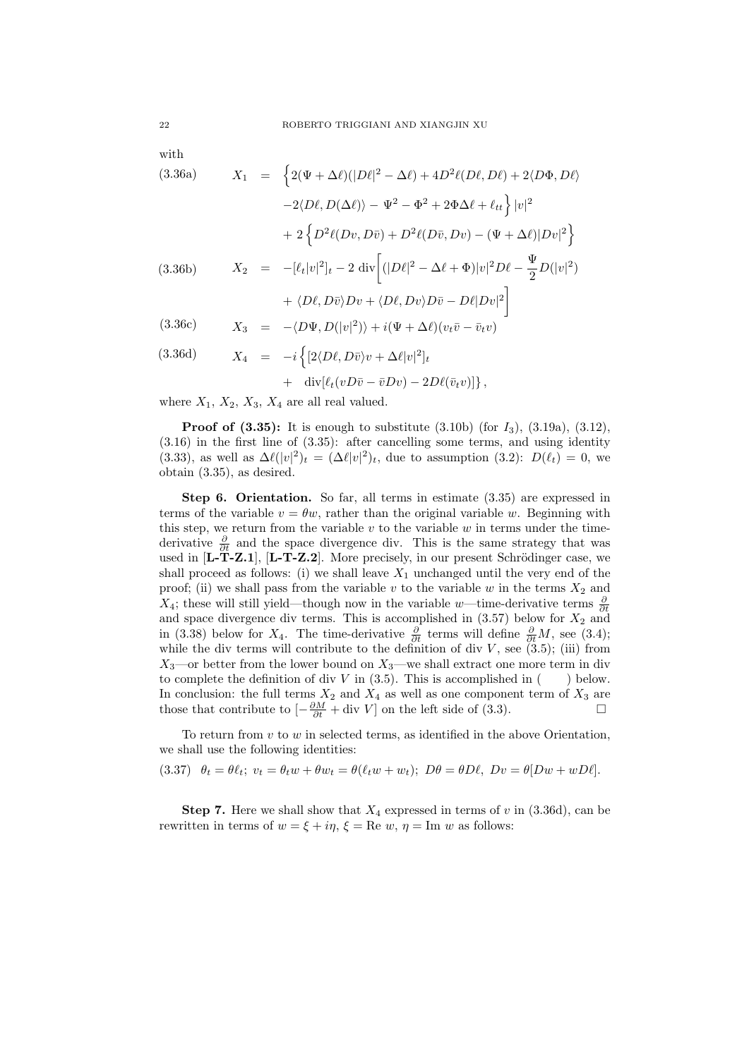with

$$
\begin{aligned}
\text{(3.36a)} \qquad X_1 \;=\; & \Big\{ 2(\Psi + \Delta\ell)(|D\ell|^2 - \Delta\ell) + 4D^2\ell(D\ell, D\ell) + 2\langle D\Phi, D\ell\rangle \\
& -2\langle D\ell, D(\Delta\ell)\rangle - \Psi^2 - \Phi^2 + 2\Phi\Delta\ell + \ell_{tt} \Big\} |v|^2 \\
& + 2\left\{ D^2\ell(Dv, D\bar{v}) + D^2\ell(D\bar{v}, Dv) - (\Psi + \Delta\ell)|Dv|^2 \right\}
\end{aligned}
$$

$$
\begin{aligned}
\text{(3.36b)} \qquad X_2 \;=\; & -[\ell_t |v|^2]_t - 2\,\mathrm{div}\bigg[ (|D\ell|^2 - \Delta\ell + \Phi)|v|^2 D\ell - \frac{\Psi}{2} D(|v|^2) \\
& + \langle D\ell, D\bar{v}\rangle Dv + \langle D\ell, Dv\rangle D\bar{v} - D\ell |Dv|^2 \bigg]
\end{aligned}
$$

$$
\text{(3.36c)} \qquad X_3 \;=\; -\langle D\Psi, D(|v|^2)\rangle + i(\Psi + \Delta\ell)(v_t\bar{v} - \bar{v}_t v)
$$

$$
\begin{aligned}
\text{(3.36d)} \qquad X_4 \;=\; & -i\Big\{ [2\langle D\ell, D\bar{v}\rangle v + \Delta\ell |v|^2]_t \\
& +\; \mathrm{div}[\ell_t(vD\bar{v} - \bar{v}Dv) - 2D\ell(\bar{v}_t v)] \Big\},
\end{aligned}
$$

where $X_1$, $X_2$, $X_3$, $X_4$ are all real valued.

**Proof of (3.35):** It is enough to substitute (3.10b) (for $I_3$), (3.19a), (3.12), (3.16) in the first line of (3.35): after cancelling some terms, and using identity (3.33), as well as $\Delta\ell(|v|^2)_t = (\Delta\ell|v|^2)_t$, due to assumption (3.2): $D(\ell_t) = 0$, we obtain (3.35), as desired.

**Step 6. Orientation.** So far, all terms in estimate (3.35) are expressed in terms of the variable $v = \theta w$, rather than the original variable $w$. Beginning with this step, we return from the variable $v$ to the variable $w$ in terms under the time-derivative $\frac{\partial}{\partial t}$ and the space divergence div. This is the same strategy that was used in [**L-T-Z.1**], [**L-T-Z.2**]. More precisely, in our present Schrödinger case, we shall proceed as follows: (i) we shall leave $X_1$ unchanged until the very end of the proof; (ii) we shall pass from the variable $v$ to the variable $w$ in the terms $X_2$ and $X_4$; these will still yield—though now in the variable $w$—time-derivative terms $\frac{\partial}{\partial t}$ and space divergence div terms. This is accomplished in (3.57) below for $X_2$ and in (3.38) below for $X_4$. The time-derivative $\frac{\partial}{\partial t}$ terms will define $\frac{\partial}{\partial t}M$, see (3.4); while the div terms will contribute to the definition of div $V$, see (3.5); (iii) from $X_3$—or better from the lower bound on $X_3$—we shall extract one more term in div to complete the definition of div $V$ in (3.5). This is accomplished in (    ) below. In conclusion: the full terms $X_2$ and $X_4$ as well as one component term of $X_3$ are those that contribute to $[-\frac{\partial M}{\partial t} + \mathrm{div}\, V]$ on the left side of (3.3). $\square$

To return from $v$ to $w$ in selected terms, as identified in the above Orientation, we shall use the following identities:

$$
\text{(3.37)} \quad \theta_t = \theta\ell_t;\; v_t = \theta_t w + \theta w_t = \theta(\ell_t w + w_t);\; D\theta = \theta D\ell,\; Dv = \theta[Dw + wD\ell].
$$

**Step 7.** Here we shall show that $X_4$ expressed in terms of $v$ in (3.36d), can be rewritten in terms of $w = \xi + i\eta$, $\xi = \mathrm{Re}\; w$, $\eta = \mathrm{Im}\; w$ as follows: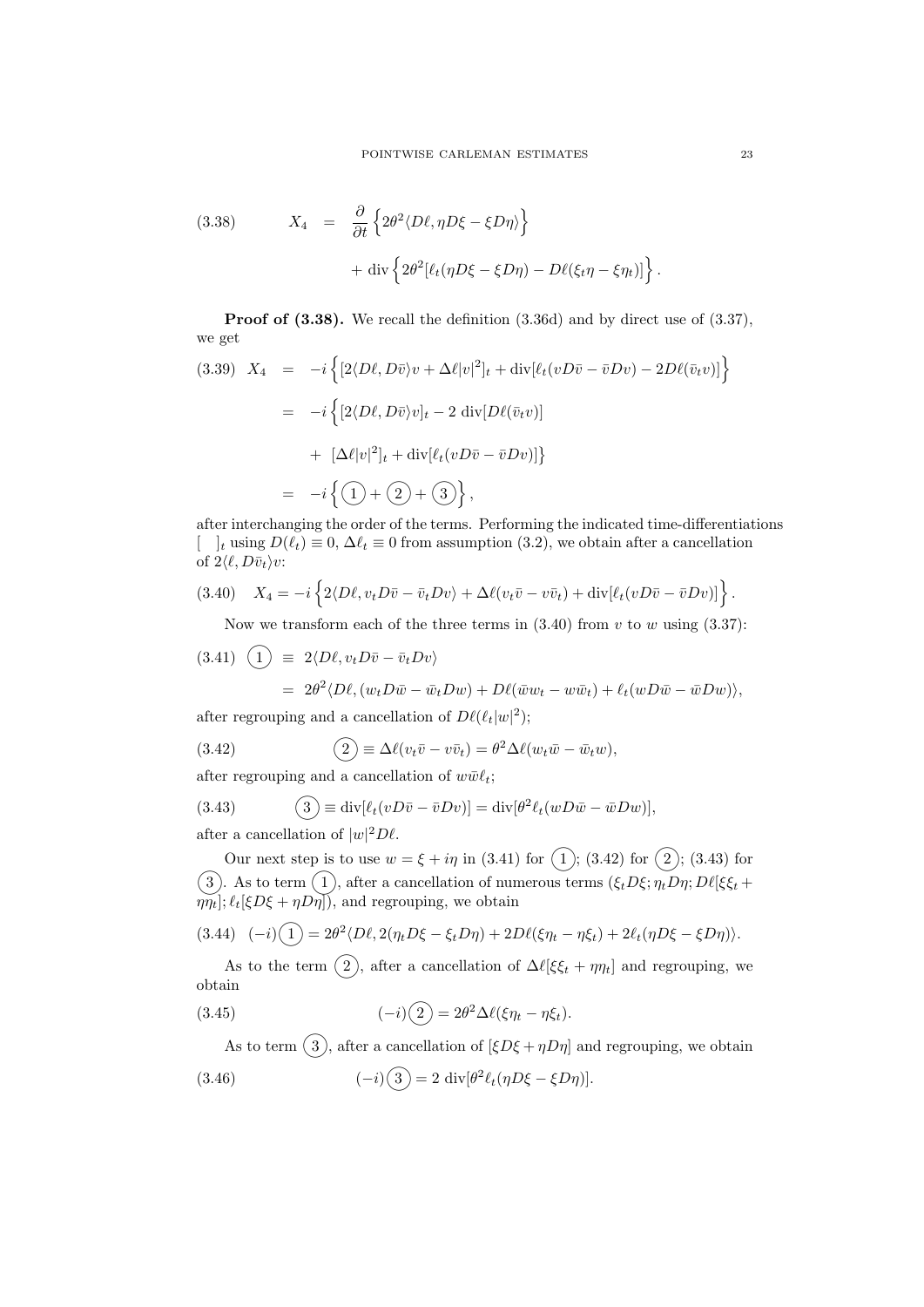$$
(3.38) \qquad X_4 = \frac{\partial}{\partial t}\left\{2\theta^2\langle D\ell, \eta D\xi - \xi D\eta\rangle\right\} + \operatorname{div}\left\{2\theta^2[\ell_t(\eta D\xi - \xi D\eta) - D\ell(\xi_t\eta - \xi\eta_t)]\right\}.
$$

**Proof of (3.38).** We recall the definition (3.36d) and by direct use of (3.37), we get

$$
\begin{aligned}
(3.39) \quad X_4 &= -i\left\{[2\langle D\ell, D\bar{v}\rangle v + \Delta\ell|v|^2]_t + \operatorname{div}[\ell_t(vD\bar{v} - \bar{v}Dv) - 2D\ell(\bar{v}_t v)]\right\} \\
&= -i\Big\{[2\langle D\ell, D\bar{v}\rangle v]_t - 2\operatorname{div}[D\ell(\bar{v}_t v)] \\
&\quad + [\Delta\ell|v|^2]_t + \operatorname{div}[\ell_t(vD\bar{v} - \bar{v}Dv)]\Big\} \\
&= -i\left\{ (1) + (2) + (3) \right\},
\end{aligned}
$$

after interchanging the order of the terms. Performing the indicated time-differentiations $[\quad]_t$ using $D(\ell_t) \equiv 0$, $\Delta\ell_t \equiv 0$ from assumption (3.2), we obtain after a cancellation of $2\langle \ell, D\bar{v}_t\rangle v$:

$$
(3.40) \quad X_4 = -i\left\{2\langle D\ell, v_t D\bar{v} - \bar{v}_t Dv\rangle + \Delta\ell(v_t\bar{v} - v\bar{v}_t) + \operatorname{div}[\ell_t(vD\bar{v} - \bar{v}Dv)]\right\}.
$$

Now we transform each of the three terms in (3.40) from $v$ to $w$ using (3.37):

$$
\begin{aligned}
(3.41) \quad (1) &\equiv 2\langle D\ell, v_t D\bar{v} - \bar{v}_t Dv\rangle \\
&= 2\theta^2\langle D\ell, (w_t D\bar{w} - \bar{w}_t Dw) + D\ell(\bar{w}w_t - w\bar{w}_t) + \ell_t(wD\bar{w} - \bar{w}Dw)\rangle,
\end{aligned}
$$

after regrouping and a cancellation of $D\ell(\ell_t|w|^2)$;

$$
(3.42) \qquad (2) \equiv \Delta\ell(v_t\bar{v} - v\bar{v}_t) = \theta^2\Delta\ell(w_t\bar{w} - \bar{w}_t w),
$$

after regrouping and a cancellation of $w\bar{w}\ell_t$;

$$
(3.43) \qquad (3) \equiv \operatorname{div}[\ell_t(vD\bar{v} - \bar{v}Dv)] = \operatorname{div}[\theta^2\ell_t(wD\bar{w} - \bar{w}Dw)],
$$

after a cancellation of $|w|^2 D\ell$.

Our next step is to use $w = \xi + i\eta$ in (3.41) for (1); (3.42) for (2); (3.43) for (3). As to term (1), after a cancellation of numerous terms ($\xi_t D\xi; \eta_t D\eta; D\ell[\xi\xi_t + \eta\eta_t]; \ell_t[\xi D\xi + \eta D\eta]$), and regrouping, we obtain

$$
(3.44) \quad (-i)(1) = 2\theta^2\langle D\ell, 2(\eta_t D\xi - \xi_t D\eta) + 2D\ell(\xi\eta_t - \eta\xi_t) + 2\ell_t(\eta D\xi - \xi D\eta)\rangle.
$$

As to the term (2), after a cancellation of $\Delta\ell[\xi\xi_t + \eta\eta_t]$ and regrouping, we obtain

$$
(3.45) \qquad (-i)(2) = 2\theta^2\Delta\ell(\xi\eta_t - \eta\xi_t).
$$

As to term (3), after a cancellation of $[\xi D\xi + \eta D\eta]$ and regrouping, we obtain

$$
(3.46) \qquad (-i)(3) = 2\operatorname{div}[\theta^2\ell_t(\eta D\xi - \xi D\eta)].
$$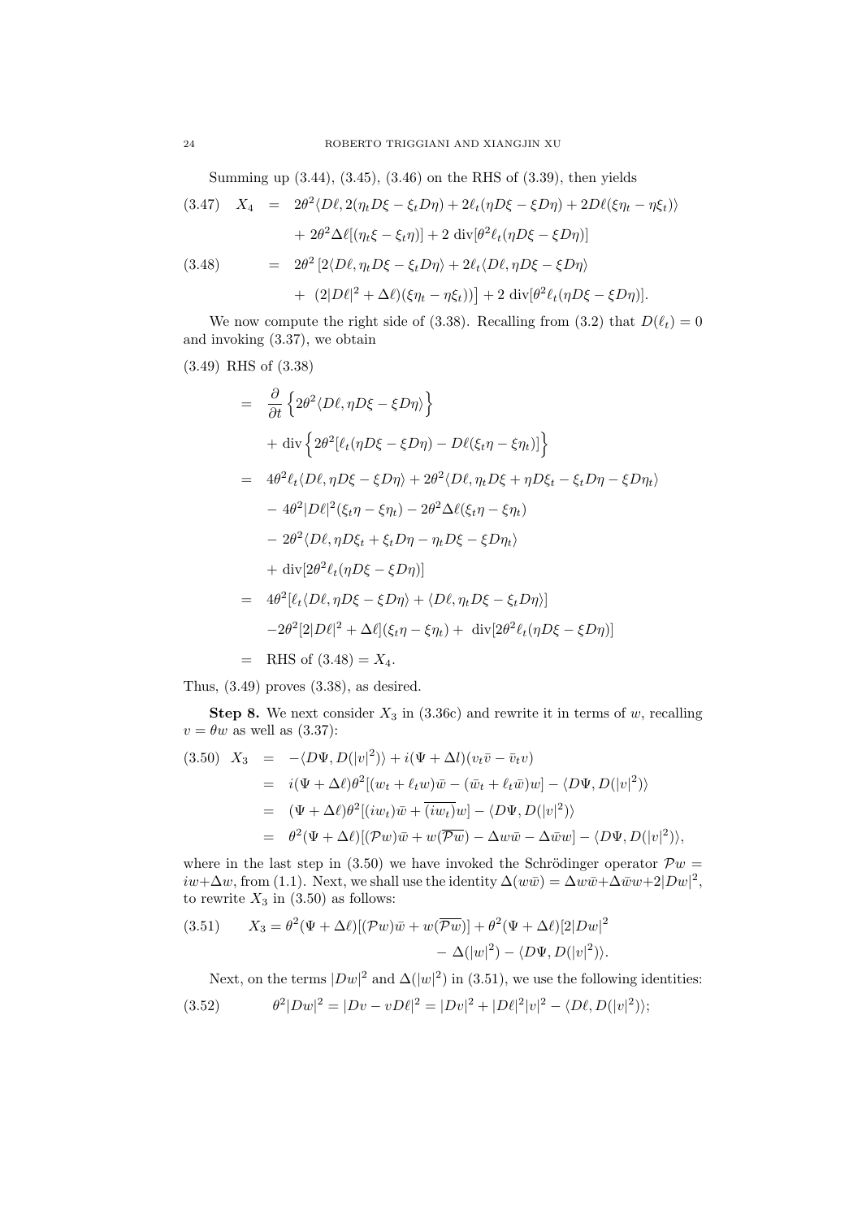Summing up (3.44), (3.45), (3.46) on the RHS of (3.39), then yields

$$
\begin{aligned}
(3.47)\quad X_4 &= 2\theta^2\langle D\ell, 2(\eta_t D\xi - \xi_t D\eta) + 2\ell_t(\eta D\xi - \xi D\eta) + 2D\ell(\xi\eta_t - \eta\xi_t)\rangle \\
&\quad + 2\theta^2\Delta\ell[(\eta_t\xi - \xi_t\eta)] + 2\ \text{div}[\theta^2\ell_t(\eta D\xi - \xi D\eta)] \\
(3.48)\quad &= 2\theta^2\left[2\langle D\ell, \eta_t D\xi - \xi_t D\eta\rangle + 2\ell_t\langle D\ell, \eta D\xi - \xi D\eta\rangle \right.\\
&\quad \left. + \ (2|D\ell|^2 + \Delta\ell)(\xi\eta_t - \eta\xi_t))\right] + 2\ \text{div}[\theta^2\ell_t(\eta D\xi - \xi D\eta)].
\end{aligned}
$$

We now compute the right side of (3.38). Recalling from (3.2) that $D(\ell_t) = 0$ and invoking (3.37), we obtain

(3.49) RHS of (3.38)

$$
\begin{aligned}
&= \frac{\partial}{\partial t}\left\{2\theta^2\langle D\ell, \eta D\xi - \xi D\eta\rangle\right\} \\
&\quad + \text{div}\left\{2\theta^2[\ell_t(\eta D\xi - \xi D\eta) - D\ell(\xi_t\eta - \xi\eta_t)]\right\} \\
&= 4\theta^2\ell_t\langle D\ell, \eta D\xi - \xi D\eta\rangle + 2\theta^2\langle D\ell, \eta_t D\xi + \eta D\xi_t - \xi_t D\eta - \xi D\eta_t\rangle \\
&\quad - 4\theta^2|D\ell|^2(\xi_t\eta - \xi\eta_t) - 2\theta^2\Delta\ell(\xi_t\eta - \xi\eta_t) \\
&\quad - 2\theta^2\langle D\ell, \eta D\xi_t + \xi_t D\eta - \eta_t D\xi - \xi D\eta_t\rangle \\
&\quad + \text{div}[2\theta^2\ell_t(\eta D\xi - \xi D\eta)] \\
&= 4\theta^2[\ell_t\langle D\ell, \eta D\xi - \xi D\eta\rangle + \langle D\ell, \eta_t D\xi - \xi_t D\eta\rangle] \\
&\quad -2\theta^2[2|D\ell|^2 + \Delta\ell](\xi_t\eta - \xi\eta_t) + \ \text{div}[2\theta^2\ell_t(\eta D\xi - \xi D\eta)] \\
&= \text{RHS of } (3.48) = X_4.
\end{aligned}
$$

Thus, (3.49) proves (3.38), as desired.

**Step 8.** We next consider $X_3$ in (3.36c) and rewrite it in terms of $w$, recalling $v = \theta w$ as well as (3.37):

$$
\begin{aligned}
(3.50)\quad X_3 &= -\langle D\Psi, D(|v|^2)\rangle + i(\Psi + \Delta l)(v_t\bar{v} - \bar{v}_t v) \\
&= i(\Psi + \Delta\ell)\theta^2[(w_t + \ell_t w)\bar{w} - (\bar{w}_t + \ell_t\bar{w})w] - \langle D\Psi, D(|v|^2)\rangle \\
&= (\Psi + \Delta\ell)\theta^2[(iw_t)\bar{w} + \overline{(iw_t)}w] - \langle D\Psi, D(|v|^2)\rangle \\
&= \theta^2(\Psi + \Delta\ell)[(\mathcal{P}w)\bar{w} + w(\overline{\mathcal{P}w}) - \Delta w\bar{w} - \Delta\bar{w}w] - \langle D\Psi, D(|v|^2)\rangle,
\end{aligned}
$$

where in the last step in (3.50) we have invoked the Schrödinger operator $\mathcal{P}w = iw + \Delta w$, from (1.1). Next, we shall use the identity $\Delta(w\bar{w}) = \Delta w\bar{w} + \Delta\bar{w}w + 2|Dw|^2$, to rewrite $X_3$ in (3.50) as follows:

$$
\begin{aligned}
(3.51)\qquad X_3 = \theta^2(\Psi + \Delta\ell)[(\mathcal{P}w)\bar{w} + w(\overline{\mathcal{P}w})] + \theta^2(\Psi + \Delta\ell)[2|Dw|^2 \\
- \Delta(|w|^2) - \langle D\Psi, D(|v|^2)\rangle.
\end{aligned}
$$

Next, on the terms $|Dw|^2$ and $\Delta(|w|^2)$ in (3.51), we use the following identities:

$$
(3.52)\qquad \theta^2|Dw|^2 = |Dv - vD\ell|^2 = |Dv|^2 + |D\ell|^2|v|^2 - \langle D\ell, D(|v|^2)\rangle;
$$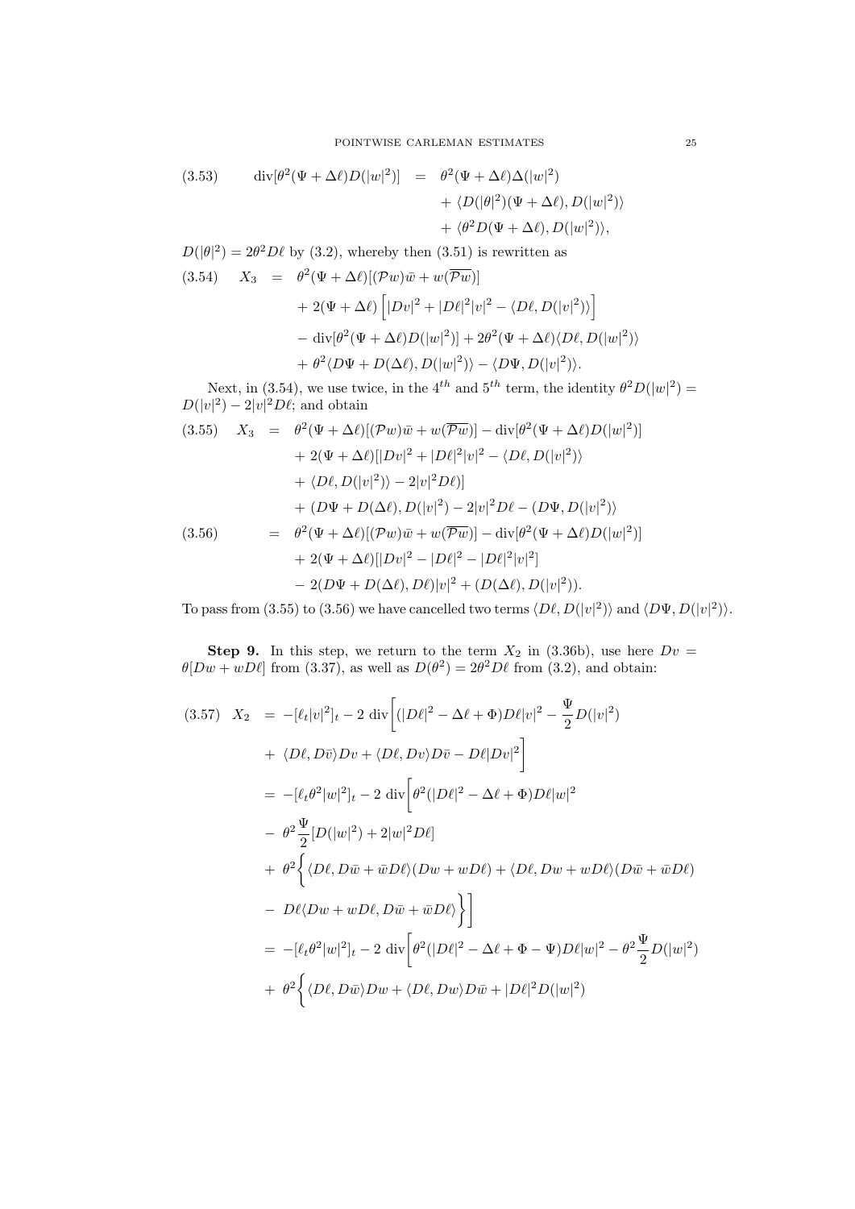$$
\begin{aligned}
(3.53) \qquad \operatorname{div}[\theta^2(\Psi+\Delta\ell)D(|w|^2)] \;&=\; \theta^2(\Psi+\Delta\ell)\Delta(|w|^2) \\
&\quad + \langle D(|\theta|^2)(\Psi+\Delta\ell), D(|w|^2)\rangle \\
&\quad + \langle \theta^2 D(\Psi+\Delta\ell), D(|w|^2)\rangle,
\end{aligned}
$$

$D(|\theta|^2) = 2\theta^2 D\ell$ by (3.2), whereby then (3.51) is rewritten as

$$
\begin{aligned}
(3.54) \qquad X_3 \;&=\; \theta^2(\Psi+\Delta\ell)[(\mathcal{P}w)\bar{w} + w(\overline{\mathcal{P}w})] \\
&\quad + 2(\Psi+\Delta\ell)\Big[|Dv|^2 + |D\ell|^2|v|^2 - \langle D\ell, D(|v|^2)\rangle\Big] \\
&\quad - \operatorname{div}[\theta^2(\Psi+\Delta\ell)D(|w|^2)] + 2\theta^2(\Psi+\Delta\ell)\langle D\ell, D(|w|^2)\rangle \\
&\quad + \theta^2\langle D\Psi + D(\Delta\ell), D(|w|^2)\rangle - \langle D\Psi, D(|v|^2)\rangle.
\end{aligned}
$$

Next, in (3.54), we use twice, in the $4^{th}$ and $5^{th}$ term, the identity $\theta^2 D(|w|^2) = D(|v|^2) - 2|v|^2 D\ell$; and obtain

$$
\begin{aligned}
(3.55) \qquad X_3 \;&=\; \theta^2(\Psi+\Delta\ell)[(\mathcal{P}w)\bar{w} + w(\overline{\mathcal{P}w})] - \operatorname{div}[\theta^2(\Psi+\Delta\ell)D(|w|^2)] \\
&\quad + 2(\Psi+\Delta\ell)[|Dv|^2 + |D\ell|^2|v|^2 - \langle D\ell, D(|v|^2)\rangle \\
&\quad + \langle D\ell, D(|v|^2)\rangle - 2|v|^2 D\ell)] \\
&\quad + (D\Psi + D(\Delta\ell), D(|v|^2) - 2|v|^2 D\ell - (D\Psi, D(|v|^2)\rangle \\
(3.56) \qquad &=\; \theta^2(\Psi+\Delta\ell)[(\mathcal{P}w)\bar{w} + w(\overline{\mathcal{P}w})] - \operatorname{div}[\theta^2(\Psi+\Delta\ell)D(|w|^2)] \\
&\quad + 2(\Psi+\Delta\ell)[|Dv|^2 - |D\ell|^2 - |D\ell|^2|v|^2] \\
&\quad - 2(D\Psi + D(\Delta\ell), D\ell)|v|^2 + (D(\Delta\ell), D(|v|^2)).
\end{aligned}
$$

To pass from (3.55) to (3.56) we have cancelled two terms $\langle D\ell, D(|v|^2)\rangle$ and $\langle D\Psi, D(|v|^2)\rangle$.

**Step 9.** In this step, we return to the term $X_2$ in (3.36b), use here $Dv = \theta[Dw + wD\ell]$ from (3.37), as well as $D(\theta^2) = 2\theta^2 D\ell$ from (3.2), and obtain:

$$
\begin{aligned}
(3.57) \quad X_2 \;&=\; -[\ell_t|v|^2]_t - 2\operatorname{div}\bigg[(|D\ell|^2 - \Delta\ell + \Phi)D\ell|v|^2 - \frac{\Psi}{2}D(|v|^2) \\
&\quad + \langle D\ell, D\bar{v}\rangle Dv + \langle D\ell, Dv\rangle D\bar{v} - D\ell|Dv|^2\bigg] \\
&=\; -[\ell_t\theta^2|w|^2]_t - 2\operatorname{div}\bigg[\theta^2(|D\ell|^2 - \Delta\ell + \Phi)D\ell|w|^2 \\
&\quad - \theta^2\frac{\Psi}{2}[D(|w|^2) + 2|w|^2 D\ell] \\
&\quad + \theta^2\bigg\{\langle D\ell, D\bar{w} + \bar{w}D\ell\rangle(Dw + wD\ell) + \langle D\ell, Dw + wD\ell\rangle(D\bar{w} + \bar{w}D\ell) \\
&\quad - D\ell\langle Dw + wD\ell, D\bar{w} + \bar{w}D\ell\rangle\bigg\}\bigg] \\
&=\; -[\ell_t\theta^2|w|^2]_t - 2\operatorname{div}\bigg[\theta^2(|D\ell|^2 - \Delta\ell + \Phi - \Psi)D\ell|w|^2 - \theta^2\frac{\Psi}{2}D(|w|^2) \\
&\quad + \theta^2\bigg\{\langle D\ell, D\bar{w}\rangle Dw + \langle D\ell, Dw\rangle D\bar{w} + |D\ell|^2 D(|w|^2)
\end{aligned}
$$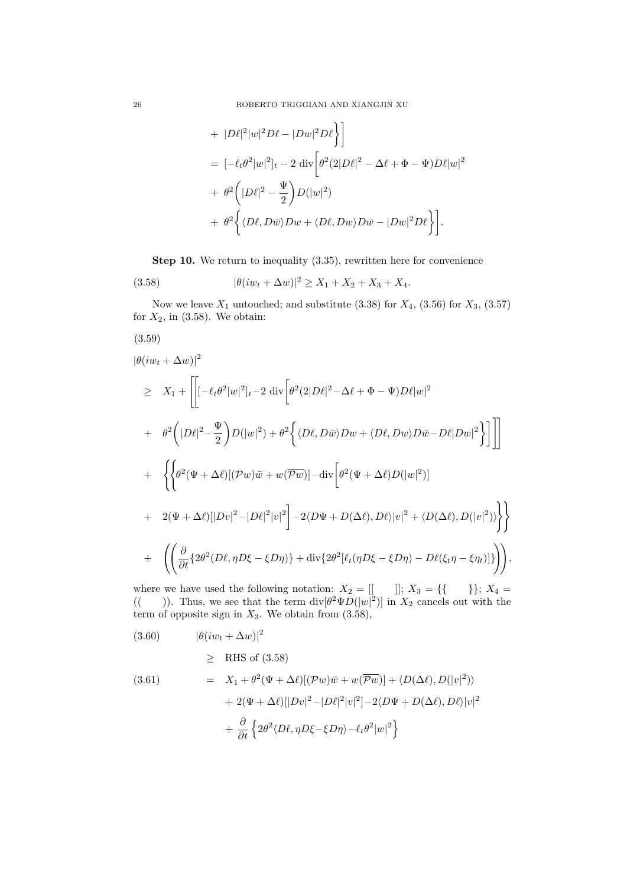$$
\begin{aligned}
&+\ |D\ell|^2|w|^2 D\ell - |Dw|^2 D\ell \Big\}\Big] \\
&= [-\ell_t \theta^2 |w|^2]_t - 2\ \mathrm{div}\Big[\theta^2(2|D\ell|^2 - \Delta\ell + \Phi - \Psi) D\ell |w|^2 \\
&+\ \theta^2\Big(|D\ell|^2 - \frac{\Psi}{2}\Big) D(|w|^2) \\
&+\ \theta^2 \Big\{ \langle D\ell, D\bar{w}\rangle Dw + \langle D\ell, Dw\rangle D\bar{w} - |Dw|^2 D\ell \Big\}\Big].
\end{aligned}
$$

**Step 10.** We return to inequality (3.35), rewritten here for convenience

$$
|\theta(iw_t + \Delta w)|^2 \geq X_1 + X_2 + X_3 + X_4. \tag{3.58}
$$

Now we leave $X_1$ untouched; and substitute (3.38) for $X_4$, (3.56) for $X_3$, (3.57) for $X_2$, in (3.58). We obtain:

(3.59)

$$
\begin{aligned}
&|\theta(iw_t + \Delta w)|^2 \\
&\geq\ X_1 + \Bigg[\Bigg[[-\ell_t\theta^2|w|^2]_t - 2\ \mathrm{div}\Big[\theta^2(2|D\ell|^2 - \Delta\ell + \Phi - \Psi)D\ell|w|^2 \\
&+\ \theta^2\Big(|D\ell|^2 - \frac{\Psi}{2}\Big)D(|w|^2) + \theta^2\Big\{\langle D\ell, D\bar{w}\rangle Dw + \langle D\ell, Dw\rangle D\bar{w} - D\ell|Dw|^2\Big\}\Big]\Bigg]\Bigg] \\
&+\ \Bigg\{\Bigg\{\theta^2(\Psi + \Delta\ell)[(\mathcal{P}w)\bar{w} + w(\overline{\mathcal{P}w})] - \mathrm{div}\Big[\theta^2(\Psi + \Delta\ell)D(|w|^2)\Big] \\
&+\ 2(\Psi + \Delta\ell)\Big[|Dv|^2 - |D\ell|^2|v|^2\Big] - 2\langle D\Psi + D(\Delta\ell), D\ell\rangle|v|^2 + \langle D(\Delta\ell), D(|v|^2)\rangle\Bigg\}\Bigg\} \\
&+\ \Bigg(\Bigg(\frac{\partial}{\partial t}\{2\theta^2(D\ell, \eta D\xi - \xi D\eta)\} + \mathrm{div}\{2\theta^2[\ell_t(\eta D\xi - \xi D\eta) - D\ell(\xi_t\eta - \xi\eta_t)]\}\Bigg)\Bigg),
\end{aligned}
$$

where we have used the following notation: $X_2 = [[\quad]]$; $X_3 = \{\{\quad\}\}$; $X_4 = ((\quad))$. Thus, we see that the term $\mathrm{div}[\theta^2\Psi D(|w|^2)]$ in $X_2$ cancels out with the term of opposite sign in $X_3$. We obtain from (3.58),

$$
|\theta(iw_t + \Delta w)|^2 \tag{3.60}
$$

$$
\geq \text{ RHS of (3.58)}
$$

$$
\begin{aligned}
&= X_1 + \theta^2(\Psi + \Delta\ell)[(\mathcal{P}w)\bar{w} + w(\overline{\mathcal{P}w})] + \langle D(\Delta\ell), D(|v|^2)\rangle \\
&\quad + 2(\Psi + \Delta\ell)[|Dv|^2 - |D\ell|^2|v|^2] - 2\langle D\Psi + D(\Delta\ell), D\ell\rangle|v|^2 \\
&\quad + \frac{\partial}{\partial t}\Big\{2\theta^2\langle D\ell, \eta D\xi - \xi D\eta\rangle - \ell_t\theta^2|w|^2\Big\}
\end{aligned}
\tag{3.61}
$$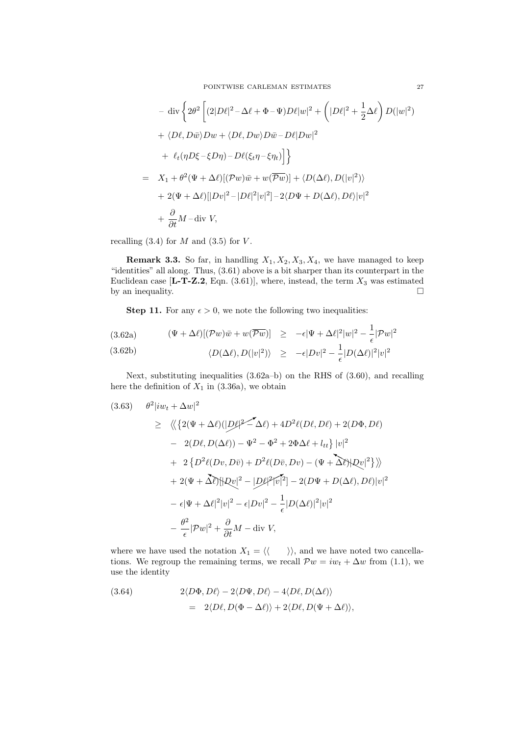$$
\begin{aligned}
&- \operatorname{div}\Big\{ 2\theta^2 \Big[ (2|D\ell|^2 - \Delta\ell + \Phi - \Psi) D\ell |w|^2 + \left( |D\ell|^2 + \frac{1}{2}\Delta\ell \right) D(|w|^2) \\
&+ \langle D\ell, D\bar{w}\rangle Dw + \langle D\ell, Dw\rangle D\bar{w} - D\ell |Dw|^2 \\
&+ \ \ell_t(\eta D\xi - \xi D\eta) - D\ell(\xi_t \eta - \xi \eta_t) \Big] \Big\} \\
= \ \ & X_1 + \theta^2(\Psi + \Delta\ell)[(\mathcal{P}w)\bar{w} + w(\overline{\mathcal{P}w})] + \langle D(\Delta\ell), D(|v|^2)\rangle \\
&+ 2(\Psi + \Delta\ell)[|Dv|^2 - |D\ell|^2|v|^2] - 2\langle D\Psi + D(\Delta\ell), D\ell\rangle |v|^2 \\
&+ \frac{\partial}{\partial t} M - \operatorname{div} V,
\end{aligned}
$$

recalling (3.4) for $M$ and (3.5) for $V$.

**Remark 3.3.** So far, in handling $X_1, X_2, X_3, X_4$, we have managed to keep "identities" all along. Thus, (3.61) above is a bit sharper than its counterpart in the Euclidean case [**L-T-Z.2**, Eqn. (3.61)], where, instead, the term $X_3$ was estimated by an inequality. $\square$

**Step 11.** For any $\epsilon > 0$, we note the following two inequalities:

$$
\text{(3.62a)} \qquad (\Psi + \Delta\ell)[(\mathcal{P}w)\bar{w} + w(\overline{\mathcal{P}w})] \ \geq \ -\epsilon|\Psi + \Delta\ell|^2|w|^2 - \frac{1}{\epsilon}|\mathcal{P}w|^2
$$

$$
\text{(3.62b)} \qquad \langle D(\Delta\ell), D(|v|^2)\rangle \ \geq \ -\epsilon|Dv|^2 - \frac{1}{\epsilon}|D(\Delta\ell)|^2|v|^2
$$

Next, substituting inequalities (3.62a–b) on the RHS of (3.60), and recalling here the definition of $X_1$ in (3.36a), we obtain

$$
\begin{aligned}
\text{(3.63)} \quad \theta^2 &|iw_t + \Delta w|^2 \\
\geq \ \ & \Big\langle\!\Big\langle \big\{ 2(\Psi + \Delta\ell)(|D\ell|^2 - \Delta\ell) + 4D^2\ell(D\ell, D\ell) + 2(D\Phi, D\ell) \\
&- \ 2(D\ell, D(\Delta\ell)) - \Psi^2 - \Phi^2 + 2\Phi\Delta\ell + l_{tt} \big\} |v|^2 \\
&+ \ 2\left\{ D^2\ell(Dv, D\bar{v}) + D^2\ell(D\bar{v}, Dv) - (\Psi + \Delta\ell)|Dv|^2 \right\} \Big\rangle\!\Big\rangle \\
&+ 2(\Psi + \Delta\ell)[|Dv|^2 - |D\ell|^2|v|^2] - 2(D\Psi + D(\Delta\ell), D\ell)|v|^2 \\
&- \epsilon|\Psi + \Delta\ell|^2|v|^2 - \epsilon|Dv|^2 - \frac{1}{\epsilon}|D(\Delta\ell)|^2|v|^2 \\
&- \frac{\theta^2}{\epsilon}|\mathcal{P}w|^2 + \frac{\partial}{\partial t} M - \operatorname{div} V,
\end{aligned}
$$

where we have used the notation $X_1 = \langle\langle \qquad \rangle\rangle$, and we have noted two cancellations. We regroup the remaining terms, we recall $\mathcal{P}w = iw_t + \Delta w$ from (1.1), we use the identity

$$
\begin{aligned}
\text{(3.64)} \qquad & 2\langle D\Phi, D\ell\rangle - 2\langle D\Psi, D\ell\rangle - 4\langle D\ell, D(\Delta\ell)\rangle \\
&= \ 2\langle D\ell, D(\Phi - \Delta\ell)\rangle + 2\langle D\ell, D(\Psi + \Delta\ell)\rangle,
\end{aligned}
$$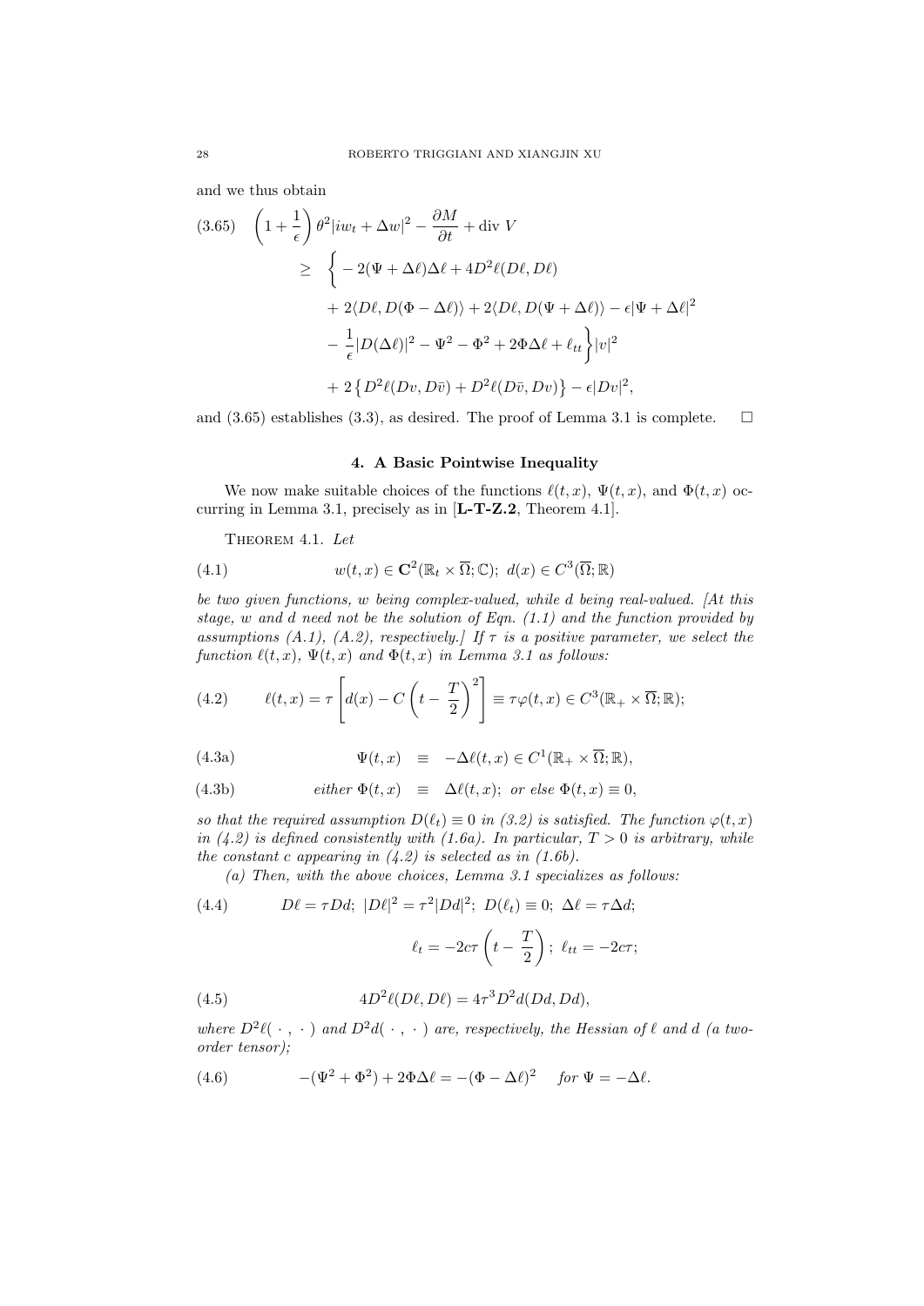and we thus obtain

$$
\begin{aligned}
(3.65)\quad \left(1+\frac{1}{\epsilon}\right)\theta^2|iw_t+\Delta w|^2 - \frac{\partial M}{\partial t} + \text{div } V \\
\geq \quad & \Big\{ -2(\Psi+\Delta\ell)\Delta\ell + 4D^2\ell(D\ell, D\ell) \\
& + 2\langle D\ell, D(\Phi-\Delta\ell)\rangle + 2\langle D\ell, D(\Psi+\Delta\ell)\rangle - \epsilon|\Psi+\Delta\ell|^2 \\
& - \frac{1}{\epsilon}|D(\Delta\ell)|^2 - \Psi^2 - \Phi^2 + 2\Phi\Delta\ell + \ell_{tt}\Big\}|v|^2 \\
& + 2\left\{D^2\ell(Dv, D\bar{v}) + D^2\ell(D\bar{v}, Dv)\right\} - \epsilon|Dv|^2,
\end{aligned}
$$

and (3.65) establishes (3.3), as desired. The proof of Lemma 3.1 is complete. $\square$

## 4. A Basic Pointwise Inequality

We now make suitable choices of the functions $\ell(t,x)$, $\Psi(t,x)$, and $\Phi(t,x)$ occurring in Lemma 3.1, precisely as in [**L-T-Z.2**, Theorem 4.1].

Theorem 4.1. *Let*

$$
(4.1)\qquad w(t,x) \in \mathbf{C}^2(\mathbb{R}_t \times \overline{\Omega}; \mathbb{C});\ d(x) \in C^3(\overline{\Omega}; \mathbb{R})
$$

*be two given functions, $w$ being complex-valued, while $d$ being real-valued. [At this stage, $w$ and $d$ need not be the solution of Eqn. (1.1) and the function provided by assumptions (A.1), (A.2), respectively.] If $\tau$ is a positive parameter, we select the function $\ell(t,x)$, $\Psi(t,x)$ and $\Phi(t,x)$ in Lemma 3.1 as follows:*

$$
(4.2)\qquad \ell(t,x) = \tau\left[d(x) - C\left(t-\frac{T}{2}\right)^2\right] \equiv \tau\varphi(t,x) \in C^3(\mathbb{R}_+ \times \overline{\Omega}; \mathbb{R});
$$

$$
(4.3a)\qquad \Psi(t,x) \ \equiv\ -\Delta\ell(t,x) \in C^1(\mathbb{R}_+ \times \overline{\Omega}; \mathbb{R}),
$$

$$
(4.3b)\qquad \textit{either } \Phi(t,x) \ \equiv\ \Delta\ell(t,x);\ \textit{or else } \Phi(t,x) \equiv 0,
$$

*so that the required assumption $D(\ell_t) \equiv 0$ in (3.2) is satisfied. The function $\varphi(t,x)$ in (4.2) is defined consistently with (1.6a). In particular, $T > 0$ is arbitrary, while the constant $c$ appearing in (4.2) is selected as in (1.6b).*

*(a) Then, with the above choices, Lemma 3.1 specializes as follows:*

$$
(4.4)\qquad D\ell = \tau Dd;\ |D\ell|^2 = \tau^2|Dd|^2;\ D(\ell_t) \equiv 0;\ \Delta\ell = \tau\Delta d;
$$

$$
\ell_t = -2c\tau\left(t-\frac{T}{2}\right);\ \ell_{tt} = -2c\tau;
$$

$$
(4.5)\qquad 4D^2\ell(D\ell, D\ell) = 4\tau^3 D^2 d(Dd, Dd),
$$

*where $D^2\ell(\,\cdot\,,\,\cdot\,)$ and $D^2 d(\,\cdot\,,\,\cdot\,)$ are, respectively, the Hessian of $\ell$ and $d$ (a two-order tensor);*

$$
(4.6)\qquad -(\Psi^2+\Phi^2) + 2\Phi\Delta\ell = -(\Phi-\Delta\ell)^2 \quad \textit{for } \Psi = -\Delta\ell.
$$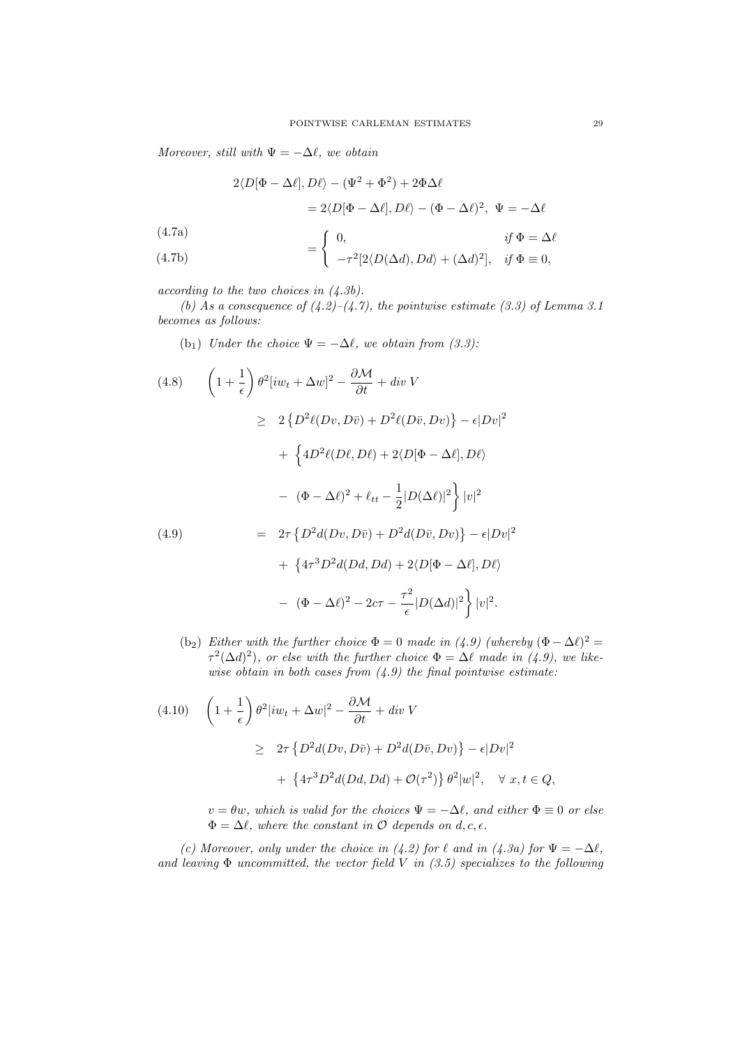*Moreover, still with $\Psi = -\Delta\ell$, we obtain*

$$
\begin{aligned}
&2\langle D[\Phi - \Delta\ell], D\ell\rangle - (\Psi^2 + \Phi^2) + 2\Phi\Delta\ell \\
&\qquad = 2\langle D[\Phi - \Delta\ell], D\ell\rangle - (\Phi - \Delta\ell)^2, \ \ \Psi = -\Delta\ell
\end{aligned}
$$

$$
\begin{aligned}
&(4.7\text{a}) \\
&(4.7\text{b})
\end{aligned}
\qquad = \begin{cases} 0, & \textit{if } \Phi = \Delta\ell \\ -\tau^2[2\langle D(\Delta d), Dd\rangle + (\Delta d)^2], & \textit{if } \Phi \equiv 0, \end{cases}
$$

*according to the two choices in (4.3b).*

*(b) As a consequence of (4.2)–(4.7), the pointwise estimate (3.3) of Lemma 3.1 becomes as follows:*

(b$_1$) *Under the choice $\Psi = -\Delta\ell$, we obtain from (3.3):*

$$
\begin{aligned}
(4.8)\qquad &\left(1 + \frac{1}{\epsilon}\right)\theta^2[iw_t + \Delta w]^2 - \frac{\partial \mathcal{M}}{\partial t} + div\ V \\
&\geq \ 2\left\{D^2\ell(Dv, D\bar{v}) + D^2\ell(D\bar{v}, Dv)\right\} - \epsilon|Dv|^2 \\
&\quad + \ \Big\{4D^2\ell(D\ell, D\ell) + 2\langle D[\Phi - \Delta\ell], D\ell\rangle \\
&\quad - \ (\Phi - \Delta\ell)^2 + \ell_{tt} - \frac{1}{2}|D(\Delta\ell)|^2\Big\}\,|v|^2 \\
(4.9)\qquad &= \ 2\tau\left\{D^2d(Dv, D\bar{v}) + D^2d(D\bar{v}, Dv)\right\} - \epsilon|Dv|^2 \\
&\quad + \ \Big\{4\tau^3 D^2d(Dd, Dd) + 2\langle D[\Phi - \Delta\ell], D\ell\rangle \\
&\quad - \ (\Phi - \Delta\ell)^2 - 2c\tau - \frac{\tau^2}{\epsilon}|D(\Delta d)|^2\Big\}\,|v|^2.
\end{aligned}
$$

(b$_2$) *Either with the further choice $\Phi = 0$ made in (4.9) (whereby $(\Phi - \Delta\ell)^2 = \tau^2(\Delta d)^2$), or else with the further choice $\Phi = \Delta\ell$ made in (4.9), we likewise obtain in both cases from (4.9) the final pointwise estimate:*

$$
\begin{aligned}
(4.10)\qquad &\left(1 + \frac{1}{\epsilon}\right)\theta^2|iw_t + \Delta w|^2 - \frac{\partial \mathcal{M}}{\partial t} + div\ V \\
&\geq \ 2\tau\left\{D^2d(Dv, D\bar{v}) + D^2d(D\bar{v}, Dv)\right\} - \epsilon|Dv|^2 \\
&\quad + \ \left\{4\tau^3 D^2d(Dd, Dd) + \mathcal{O}(\tau^2)\right\}\theta^2|w|^2, \quad \forall\ x, t \in Q,
\end{aligned}
$$

*$v = \theta w$, which is valid for the choices $\Psi = -\Delta\ell$, and either $\Phi \equiv 0$ or else $\Phi = \Delta\ell$, where the constant in $\mathcal{O}$ depends on $d, c, \epsilon$.*

*(c) Moreover, only under the choice in (4.2) for $\ell$ and in (4.3a) for $\Psi = -\Delta\ell$, and leaving $\Phi$ uncommitted, the vector field $V$ in (3.5) specializes to the following*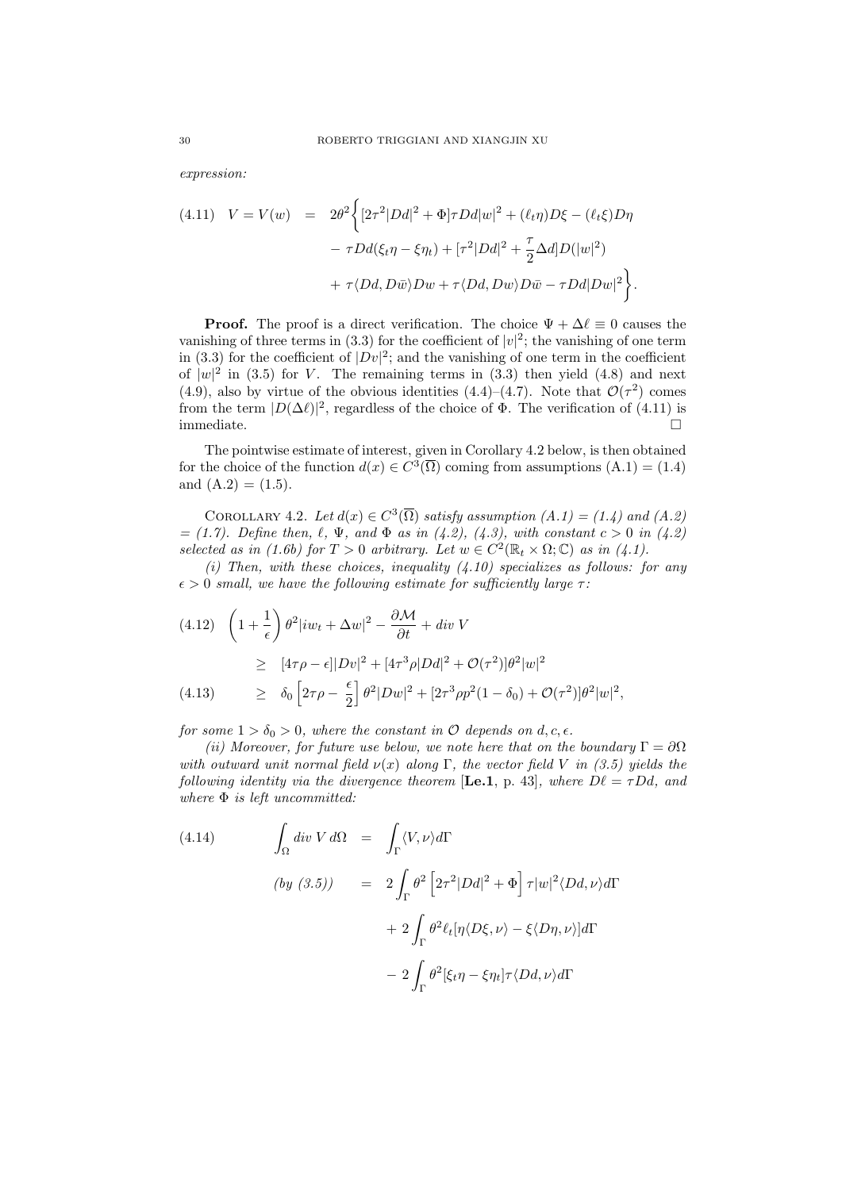*expression:*

$$
\text{(4.11)} \quad V = V(w) = 2\theta^2 \Big\{ [2\tau^2 |Dd|^2 + \Phi]\tau Dd|w|^2 + (\ell_t \eta) D\xi - (\ell_t \xi) D\eta
- \tau Dd(\xi_t \eta - \xi \eta_t) + [\tau^2 |Dd|^2 + \frac{\tau}{2}\Delta d] D(|w|^2)
+ \tau \langle Dd, D\bar{w}\rangle Dw + \tau \langle Dd, Dw\rangle D\bar{w} - \tau Dd|Dw|^2 \Big\}.
$$

**Proof.** The proof is a direct verification. The choice $\Psi + \Delta \ell \equiv 0$ causes the vanishing of three terms in (3.3) for the coefficient of $|v|^2$; the vanishing of one term in (3.3) for the coefficient of $|Dv|^2$; and the vanishing of one term in the coefficient of $|w|^2$ in (3.5) for $V$. The remaining terms in (3.3) then yield (4.8) and next (4.9), also by virtue of the obvious identities (4.4)–(4.7). Note that $\mathcal{O}(\tau^2)$ comes from the term $|D(\Delta \ell)|^2$, regardless of the choice of $\Phi$. The verification of (4.11) is immediate. $\square$

The pointwise estimate of interest, given in Corollary 4.2 below, is then obtained for the choice of the function $d(x) \in C^3(\overline{\Omega})$ coming from assumptions (A.1) = (1.4) and (A.2) = (1.5).

COROLLARY 4.2. *Let $d(x) \in C^3(\overline{\Omega})$ satisfy assumption (A.1) = (1.4) and (A.2) = (1.7). Define then, $\ell$, $\Psi$, and $\Phi$ as in (4.2), (4.3), with constant $c > 0$ in (4.2) selected as in (1.6b) for $T > 0$ arbitrary. Let $w \in C^2(\mathbb{R}_t \times \Omega; \mathbb{C})$ as in (4.1).*

*(i) Then, with these choices, inequality (4.10) specializes as follows: for any $\epsilon > 0$ small, we have the following estimate for sufficiently large $\tau$:*

$$
\text{(4.12)} \quad \left(1 + \frac{1}{\epsilon}\right)\theta^2 |iw_t + \Delta w|^2 - \frac{\partial \mathcal{M}}{\partial t} + div\, V
\geq [4\tau\rho - \epsilon]|Dv|^2 + [4\tau^3 \rho |Dd|^2 + \mathcal{O}(\tau^2)]\theta^2 |w|^2
$$

$$
\text{(4.13)} \quad \geq \delta_0 \left[2\tau\rho - \frac{\epsilon}{2}\right]\theta^2 |Dw|^2 + [2\tau^3 \rho p^2 (1 - \delta_0) + \mathcal{O}(\tau^2)]\theta^2 |w|^2,
$$

*for some $1 > \delta_0 > 0$, where the constant in $\mathcal{O}$ depends on $d, c, \epsilon$.*

*(ii) Moreover, for future use below, we note here that on the boundary $\Gamma = \partial\Omega$ with outward unit normal field $\nu(x)$ along $\Gamma$, the vector field $V$ in (3.5) yields the following identity via the divergence theorem* [**Le.1**, p. 43]*, where $D\ell = \tau Dd$, and where $\Phi$ is left uncommitted:*

$$
\text{(4.14)} \quad \int_\Omega div\, V\, d\Omega = \int_\Gamma \langle V, \nu\rangle d\Gamma
$$

$$
\text{(by (3.5))} \quad = 2\int_\Gamma \theta^2 \left[2\tau^2 |Dd|^2 + \Phi\right]\tau |w|^2 \langle Dd, \nu\rangle d\Gamma
+ 2\int_\Gamma \theta^2 \ell_t [\eta \langle D\xi, \nu\rangle - \xi \langle D\eta, \nu\rangle] d\Gamma
- 2\int_\Gamma \theta^2 [\xi_t \eta - \xi \eta_t]\tau \langle Dd, \nu\rangle d\Gamma
$$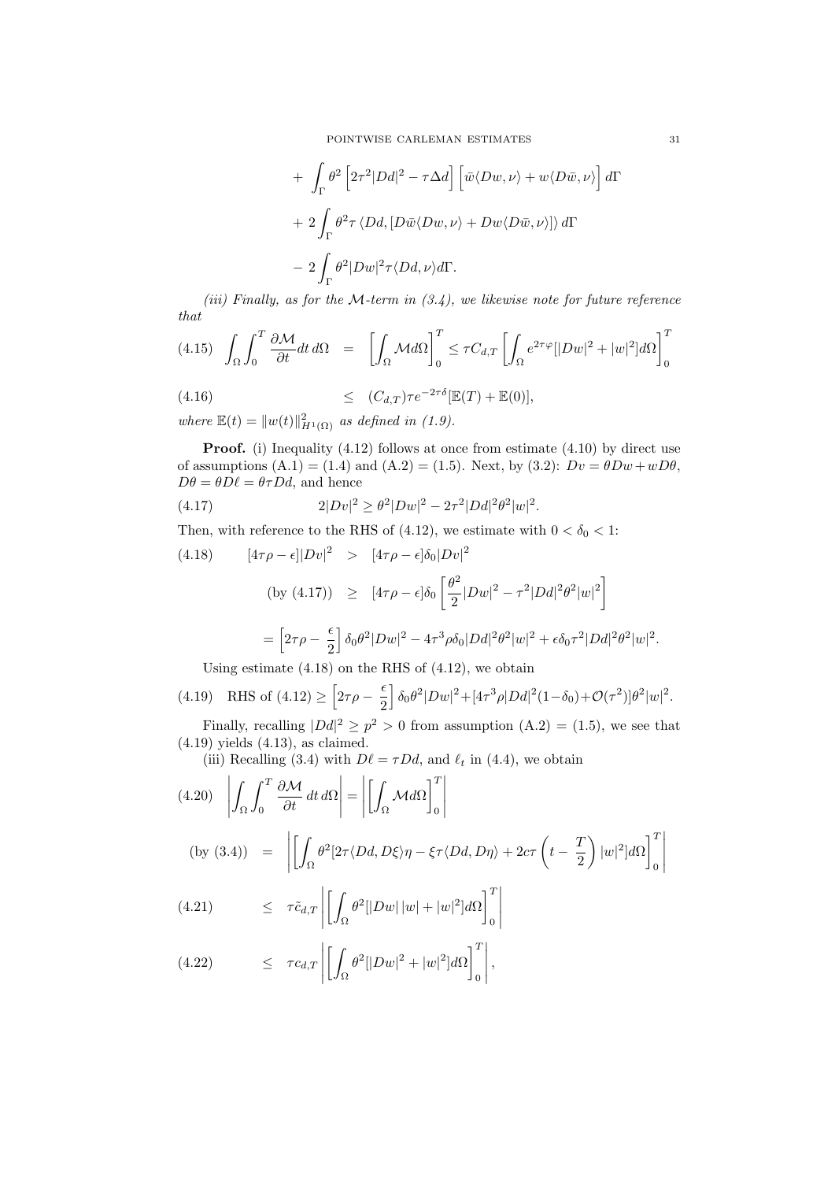$$+ \int_\Gamma \theta^2 \left[2\tau^2|Dd|^2 - \tau\Delta d\right]\left[\bar{w}\langle Dw,\nu\rangle + w\langle D\bar{w},\nu\rangle\right] d\Gamma$$

$$+ 2\int_\Gamma \theta^2\tau \left\langle Dd, [D\bar{w}\langle Dw,\nu\rangle + Dw\langle D\bar{w},\nu\rangle]\right\rangle d\Gamma$$

$$- 2\int_\Gamma \theta^2 |Dw|^2 \tau \langle Dd,\nu\rangle d\Gamma.$$

*(iii) Finally, as for the $\mathcal{M}$-term in (3.4), we likewise note for future reference that*

$$\int_\Omega\int_0^T \frac{\partial \mathcal{M}}{\partial t} dt\, d\Omega \;=\; \left[\int_\Omega \mathcal{M} d\Omega\right]_0^T \leq \tau C_{d,T}\left[\int_\Omega e^{2\tau\varphi}[|Dw|^2 + |w|^2] d\Omega\right]_0^T \tag{4.15}$$

$$\leq (C_{d,T})\tau e^{-2\tau\delta}[\mathbb{E}(T) + \mathbb{E}(0)], \tag{4.16}$$

*where* $\mathbb{E}(t) = \|w(t)\|^2_{H^1(\Omega)}$ *as defined in (1.9).*

**Proof.** (i) Inequality (4.12) follows at once from estimate (4.10) by direct use of assumptions (A.1) = (1.4) and (A.2) = (1.5). Next, by (3.2): $Dv = \theta Dw + w D\theta$, $D\theta = \theta D\ell = \theta\tau Dd$, and hence

$$2|Dv|^2 \geq \theta^2 |Dw|^2 - 2\tau^2 |Dd|^2 \theta^2 |w|^2. \tag{4.17}$$

Then, with reference to the RHS of (4.12), we estimate with $0 < \delta_0 < 1$:

$$[4\tau\rho - \epsilon]|Dv|^2 \;>\; [4\tau\rho - \epsilon]\delta_0 |Dv|^2 \tag{4.18}$$

$$(\text{by } (4.17)) \;\geq\; [4\tau\rho - \epsilon]\delta_0 \left[\frac{\theta^2}{2}|Dw|^2 - \tau^2|Dd|^2\theta^2|w|^2\right]$$

$$= \left[2\tau\rho - \frac{\epsilon}{2}\right]\delta_0\theta^2|Dw|^2 - 4\tau^3\rho\delta_0|Dd|^2\theta^2|w|^2 + \epsilon\delta_0\tau^2|Dd|^2\theta^2|w|^2.$$

Using estimate (4.18) on the RHS of (4.12), we obtain

$$\text{RHS of } (4.12) \geq \left[2\tau\rho - \frac{\epsilon}{2}\right]\delta_0\theta^2|Dw|^2 + [4\tau^3\rho|Dd|^2(1-\delta_0) + \mathcal{O}(\tau^2)]\theta^2|w|^2. \tag{4.19}$$

Finally, recalling $|Dd|^2 \geq p^2 > 0$ from assumption (A.2) = (1.5), we see that (4.19) yields (4.13), as claimed.

(iii) Recalling (3.4) with $D\ell = \tau Dd$, and $\ell_t$ in (4.4), we obtain

$$\left|\int_\Omega\int_0^T \frac{\partial\mathcal{M}}{\partial t}\, dt\, d\Omega\right| = \left|\left[\int_\Omega \mathcal{M} d\Omega\right]_0^T\right| \tag{4.20}$$

$$(\text{by } (3.4)) \;=\; \left|\left[\int_\Omega \theta^2[2\tau\langle Dd, D\xi\rangle\eta - \xi\tau\langle Dd, D\eta\rangle + 2c\tau\left(t - \frac{T}{2}\right)|w|^2] d\Omega\right]_0^T\right|$$

$$\leq \tau\tilde{c}_{d,T}\left|\left[\int_\Omega \theta^2[|Dw|\,|w| + |w|^2] d\Omega\right]_0^T\right| \tag{4.21}$$

$$\leq \tau c_{d,T}\left|\left[\int_\Omega \theta^2[|Dw|^2 + |w|^2] d\Omega\right]_0^T\right|, \tag{4.22}$$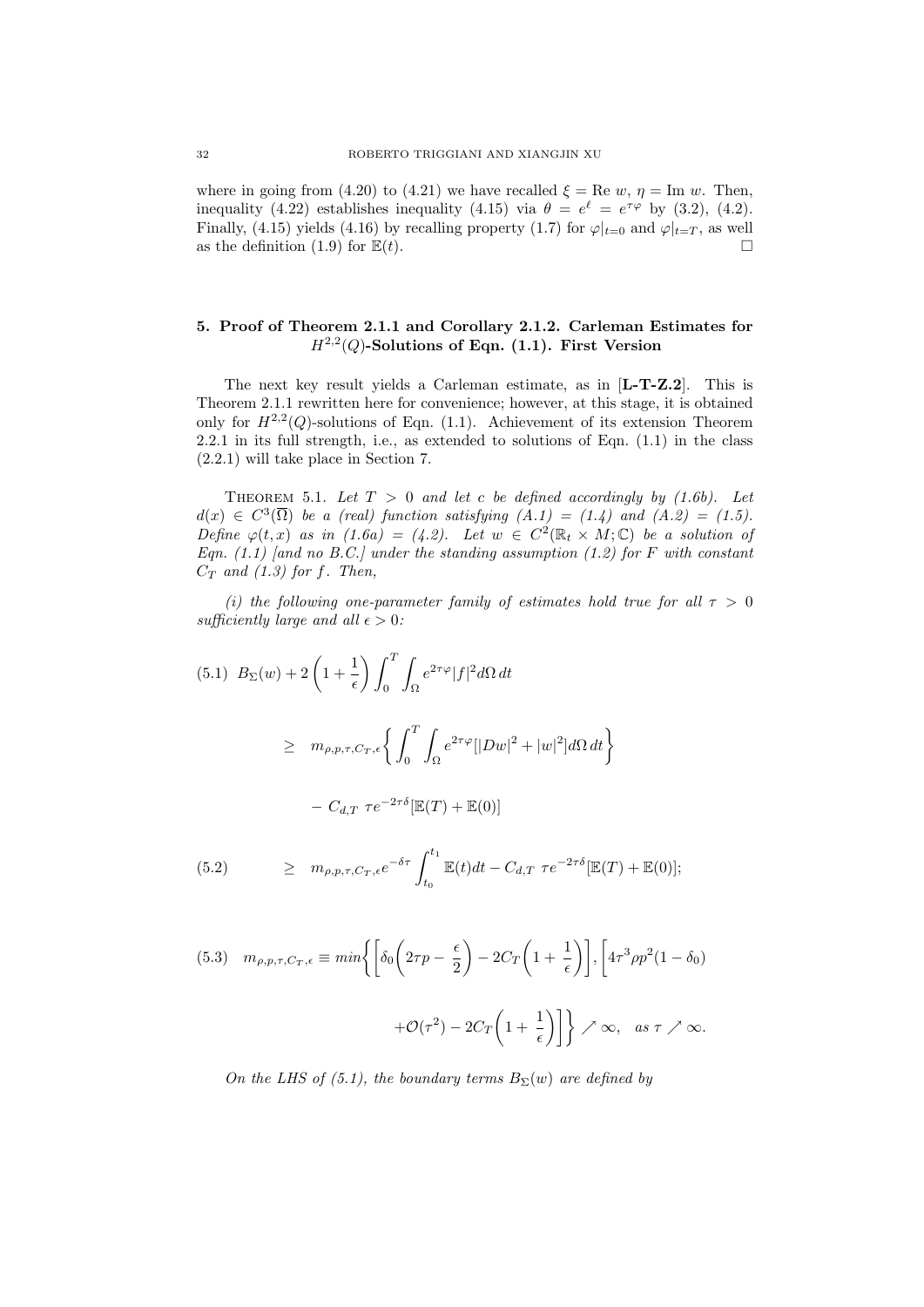where in going from (4.20) to (4.21) we have recalled $\xi = \text{Re } w$, $\eta = \text{Im } w$. Then, inequality (4.22) establishes inequality (4.15) via $\theta = e^{\ell} = e^{\tau\varphi}$ by (3.2), (4.2). Finally, (4.15) yields (4.16) by recalling property (1.7) for $\varphi|_{t=0}$ and $\varphi|_{t=T}$, as well as the definition (1.9) for $\mathbb{E}(t)$. $\square$

## 5. Proof of Theorem 2.1.1 and Corollary 2.1.2. Carleman Estimates for $H^{2,2}(Q)$-Solutions of Eqn. (1.1). First Version

The next key result yields a Carleman estimate, as in [**L-T-Z.2**]. This is Theorem 2.1.1 rewritten here for convenience; however, at this stage, it is obtained only for $H^{2,2}(Q)$-solutions of Eqn. (1.1). Achievement of its extension Theorem 2.2.1 in its full strength, i.e., as extended to solutions of Eqn. (1.1) in the class (2.2.1) will take place in Section 7.

Theorem 5.1. *Let $T > 0$ and let $c$ be defined accordingly by (1.6b). Let $d(x) \in C^3(\overline{\Omega})$ be a (real) function satisfying (A.1) = (1.4) and (A.2) = (1.5). Define $\varphi(t,x)$ as in (1.6a) = (4.2). Let $w \in C^2(\mathbb{R}_t \times M; \mathbb{C})$ be a solution of Eqn. (1.1) [and no B.C.] under the standing assumption (1.2) for $F$ with constant $C_T$ and (1.3) for $f$. Then,*

*(i) the following one-parameter family of estimates hold true for all $\tau > 0$ sufficiently large and all $\epsilon > 0$:*

$$
(5.1)\quad B_\Sigma(w) + 2\left(1+\frac{1}{\epsilon}\right)\int_0^T\int_\Omega e^{2\tau\varphi}|f|^2 d\Omega\, dt
$$

$$
\geq \quad m_{\rho,p,\tau,C_T,\epsilon}\left\{\int_0^T\int_\Omega e^{2\tau\varphi}[|Dw|^2+|w|^2]d\Omega\, dt\right\}
$$

$$
-\ C_{d,T}\ \tau e^{-2\tau\delta}[\mathbb{E}(T)+\mathbb{E}(0)]
$$

$$
(5.2)\qquad \geq \quad m_{\rho,p,\tau,C_T,\epsilon}e^{-\delta\tau}\int_{t_0}^{t_1}\mathbb{E}(t)dt - C_{d,T}\ \tau e^{-2\tau\delta}[\mathbb{E}(T)+\mathbb{E}(0)];
$$

$$
(5.3)\quad m_{\rho,p,\tau,C_T,\epsilon} \equiv min\left\{\left[\delta_0\left(2\tau p - \frac{\epsilon}{2}\right) - 2C_T\left(1+\frac{1}{\epsilon}\right)\right], \left[4\tau^3\rho p^2(1-\delta_0)\right.\right.
$$

$$
\left.\left. +\mathcal{O}(\tau^2) - 2C_T\left(1+\frac{1}{\epsilon}\right)\right]\right\} \nearrow \infty, \quad as\ \tau \nearrow \infty.
$$

*On the LHS of (5.1), the boundary terms $B_\Sigma(w)$ are defined by*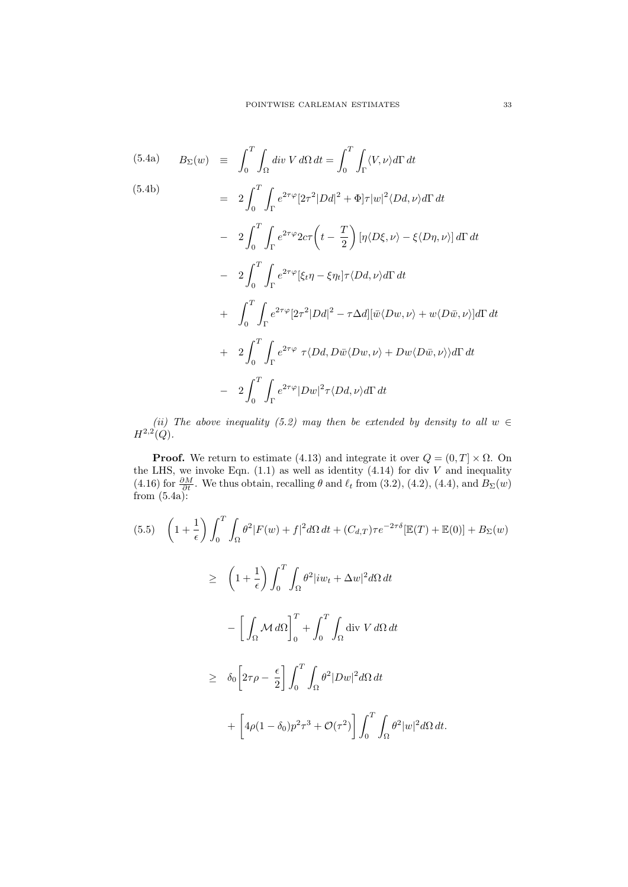$$
\begin{aligned}
\text{(5.4a)} \qquad B_\Sigma(w) \;&\equiv\; \int_0^T \int_\Omega div\; V \, d\Omega \, dt = \int_0^T \int_\Gamma \langle V, \nu \rangle d\Gamma \, dt \\
\text{(5.4b)} \qquad &=\; 2\int_0^T \int_\Gamma e^{2\tau\varphi}[2\tau^2 |Dd|^2 + \Phi]\tau |w|^2 \langle Dd, \nu \rangle d\Gamma \, dt \\
&-\; 2\int_0^T \int_\Gamma e^{2\tau\varphi} 2c\tau \left( t - \frac{T}{2} \right) [\eta \langle D\xi, \nu \rangle - \xi \langle D\eta, \nu \rangle] \, d\Gamma \, dt \\
&-\; 2\int_0^T \int_\Gamma e^{2\tau\varphi}[\xi_t \eta - \xi \eta_t]\tau \langle Dd, \nu \rangle d\Gamma \, dt \\
&+\; \int_0^T \int_\Gamma e^{2\tau\varphi}[2\tau^2 |Dd|^2 - \tau \Delta d][\bar{w}\langle Dw, \nu \rangle + w \langle D\bar{w}, \nu \rangle] d\Gamma \, dt \\
&+\; 2\int_0^T \int_\Gamma e^{2\tau\varphi} \; \tau \langle Dd, D\bar{w}\langle Dw, \nu \rangle + Dw \langle D\bar{w}, \nu \rangle \rangle d\Gamma \, dt \\
&-\; 2\int_0^T \int_\Gamma e^{2\tau\varphi} |Dw|^2 \tau \langle Dd, \nu \rangle d\Gamma \, dt
\end{aligned}
$$

*(ii) The above inequality (5.2) may then be extended by density to all $w \in H^{2,2}(Q)$.*

**Proof.** We return to estimate (4.13) and integrate it over $Q = (0, T] \times \Omega$. On the LHS, we invoke Eqn. (1.1) as well as identity (4.14) for div $V$ and inequality (4.16) for $\frac{\partial M}{\partial t}$. We thus obtain, recalling $\theta$ and $\ell_t$ from (3.2), (4.2), (4.4), and $B_\Sigma(w)$ from (5.4a):

$$
\begin{aligned}
\text{(5.5)} \quad & \left(1 + \frac{1}{\epsilon}\right) \int_0^T \int_\Omega \theta^2 |F(w) + f|^2 d\Omega \, dt + (C_{d,T})\tau e^{-2\tau\delta}[\mathbb{E}(T) + \mathbb{E}(0)] + B_\Sigma(w) \\
&\geq \left(1 + \frac{1}{\epsilon}\right) \int_0^T \int_\Omega \theta^2 |iw_t + \Delta w|^2 d\Omega \, dt \\
&\quad - \left[ \int_\Omega \mathcal{M} \, d\Omega \right]_0^T + \int_0^T \int_\Omega \text{div } V \, d\Omega \, dt \\
&\geq \delta_0 \left[ 2\tau\rho - \frac{\epsilon}{2} \right] \int_0^T \int_\Omega \theta^2 |Dw|^2 d\Omega \, dt \\
&\quad + \left[ 4\rho(1 - \delta_0)p^2\tau^3 + \mathcal{O}(\tau^2) \right] \int_0^T \int_\Omega \theta^2 |w|^2 d\Omega \, dt.
\end{aligned}
$$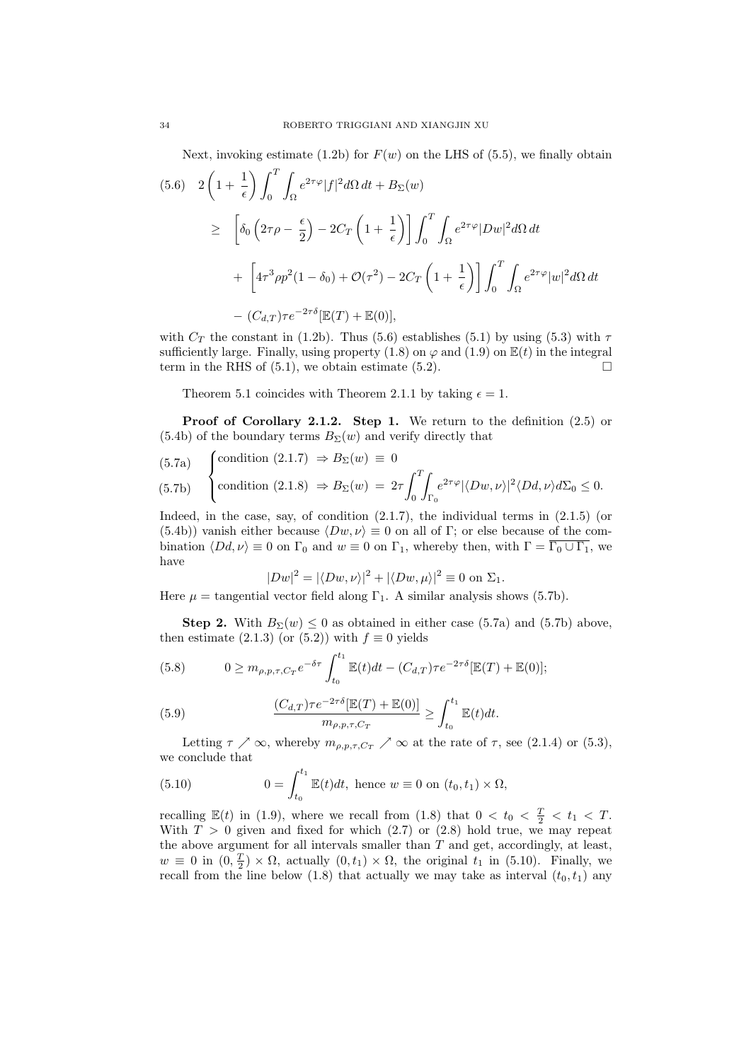Next, invoking estimate (1.2b) for $F(w)$ on the LHS of (5.5), we finally obtain

$$
\begin{aligned}
(5.6)\quad & 2\left(1+\frac{1}{\epsilon}\right)\int_0^T\int_\Omega e^{2\tau\varphi}|f|^2 d\Omega\, dt + B_\Sigma(w) \\
\geq\ & \left[\delta_0\left(2\tau\rho - \frac{\epsilon}{2}\right) - 2C_T\left(1+\frac{1}{\epsilon}\right)\right]\int_0^T\int_\Omega e^{2\tau\varphi}|Dw|^2 d\Omega\, dt \\
&+ \left[4\tau^3\rho p^2(1-\delta_0) + \mathcal{O}(\tau^2) - 2C_T\left(1+\frac{1}{\epsilon}\right)\right]\int_0^T\int_\Omega e^{2\tau\varphi}|w|^2 d\Omega\, dt \\
&- (C_{d,T})\tau e^{-2\tau\delta}[\mathbb{E}(T)+\mathbb{E}(0)],
\end{aligned}
$$

with $C_T$ the constant in (1.2b). Thus (5.6) establishes (5.1) by using (5.3) with $\tau$ sufficiently large. Finally, using property (1.8) on $\varphi$ and (1.9) on $\mathbb{E}(t)$ in the integral term in the RHS of (5.1), we obtain estimate (5.2). $\square$

Theorem 5.1 coincides with Theorem 2.1.1 by taking $\epsilon = 1$.

**Proof of Corollary 2.1.2. Step 1.** We return to the definition (2.5) or (5.4b) of the boundary terms $B_\Sigma(w)$ and verify directly that

$$
\begin{cases}
\text{condition (2.1.7)} \Rightarrow B_\Sigma(w) \equiv 0 & \text{(5.7a)}\\
\text{condition (2.1.8)} \Rightarrow B_\Sigma(w) = 2\tau\displaystyle\int_0^T\int_{\Gamma_0} e^{2\tau\varphi}|\langle Dw,\nu\rangle|^2\langle Dd,\nu\rangle d\Sigma_0 \leq 0. & \text{(5.7b)}
\end{cases}
$$

Indeed, in the case, say, of condition (2.1.7), the individual terms in (2.1.5) (or (5.4b)) vanish either because $\langle Dw,\nu\rangle \equiv 0$ on all of $\Gamma$; or else because of the combination $\langle Dd,\nu\rangle \equiv 0$ on $\Gamma_0$ and $w \equiv 0$ on $\Gamma_1$, whereby then, with $\Gamma = \overline{\Gamma_0 \cup \Gamma_1}$, we have

$$|Dw|^2 = |\langle Dw,\nu\rangle|^2 + |\langle Dw,\mu\rangle|^2 \equiv 0 \text{ on } \Sigma_1.$$

Here $\mu$ = tangential vector field along $\Gamma_1$. A similar analysis shows (5.7b).

**Step 2.** With $B_\Sigma(w) \leq 0$ as obtained in either case (5.7a) and (5.7b) above, then estimate (2.1.3) (or (5.2)) with $f \equiv 0$ yields

$$0 \geq m_{\rho,p,\tau,C_T} e^{-\delta\tau}\int_{t_0}^{t_1}\mathbb{E}(t)dt - (C_{d,T})\tau e^{-2\tau\delta}[\mathbb{E}(T)+\mathbb{E}(0)]; \tag{5.8}$$

$$\frac{(C_{d,T})\tau e^{-2\tau\delta}[\mathbb{E}(T)+\mathbb{E}(0)]}{m_{\rho,p,\tau,C_T}} \geq \int_{t_0}^{t_1}\mathbb{E}(t)dt. \tag{5.9}$$

Letting $\tau \nearrow \infty$, whereby $m_{\rho,p,\tau,C_T} \nearrow \infty$ at the rate of $\tau$, see (2.1.4) or (5.3), we conclude that

$$0 = \int_{t_0}^{t_1}\mathbb{E}(t)dt, \text{ hence } w \equiv 0 \text{ on } (t_0,t_1)\times\Omega, \tag{5.10}$$

recalling $\mathbb{E}(t)$ in (1.9), where we recall from (1.8) that $0 < t_0 < \frac{T}{2} < t_1 < T$. With $T > 0$ given and fixed for which (2.7) or (2.8) hold true, we may repeat the above argument for all intervals smaller than $T$ and get, accordingly, at least, $w \equiv 0$ in $(0,\frac{T}{2})\times\Omega$, actually $(0,t_1)\times\Omega$, the original $t_1$ in (5.10). Finally, we recall from the line below (1.8) that actually we may take as interval $(t_0,t_1)$ any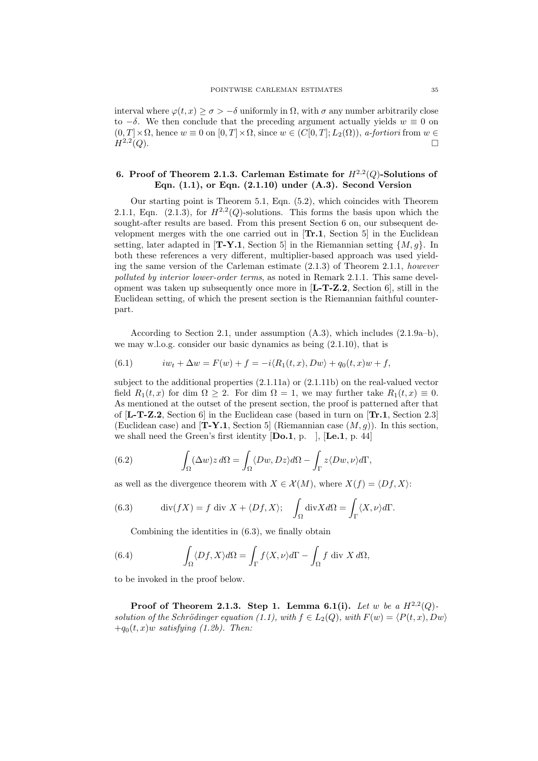interval where $\varphi(t,x) \geq \sigma > -\delta$ uniformly in $\Omega$, with $\sigma$ any number arbitrarily close to $-\delta$. We then conclude that the preceding argument actually yields $w \equiv 0$ on $(0,T] \times \Omega$, hence $w \equiv 0$ on $[0,T] \times \Omega$, since $w \in (C[0,T]; L_2(\Omega))$, *a-fortiori* from $w \in H^{2,2}(Q)$. $\square$

## 6. Proof of Theorem 2.1.3. Carleman Estimate for $H^{2,2}(Q)$-Solutions of Eqn. (1.1), or Eqn. (2.1.10) under (A.3). Second Version

Our starting point is Theorem 5.1, Eqn. (5.2), which coincides with Theorem 2.1.1, Eqn. (2.1.3), for $H^{2,2}(Q)$-solutions. This forms the basis upon which the sought-after results are based. From this present Section 6 on, our subsequent development merges with the one carried out in [**Tr.1**, Section 5] in the Euclidean setting, later adapted in [**T-Y.1**, Section 5] in the Riemannian setting $\{M, g\}$. In both these references a very different, multiplier-based approach was used yielding the same version of the Carleman estimate (2.1.3) of Theorem 2.1.1, *however polluted by interior lower-order terms*, as noted in Remark 2.1.1. This same development was taken up subsequently once more in [**L-T-Z.2**, Section 6], still in the Euclidean setting, of which the present section is the Riemannian faithful counterpart.

According to Section 2.1, under assumption (A.3), which includes (2.1.9a–b), we may w.l.o.g. consider our basic dynamics as being (2.1.10), that is

$$
iw_t + \Delta w = F(w) + f = -i\langle R_1(t,x), Dw\rangle + q_0(t,x)w + f, \tag{6.1}
$$

subject to the additional properties (2.1.11a) or (2.1.11b) on the real-valued vector field $R_1(t,x)$ for dim $\Omega \geq 2$. For dim $\Omega = 1$, we may further take $R_1(t,x) \equiv 0$. As mentioned at the outset of the present section, the proof is patterned after that of [**L-T-Z.2**, Section 6] in the Euclidean case (based in turn on [**Tr.1**, Section 2.3] (Euclidean case) and [**T-Y.1**, Section 5] (Riemannian case $(M,g)$). In this section, we shall need the Green's first identity [**Do.1**, p. ], [**Le.1**, p. 44]

$$
\int_\Omega (\Delta w) z \, d\Omega = \int_\Omega \langle Dw, Dz\rangle d\Omega - \int_\Gamma z \langle Dw, \nu\rangle d\Gamma, \tag{6.2}
$$

as well as the divergence theorem with $X \in \mathcal{X}(M)$, where $X(f) = \langle Df, X\rangle$:

$$
\operatorname{div}(fX) = f \text{ div } X + \langle Df, X\rangle; \quad \int_\Omega \operatorname{div} X d\Omega = \int_\Gamma \langle X, \nu\rangle d\Gamma. \tag{6.3}
$$

Combining the identities in (6.3), we finally obtain

$$
\int_\Omega \langle Df, X\rangle d\Omega = \int_\Gamma f\langle X, \nu\rangle d\Gamma - \int_\Omega f \text{ div } X \, d\Omega, \tag{6.4}
$$

to be invoked in the proof below.

**Proof of Theorem 2.1.3. Step 1. Lemma 6.1(i).** *Let $w$ be a $H^{2,2}(Q)$-solution of the Schrödinger equation (1.1), with $f \in L_2(Q)$, with $F(w) = \langle P(t,x), Dw\rangle + q_0(t,x)w$ satisfying (1.2b). Then:*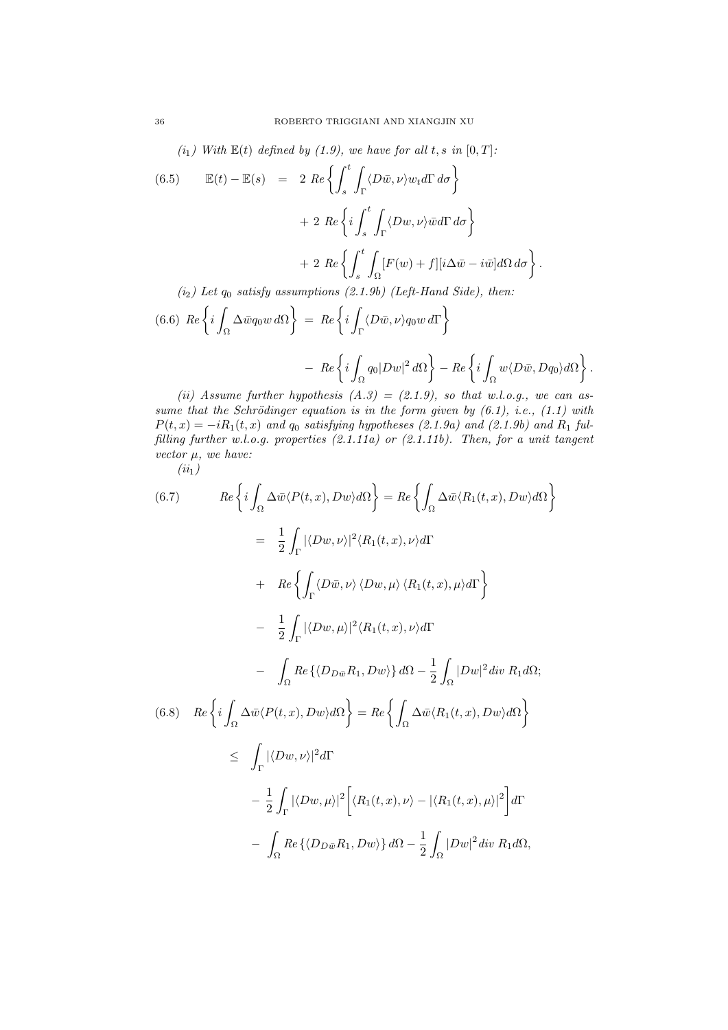*($i_1$) With $\mathbb{E}(t)$ defined by (1.9), we have for all $t, s$ in $[0, T]$:*

$$
\begin{aligned}
(6.5) \qquad \mathbb{E}(t) - \mathbb{E}(s) \;&=\; 2 \; Re\left\{ \int_s^t \int_\Gamma \langle D\bar{w}, \nu\rangle w_t d\Gamma \, d\sigma \right\} \\
&+ \; 2 \; Re\left\{ i \int_s^t \int_\Gamma \langle Dw, \nu\rangle \bar{w} d\Gamma \, d\sigma \right\} \\
&+ \; 2 \; Re\left\{ \int_s^t \int_\Omega [F(w) + f][i\Delta\bar{w} - i\bar{w}] d\Omega \, d\sigma \right\}.
\end{aligned}
$$

*($i_2$) Let $q_0$ satisfy assumptions (2.1.9b) (Left-Hand Side), then:*

$$
\begin{aligned}
(6.6) \; Re\left\{ i \int_\Omega \Delta\bar{w} q_0 w \, d\Omega \right\} \;&=\; Re\left\{ i \int_\Gamma \langle D\bar{w}, \nu\rangle q_0 w \, d\Gamma \right\} \\
&- \; Re\left\{ i \int_\Omega q_0 |Dw|^2 \, d\Omega \right\} - Re\left\{ i \int_\Omega w \langle D\bar{w}, Dq_0\rangle d\Omega \right\}.
\end{aligned}
$$

*(ii) Assume further hypothesis (A.3) = (2.1.9), so that w.l.o.g., we can assume that the Schrödinger equation is in the form given by (6.1), i.e., (1.1) with $P(t, x) = -iR_1(t, x)$ and $q_0$ satisfying hypotheses (2.1.9a) and (2.1.9b) and $R_1$ fulfilling further w.l.o.g. properties (2.1.11a) or (2.1.11b). Then, for a unit tangent vector $\mu$, we have:*

*($ii_1$)*

$$
\begin{aligned}
(6.7) \qquad Re\left\{ i \int_\Omega \Delta\bar{w} \langle P(t, x), Dw\rangle d\Omega \right\} &= Re\left\{ \int_\Omega \Delta\bar{w} \langle R_1(t, x), Dw\rangle d\Omega \right\} \\
&= \; \frac{1}{2} \int_\Gamma |\langle Dw, \nu\rangle|^2 \langle R_1(t, x), \nu\rangle d\Gamma \\
&+ \; Re\left\{ \int_\Gamma \langle D\bar{w}, \nu\rangle \, \langle Dw, \mu\rangle \, \langle R_1(t, x), \mu\rangle d\Gamma \right\} \\
&- \; \frac{1}{2} \int_\Gamma |\langle Dw, \mu\rangle|^2 \langle R_1(t, x), \nu\rangle d\Gamma \\
&- \; \int_\Omega Re\left\{ \langle D_{D\bar{w}} R_1, Dw\rangle \right\} d\Omega - \frac{1}{2} \int_\Omega |Dw|^2 div \; R_1 d\Omega;
\end{aligned}
$$

$$
\begin{aligned}
(6.8) \quad Re\left\{ i \int_\Omega \Delta\bar{w} \langle P(t, x), Dw\rangle d\Omega \right\} &= Re\left\{ \int_\Omega \Delta\bar{w} \langle R_1(t, x), Dw\rangle d\Omega \right\} \\
\leq \; & \int_\Gamma |\langle Dw, \nu\rangle|^2 d\Gamma \\
& - \frac{1}{2} \int_\Gamma |\langle Dw, \mu\rangle|^2 \bigg[ \langle R_1(t, x), \nu\rangle - |\langle R_1(t, x), \mu\rangle|^2 \bigg] d\Gamma \\
& - \; \int_\Omega Re\left\{ \langle D_{D\bar{w}} R_1, Dw\rangle \right\} d\Omega - \frac{1}{2} \int_\Omega |Dw|^2 div \; R_1 d\Omega,
\end{aligned}
$$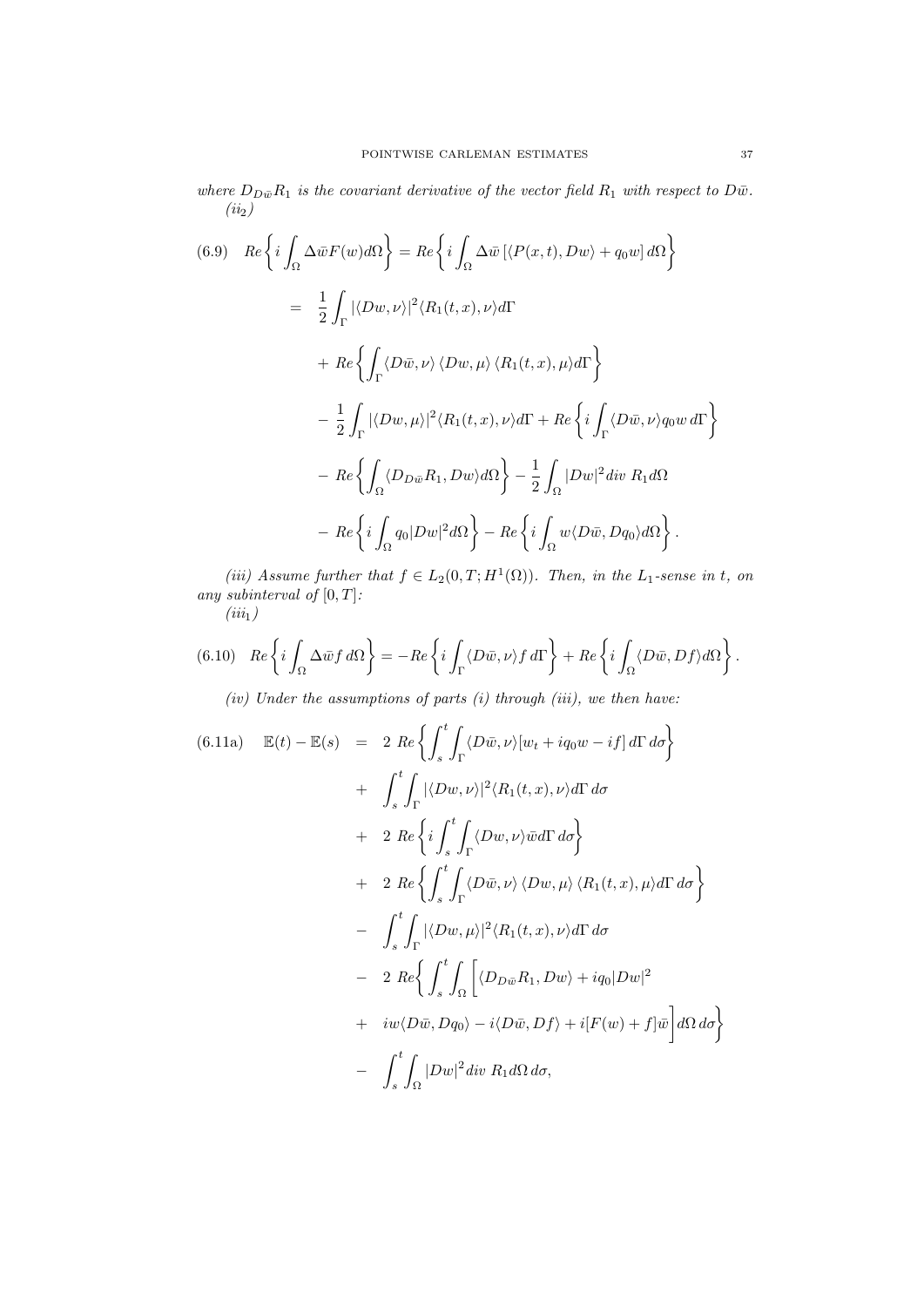*where $D_{D\bar{w}}R_1$ is the covariant derivative of the vector field $R_1$ with respect to $D\bar{w}$.*

*(ii$_2$)*

$$
\begin{aligned}
(6.9)\quad Re\left\{ i\int_\Omega \Delta\bar{w}F(w)d\Omega \right\} &= Re\left\{ i\int_\Omega \Delta\bar{w}\left[\langle P(x,t), Dw\rangle + q_0 w\right]d\Omega \right\} \\
&= \frac{1}{2}\int_\Gamma |\langle Dw,\nu\rangle|^2 \langle R_1(t,x),\nu\rangle d\Gamma \\
&+ Re\left\{ \int_\Gamma \langle D\bar{w},\nu\rangle\,\langle Dw,\mu\rangle\,\langle R_1(t,x),\mu\rangle d\Gamma \right\} \\
&- \frac{1}{2}\int_\Gamma |\langle Dw,\mu\rangle|^2 \langle R_1(t,x),\nu\rangle d\Gamma + Re\left\{ i\int_\Gamma \langle D\bar{w},\nu\rangle q_0 w\, d\Gamma \right\} \\
&- Re\left\{ \int_\Omega \langle D_{D\bar{w}}R_1, Dw\rangle d\Omega \right\} - \frac{1}{2}\int_\Omega |Dw|^2 div\ R_1 d\Omega \\
&- Re\left\{ i\int_\Omega q_0|Dw|^2 d\Omega \right\} - Re\left\{ i\int_\Omega w\langle D\bar{w}, Dq_0\rangle d\Omega \right\}.
\end{aligned}
$$

*(iii) Assume further that $f \in L_2(0,T;H^1(\Omega))$. Then, in the $L_1$-sense in $t$, on any subinterval of $[0,T]$:*

*(iii$_1$)*

$$
(6.10)\quad Re\left\{ i\int_\Omega \Delta\bar{w}f\, d\Omega \right\} = -Re\left\{ i\int_\Gamma \langle D\bar{w},\nu\rangle f\, d\Gamma \right\} + Re\left\{ i\int_\Omega \langle D\bar{w}, Df\rangle d\Omega \right\}.
$$

*(iv) Under the assumptions of parts (i) through (iii), we then have:*

$$
\begin{aligned}
(6.11a)\quad \mathbb{E}(t) - \mathbb{E}(s) &= 2\ Re\left\{ \int_s^t \int_\Gamma \langle D\bar{w},\nu\rangle [w_t + iq_0 w - if]\, d\Gamma\, d\sigma \right\} \\
&+ \int_s^t \int_\Gamma |\langle Dw,\nu\rangle|^2 \langle R_1(t,x),\nu\rangle d\Gamma\, d\sigma \\
&+ 2\ Re\left\{ i\int_s^t \int_\Gamma \langle Dw,\nu\rangle \bar{w} d\Gamma\, d\sigma \right\} \\
&+ 2\ Re\left\{ \int_s^t \int_\Gamma \langle D\bar{w},\nu\rangle\,\langle Dw,\mu\rangle\,\langle R_1(t,x),\mu\rangle d\Gamma\, d\sigma \right\} \\
&- \int_s^t \int_\Gamma |\langle Dw,\mu\rangle|^2 \langle R_1(t,x),\nu\rangle d\Gamma\, d\sigma \\
&- 2\ Re\Bigg\{ \int_s^t \int_\Omega \Big[ \langle D_{D\bar{w}}R_1, Dw\rangle + iq_0|Dw|^2 \\
&+ iw\langle D\bar{w}, Dq_0\rangle - i\langle D\bar{w}, Df\rangle + i[F(w)+f]\bar{w} \Big] d\Omega\, d\sigma \Bigg\} \\
&- \int_s^t \int_\Omega |Dw|^2 div\ R_1 d\Omega\, d\sigma,
\end{aligned}
$$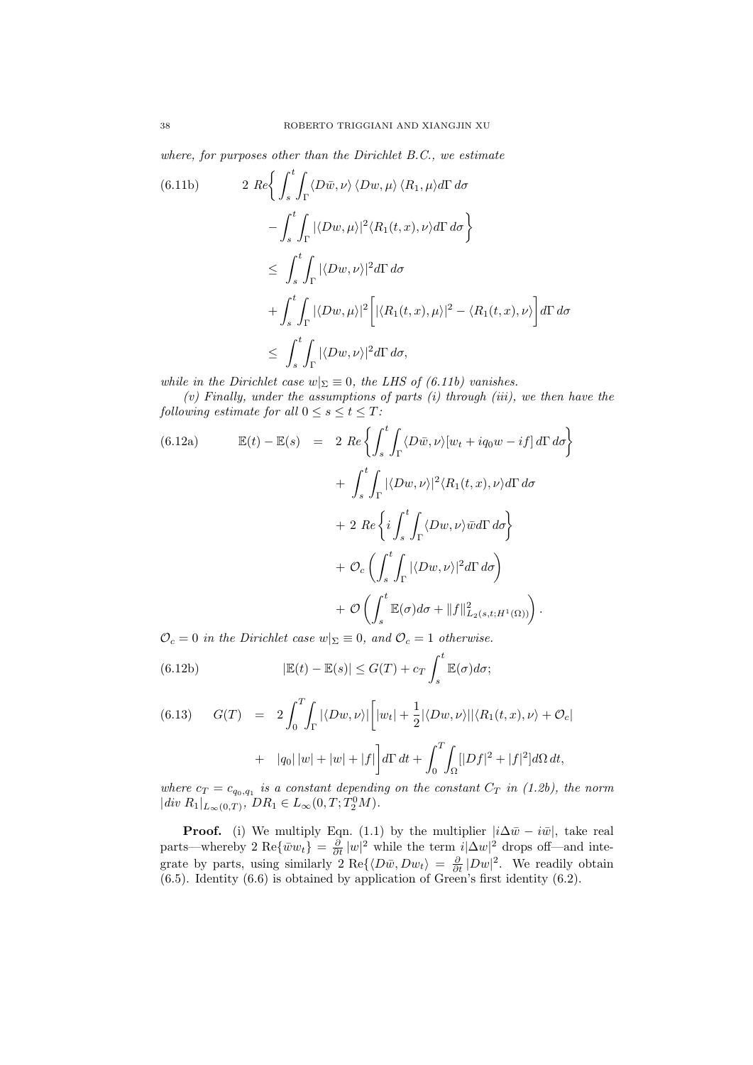*where, for purposes other than the Dirichlet B.C., we estimate*

$$
\begin{aligned}
(6.11b)\qquad & 2\ Re\bigg\{ \int_s^t \int_\Gamma \langle D\bar{w}, \nu\rangle \, \langle Dw, \mu\rangle \, \langle R_1, \mu\rangle d\Gamma\, d\sigma \\
& - \int_s^t \int_\Gamma |\langle Dw, \mu\rangle|^2 \langle R_1(t,x), \nu\rangle d\Gamma\, d\sigma \bigg\} \\
\leq\ & \int_s^t \int_\Gamma |\langle Dw, \nu\rangle|^2 d\Gamma\, d\sigma \\
& + \int_s^t \int_\Gamma |\langle Dw, \mu\rangle|^2 \bigg[ |\langle R_1(t,x), \mu\rangle|^2 - \langle R_1(t,x), \nu\rangle \bigg] d\Gamma\, d\sigma \\
\leq\ & \int_s^t \int_\Gamma |\langle Dw, \nu\rangle|^2 d\Gamma\, d\sigma,
\end{aligned}
$$

*while in the Dirichlet case $w|_\Sigma \equiv 0$, the LHS of (6.11b) vanishes.*

*(v) Finally, under the assumptions of parts (i) through (iii), we then have the following estimate for all $0 \leq s \leq t \leq T$:*

$$
\begin{aligned}
(6.12a)\qquad \mathbb{E}(t) - \mathbb{E}(s) \ =\ & 2\ Re\left\{ \int_s^t \int_\Gamma \langle D\bar{w}, \nu\rangle [w_t + iq_0 w - if]\, d\Gamma\, d\sigma \right\} \\
& + \int_s^t \int_\Gamma |\langle Dw, \nu\rangle|^2 \langle R_1(t,x), \nu\rangle d\Gamma\, d\sigma \\
& + 2\ Re\left\{ i \int_s^t \int_\Gamma \langle Dw, \nu\rangle \bar{w} d\Gamma\, d\sigma \right\} \\
& + \mathcal{O}_c \left( \int_s^t \int_\Gamma |\langle Dw, \nu\rangle|^2 d\Gamma\, d\sigma \right) \\
& + \mathcal{O}\left( \int_s^t \mathbb{E}(\sigma) d\sigma + \|f\|^2_{L_2(s,t;H^1(\Omega))} \right).
\end{aligned}
$$

*$\mathcal{O}_c = 0$ in the Dirichlet case $w|_\Sigma \equiv 0$, and $\mathcal{O}_c = 1$ otherwise.*

$$
(6.12b)\qquad |\mathbb{E}(t) - \mathbb{E}(s)| \leq G(T) + c_T \int_s^t \mathbb{E}(\sigma) d\sigma;
$$

$$
\begin{aligned}
(6.13)\qquad G(T) \ =\ & 2 \int_0^T \int_\Gamma |\langle Dw, \nu\rangle| \bigg[ |w_t| + \frac{1}{2} |\langle Dw, \nu\rangle| |\langle R_1(t,x), \nu\rangle + \mathcal{O}_c| \\
& + \ |q_0|\, |w| + |w| + |f| \bigg] d\Gamma\, dt + \int_0^T \int_\Omega [|Df|^2 + |f|^2] d\Omega\, dt,
\end{aligned}
$$

*where $c_T = c_{q_0,q_1}$ is a constant depending on the constant $C_T$ in (1.2b), the norm $|div\ R_1|_{L_\infty(0,T)}$, $DR_1 \in L_\infty(0,T; T_2^0 M)$.*

**Proof.** (i) We multiply Eqn. (1.1) by the multiplier $[i\Delta\bar{w} - i\bar{w}]$, take real parts—whereby $2\ \mathrm{Re}\{\bar{w}w_t\} = \frac{\partial}{\partial t} |w|^2$ while the term $i|\Delta w|^2$ drops off—and integrate by parts, using similarly $2\ \mathrm{Re}\{\langle D\bar{w}, Dw_t\rangle = \frac{\partial}{\partial t} |Dw|^2$. We readily obtain (6.5). Identity (6.6) is obtained by application of Green's first identity (6.2).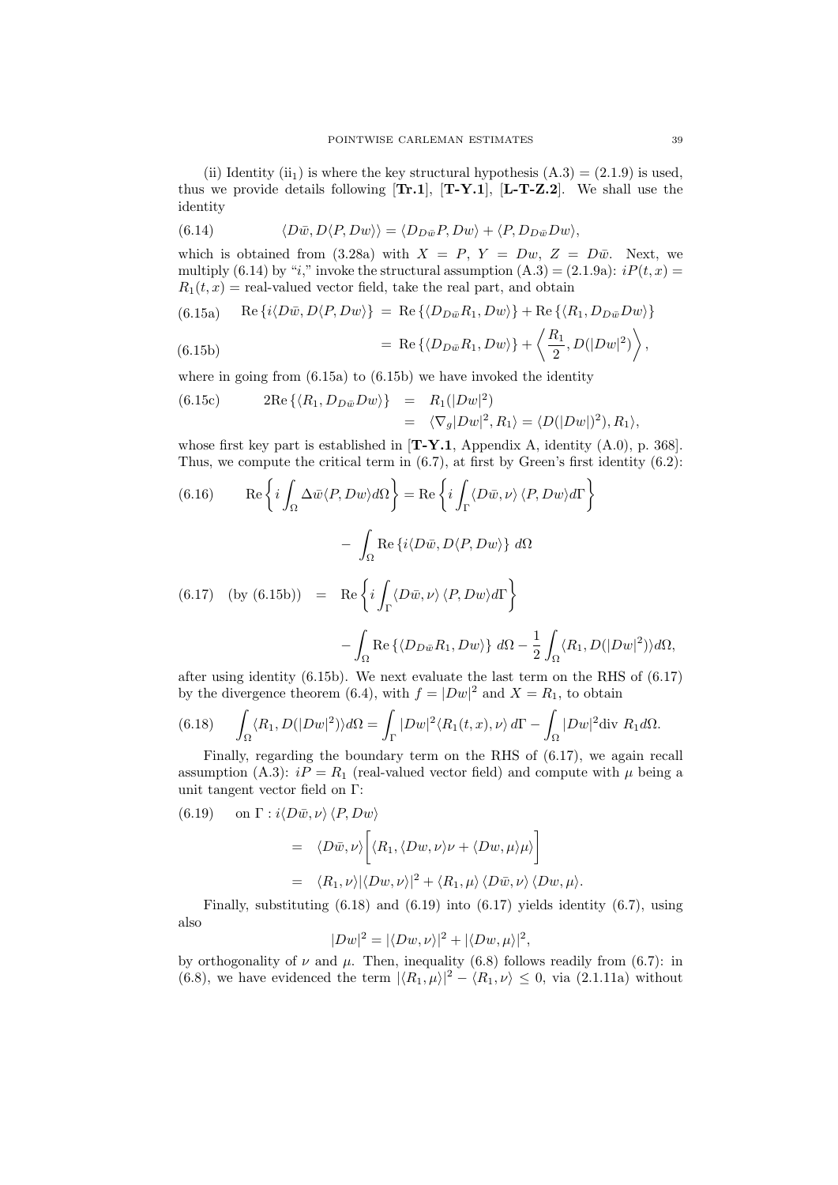(ii) Identity (ii$_1$) is where the key structural hypothesis (A.3) = (2.1.9) is used, thus we provide details following [**Tr.1**], [**T-Y.1**], [**L-T-Z.2**]. We shall use the identity

$$\langle D\bar{w}, D\langle P, Dw\rangle\rangle = \langle D_{D\bar{w}}P, Dw\rangle + \langle P, D_{D\bar{w}}Dw\rangle, \tag{6.14}$$

which is obtained from (3.28a) with $X = P$, $Y = Dw$, $Z = D\bar{w}$. Next, we multiply (6.14) by "$i$," invoke the structural assumption (A.3) = (2.1.9a): $iP(t,x) = R_1(t,x)$ = real-valued vector field, take the real part, and obtain

$$\text{Re}\,\{i\langle D\bar{w}, D\langle P, Dw\rangle\rangle\} = \text{Re}\,\{\langle D_{D\bar{w}}R_1, Dw\rangle\} + \text{Re}\,\{\langle R_1, D_{D\bar{w}}Dw\rangle\} \tag{6.15a}$$

$$= \text{Re}\,\{\langle D_{D\bar{w}}R_1, Dw\rangle\} + \left\langle \frac{R_1}{2}, D(|Dw|^2)\right\rangle, \tag{6.15b}$$

where in going from (6.15a) to (6.15b) we have invoked the identity

$$\begin{aligned} 2\text{Re}\,\{\langle R_1, D_{D\bar{w}}Dw\rangle\} &= R_1(|Dw|^2) \\ &= \langle \nabla_g |Dw|^2, R_1\rangle = \langle D(|Dw|)^2), R_1\rangle, \end{aligned} \tag{6.15c}$$

whose first key part is established in [**T-Y.1**, Appendix A, identity (A.0), p. 368]. Thus, we compute the critical term in (6.7), at first by Green's first identity (6.2):

$$\text{Re}\left\{i\int_\Omega \Delta\bar{w}\langle P, Dw\rangle d\Omega\right\} = \text{Re}\left\{i\int_\Gamma \langle D\bar{w},\nu\rangle\,\langle P, Dw\rangle d\Gamma\right\} - \int_\Omega \text{Re}\,\{i\langle D\bar{w}, D\langle P, Dw\rangle\rangle\}\; d\Omega \tag{6.16}$$

$$\begin{aligned} \text{(by (6.15b))} \quad &= \text{Re}\left\{i\int_\Gamma \langle D\bar{w},\nu\rangle\,\langle P, Dw\rangle d\Gamma\right\} \\ &\quad - \int_\Omega \text{Re}\,\{\langle D_{D\bar{w}}R_1, Dw\rangle\}\; d\Omega - \frac{1}{2}\int_\Omega \langle R_1, D(|Dw|^2)\rangle d\Omega, \end{aligned} \tag{6.17}$$

after using identity (6.15b). We next evaluate the last term on the RHS of (6.17) by the divergence theorem (6.4), with $f = |Dw|^2$ and $X = R_1$, to obtain

$$\int_\Omega \langle R_1, D(|Dw|^2)\rangle d\Omega = \int_\Gamma |Dw|^2\langle R_1(t,x),\nu\rangle\, d\Gamma - \int_\Omega |Dw|^2 \text{div}\; R_1 d\Omega. \tag{6.18}$$

Finally, regarding the boundary term on the RHS of (6.17), we again recall assumption (A.3): $iP = R_1$ (real-valued vector field) and compute with $\mu$ being a unit tangent vector field on $\Gamma$:

$$\begin{aligned} \text{on } \Gamma : i\langle D\bar{w},\nu\rangle\,\langle P, Dw\rangle & \\ &= \langle D\bar{w},\nu\rangle\Big[\langle R_1, \langle Dw,\nu\rangle\nu + \langle Dw,\mu\rangle\mu\rangle\Big] \\ &= \langle R_1,\nu\rangle|\langle Dw,\nu\rangle|^2 + \langle R_1,\mu\rangle\,\langle D\bar{w},\nu\rangle\,\langle Dw,\mu\rangle. \end{aligned} \tag{6.19}$$

Finally, substituting (6.18) and (6.19) into (6.17) yields identity (6.7), using also

$$|Dw|^2 = |\langle Dw,\nu\rangle|^2 + |\langle Dw,\mu\rangle|^2,$$

by orthogonality of $\nu$ and $\mu$. Then, inequality (6.8) follows readily from (6.7): in (6.8), we have evidenced the term $|\langle R_1,\mu\rangle|^2 - \langle R_1,\nu\rangle \le 0$, via (2.1.11a) without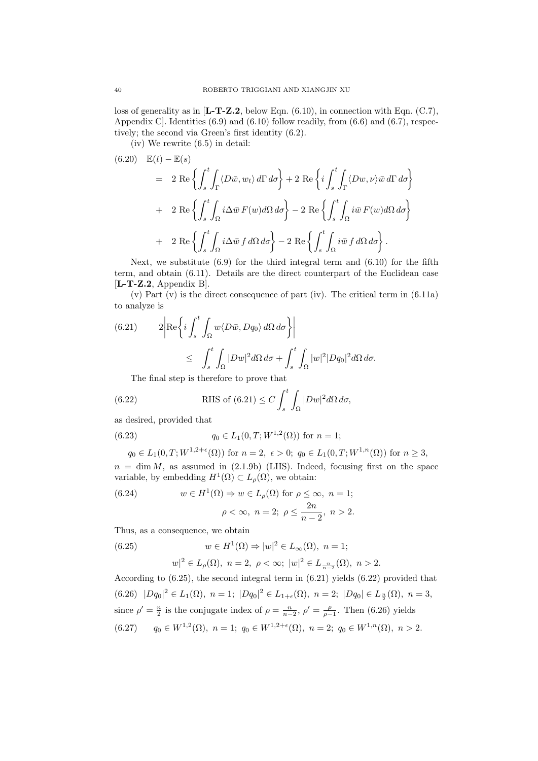loss of generality as in [**L-T-Z.2**, below Eqn. (6.10), in connection with Eqn. (C.7), Appendix C]. Identities (6.9) and (6.10) follow readily, from (6.6) and (6.7), respectively; the second via Green's first identity (6.2).

(iv) We rewrite (6.5) in detail:

$$
\begin{aligned}
(6.20)\quad \mathbb{E}(t)-\mathbb{E}(s) &= 2\ \mathrm{Re}\left\{\int_s^t\int_\Gamma \langle D\bar{w}, w_t\rangle\, d\Gamma\, d\sigma\right\} + 2\ \mathrm{Re}\left\{i\int_s^t\int_\Gamma \langle Dw,\nu\rangle \bar{w}\, d\Gamma\, d\sigma\right\} \\
&+\ 2\ \mathrm{Re}\left\{\int_s^t\int_\Omega i\Delta\bar{w}\, F(w) d\Omega\, d\sigma\right\} - 2\ \mathrm{Re}\left\{\int_s^t\int_\Omega i\bar{w}\, F(w) d\Omega\, d\sigma\right\} \\
&+\ 2\ \mathrm{Re}\left\{\int_s^t\int_\Omega i\Delta\bar{w}\, f\, d\Omega\, d\sigma\right\} - 2\ \mathrm{Re}\left\{\int_s^t\int_\Omega i\bar{w}\, f\, d\Omega\, d\sigma\right\}.
\end{aligned}
$$

Next, we substitute (6.9) for the third integral term and (6.10) for the fifth term, and obtain (6.11). Details are the direct counterpart of the Euclidean case [**L-T-Z.2**, Appendix B].

(v) Part (v) is the direct consequence of part (iv). The critical term in (6.11a) to analyze is

$$
\begin{aligned}
(6.21)\qquad 2\left|\mathrm{Re}\left\{ i\int_s^t\int_\Omega w\langle D\bar{w}, Dq_0\rangle\, d\Omega\, d\sigma\right\}\right| \\
\leq \int_s^t\int_\Omega |Dw|^2 d\Omega\, d\sigma + \int_s^t\int_\Omega |w|^2|Dq_0|^2 d\Omega\, d\sigma.
\end{aligned}
$$

The final step is therefore to prove that

$$
(6.22)\qquad \text{RHS of (6.21)} \leq C\int_s^t\int_\Omega |Dw|^2 d\Omega\, d\sigma,
$$

as desired, provided that

$$
(6.23)\qquad q_0 \in L_1(0,T;W^{1,2}(\Omega)) \text{ for } n=1;
$$

$$
q_0 \in L_1(0,T;W^{1,2+\epsilon}(\Omega)) \text{ for } n=2,\ \epsilon>0;\ q_0\in L_1(0,T;W^{1,n}(\Omega)) \text{ for } n\geq 3,
$$

$n = \dim M$, as assumed in (2.1.9b) (LHS). Indeed, focusing first on the space variable, by embedding $H^1(\Omega)\subset L_\rho(\Omega)$, we obtain:

$$
(6.24)\qquad w\in H^1(\Omega) \Rightarrow w\in L_\rho(\Omega) \text{ for } \rho\leq\infty,\ n=1;
$$

$$
\rho<\infty,\ n=2;\ \rho\leq\frac{2n}{n-2},\ n>2.
$$

Thus, as a consequence, we obtain

$$
(6.25)\qquad w\in H^1(\Omega)\Rightarrow |w|^2\in L_\infty(\Omega),\ n=1;
$$

$$
w|^2\in L_\rho(\Omega),\ n=2,\ \rho<\infty;\ |w|^2\in L_{\frac{n}{n-2}}(\Omega),\ n>2.
$$

According to (6.25), the second integral term in (6.21) yields (6.22) provided that

$$
(6.26)\quad |Dq_0|^2\in L_1(\Omega),\ n=1;\ |Dq_0|^2\in L_{1+\epsilon}(\Omega),\ n=2;\ |Dq_0|\in L_{\frac{n}{2}}(\Omega),\ n=3,
$$

since $\rho'=\frac{n}{2}$ is the conjugate index of $\rho=\frac{n}{n-2}$, $\rho'=\frac{\rho}{\rho-1}$. Then (6.26) yields

$$
(6.27)\qquad q_0\in W^{1,2}(\Omega),\ n=1;\ q_0\in W^{1,2+\epsilon}(\Omega),\ n=2;\ q_0\in W^{1,n}(\Omega),\ n>2.
$$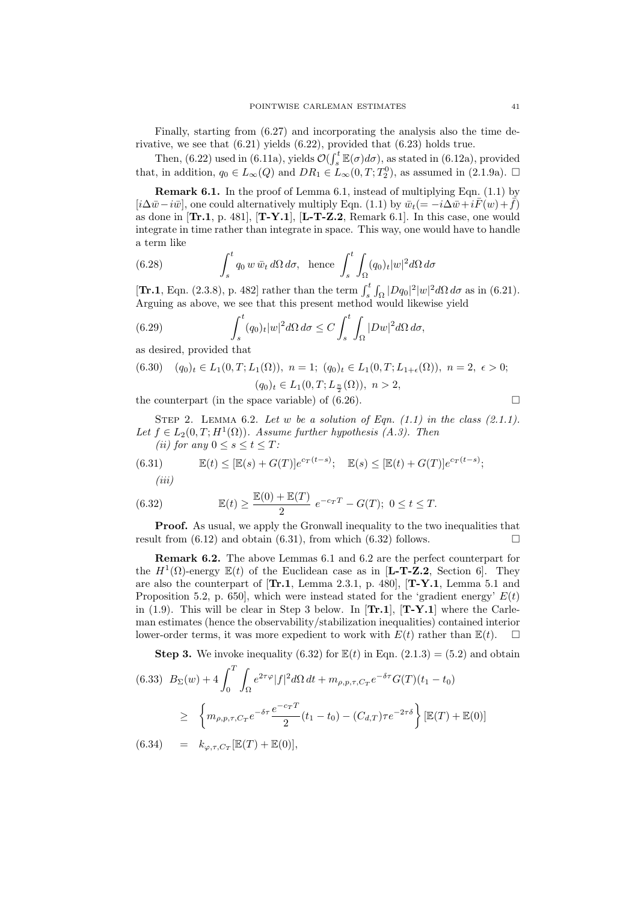Finally, starting from (6.27) and incorporating the analysis also the time derivative, we see that (6.21) yields (6.22), provided that (6.23) holds true.

Then, (6.22) used in (6.11a), yields $\mathcal{O}(\int_s^t \mathbb{E}(\sigma)d\sigma)$, as stated in (6.12a), provided that, in addition, $q_0 \in L_\infty(Q)$ and $DR_1 \in L_\infty(0,T;T_2^0)$, as assumed in (2.1.9a). $\square$

**Remark 6.1.** In the proof of Lemma 6.1, instead of multiplying Eqn. (1.1) by $[i\Delta\bar{w} - i\bar{w}]$, one could alternatively multiply Eqn. (1.1) by $\bar{w}_t (= -i\Delta\bar{w} + i\bar{F}(w) + \bar{f})$ as done in [**Tr.1**, p. 481], [**T-Y.1**], [**L-T-Z.2**, Remark 6.1]. In this case, one would integrate in time rather than integrate in space. This way, one would have to handle a term like

$$\int_s^t q_0\, w\, \bar{w}_t\, d\Omega\, d\sigma, \quad \text{hence} \quad \int_s^t \int_\Omega (q_0)_t |w|^2 d\Omega\, d\sigma \tag{6.28}$$

[**Tr.1**, Eqn. (2.3.8), p. 482] rather than the term $\int_s^t \int_\Omega |Dq_0|^2 |w|^2 d\Omega\, d\sigma$ as in (6.21). Arguing as above, we see that this present method would likewise yield

$$\int_s^t (q_0)_t |w|^2 d\Omega\, d\sigma \le C \int_s^t \int_\Omega |Dw|^2 d\Omega\, d\sigma, \tag{6.29}$$

as desired, provided that

$$(q_0)_t \in L_1(0,T;L_1(\Omega)),\ n=1;\ (q_0)_t \in L_1(0,T;L_{1+\epsilon}(\Omega)),\ n=2,\ \epsilon>0; \tag{6.30}$$
$$(q_0)_t \in L_1(0,T;L_{\frac{n}{2}}(\Omega)),\ n>2,$$

the counterpart (in the space variable) of (6.26). $\square$

Step 2. Lemma 6.2. *Let $w$ be a solution of Eqn. (1.1) in the class (2.1.1). Let $f \in L_2(0,T;H^1(\Omega))$. Assume further hypothesis (A.3). Then*

*(ii) for any $0 \le s \le t \le T$:*

$$\mathbb{E}(t) \le [\mathbb{E}(s) + G(T)]e^{c_T(t-s)}; \quad \mathbb{E}(s) \le [\mathbb{E}(t) + G(T)]e^{c_T(t-s)}; \tag{6.31}$$

*(iii)*

$$\mathbb{E}(t) \ge \frac{\mathbb{E}(0) + \mathbb{E}(T)}{2}\ e^{-c_T T} - G(T);\ 0 \le t \le T. \tag{6.32}$$

**Proof.** As usual, we apply the Gronwall inequality to the two inequalities that result from (6.12) and obtain (6.31), from which (6.32) follows. $\square$

**Remark 6.2.** The above Lemmas 6.1 and 6.2 are the perfect counterpart for the $H^1(\Omega)$-energy $\mathbb{E}(t)$ of the Euclidean case as in [**L-T-Z.2**, Section 6]. They are also the counterpart of [**Tr.1**, Lemma 2.3.1, p. 480], [**T-Y.1**, Lemma 5.1 and Proposition 5.2, p. 650], which were instead stated for the 'gradient energy' $E(t)$ in (1.9). This will be clear in Step 3 below. In [**Tr.1**], [**T-Y.1**] where the Carleman estimates (hence the observability/stabilization inequalities) contained interior lower-order terms, it was more expedient to work with $E(t)$ rather than $\mathbb{E}(t)$. $\square$

**Step 3.** We invoke inequality (6.32) for $\mathbb{E}(t)$ in Eqn. (2.1.3) = (5.2) and obtain

$$B_\Sigma(w) + 4\int_0^T \int_\Omega e^{2\tau\varphi}|f|^2 d\Omega\, dt + m_{\rho,p,\tau,C_T} e^{-\delta\tau} G(T)(t_1 - t_0) \tag{6.33}$$
$$\ge \left\{ m_{\rho,p,\tau,C_T} e^{-\delta\tau} \frac{e^{-c_T T}}{2}(t_1 - t_0) - (C_{d,T})\tau e^{-2\tau\delta} \right\} [\mathbb{E}(T) + \mathbb{E}(0)]$$
$$= k_{\varphi,\tau,C_T}[\mathbb{E}(T) + \mathbb{E}(0)], \tag{6.34}$$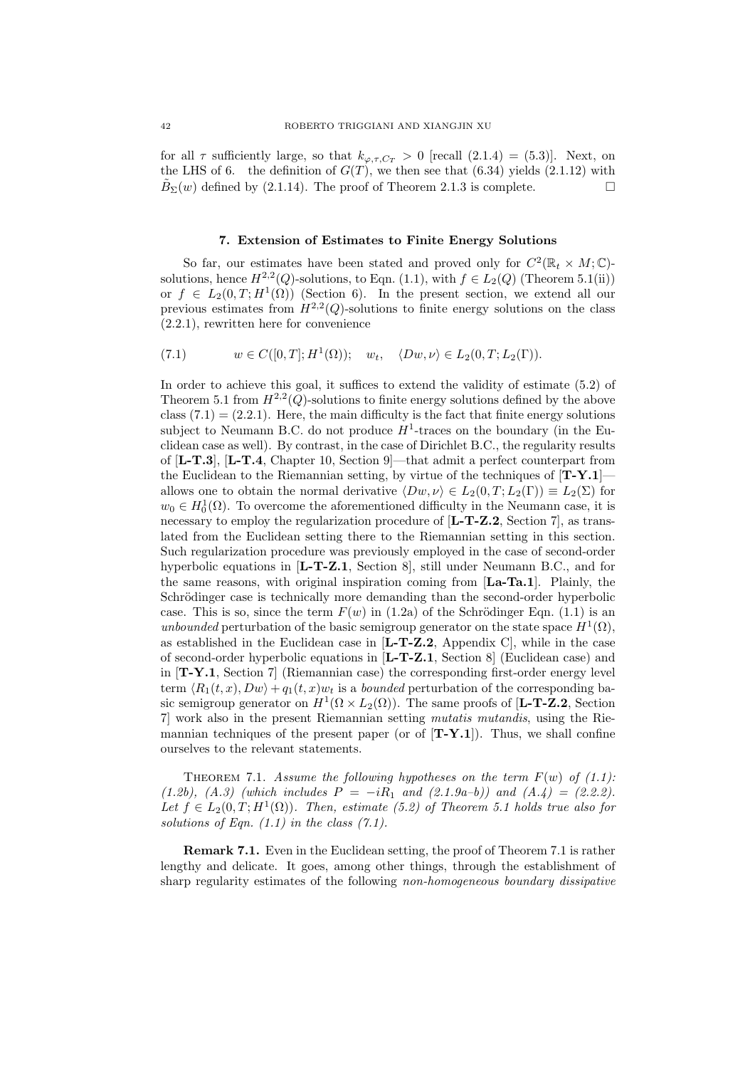for all $\tau$ sufficiently large, so that $k_{\varphi,\tau,C_T} > 0$ [recall (2.1.4) = (5.3)]. Next, on the LHS of 6. the definition of $G(T)$, we then see that (6.34) yields (2.1.12) with $\tilde{B}_\Sigma(w)$ defined by (2.1.14). The proof of Theorem 2.1.3 is complete. □

## 7. Extension of Estimates to Finite Energy Solutions

So far, our estimates have been stated and proved only for $C^2(\mathbb{R}_t \times M; \mathbb{C})$-solutions, hence $H^{2,2}(Q)$-solutions, to Eqn. (1.1), with $f \in L_2(Q)$ (Theorem 5.1(ii)) or $f \in L_2(0,T; H^1(\Omega))$ (Section 6). In the present section, we extend all our previous estimates from $H^{2,2}(Q)$-solutions to finite energy solutions on the class (2.2.1), rewritten here for convenience

$$w \in C([0,T]; H^1(\Omega)); \quad w_t, \quad \langle Dw, \nu \rangle \in L_2(0,T; L_2(\Gamma)). \tag{7.1}$$

In order to achieve this goal, it suffices to extend the validity of estimate (5.2) of Theorem 5.1 from $H^{2,2}(Q)$-solutions to finite energy solutions defined by the above class (7.1) = (2.2.1). Here, the main difficulty is the fact that finite energy solutions subject to Neumann B.C. do not produce $H^1$-traces on the boundary (in the Euclidean case as well). By contrast, in the case of Dirichlet B.C., the regularity results of [**L-T.3**], [**L-T.4**, Chapter 10, Section 9]—that admit a perfect counterpart from the Euclidean to the Riemannian setting, by virtue of the techniques of [**T-Y.1**]—allows one to obtain the normal derivative $\langle Dw, \nu \rangle \in L_2(0,T; L_2(\Gamma)) \equiv L_2(\Sigma)$ for $w_0 \in H^1_0(\Omega)$. To overcome the aforementioned difficulty in the Neumann case, it is necessary to employ the regularization procedure of [**L-T-Z.2**, Section 7], as translated from the Euclidean setting there to the Riemannian setting in this section. Such regularization procedure was previously employed in the case of second-order hyperbolic equations in [**L-T-Z.1**, Section 8], still under Neumann B.C., and for the same reasons, with original inspiration coming from [**La-Ta.1**]. Plainly, the Schrödinger case is technically more demanding than the second-order hyperbolic case. This is so, since the term $F(w)$ in (1.2a) of the Schrödinger Eqn. (1.1) is an *unbounded* perturbation of the basic semigroup generator on the state space $H^1(\Omega)$, as established in the Euclidean case in [**L-T-Z.2**, Appendix C], while in the case of second-order hyperbolic equations in [**L-T-Z.1**, Section 8] (Euclidean case) and in [**T-Y.1**, Section 7] (Riemannian case) the corresponding first-order energy level term $\langle R_1(t,x), Dw \rangle + q_1(t,x) w_t$ is a *bounded* perturbation of the corresponding basic semigroup generator on $H^1(\Omega \times L_2(\Omega))$. The same proofs of [**L-T-Z.2**, Section 7] work also in the present Riemannian setting *mutatis mutandis*, using the Riemannian techniques of the present paper (or of [**T-Y.1**]). Thus, we shall confine ourselves to the relevant statements.

THEOREM 7.1. *Assume the following hypotheses on the term $F(w)$ of (1.1): (1.2b), (A.3) (which includes $P = -iR_1$ and (2.1.9a–b)) and (A.4) = (2.2.2). Let $f \in L_2(0,T; H^1(\Omega))$. Then, estimate (5.2) of Theorem 5.1 holds true also for solutions of Eqn. (1.1) in the class (7.1).*

**Remark 7.1.** Even in the Euclidean setting, the proof of Theorem 7.1 is rather lengthy and delicate. It goes, among other things, through the establishment of sharp regularity estimates of the following *non-homogeneous boundary dissipative*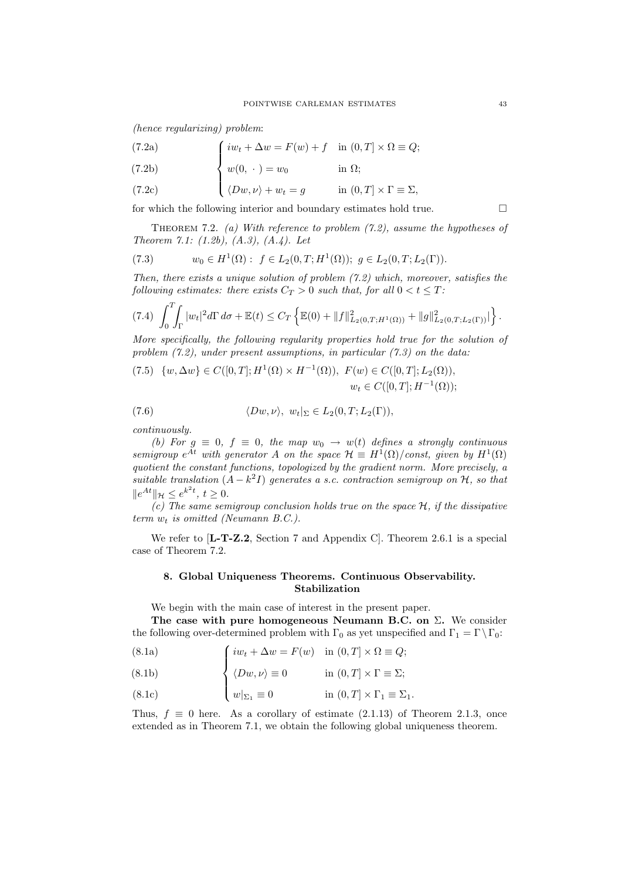*(hence regularizing) problem*:

$$
\begin{cases}
iw_t + \Delta w = F(w) + f & \text{in } (0,T] \times \Omega \equiv Q; & \text{(7.2a)}\\
w(0, \,\cdot\,) = w_0 & \text{in } \Omega; & \text{(7.2b)}\\
\langle Dw, \nu\rangle + w_t = g & \text{in } (0,T] \times \Gamma \equiv \Sigma, & \text{(7.2c)}
\end{cases}
$$

for which the following interior and boundary estimates hold true. $\square$

Theorem 7.2. *(a) With reference to problem (7.2), assume the hypotheses of Theorem 7.1: (1.2b), (A.3), (A.4). Let*

$$
w_0 \in H^1(\Omega): \; f \in L_2(0,T; H^1(\Omega)); \; g \in L_2(0,T; L_2(\Gamma)). \tag{7.3}
$$

*Then, there exists a unique solution of problem (7.2) which, moreover, satisfies the following estimates: there exists $C_T > 0$ such that, for all $0 < t \leq T$:*

$$
\int_0^T \int_\Gamma |w_t|^2 d\Gamma\, d\sigma + \mathbb{E}(t) \leq C_T \left\{ \mathbb{E}(0) + \|f\|^2_{L_2(0,T;H^1(\Omega))} + \|g\|^2_{L_2(0,T;L_2(\Gamma))|} \right\}. \tag{7.4}
$$

*More specifically, the following regularity properties hold true for the solution of problem (7.2), under present assumptions, in particular (7.3) on the data:*

$$
\{w, \Delta w\} \in C([0,T]; H^1(\Omega) \times H^{-1}(\Omega)), \; F(w) \in C([0,T]; L_2(\Omega)), \; w_t \in C([0,T]; H^{-1}(\Omega)); \tag{7.5}
$$

$$
\langle Dw, \nu\rangle, \; w_t|_\Sigma \in L_2(0,T; L_2(\Gamma)), \tag{7.6}
$$

*continuously.*

*(b) For $g \equiv 0$, $f \equiv 0$, the map $w_0 \to w(t)$ defines a strongly continuous semigroup $e^{At}$ with generator $A$ on the space $\mathcal{H} \equiv H^1(\Omega)/const$, given by $H^1(\Omega)$ quotient the constant functions, topologized by the gradient norm. More precisely, a suitable translation $(A - k^2 I)$ generates a s.c. contraction semigroup on $\mathcal{H}$, so that $\|e^{At}\|_{\mathcal{H}} \leq e^{k^2 t}$, $t \geq 0$.*

*(c) The same semigroup conclusion holds true on the space $\mathcal{H}$, if the dissipative term $w_t$ is omitted (Neumann B.C.).*

We refer to [**L-T-Z.2**, Section 7 and Appendix C]. Theorem 2.6.1 is a special case of Theorem 7.2.

## 8. Global Uniqueness Theorems. Continuous Observability. Stabilization

We begin with the main case of interest in the present paper.

**The case with pure homogeneous Neumann B.C. on $\Sigma$.** We consider the following over-determined problem with $\Gamma_0$ as yet unspecified and $\Gamma_1 = \Gamma \setminus \Gamma_0$:

$$
\begin{cases}
iw_t + \Delta w = F(w) & \text{in } (0,T] \times \Omega \equiv Q; & \text{(8.1a)}\\
\langle Dw, \nu\rangle \equiv 0 & \text{in } (0,T] \times \Gamma \equiv \Sigma; & \text{(8.1b)}\\
w|_{\Sigma_1} \equiv 0 & \text{in } (0,T] \times \Gamma_1 \equiv \Sigma_1. & \text{(8.1c)}
\end{cases}
$$

Thus, $f \equiv 0$ here. As a corollary of estimate (2.1.13) of Theorem 2.1.3, once extended as in Theorem 7.1, we obtain the following global uniqueness theorem.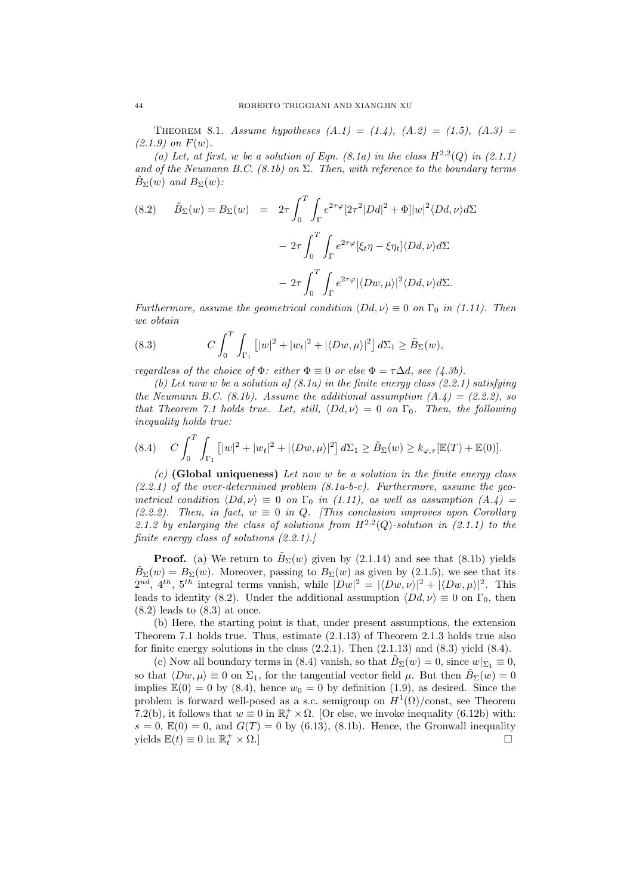**Theorem 8.1.** *Assume hypotheses (A.1) = (1.4), (A.2) = (1.5), (A.3) = (2.1.9) on $F(w)$.*

*(a) Let, at first, $w$ be a solution of Eqn. (8.1a) in the class $H^{2,2}(Q)$ in (2.1.1) and of the Neumann B.C. (8.1b) on $\Sigma$. Then, with reference to the boundary terms $\tilde{B}_\Sigma(w)$ and $B_\Sigma(w)$:*

$$
\begin{aligned}
(8.2) \qquad \tilde{B}_\Sigma(w) = B_\Sigma(w) \;&=\; 2\tau \int_0^T \int_\Gamma e^{2\tau\varphi}[2\tau^2|Dd|^2 + \Phi]|w|^2 \langle Dd, \nu\rangle d\Sigma \\
&\quad - 2\tau \int_0^T \int_\Gamma e^{2\tau\varphi}[\xi_t \eta - \xi \eta_t]\langle Dd, \nu\rangle d\Sigma \\
&\quad - 2\tau \int_0^T \int_\Gamma e^{2\tau\varphi}|\langle Dw, \mu\rangle|^2 \langle Dd, \nu\rangle d\Sigma.
\end{aligned}
$$

*Furthermore, assume the geometrical condition $\langle Dd, \nu\rangle \equiv 0$ on $\Gamma_0$ in (1.11). Then we obtain*

$$
(8.3) \qquad C \int_0^T \int_{\Gamma_1} \left[|w|^2 + |w_t|^2 + |\langle Dw, \mu\rangle|^2\right] d\Sigma_1 \geq \tilde{B}_\Sigma(w),
$$

*regardless of the choice of $\Phi$: either $\Phi \equiv 0$ or else $\Phi = \tau \Delta d$, see (4.3b).*

*(b) Let now $w$ be a solution of (8.1a) in the finite energy class (2.2.1) satisfying the Neumann B.C. (8.1b). Assume the additional assumption (A.4) = (2.2.2), so that Theorem 7.1 holds true. Let, still, $\langle Dd, \nu\rangle = 0$ on $\Gamma_0$. Then, the following inequality holds true:*

$$
(8.4) \quad C \int_0^T \int_{\Gamma_1} \left[|w|^2 + |w_t|^2 + |\langle Dw, \mu\rangle|^2\right] d\Sigma_1 \geq \tilde{B}_\Sigma(w) \geq k_{\varphi,\tau}[\mathbb{E}(T) + \mathbb{E}(0)].
$$

*(c)* **(Global uniqueness)** *Let now $w$ be a solution in the finite energy class (2.2.1) of the over-determined problem (8.1a-b-c). Furthermore, assume the geometrical condition $\langle Dd, \nu\rangle \equiv 0$ on $\Gamma_0$ in (1.11), as well as assumption (A.4) = (2.2.2). Then, in fact, $w \equiv 0$ in $Q$. [This conclusion improves upon Corollary 2.1.2 by enlarging the class of solutions from $H^{2,2}(Q)$-solution in (2.1.1) to the finite energy class of solutions (2.2.1).]*

**Proof.** (a) We return to $\tilde{B}_\Sigma(w)$ given by (2.1.14) and see that (8.1b) yields $\tilde{B}_\Sigma(w) = B_\Sigma(w)$. Moreover, passing to $B_\Sigma(w)$ as given by (2.1.5), we see that its $2^{nd}$, $4^{th}$, $5^{th}$ integral terms vanish, while $|Dw|^2 = |\langle Dw, \nu\rangle|^2 + |\langle Dw, \mu\rangle|^2$. This leads to identity (8.2). Under the additional assumption $\langle Dd, \nu\rangle \equiv 0$ on $\Gamma_0$, then (8.2) leads to (8.3) at once.

(b) Here, the starting point is that, under present assumptions, the extension Theorem 7.1 holds true. Thus, estimate (2.1.13) of Theorem 2.1.3 holds true also for finite energy solutions in the class (2.2.1). Then (2.1.13) and (8.3) yield (8.4).

(c) Now all boundary terms in (8.4) vanish, so that $\tilde{B}_\Sigma(w) = 0$, since $w|_{\Sigma_1} \equiv 0$, so that $\langle Dw, \mu\rangle \equiv 0$ on $\Sigma_1$, for the tangential vector field $\mu$. But then $\tilde{B}_\Sigma(w) = 0$ implies $\mathbb{E}(0) = 0$ by (8.4), hence $w_0 = 0$ by definition (1.9), as desired. Since the problem is forward well-posed as a s.c. semigroup on $H^1(\Omega)/\text{const}$, see Theorem 7.2(b), it follows that $w \equiv 0$ in $\mathbb{R}_t^+ \times \Omega$. [Or else, we invoke inequality (6.12b) with: $s = 0$, $\mathbb{E}(0) = 0$, and $G(T) = 0$ by (6.13), (8.1b). Hence, the Gronwall inequality yields $\mathbb{E}(t) \equiv 0$ in $\mathbb{R}_t^+ \times \Omega$.] $\square$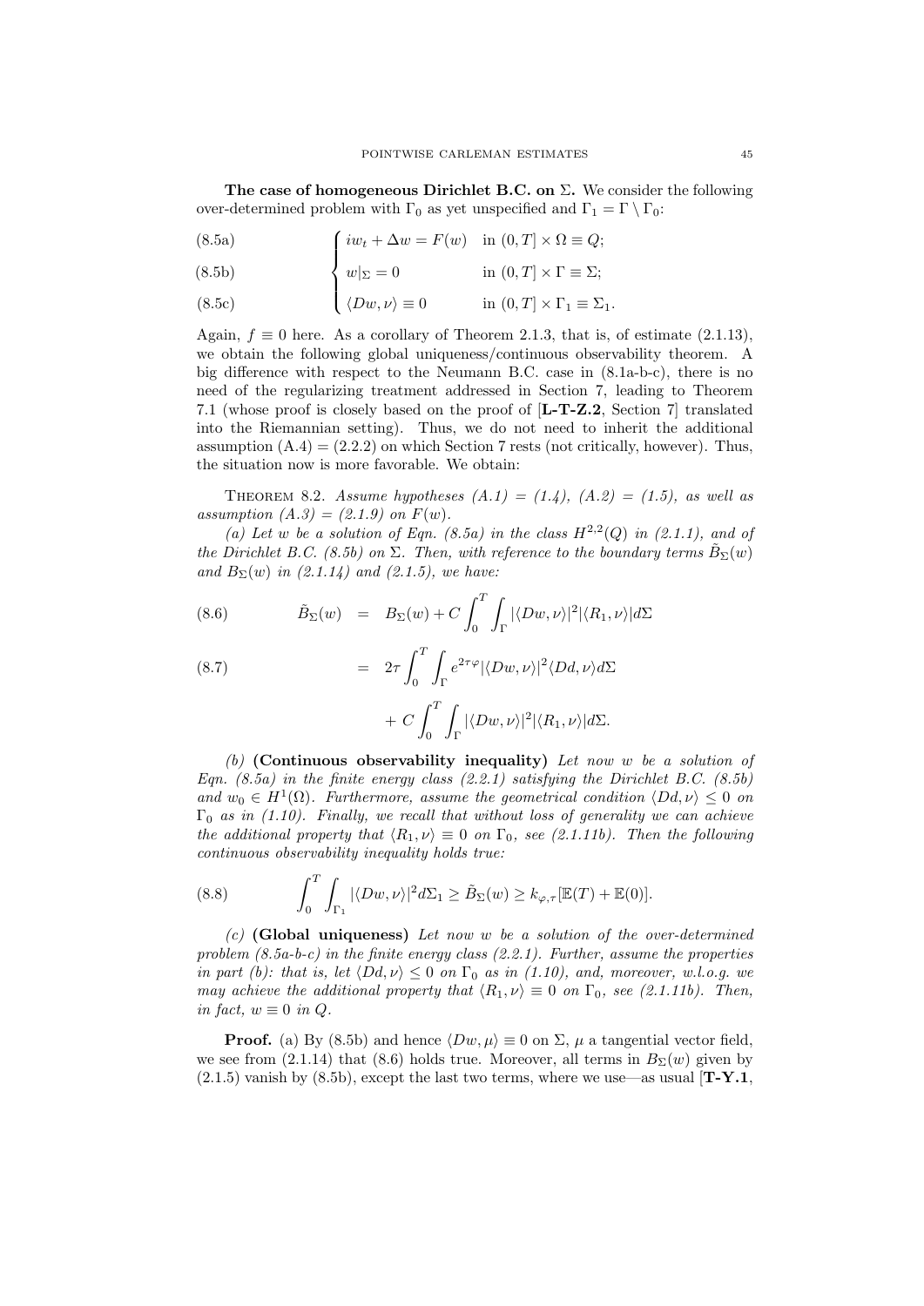**The case of homogeneous Dirichlet B.C. on $\Sigma$.** We consider the following over-determined problem with $\Gamma_0$ as yet unspecified and $\Gamma_1 = \Gamma \setminus \Gamma_0$:

$$
\begin{cases}
iw_t + \Delta w = F(w) & \text{in } (0,T] \times \Omega \equiv Q; \quad \text{(8.5a)}\\
w|_\Sigma = 0 & \text{in } (0,T] \times \Gamma \equiv \Sigma; \quad \text{(8.5b)}\\
\langle Dw, \nu \rangle \equiv 0 & \text{in } (0,T] \times \Gamma_1 \equiv \Sigma_1. \quad \text{(8.5c)}
\end{cases}
$$

Again, $f \equiv 0$ here. As a corollary of Theorem 2.1.3, that is, of estimate (2.1.13), we obtain the following global uniqueness/continuous observability theorem. A big difference with respect to the Neumann B.C. case in (8.1a-b-c), there is no need of the regularizing treatment addressed in Section 7, leading to Theorem 7.1 (whose proof is closely based on the proof of [**L-T-Z.2**, Section 7] translated into the Riemannian setting). Thus, we do not need to inherit the additional assumption (A.4) = (2.2.2) on which Section 7 rests (not critically, however). Thus, the situation now is more favorable. We obtain:

Theorem 8.2. *Assume hypotheses (A.1) = (1.4), (A.2) = (1.5), as well as assumption (A.3) = (2.1.9) on $F(w)$.*

*(a) Let $w$ be a solution of Eqn. (8.5a) in the class $H^{2,2}(Q)$ in (2.1.1), and of the Dirichlet B.C. (8.5b) on $\Sigma$. Then, with reference to the boundary terms $\tilde{B}_\Sigma(w)$ and $B_\Sigma(w)$ in (2.1.14) and (2.1.5), we have:*

$$
\tilde{B}_\Sigma(w) = B_\Sigma(w) + C \int_0^T \int_\Gamma |\langle Dw, \nu \rangle|^2 |\langle R_1, \nu \rangle| d\Sigma \tag{8.6}
$$

$$
= 2\tau \int_0^T \int_\Gamma e^{2\tau\varphi} |\langle Dw, \nu \rangle|^2 \langle Dd, \nu \rangle d\Sigma + C \int_0^T \int_\Gamma |\langle Dw, \nu \rangle|^2 |\langle R_1, \nu \rangle| d\Sigma. \tag{8.7}
$$

*(b)* **(Continuous observability inequality)** *Let now $w$ be a solution of Eqn. (8.5a) in the finite energy class (2.2.1) satisfying the Dirichlet B.C. (8.5b) and $w_0 \in H^1(\Omega)$. Furthermore, assume the geometrical condition $\langle Dd, \nu \rangle \le 0$ on $\Gamma_0$ as in (1.10). Finally, we recall that without loss of generality we can achieve the additional property that $\langle R_1, \nu \rangle \equiv 0$ on $\Gamma_0$, see (2.1.11b). Then the following continuous observability inequality holds true:*

$$
\int_0^T \int_{\Gamma_1} |\langle Dw, \nu \rangle|^2 d\Sigma_1 \ge \tilde{B}_\Sigma(w) \ge k_{\varphi,\tau} [\mathbb{E}(T) + \mathbb{E}(0)]. \tag{8.8}
$$

*(c)* **(Global uniqueness)** *Let now $w$ be a solution of the over-determined problem (8.5a-b-c) in the finite energy class (2.2.1). Further, assume the properties in part (b): that is, let $\langle Dd, \nu \rangle \le 0$ on $\Gamma_0$ as in (1.10), and, moreover, w.l.o.g. we may achieve the additional property that $\langle R_1, \nu \rangle \equiv 0$ on $\Gamma_0$, see (2.1.11b). Then, in fact, $w \equiv 0$ in $Q$.*

**Proof.** (a) By (8.5b) and hence $\langle Dw, \mu \rangle \equiv 0$ on $\Sigma$, $\mu$ a tangential vector field, we see from (2.1.14) that (8.6) holds true. Moreover, all terms in $B_\Sigma(w)$ given by (2.1.5) vanish by (8.5b), except the last two terms, where we use—as usual [**T-Y.1**,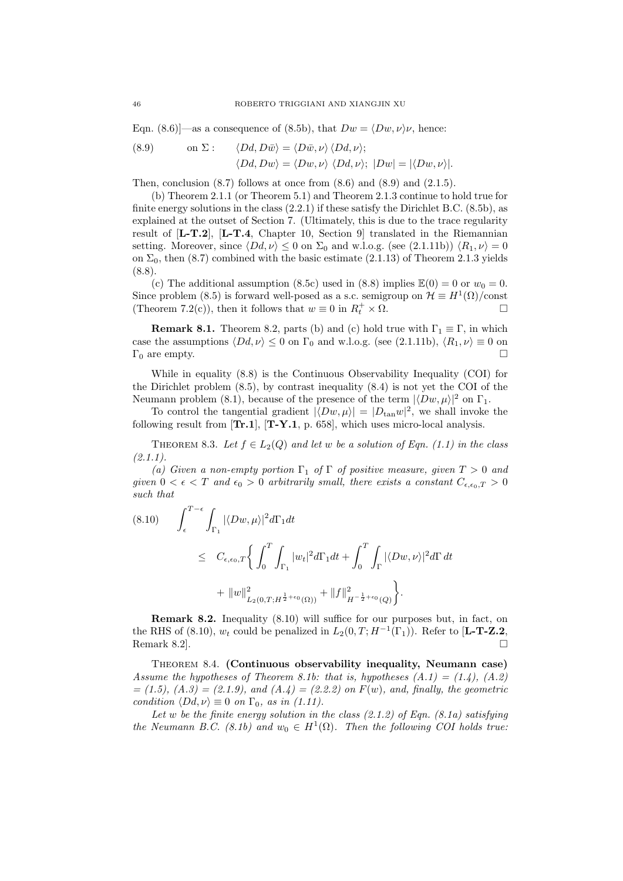Eqn. (8.6)]—as a consequence of (8.5b), that $Dw = \langle Dw, \nu\rangle \nu$, hence:

$$
\text{(8.9)} \qquad \text{on } \Sigma: \quad \langle Dd, D\bar{w}\rangle = \langle D\bar{w}, \nu\rangle \langle Dd, \nu\rangle; \quad \langle Dd, Dw\rangle = \langle Dw, \nu\rangle \langle Dd, \nu\rangle; \ |Dw| = |\langle Dw, \nu\rangle|.
$$

Then, conclusion (8.7) follows at once from (8.6) and (8.9) and (2.1.5).

(b) Theorem 2.1.1 (or Theorem 5.1) and Theorem 2.1.3 continue to hold true for finite energy solutions in the class (2.2.1) if these satisfy the Dirichlet B.C. (8.5b), as explained at the outset of Section 7. (Ultimately, this is due to the trace regularity result of [**L-T.2**], [**L-T.4**, Chapter 10, Section 9] translated in the Riemannian setting. Moreover, since $\langle Dd, \nu\rangle \leq 0$ on $\Sigma_0$ and w.l.o.g. (see (2.1.11b)) $\langle R_1, \nu\rangle = 0$ on $\Sigma_0$, then (8.7) combined with the basic estimate (2.1.13) of Theorem 2.1.3 yields (8.8).

(c) The additional assumption (8.5c) used in (8.8) implies $\mathbb{E}(0) = 0$ or $w_0 = 0$. Since problem (8.5) is forward well-posed as a s.c. semigroup on $\mathcal{H} \equiv H^1(\Omega)/\text{const}$ (Theorem 7.2(c)), then it follows that $w \equiv 0$ in $R_t^+ \times \Omega$. □

**Remark 8.1.** Theorem 8.2, parts (b) and (c) hold true with $\Gamma_1 \equiv \Gamma$, in which case the assumptions $\langle Dd, \nu\rangle \leq 0$ on $\Gamma_0$ and w.l.o.g. (see (2.1.11b), $\langle R_1, \nu\rangle \equiv 0$ on $\Gamma_0$ are empty. □

While in equality (8.8) is the Continuous Observability Inequality (COI) for the Dirichlet problem (8.5), by contrast inequality (8.4) is not yet the COI of the Neumann problem (8.1), because of the presence of the term $|\langle Dw, \mu\rangle|^2$ on $\Gamma_1$.

To control the tangential gradient $|\langle Dw, \mu\rangle| = |D_{\tan} w|^2$, we shall invoke the following result from [**Tr.1**], [**T-Y.1**, p. 658], which uses micro-local analysis.

Theorem 8.3. *Let $f \in L_2(Q)$ and let $w$ be a solution of Eqn. (1.1) in the class (2.1.1).*

*(a) Given a non-empty portion $\Gamma_1$ of $\Gamma$ of positive measure, given $T > 0$ and given $0 < \epsilon < T$ and $\epsilon_0 > 0$ arbitrarily small, there exists a constant $C_{\epsilon, \epsilon_0, T} > 0$ such that*

$$
\text{(8.10)} \qquad \int_\epsilon^{T-\epsilon} \int_{\Gamma_1} |\langle Dw, \mu\rangle|^2 d\Gamma_1 dt \leq C_{\epsilon, \epsilon_0, T} \left\{ \int_0^T \int_{\Gamma_1} |w_t|^2 d\Gamma_1 dt + \int_0^T \int_\Gamma |\langle Dw, \nu\rangle|^2 d\Gamma \, dt + \|w\|^2_{L_2(0,T; H^{\frac{1}{2}+\epsilon_0}(\Omega))} + \|f\|^2_{H^{-\frac{1}{2}+\epsilon_0}(Q)} \right\}.
$$

**Remark 8.2.** Inequality (8.10) will suffice for our purposes but, in fact, on the RHS of (8.10), $w_t$ could be penalized in $L_2(0, T; H^{-1}(\Gamma_1))$. Refer to [**L-T-Z.2**, Remark 8.2]. □

Theorem 8.4. **(Continuous observability inequality, Neumann case)** *Assume the hypotheses of Theorem 8.1b: that is, hypotheses (A.1) = (1.4), (A.2) = (1.5), (A.3) = (2.1.9), and (A.4) = (2.2.2) on $F(w)$, and, finally, the geometric condition $\langle Dd, \nu\rangle \equiv 0$ on $\Gamma_0$, as in (1.11).*

*Let $w$ be the finite energy solution in the class (2.1.2) of Eqn. (8.1a) satisfying the Neumann B.C. (8.1b) and $w_0 \in H^1(\Omega)$. Then the following COI holds true:*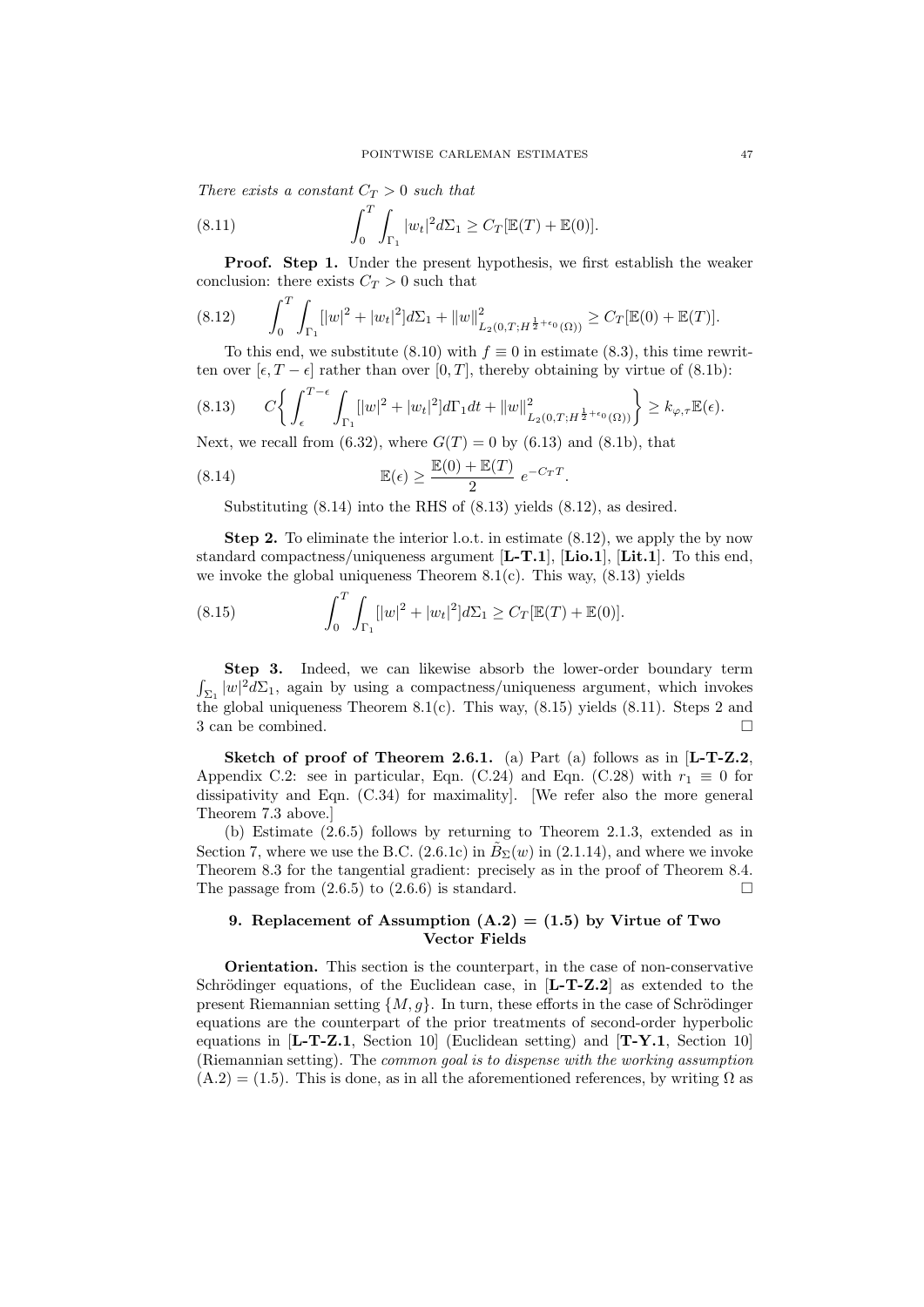*There exists a constant $C_T > 0$ such that*

$$\int_0^T \int_{\Gamma_1} |w_t|^2 d\Sigma_1 \geq C_T[\mathbb{E}(T) + \mathbb{E}(0)]. \tag{8.11}$$

**Proof. Step 1.** Under the present hypothesis, we first establish the weaker conclusion: there exists $C_T > 0$ such that

$$\int_0^T \int_{\Gamma_1} [|w|^2 + |w_t|^2] d\Sigma_1 + \|w\|^2_{L_2(0,T;H^{\frac{1}{2}+\epsilon_0}(\Omega))} \geq C_T[\mathbb{E}(0) + \mathbb{E}(T)]. \tag{8.12}$$

To this end, we substitute (8.10) with $f \equiv 0$ in estimate (8.3), this time rewritten over $[\epsilon, T-\epsilon]$ rather than over $[0,T]$, thereby obtaining by virtue of (8.1b):

$$C\left\{ \int_\epsilon^{T-\epsilon} \int_{\Gamma_1} [|w|^2 + |w_t|^2] d\Gamma_1 dt + \|w\|^2_{L_2(0,T;H^{\frac{1}{2}+\epsilon_0}(\Omega))} \right\} \geq k_{\varphi,\tau} \mathbb{E}(\epsilon). \tag{8.13}$$

Next, we recall from (6.32), where $G(T) = 0$ by (6.13) and (8.1b), that

$$\mathbb{E}(\epsilon) \geq \frac{\mathbb{E}(0) + \mathbb{E}(T)}{2} \, e^{-C_T T}. \tag{8.14}$$

Substituting (8.14) into the RHS of (8.13) yields (8.12), as desired.

**Step 2.** To eliminate the interior l.o.t. in estimate (8.12), we apply the by now standard compactness/uniqueness argument [**L-T.1**], [**Lio.1**], [**Lit.1**]. To this end, we invoke the global uniqueness Theorem 8.1(c). This way, (8.13) yields

$$\int_0^T \int_{\Gamma_1} [|w|^2 + |w_t|^2] d\Sigma_1 \geq C_T[\mathbb{E}(T) + \mathbb{E}(0)]. \tag{8.15}$$

**Step 3.** Indeed, we can likewise absorb the lower-order boundary term $\int_{\Sigma_1} |w|^2 d\Sigma_1$, again by using a compactness/uniqueness argument, which invokes the global uniqueness Theorem 8.1(c). This way, (8.15) yields (8.11). Steps 2 and 3 can be combined. $\square$

**Sketch of proof of Theorem 2.6.1.** (a) Part (a) follows as in [**L-T-Z.2**, Appendix C.2: see in particular, Eqn. (C.24) and Eqn. (C.28) with $r_1 \equiv 0$ for dissipativity and Eqn. (C.34) for maximality]. [We refer also the more general Theorem 7.3 above.]

(b) Estimate (2.6.5) follows by returning to Theorem 2.1.3, extended as in Section 7, where we use the B.C. (2.6.1c) in $\hat{B}_\Sigma(w)$ in (2.1.14), and where we invoke Theorem 8.3 for the tangential gradient: precisely as in the proof of Theorem 8.4. The passage from (2.6.5) to (2.6.6) is standard. $\square$

## 9. Replacement of Assumption (A.2) = (1.5) by Virtue of Two Vector Fields

**Orientation.** This section is the counterpart, in the case of non-conservative Schrödinger equations, of the Euclidean case, in [**L-T-Z.2**] as extended to the present Riemannian setting $\{M, g\}$. In turn, these efforts in the case of Schrödinger equations are the counterpart of the prior treatments of second-order hyperbolic equations in [**L-T-Z.1**, Section 10] (Euclidean setting) and [**T-Y.1**, Section 10] (Riemannian setting). The *common goal is to dispense with the working assumption* (A.2) = (1.5). This is done, as in all the aforementioned references, by writing $\Omega$ as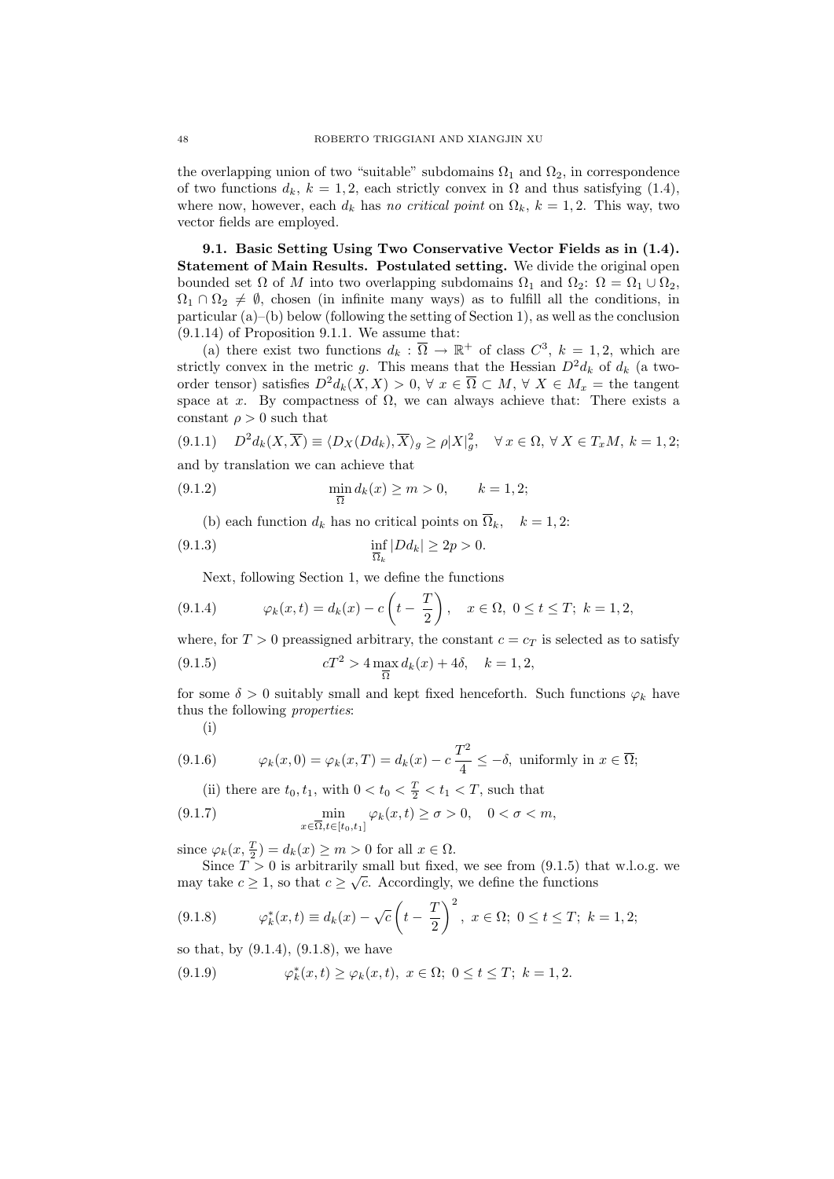the overlapping union of two "suitable" subdomains $\Omega_1$ and $\Omega_2$, in correspondence of two functions $d_k$, $k = 1, 2$, each strictly convex in $\Omega$ and thus satisfying (1.4), where now, however, each $d_k$ has *no critical point* on $\Omega_k$, $k = 1, 2$. This way, two vector fields are employed.

**9.1. Basic Setting Using Two Conservative Vector Fields as in (1.4). Statement of Main Results. Postulated setting.** We divide the original open bounded set $\Omega$ of $M$ into two overlapping subdomains $\Omega_1$ and $\Omega_2$: $\Omega = \Omega_1 \cup \Omega_2$, $\Omega_1 \cap \Omega_2 \neq \emptyset$, chosen (in infinite many ways) as to fulfill all the conditions, in particular (a)–(b) below (following the setting of Section 1), as well as the conclusion (9.1.14) of Proposition 9.1.1. We assume that:

(a) there exist two functions $d_k : \overline{\Omega} \to \mathbb{R}^+$ of class $C^3$, $k = 1, 2$, which are strictly convex in the metric $g$. This means that the Hessian $D^2 d_k$ of $d_k$ (a two-order tensor) satisfies $D^2 d_k(X, X) > 0$, $\forall\, x \in \overline{\Omega} \subset M$, $\forall\, X \in M_x =$ the tangent space at $x$. By compactness of $\Omega$, we can always achieve that: There exists a constant $\rho > 0$ such that

$$D^2 d_k(X, \overline{X}) \equiv \langle D_X(Dd_k), \overline{X}\rangle_g \geq \rho |X|_g^2, \quad \forall\, x \in \Omega,\ \forall\, X \in T_x M,\ k = 1, 2; \tag{9.1.1}$$

and by translation we can achieve that

$$\min_{\overline{\Omega}} d_k(x) \geq m > 0, \qquad k = 1, 2; \tag{9.1.2}$$

(b) each function $d_k$ has no critical points on $\overline{\Omega}_k$, $\quad k = 1, 2$:

$$\inf_{\overline{\Omega}_k} |Dd_k| \geq 2p > 0. \tag{9.1.3}$$

Next, following Section 1, we define the functions

$$\varphi_k(x, t) = d_k(x) - c\left(t - \frac{T}{2}\right), \quad x \in \Omega,\ 0 \leq t \leq T;\ k = 1, 2, \tag{9.1.4}$$

where, for $T > 0$ preassigned arbitrary, the constant $c = c_T$ is selected as to satisfy

$$cT^2 > 4 \max_{\overline{\Omega}} d_k(x) + 4\delta, \quad k = 1, 2, \tag{9.1.5}$$

for some $\delta > 0$ suitably small and kept fixed henceforth. Such functions $\varphi_k$ have thus the following *properties*:

(i)

$$\varphi_k(x, 0) = \varphi_k(x, T) = d_k(x) - c\,\frac{T^2}{4} \leq -\delta, \text{ uniformly in } x \in \overline{\Omega}; \tag{9.1.6}$$

(ii) there are $t_0, t_1$, with $0 < t_0 < \frac{T}{2} < t_1 < T$, such that

$$\min_{x \in \overline{\Omega}, t \in [t_0, t_1]} \varphi_k(x, t) \geq \sigma > 0, \quad 0 < \sigma < m, \tag{9.1.7}$$

since $\varphi_k(x, \frac{T}{2}) = d_k(x) \geq m > 0$ for all $x \in \Omega$.

Since $T > 0$ is arbitrarily small but fixed, we see from (9.1.5) that w.l.o.g. we may take $c \geq 1$, so that $c \geq \sqrt{c}$. Accordingly, we define the functions

$$\varphi_k^*(x, t) \equiv d_k(x) - \sqrt{c}\left(t - \frac{T}{2}\right)^2,\ x \in \Omega;\ 0 \leq t \leq T;\ k = 1, 2; \tag{9.1.8}$$

so that, by (9.1.4), (9.1.8), we have

$$\varphi_k^*(x, t) \geq \varphi_k(x, t),\ x \in \Omega;\ 0 \leq t \leq T;\ k = 1, 2. \tag{9.1.9}$$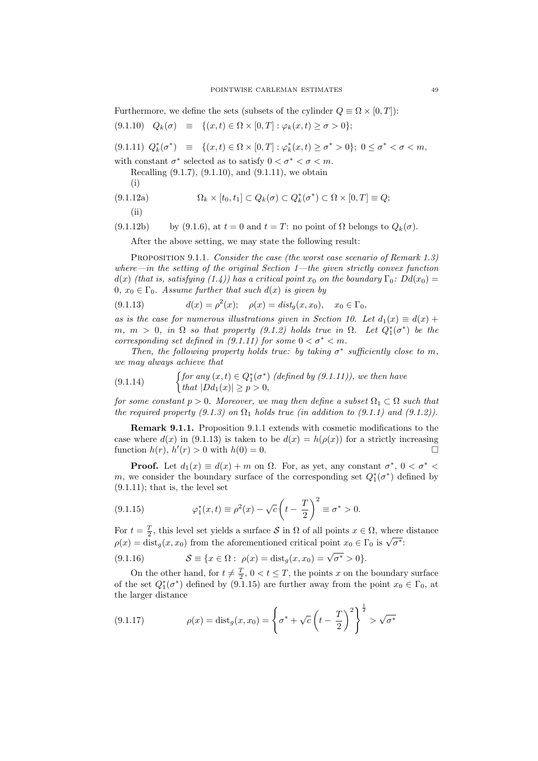Furthermore, we define the sets (subsets of the cylinder $Q \equiv \Omega \times [0,T]$):

$$Q_k(\sigma) \equiv \{(x,t) \in \Omega \times [0,T] : \varphi_k(x,t) \geq \sigma > 0\}; \tag{9.1.10}$$

$$Q_k^*(\sigma^*) \equiv \{(x,t) \in \Omega \times [0,T] : \varphi_k^*(x,t) \geq \sigma^* > 0\};\ 0 \leq \sigma^* < \sigma < m, \tag{9.1.11}$$

with constant $\sigma^*$ selected as to satisfy $0 < \sigma^* < \sigma < m$.

Recalling (9.1.7), (9.1.10), and (9.1.11), we obtain

(i)

$$\Omega_k \times [t_0, t_1] \subset Q_k(\sigma) \subset Q_k^*(\sigma^*) \subset \Omega \times [0,T] \equiv Q; \tag{9.1.12a}$$

(ii)

(9.1.12b) by (9.1.6), at $t = 0$ and $t = T$: no point of $\Omega$ belongs to $Q_k(\sigma)$.

After the above setting, we may state the following result:

Proposition 9.1.1. *Consider the case (the worst case scenario of Remark 1.3) where—in the setting of the original Section 1—the given strictly convex function $d(x)$ (that is, satisfying (1.4)) has a critical point $x_0$ on the boundary $\Gamma_0$: $Dd(x_0) = 0$, $x_0 \in \Gamma_0$. Assume further that such $d(x)$ is given by*

$$d(x) = \rho^2(x); \quad \rho(x) = dist_g(x, x_0), \quad x_0 \in \Gamma_0, \tag{9.1.13}$$

*as is the case for numerous illustrations given in Section 10. Let $d_1(x) \equiv d(x) + m$, $m > 0$, in $\Omega$ so that property (9.1.2) holds true in $\Omega$. Let $Q_1^*(\sigma^*)$ be the corresponding set defined in (9.1.11) for some $0 < \sigma^* < m$.*

*Then, the following property holds true: by taking $\sigma^*$ sufficiently close to $m$, we may always achieve that*

$$\begin{cases} \text{for any } (x,t) \in Q_1^*(\sigma^*) \text{ (defined by (9.1.11)), we then have} \\ \text{that } |Dd_1(x)| \geq p > 0, \end{cases} \tag{9.1.14}$$

*for some constant $p > 0$. Moreover, we may then define a subset $\Omega_1 \subset \Omega$ such that the required property (9.1.3) on $\Omega_1$ holds true (in addition to (9.1.1) and (9.1.2)).*

**Remark 9.1.1.** Proposition 9.1.1 extends with cosmetic modifications to the case where $d(x)$ in (9.1.13) is taken to be $d(x) = h(\rho(x))$ for a strictly increasing function $h(r)$, $h'(r) > 0$ with $h(0) = 0$. □

**Proof.** Let $d_1(x) \equiv d(x) + m$ on $\Omega$. For, as yet, any constant $\sigma^*$, $0 < \sigma^* < m$, we consider the boundary surface of the corresponding set $Q_1^*(\sigma^*)$ defined by (9.1.11); that is, the level set

$$\varphi_1^*(x,t) \equiv \rho^2(x) - \sqrt{c}\left(t - \frac{T}{2}\right)^2 \equiv \sigma^* > 0. \tag{9.1.15}$$

For $t = \frac{T}{2}$, this level set yields a surface $\mathcal{S}$ in $\Omega$ of all points $x \in \Omega$, where distance $\rho(x) = \text{dist}_g(x, x_0)$ from the aforementioned critical point $x_0 \in \Gamma_0$ is $\sqrt{\sigma^*}$:

$$\mathcal{S} \equiv \{x \in \Omega :\ \rho(x) = \text{dist}_g(x, x_0) = \sqrt{\sigma^*} > 0\}. \tag{9.1.16}$$

On the other hand, for $t \neq \frac{T}{2}$, $0 < t \leq T$, the points $x$ on the boundary surface of the set $Q_1^*(\sigma^*)$ defined by (9.1.15) are further away from the point $x_0 \in \Gamma_0$, at the larger distance

$$\rho(x) = \text{dist}_g(x, x_0) = \left\{\sigma^* + \sqrt{c}\left(t - \frac{T}{2}\right)^2\right\}^{\frac{1}{2}} > \sqrt{\sigma^*} \tag{9.1.17}$$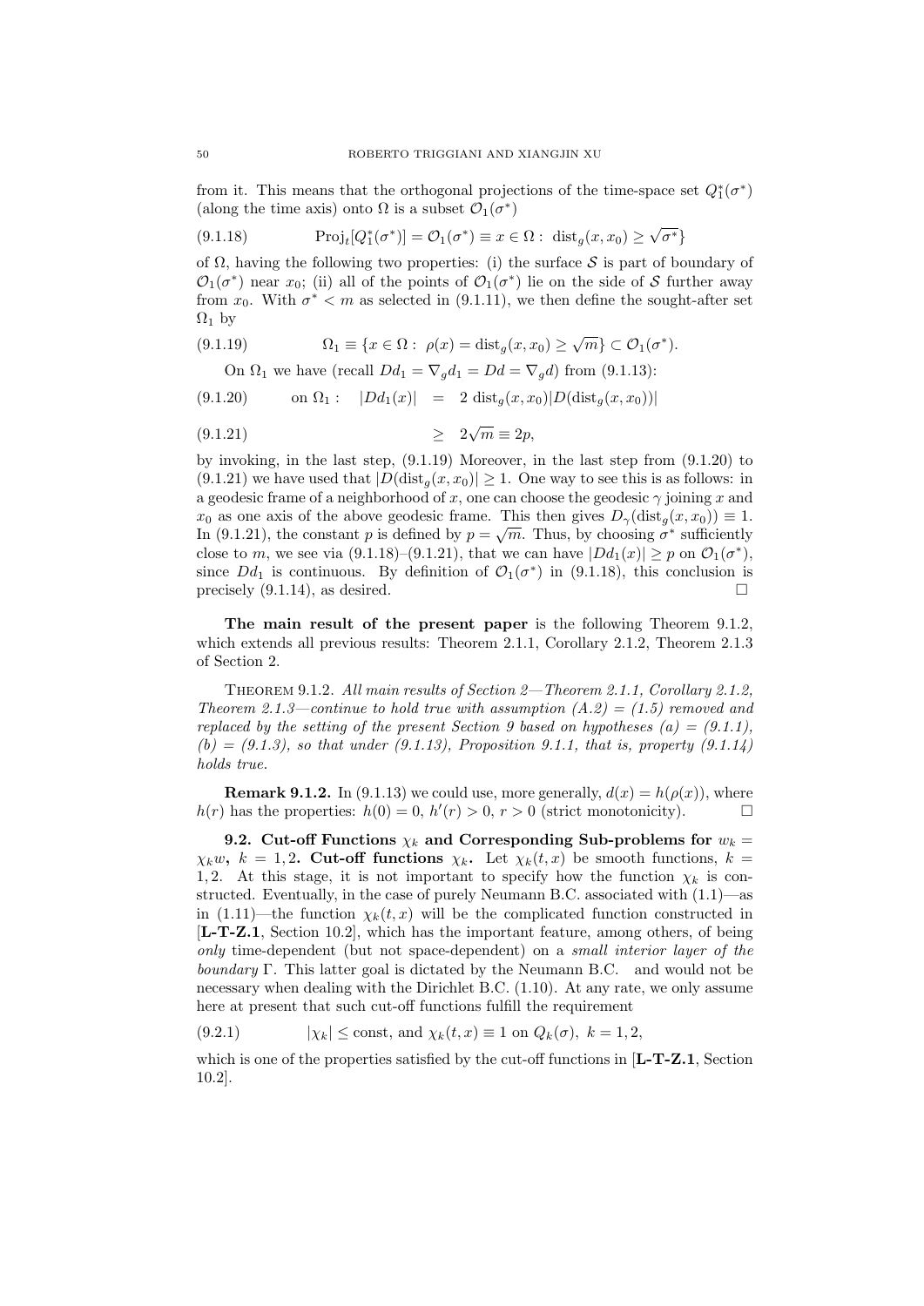from it. This means that the orthogonal projections of the time-space set $Q_1^*(\sigma^*)$ (along the time axis) onto $\Omega$ is a subset $\mathcal{O}_1(\sigma^*)$

$$\text{Proj}_t[Q_1^*(\sigma^*)] = \mathcal{O}_1(\sigma^*) \equiv x \in \Omega : \ \text{dist}_g(x, x_0) \geq \sqrt{\sigma^*}\} \tag{9.1.18}$$

of $\Omega$, having the following two properties: (i) the surface $\mathcal{S}$ is part of boundary of $\mathcal{O}_1(\sigma^*)$ near $x_0$; (ii) all of the points of $\mathcal{O}_1(\sigma^*)$ lie on the side of $\mathcal{S}$ further away from $x_0$. With $\sigma^* < m$ as selected in (9.1.11), we then define the sought-after set $\Omega_1$ by

$$\Omega_1 \equiv \{x \in \Omega : \ \rho(x) = \text{dist}_g(x, x_0) \geq \sqrt{m}\} \subset \mathcal{O}_1(\sigma^*). \tag{9.1.19}$$

On $\Omega_1$ we have (recall $Dd_1 = \nabla_g d_1 = Dd = \nabla_g d$) from (9.1.13):

$$\text{on } \Omega_1 : \quad |Dd_1(x)| \ = \ 2 \ \text{dist}_g(x, x_0)|D(\text{dist}_g(x, x_0))| \tag{9.1.20}$$

$$\geq \ 2\sqrt{m} \equiv 2p, \tag{9.1.21}$$

by invoking, in the last step, (9.1.19) Moreover, in the last step from (9.1.20) to (9.1.21) we have used that $|D(\text{dist}_g(x, x_0)| \geq 1$. One way to see this is as follows: in a geodesic frame of a neighborhood of $x$, one can choose the geodesic $\gamma$ joining $x$ and $x_0$ as one axis of the above geodesic frame. This then gives $D_\gamma(\text{dist}_g(x, x_0)) \equiv 1$. In (9.1.21), the constant $p$ is defined by $p = \sqrt{m}$. Thus, by choosing $\sigma^*$ sufficiently close to $m$, we see via (9.1.18)–(9.1.21), that we can have $|Dd_1(x)| \geq p$ on $\mathcal{O}_1(\sigma^*)$, since $Dd_1$ is continuous. By definition of $\mathcal{O}_1(\sigma^*)$ in (9.1.18), this conclusion is precisely (9.1.14), as desired. □

**The main result of the present paper** is the following Theorem 9.1.2, which extends all previous results: Theorem 2.1.1, Corollary 2.1.2, Theorem 2.1.3 of Section 2.

Theorem 9.1.2. *All main results of Section 2—Theorem 2.1.1, Corollary 2.1.2, Theorem 2.1.3—continue to hold true with assumption (A.2) = (1.5) removed and replaced by the setting of the present Section 9 based on hypotheses (a) = (9.1.1), (b) = (9.1.3), so that under (9.1.13), Proposition 9.1.1, that is, property (9.1.14) holds true.*

**Remark 9.1.2.** In (9.1.13) we could use, more generally, $d(x) = h(\rho(x))$, where $h(r)$ has the properties: $h(0) = 0$, $h'(r) > 0$, $r > 0$ (strict monotonicity). □

**9.2. Cut-off Functions $\chi_k$ and Corresponding Sub-problems for $w_k = \chi_k w$, $k = 1, 2$. Cut-off functions $\chi_k$.** Let $\chi_k(t, x)$ be smooth functions, $k = 1, 2$. At this stage, it is not important to specify how the function $\chi_k$ is constructed. Eventually, in the case of purely Neumann B.C. associated with (1.1)—as in (1.11)—the function $\chi_k(t, x)$ will be the complicated function constructed in [**L-T-Z.1**, Section 10.2], which has the important feature, among others, of being *only* time-dependent (but not space-dependent) on a *small interior layer of the boundary* $\Gamma$. This latter goal is dictated by the Neumann B.C. and would not be necessary when dealing with the Dirichlet B.C. (1.10). At any rate, we only assume here at present that such cut-off functions fulfill the requirement

$$|\chi_k| \leq \text{const, and } \chi_k(t, x) \equiv 1 \text{ on } Q_k(\sigma), \ k = 1, 2, \tag{9.2.1}$$

which is one of the properties satisfied by the cut-off functions in [**L-T-Z.1**, Section 10.2].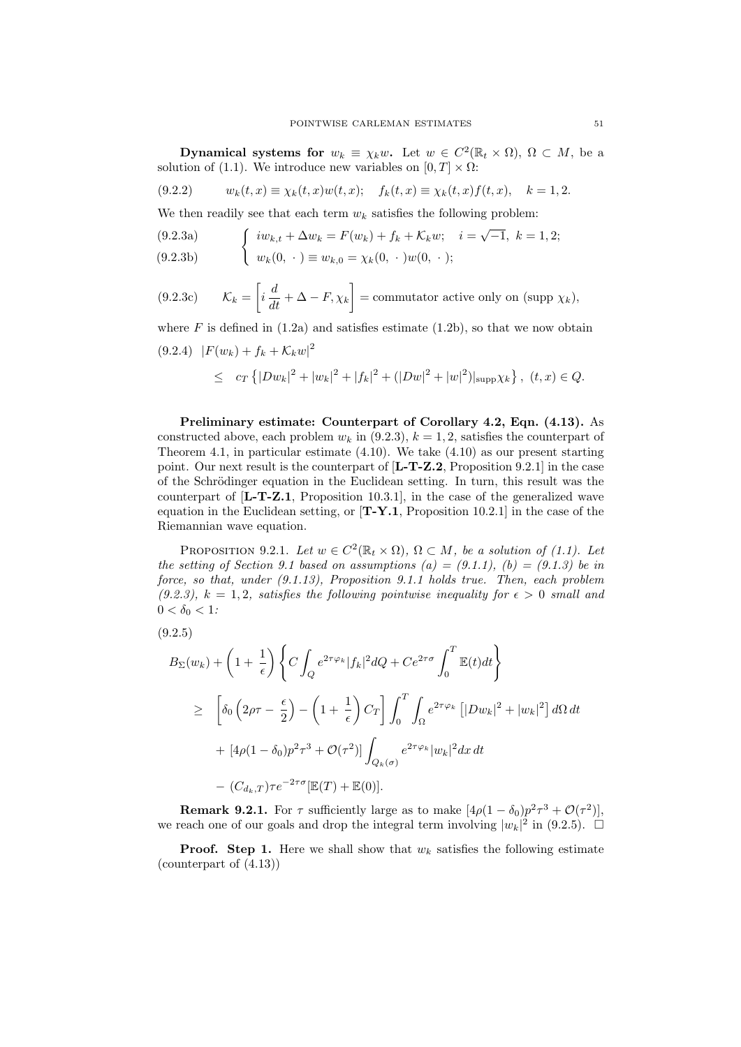**Dynamical systems for $w_k \equiv \chi_k w$.** Let $w \in C^2(\mathbb{R}_t \times \Omega)$, $\Omega \subset M$, be a solution of (1.1). We introduce new variables on $[0,T] \times \Omega$:

$$
w_k(t,x) \equiv \chi_k(t,x)w(t,x); \quad f_k(t,x) \equiv \chi_k(t,x)f(t,x), \quad k = 1,2. \tag{9.2.2}
$$

We then readily see that each term $w_k$ satisfies the following problem:

$$
\begin{cases} iw_{k,t} + \Delta w_k = F(w_k) + f_k + \mathcal{K}_k w; \quad i = \sqrt{-1}, \; k = 1,2; & \text{(9.2.3a)} \\ w_k(0, \,\cdot\,) \equiv w_{k,0} = \chi_k(0, \,\cdot\,)w(0, \,\cdot\,); & \text{(9.2.3b)} \end{cases}
$$

$$
\mathcal{K}_k = \left[ i\frac{d}{dt} + \Delta - F, \chi_k \right] = \text{commutator active only on (supp } \chi_k), \tag{9.2.3c}
$$

where $F$ is defined in (1.2a) and satisfies estimate (1.2b), so that we now obtain

$$
\begin{aligned}
&|F(w_k) + f_k + \mathcal{K}_k w|^2 \\
&\quad \leq \; c_T \left\{ |Dw_k|^2 + |w_k|^2 + |f_k|^2 + (|Dw|^2 + |w|^2)|_{\text{supp}\chi_k} \right\}, \; (t,x) \in Q.
\end{aligned} \tag{9.2.4}
$$

**Preliminary estimate: Counterpart of Corollary 4.2, Eqn. (4.13).** As constructed above, each problem $w_k$ in (9.2.3), $k = 1,2$, satisfies the counterpart of Theorem 4.1, in particular estimate (4.10). We take (4.10) as our present starting point. Our next result is the counterpart of [**L-T-Z.2**, Proposition 9.2.1] in the case of the Schrödinger equation in the Euclidean setting. In turn, this result was the counterpart of [**L-T-Z.1**, Proposition 10.3.1], in the case of the generalized wave equation in the Euclidean setting, or [**T-Y.1**, Proposition 10.2.1] in the case of the Riemannian wave equation.

Proposition 9.2.1. *Let $w \in C^2(\mathbb{R}_t \times \Omega)$, $\Omega \subset M$, be a solution of (1.1). Let the setting of Section 9.1 based on assumptions (a) = (9.1.1), (b) = (9.1.3) be in force, so that, under (9.1.13), Proposition 9.1.1 holds true. Then, each problem (9.2.3), $k = 1,2$, satisfies the following pointwise inequality for $\epsilon > 0$ small and $0 < \delta_0 < 1$:*

$$
\begin{aligned}
&B_\Sigma(w_k) + \left(1 + \frac{1}{\epsilon}\right) \left\{ C\int_Q e^{2\tau\varphi_k}|f_k|^2 dQ + Ce^{2\tau\sigma}\int_0^T \mathbb{E}(t)dt \right\} \\
&\geq \; \left[ \delta_0 \left( 2\rho\tau - \frac{\epsilon}{2} \right) - \left(1 + \frac{1}{\epsilon}\right) C_T \right] \int_0^T \int_\Omega e^{2\tau\varphi_k} \left[ |Dw_k|^2 + |w_k|^2 \right] d\Omega \, dt \\
&\quad + \; [4\rho(1-\delta_0)p^2\tau^3 + \mathcal{O}(\tau^2)] \int_{Q_k(\sigma)} e^{2\tau\varphi_k}|w_k|^2 dx\, dt \\
&\quad - \; (C_{d_k,T})\tau e^{-2\tau\sigma}[\mathbb{E}(T) + \mathbb{E}(0)].
\end{aligned} \tag{9.2.5}
$$

**Remark 9.2.1.** For $\tau$ sufficiently large as to make $[4\rho(1-\delta_0)p^2\tau^3 + \mathcal{O}(\tau^2)]$, we reach one of our goals and drop the integral term involving $|w_k|^2$ in (9.2.5). $\square$

**Proof. Step 1.** Here we shall show that $w_k$ satisfies the following estimate (counterpart of (4.13))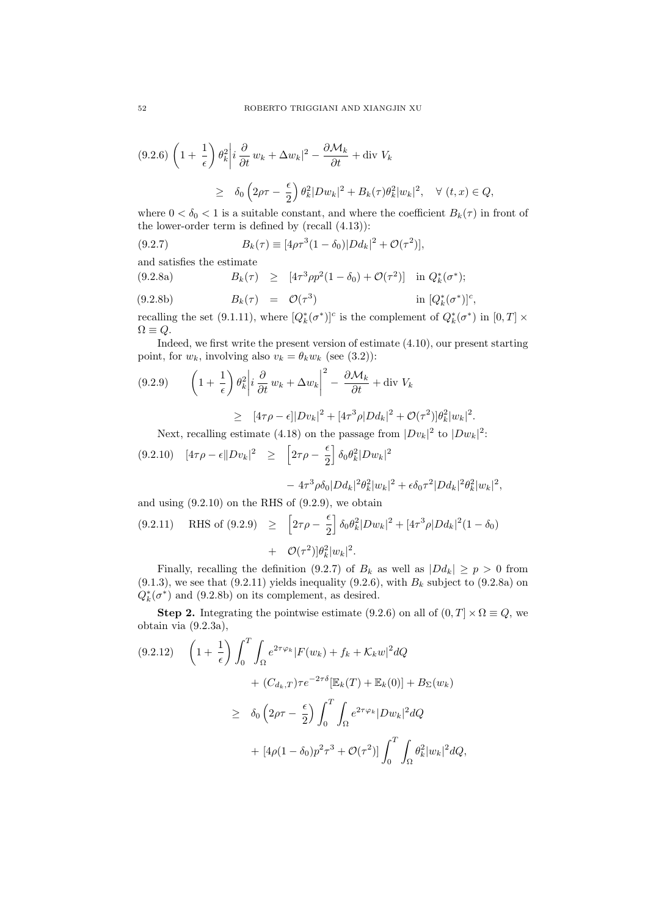$$
(9.2.6)\quad \left(1+\frac{1}{\epsilon}\right)\theta_k^2\left|i\,\frac{\partial}{\partial t}\,w_k+\Delta w_k\right|^2-\frac{\partial \mathcal{M}_k}{\partial t}+\text{div } V_k
$$

$$
\geq\ \delta_0\left(2\rho\tau-\frac{\epsilon}{2}\right)\theta_k^2|Dw_k|^2+B_k(\tau)\theta_k^2|w_k|^2,\quad \forall\ (t,x)\in Q,
$$

where $0<\delta_0<1$ is a suitable constant, and where the coefficient $B_k(\tau)$ in front of the lower-order term is defined by (recall (4.13)):

$$
(9.2.7)\qquad B_k(\tau)\equiv[4\rho\tau^3(1-\delta_0)|Dd_k|^2+\mathcal{O}(\tau^2)],
$$

and satisfies the estimate

$$
(9.2.8a)\qquad B_k(\tau)\ \geq\ [4\tau^3\rho p^2(1-\delta_0)+\mathcal{O}(\tau^2)]\quad \text{in } Q_k^*(\sigma^*);
$$

$$
(9.2.8b)\qquad B_k(\tau)\ =\ \mathcal{O}(\tau^3)\qquad\qquad \text{in } [Q_k^*(\sigma^*)]^c,
$$

recalling the set (9.1.11), where $[Q_k^*(\sigma^*)]^c$ is the complement of $Q_k^*(\sigma^*)$ in $[0,T]\times\Omega\equiv Q$.

Indeed, we first write the present version of estimate (4.10), our present starting point, for $w_k$, involving also $v_k=\theta_k w_k$ (see (3.2)):

$$
(9.2.9)\qquad \left(1+\frac{1}{\epsilon}\right)\theta_k^2\left|i\,\frac{\partial}{\partial t}\,w_k+\Delta w_k\right|^2-\frac{\partial \mathcal{M}_k}{\partial t}+\text{div } V_k
$$

$$
\geq\ [4\tau\rho-\epsilon]|Dv_k|^2+[4\tau^3\rho|Dd_k|^2+\mathcal{O}(\tau^2)]\theta_k^2|w_k|^2.
$$

Next, recalling estimate (4.18) on the passage from $|Dv_k|^2$ to $|Dw_k|^2$:

$$
(9.2.10)\quad [4\tau\rho-\epsilon\|Dv_k|^2\ \geq\ \left[2\tau\rho-\frac{\epsilon}{2}\right]\delta_0\theta_k^2|Dw_k|^2
$$

$$
-\ 4\tau^3\rho\delta_0|Dd_k|^2\theta_k^2|w_k|^2+\epsilon\delta_0\tau^2|Dd_k|^2\theta_k^2|w_k|^2,
$$

and using (9.2.10) on the RHS of (9.2.9), we obtain

$$
(9.2.11)\quad \text{RHS of (9.2.9)}\ \geq\ \left[2\tau\rho-\frac{\epsilon}{2}\right]\delta_0\theta_k^2|Dw_k|^2+[4\tau^3\rho|Dd_k|^2(1-\delta_0)
$$

$$
+\ \ \mathcal{O}(\tau^2)]\theta_k^2|w_k|^2.
$$

Finally, recalling the definition (9.2.7) of $B_k$ as well as $|Dd_k|\geq p>0$ from (9.1.3), we see that (9.2.11) yields inequality (9.2.6), with $B_k$ subject to (9.2.8a) on $Q_k^*(\sigma^*)$ and (9.2.8b) on its complement, as desired.

**Step 2.** Integrating the pointwise estimate (9.2.6) on all of $(0,T]\times\Omega\equiv Q$, we obtain via (9.2.3a),

$$
(9.2.12)\quad \left(1+\frac{1}{\epsilon}\right)\int_0^T\int_\Omega e^{2\tau\varphi_k}|F(w_k)+f_k+\mathcal{K}_k w|^2dQ
$$

$$
+\ (C_{d_k,T})\tau e^{-2\tau\delta}[\mathbb{E}_k(T)+\mathbb{E}_k(0)]+B_\Sigma(w_k)
$$

$$
\geq\ \delta_0\left(2\rho\tau-\frac{\epsilon}{2}\right)\int_0^T\int_\Omega e^{2\tau\varphi_k}|Dw_k|^2dQ
$$

$$
+\ [4\rho(1-\delta_0)p^2\tau^3+\mathcal{O}(\tau^2)]\int_0^T\int_\Omega\theta_k^2|w_k|^2dQ,
$$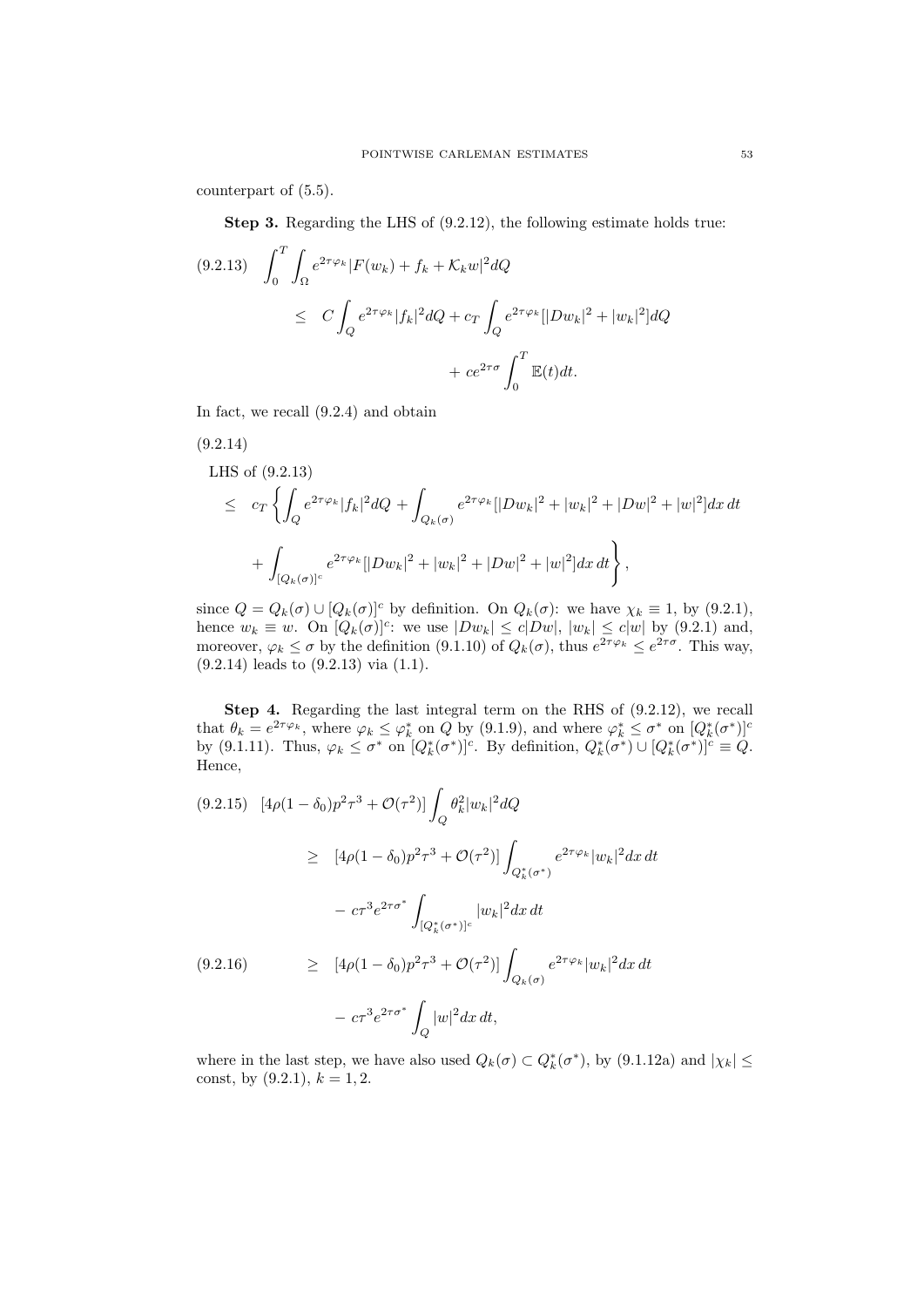counterpart of (5.5).

**Step 3.** Regarding the LHS of (9.2.12), the following estimate holds true:

$$
\begin{aligned}
(9.2.13)\quad \int_0^T \int_\Omega e^{2\tau\varphi_k} |F(w_k) + f_k + \mathcal{K}_k w|^2 dQ
&\leq C \int_Q e^{2\tau\varphi_k} |f_k|^2 dQ + c_T \int_Q e^{2\tau\varphi_k} [|Dw_k|^2 + |w_k|^2] dQ \\
&\quad + c e^{2\tau\sigma} \int_0^T \mathbb{E}(t) dt.
\end{aligned}
$$

In fact, we recall (9.2.4) and obtain

(9.2.14)

$$
\begin{aligned}
&\text{LHS of (9.2.13)} \\
&\leq c_T \left\{ \int_Q e^{2\tau\varphi_k} |f_k|^2 dQ + \int_{Q_k(\sigma)} e^{2\tau\varphi_k} [|Dw_k|^2 + |w_k|^2 + |Dw|^2 + |w|^2] dx\, dt \right. \\
&\quad \left. + \int_{[Q_k(\sigma)]^c} e^{2\tau\varphi_k} [|Dw_k|^2 + |w_k|^2 + |Dw|^2 + |w|^2] dx\, dt \right\},
\end{aligned}
$$

since $Q = Q_k(\sigma) \cup [Q_k(\sigma)]^c$ by definition. On $Q_k(\sigma)$: we have $\chi_k \equiv 1$, by (9.2.1), hence $w_k \equiv w$. On $[Q_k(\sigma)]^c$: we use $|Dw_k| \leq c|Dw|$, $|w_k| \leq c|w|$ by (9.2.1) and, moreover, $\varphi_k \leq \sigma$ by the definition (9.1.10) of $Q_k(\sigma)$, thus $e^{2\tau\varphi_k} \leq e^{2\tau\sigma}$. This way, (9.2.14) leads to (9.2.13) via (1.1).

**Step 4.** Regarding the last integral term on the RHS of (9.2.12), we recall that $\theta_k = e^{2\tau\varphi_k}$, where $\varphi_k \leq \varphi_k^*$ on $Q$ by (9.1.9), and where $\varphi_k^* \leq \sigma^*$ on $[Q_k^*(\sigma^*)]^c$ by (9.1.11). Thus, $\varphi_k \leq \sigma^*$ on $[Q_k^*(\sigma^*)]^c$. By definition, $Q_k^*(\sigma^*) \cup [Q_k^*(\sigma^*)]^c \equiv Q$. Hence,

$$
\begin{aligned}
(9.2.15)\quad [4\rho(1-\delta_0)p^2\tau^3 + \mathcal{O}(\tau^2)] \int_Q \theta_k^2 |w_k|^2 dQ
&\geq [4\rho(1-\delta_0)p^2\tau^3 + \mathcal{O}(\tau^2)] \int_{Q_k^*(\sigma^*)} e^{2\tau\varphi_k} |w_k|^2 dx\, dt \\
&\quad - c\tau^3 e^{2\tau\sigma^*} \int_{[Q_k^*(\sigma^*)]^c} |w_k|^2 dx\, dt \\
(9.2.16)\quad &\geq [4\rho(1-\delta_0)p^2\tau^3 + \mathcal{O}(\tau^2)] \int_{Q_k(\sigma)} e^{2\tau\varphi_k} |w_k|^2 dx\, dt \\
&\quad - c\tau^3 e^{2\tau\sigma^*} \int_Q |w|^2 dx\, dt,
\end{aligned}
$$

where in the last step, we have also used $Q_k(\sigma) \subset Q_k^*(\sigma^*)$, by (9.1.12a) and $|\chi_k| \leq$ const, by (9.2.1), $k = 1, 2$.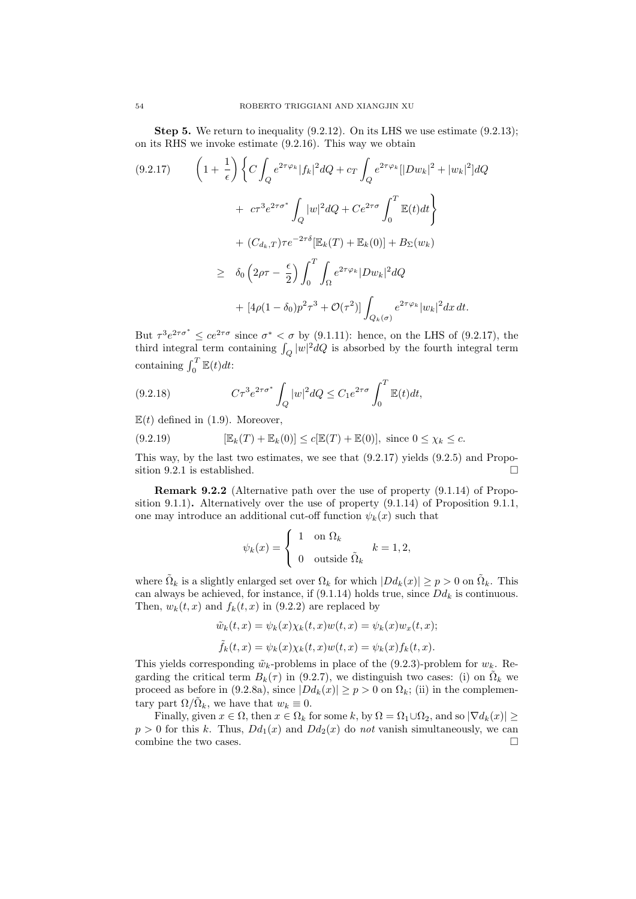**Step 5.** We return to inequality (9.2.12). On its LHS we use estimate (9.2.13); on its RHS we invoke estimate (9.2.16). This way we obtain

$$
\begin{aligned}
(9.2.17) \qquad & \left(1+\frac{1}{\epsilon}\right)\left\{ C\int_Q e^{2\tau\varphi_k}|f_k|^2 dQ + c_T\int_Q e^{2\tau\varphi_k}[|Dw_k|^2+|w_k|^2]dQ \right. \\
& \quad \left. + \; c\tau^3 e^{2\tau\sigma^*}\int_Q |w|^2 dQ + Ce^{2\tau\sigma}\int_0^T \mathbb{E}(t)dt \right\} \\
& \quad + \; (C_{d_k,T})\tau e^{-2\tau\delta}[\mathbb{E}_k(T)+\mathbb{E}_k(0)] + B_\Sigma(w_k) \\
& \geq \; \delta_0\left(2\rho\tau - \frac{\epsilon}{2}\right)\int_0^T\int_\Omega e^{2\tau\varphi_k}|Dw_k|^2 dQ \\
& \quad + \; [4\rho(1-\delta_0)p^2\tau^3 + \mathcal{O}(\tau^2)]\int_{Q_k(\sigma)} e^{2\tau\varphi_k}|w_k|^2 dx\, dt.
\end{aligned}
$$

But $\tau^3 e^{2\tau\sigma^*} \leq ce^{2\tau\sigma}$ since $\sigma^* < \sigma$ by (9.1.11): hence, on the LHS of (9.2.17), the third integral term containing $\int_Q |w|^2 dQ$ is absorbed by the fourth integral term containing $\int_0^T \mathbb{E}(t)dt$:

$$
(9.2.18) \qquad C\tau^3 e^{2\tau\sigma^*}\int_Q |w|^2 dQ \leq C_1 e^{2\tau\sigma}\int_0^T \mathbb{E}(t)dt,
$$

$\mathbb{E}(t)$ defined in (1.9). Moreover,

$$
(9.2.19) \qquad [\mathbb{E}_k(T)+\mathbb{E}_k(0)] \leq c[\mathbb{E}(T)+\mathbb{E}(0)], \text{ since } 0 \leq \chi_k \leq c.
$$

This way, by the last two estimates, we see that (9.2.17) yields (9.2.5) and Proposition 9.2.1 is established. $\square$

**Remark 9.2.2** (Alternative path over the use of property (9.1.14) of Proposition 9.1.1)**.** Alternatively over the use of property (9.1.14) of Proposition 9.1.1, one may introduce an additional cut-off function $\psi_k(x)$ such that

$$
\psi_k(x) = \begin{cases} 1 & \text{on } \Omega_k \\ 0 & \text{outside } \tilde{\Omega}_k \end{cases} \quad k = 1, 2,
$$

where $\tilde{\Omega}_k$ is a slightly enlarged set over $\Omega_k$ for which $|Dd_k(x)| \geq p > 0$ on $\tilde{\Omega}_k$. This can always be achieved, for instance, if (9.1.14) holds true, since $Dd_k$ is continuous. Then, $w_k(t,x)$ and $f_k(t,x)$ in (9.2.2) are replaced by

$$
\tilde{w}_k(t,x) = \psi_k(x)\chi_k(t,x)w(t,x) = \psi_k(x)w_x(t,x);
$$

$$
\tilde{f}_k(t,x) = \psi_k(x)\chi_k(t,x)w(t,x) = \psi_k(x)f_k(t,x).
$$

This yields corresponding $\tilde{w}_k$-problems in place of the (9.2.3)-problem for $w_k$. Regarding the critical term $B_k(\tau)$ in (9.2.7), we distinguish two cases: (i) on $\tilde{\Omega}_k$ we proceed as before in (9.2.8a), since $|Dd_k(x)| \geq p > 0$ on $\Omega_k$; (ii) in the complementary part $\Omega/\tilde{\Omega}_k$, we have that $w_k \equiv 0$.

Finally, given $x \in \Omega$, then $x \in \Omega_k$ for some $k$, by $\Omega = \Omega_1 \cup \Omega_2$, and so $|\nabla d_k(x)| \geq p > 0$ for this $k$. Thus, $Dd_1(x)$ and $Dd_2(x)$ do *not* vanish simultaneously, we can combine the two cases. $\square$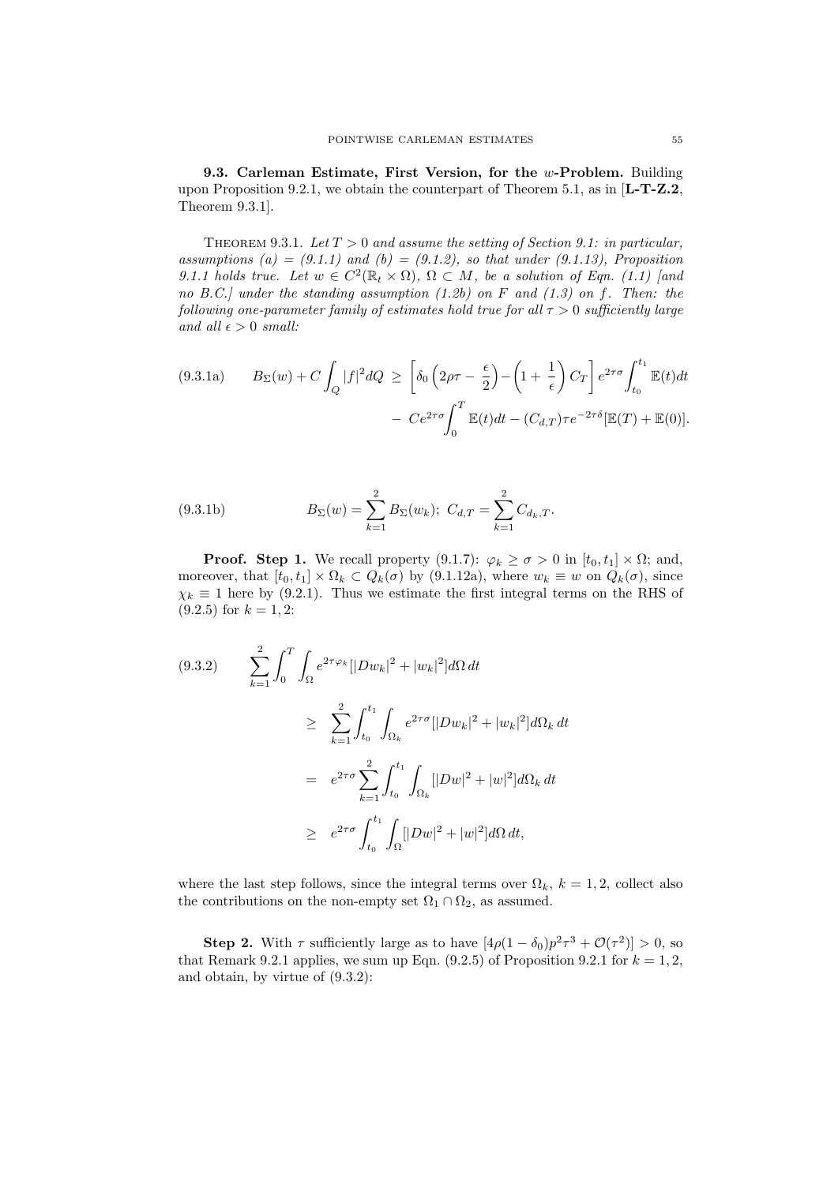**9.3. Carleman Estimate, First Version, for the $w$-Problem.** Building upon Proposition 9.2.1, we obtain the counterpart of Theorem 5.1, as in [**L-T-Z.2**, Theorem 9.3.1].

THEOREM 9.3.1. *Let $T > 0$ and assume the setting of Section 9.1: in particular, assumptions (a) = (9.1.1) and (b) = (9.1.2), so that under (9.1.13), Proposition 9.1.1 holds true. Let $w \in C^2(\mathbb{R}_t \times \Omega)$, $\Omega \subset M$, be a solution of Eqn. (1.1) [and no B.C.] under the standing assumption (1.2b) on $F$ and (1.3) on $f$. Then: the following one-parameter family of estimates hold true for all $\tau > 0$ sufficiently large and all $\epsilon > 0$ small:*

$$
\begin{aligned}
\text{(9.3.1a)} \qquad B_\Sigma(w) + C\int_Q |f|^2 dQ \ \geq \ & \left[\delta_0\left(2\rho\tau - \frac{\epsilon}{2}\right) - \left(1+\frac{1}{\epsilon}\right)C_T\right] e^{2\tau\sigma}\int_{t_0}^{t_1} \mathbb{E}(t)dt \\
& - \ Ce^{2\tau\sigma}\int_0^T \mathbb{E}(t)dt - (C_{d,T})\tau e^{-2\tau\delta}[\mathbb{E}(T) + \mathbb{E}(0)].
\end{aligned}
$$

$$
\text{(9.3.1b)} \qquad B_\Sigma(w) = \sum_{k=1}^{2} B_\Sigma(w_k); \ C_{d,T} = \sum_{k=1}^{2} C_{d_k,T}.
$$

**Proof. Step 1.** We recall property (9.1.7): $\varphi_k \geq \sigma > 0$ in $[t_0, t_1] \times \Omega$; and, moreover, that $[t_0, t_1] \times \Omega_k \subset Q_k(\sigma)$ by (9.1.12a), where $w_k \equiv w$ on $Q_k(\sigma)$, since $\chi_k \equiv 1$ here by (9.2.1). Thus we estimate the first integral terms on the RHS of (9.2.5) for $k = 1, 2$:

$$
\begin{aligned}
\text{(9.3.2)} \qquad & \sum_{k=1}^{2}\int_0^T \int_\Omega e^{2\tau\varphi_k}[|Dw_k|^2 + |w_k|^2]d\Omega\, dt \\
& \geq \ \sum_{k=1}^{2}\int_{t_0}^{t_1}\int_{\Omega_k} e^{2\tau\sigma}[|Dw_k|^2 + |w_k|^2]d\Omega_k\, dt \\
& = \ e^{2\tau\sigma}\sum_{k=1}^{2}\int_{t_0}^{t_1}\int_{\Omega_k}[|Dw|^2 + |w|^2]d\Omega_k\, dt \\
& \geq \ e^{2\tau\sigma}\int_{t_0}^{t_1}\int_{\Omega}[|Dw|^2 + |w|^2]d\Omega\, dt,
\end{aligned}
$$

where the last step follows, since the integral terms over $\Omega_k$, $k = 1, 2$, collect also the contributions on the non-empty set $\Omega_1 \cap \Omega_2$, as assumed.

**Step 2.** With $\tau$ sufficiently large as to have $[4\rho(1-\delta_0)p^2\tau^3 + \mathcal{O}(\tau^2)] > 0$, so that Remark 9.2.1 applies, we sum up Eqn. (9.2.5) of Proposition 9.2.1 for $k = 1, 2$, and obtain, by virtue of (9.3.2):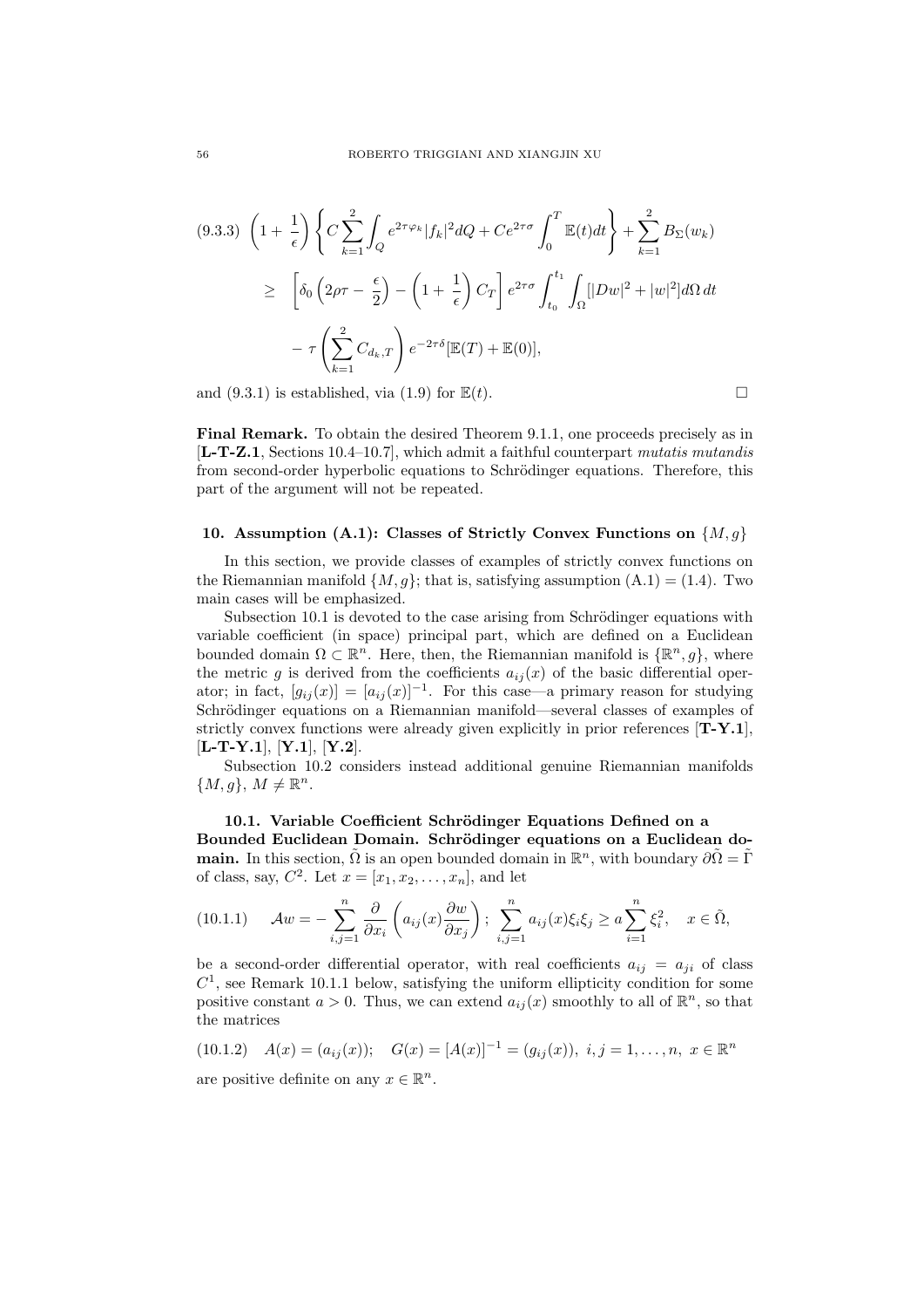$$
\begin{aligned}
(9.3.3)\quad & \left(1+\frac{1}{\epsilon}\right)\left\{C\sum_{k=1}^{2}\int_{Q} e^{2\tau\varphi_k}|f_k|^2 dQ + Ce^{2\tau\sigma}\int_0^T \mathbb{E}(t)dt\right\} + \sum_{k=1}^{2} B_\Sigma(w_k) \\
& \geq \left[\delta_0\left(2\rho\tau - \frac{\epsilon}{2}\right) - \left(1+\frac{1}{\epsilon}\right)C_T\right] e^{2\tau\sigma}\int_{t_0}^{t_1}\int_\Omega [|Dw|^2 + |w|^2] d\Omega\, dt \\
& \quad - \tau\left(\sum_{k=1}^{2} C_{d_k,T}\right) e^{-2\tau\delta}[\mathbb{E}(T) + \mathbb{E}(0)],
\end{aligned}
$$

and (9.3.1) is established, via (1.9) for $\mathbb{E}(t)$. □

**Final Remark.** To obtain the desired Theorem 9.1.1, one proceeds precisely as in [**L-T-Z.1**, Sections 10.4–10.7], which admit a faithful counterpart *mutatis mutandis* from second-order hyperbolic equations to Schrödinger equations. Therefore, this part of the argument will not be repeated.

## 10. Assumption (A.1): Classes of Strictly Convex Functions on $\{M, g\}$

In this section, we provide classes of examples of strictly convex functions on the Riemannian manifold $\{M, g\}$; that is, satisfying assumption (A.1) = (1.4). Two main cases will be emphasized.

Subsection 10.1 is devoted to the case arising from Schrödinger equations with variable coefficient (in space) principal part, which are defined on a Euclidean bounded domain $\Omega \subset \mathbb{R}^n$. Here, then, the Riemannian manifold is $\{\mathbb{R}^n, g\}$, where the metric $g$ is derived from the coefficients $a_{ij}(x)$ of the basic differential operator; in fact, $[g_{ij}(x)] = [a_{ij}(x)]^{-1}$. For this case—a primary reason for studying Schrödinger equations on a Riemannian manifold—several classes of examples of strictly convex functions were already given explicitly in prior references [**T-Y.1**], [**L-T-Y.1**], [**Y.1**], [**Y.2**].

Subsection 10.2 considers instead additional genuine Riemannian manifolds $\{M, g\}$, $M \neq \mathbb{R}^n$.

### 10.1. Variable Coefficient Schrödinger Equations Defined on a Bounded Euclidean Domain. Schrödinger equations on a Euclidean domain.

In this section, $\tilde{\Omega}$ is an open bounded domain in $\mathbb{R}^n$, with boundary $\partial\tilde{\Omega} = \tilde{\Gamma}$ of class, say, $C^2$. Let $x = [x_1, x_2, \ldots, x_n]$, and let

$$
(10.1.1)\qquad \mathcal{A}w = -\sum_{i,j=1}^{n}\frac{\partial}{\partial x_i}\left(a_{ij}(x)\frac{\partial w}{\partial x_j}\right);\ \sum_{i,j=1}^{n} a_{ij}(x)\xi_i\xi_j \geq a\sum_{i=1}^{n}\xi_i^2,\quad x \in \tilde{\Omega},
$$

be a second-order differential operator, with real coefficients $a_{ij} = a_{ji}$ of class $C^1$, see Remark 10.1.1 below, satisfying the uniform ellipticity condition for some positive constant $a > 0$. Thus, we can extend $a_{ij}(x)$ smoothly to all of $\mathbb{R}^n$, so that the matrices

$$
(10.1.2)\quad A(x) = (a_{ij}(x));\quad G(x) = [A(x)]^{-1} = (g_{ij}(x)),\ i,j = 1,\ldots,n,\ x \in \mathbb{R}^n
$$

are positive definite on any $x \in \mathbb{R}^n$.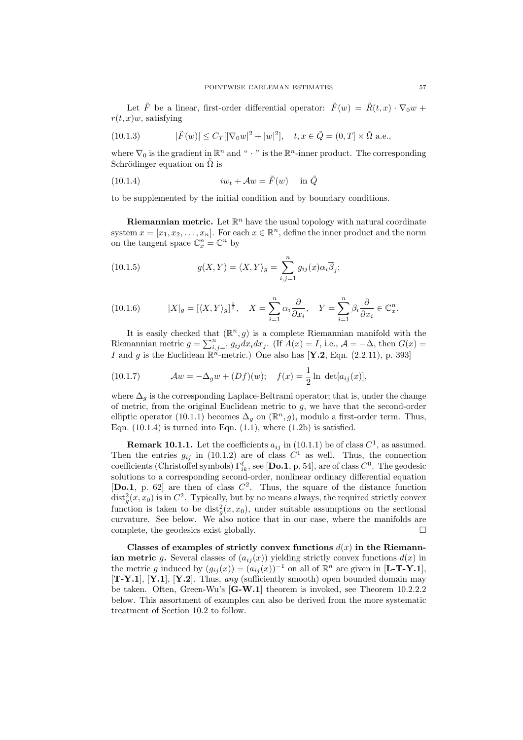Let $\tilde{F}$ be a linear, first-order differential operator: $\tilde{F}(w) = \tilde{R}(t,x) \cdot \nabla_0 w + r(t,x)w$, satisfying

$$|\tilde{F}(w)| \le C_T[|\nabla_0 w|^2 + |w|^2], \quad t, x \in \tilde{Q} = (0,T] \times \tilde{\Omega} \text{ a.e.,} \tag{10.1.3}$$

where $\nabla_0$ is the gradient in $\mathbb{R}^n$ and " $\cdot$ " is the $\mathbb{R}^n$-inner product. The corresponding Schrödinger equation on $\tilde{\Omega}$ is

$$iw_t + \mathcal{A}w = \tilde{F}(w) \quad \text{in } \tilde{Q} \tag{10.1.4}$$

to be supplemented by the initial condition and by boundary conditions.

**Riemannian metric.** Let $\mathbb{R}^n$ have the usual topology with natural coordinate system $x = [x_1, x_2, \ldots, x_n]$. For each $x \in \mathbb{R}^n$, define the inner product and the norm on the tangent space $\mathbb{C}^n_x = \mathbb{C}^n$ by

$$g(X,Y) = \langle X, Y \rangle_g = \sum_{i,j=1}^{n} g_{ij}(x)\alpha_i \overline{\beta}_j; \tag{10.1.5}$$

$$|X|_g = [\langle X, Y \rangle_g]^{\frac{1}{2}}, \quad X = \sum_{i=1}^{n} \alpha_i \frac{\partial}{\partial x_i}, \quad Y = \sum_{i=1}^{n} \beta_i \frac{\partial}{\partial x_i} \in \mathbb{C}^n_x. \tag{10.1.6}$$

It is easily checked that $(\mathbb{R}^n, g)$ is a complete Riemannian manifold with the Riemannian metric $g = \sum_{i,j=1}^{n} g_{ij} dx_i dx_j$. (If $A(x) = I$, i.e., $\mathcal{A} = -\Delta$, then $G(x) = I$ and $g$ is the Euclidean $\mathbb{R}^n$-metric.) One also has [**Y.2**, Eqn. (2.2.11), p. 393]

$$\mathcal{A}w = -\Delta_g w + (Df)(w); \quad f(x) = \frac{1}{2} \ln \det[a_{ij}(x)], \tag{10.1.7}$$

where $\Delta_g$ is the corresponding Laplace-Beltrami operator; that is, under the change of metric, from the original Euclidean metric to $g$, we have that the second-order elliptic operator (10.1.1) becomes $\Delta_g$ on $(\mathbb{R}^n, g)$, modulo a first-order term. Thus, Eqn. (10.1.4) is turned into Eqn. (1.1), where (1.2b) is satisfied.

**Remark 10.1.1.** Let the coefficients $a_{ij}$ in (10.1.1) be of class $C^1$, as assumed. Then the entries $g_{ij}$ in (10.1.2) are of class $C^1$ as well. Thus, the connection coefficients (Christoffel symbols) $\Gamma^{\ell}_{ik}$, see [**Do.1**, p. 54], are of class $C^0$. The geodesic solutions to a corresponding second-order, nonlinear ordinary differential equation [**Do.1**, p. 62] are then of class $C^2$. Thus, the square of the distance function $\text{dist}^2_g(x, x_0)$ is in $C^2$. Typically, but by no means always, the required strictly convex function is taken to be $\text{dist}^2_g(x, x_0)$, under suitable assumptions on the sectional curvature. See below. We also notice that in our case, where the manifolds are complete, the geodesics exist globally. $\square$

**Classes of examples of strictly convex functions $d(x)$ in the Riemannian metric $g$.** Several classes of $(a_{ij}(x))$ yielding strictly convex functions $d(x)$ in the metric $g$ induced by $(g_{ij}(x)) = (a_{ij}(x))^{-1}$ on all of $\mathbb{R}^n$ are given in [**L-T-Y.1**], [**T-Y.1**], [**Y.1**], [**Y.2**]. Thus, *any* (sufficiently smooth) open bounded domain may be taken. Often, Green-Wu's [**G-W.1**] theorem is invoked, see Theorem 10.2.2.2 below. This assortment of examples can also be derived from the more systematic treatment of Section 10.2 to follow.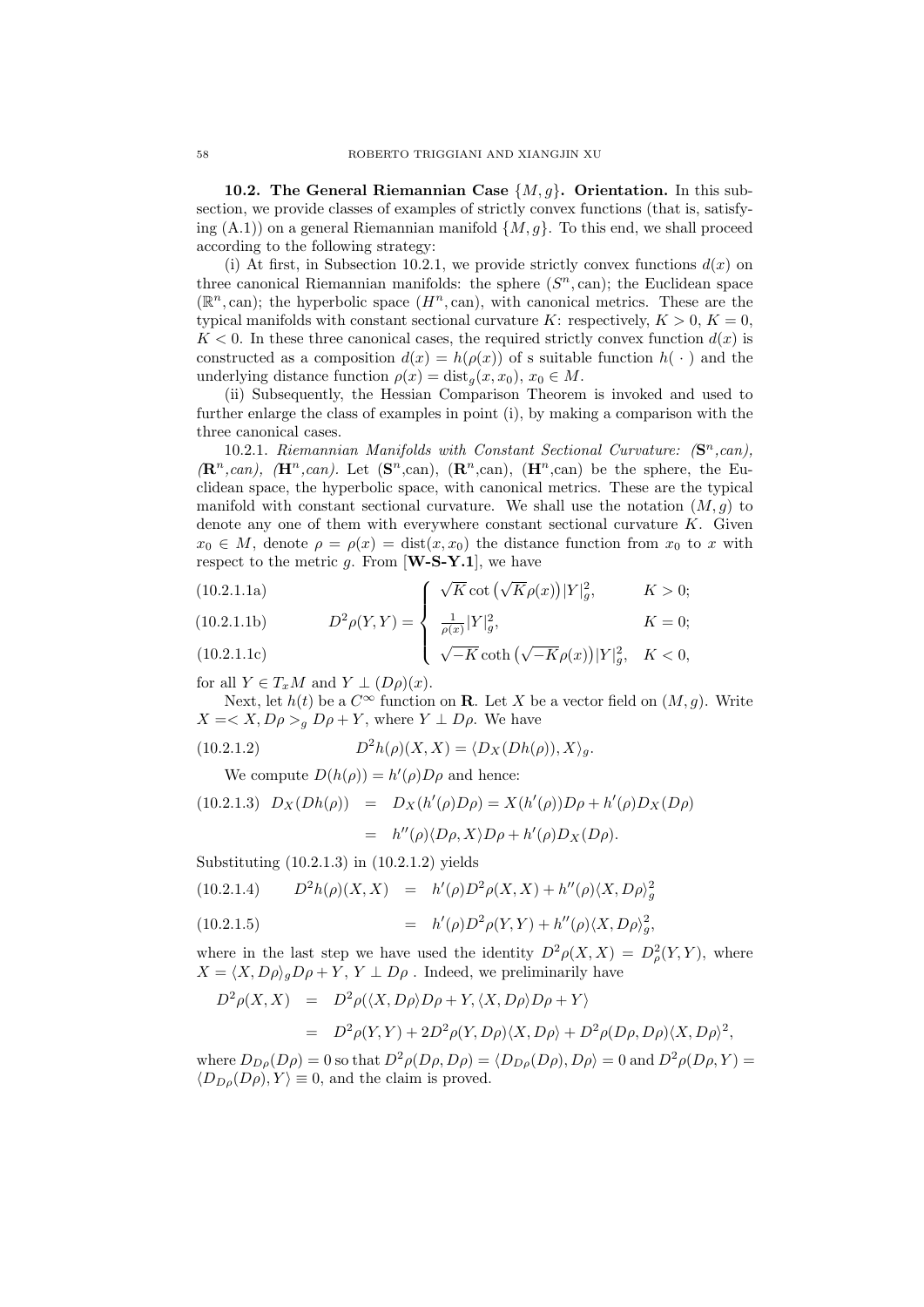**10.2. The General Riemannian Case $\{M, g\}$. Orientation.** In this subsection, we provide classes of examples of strictly convex functions (that is, satisfying (A.1)) on a general Riemannian manifold $\{M, g\}$. To this end, we shall proceed according to the following strategy:

(i) At first, in Subsection 10.2.1, we provide strictly convex functions $d(x)$ on three canonical Riemannian manifolds: the sphere $(S^n, \text{can})$; the Euclidean space $(\mathbb{R}^n, \text{can})$; the hyperbolic space $(H^n, \text{can})$, with canonical metrics. These are the typical manifolds with constant sectional curvature $K$: respectively, $K > 0$, $K = 0$, $K < 0$. In these three canonical cases, the required strictly convex function $d(x)$ is constructed as a composition $d(x) = h(\rho(x))$ of s suitable function $h(\ \cdot\ )$ and the underlying distance function $\rho(x) = \text{dist}_g(x, x_0)$, $x_0 \in M$.

(ii) Subsequently, the Hessian Comparison Theorem is invoked and used to further enlarge the class of examples in point (i), by making a comparison with the three canonical cases.

10.2.1. *Riemannian Manifolds with Constant Sectional Curvature: ($\mathbf{S}^n$,can), ($\mathbf{R}^n$,can), ($\mathbf{H}^n$,can).* Let ($\mathbf{S}^n$,can), ($\mathbf{R}^n$,can), ($\mathbf{H}^n$,can) be the sphere, the Euclidean space, the hyperbolic space, with canonical metrics. These are the typical manifold with constant sectional curvature. We shall use the notation $(M, g)$ to denote any one of them with everywhere constant sectional curvature $K$. Given $x_0 \in M$, denote $\rho = \rho(x) = \text{dist}(x, x_0)$ the distance function from $x_0$ to $x$ with respect to the metric $g$. From [**W-S-Y.1**], we have

$$
D^2\rho(Y,Y) = \begin{cases} \sqrt{K}\cot\left(\sqrt{K}\rho(x)\right)|Y|_g^2, & K > 0; \quad (10.2.1.1\text{a}) \\ \frac{1}{\rho(x)}|Y|_g^2, & K = 0; \quad (10.2.1.1\text{b}) \\ \sqrt{-K}\coth\left(\sqrt{-K}\rho(x)\right)|Y|_g^2, & K < 0, \quad (10.2.1.1\text{c}) \end{cases}
$$

for all $Y \in T_xM$ and $Y \perp (D\rho)(x)$.

Next, let $h(t)$ be a $C^\infty$ function on $\mathbf{R}$. Let $X$ be a vector field on $(M, g)$. Write $X = < X, D\rho >_g D\rho + Y$, where $Y \perp D\rho$. We have

$$
D^2 h(\rho)(X,X) = \langle D_X(Dh(\rho)), X\rangle_g. \tag{10.2.1.2}
$$

We compute $D(h(\rho)) = h'(\rho)D\rho$ and hence:

$$
\begin{aligned}
D_X(Dh(\rho)) &= D_X(h'(\rho)D\rho) = X(h'(\rho))D\rho + h'(\rho)D_X(D\rho) \\
&= h''(\rho)\langle D\rho, X\rangle D\rho + h'(\rho)D_X(D\rho).
\end{aligned} \tag{10.2.1.3}
$$

Substituting (10.2.1.3) in (10.2.1.2) yields

$$
\begin{aligned}
D^2 h(\rho)(X,X) &= h'(\rho)D^2\rho(X,X) + h''(\rho)\langle X, D\rho\rangle_g^2 && (10.2.1.4) \\
&= h'(\rho)D^2\rho(Y,Y) + h''(\rho)\langle X, D\rho\rangle_g^2, && (10.2.1.5)
\end{aligned}
$$

where in the last step we have used the identity $D^2\rho(X,X) = D^2_\rho(Y,Y)$, where $X = \langle X, D\rho\rangle_g D\rho + Y$, $Y \perp D\rho$ . Indeed, we preliminarily have

$$
\begin{aligned}
D^2\rho(X,X) &= D^2\rho(\langle X, D\rho\rangle D\rho + Y, \langle X, D\rho\rangle D\rho + Y\rangle \\
&= D^2\rho(Y,Y) + 2D^2\rho(Y, D\rho)\langle X, D\rho\rangle + D^2\rho(D\rho, D\rho)\langle X, D\rho\rangle^2,
\end{aligned}
$$

where $D_{D\rho}(D\rho) = 0$ so that $D^2\rho(D\rho, D\rho) = \langle D_{D\rho}(D\rho), D\rho\rangle = 0$ and $D^2\rho(D\rho, Y) = \langle D_{D\rho}(D\rho), Y\rangle \equiv 0$, and the claim is proved.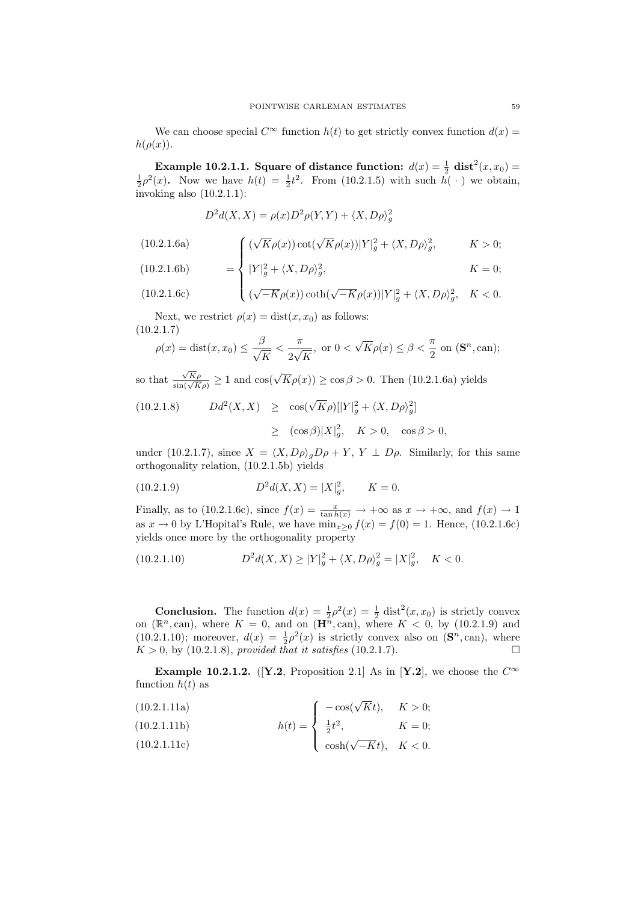We can choose special $C^\infty$ function $h(t)$ to get strictly convex function $d(x) = h(\rho(x))$.

**Example 10.2.1.1. Square of distance function:** $d(x) = \frac{1}{2}$ **dist**$^2(x, x_0) = \frac{1}{2}\rho^2(x)$**.** Now we have $h(t) = \frac{1}{2}t^2$. From (10.2.1.5) with such $h(\,\cdot\,)$ we obtain, invoking also (10.2.1.1):

$$D^2 d(X, X) = \rho(x) D^2\rho(Y, Y) + \langle X, D\rho\rangle_g^2$$

$$\begin{aligned}
&(10.2.1.6a) && = \begin{cases} (\sqrt{K}\rho(x))\cot(\sqrt{K}\rho(x))|Y|_g^2 + \langle X, D\rho\rangle_g^2, & K > 0; \\[4pt]
|Y|_g^2 + \langle X, D\rho\rangle_g^2, & K = 0; \\[4pt]
(\sqrt{-K}\rho(x))\coth(\sqrt{-K}\rho(x))|Y|_g^2 + \langle X, D\rho\rangle_g^2, & K < 0. \end{cases} \\
&(10.2.1.6b) && \\
&(10.2.1.6c) &&
\end{aligned}$$

Next, we restrict $\rho(x) = \text{dist}(x, x_0)$ as follows:
(10.2.1.7)

$$\rho(x) = \text{dist}(x, x_0) \le \frac{\beta}{\sqrt{K}} < \frac{\pi}{2\sqrt{K}}, \text{ or } 0 < \sqrt{K}\rho(x) \le \beta < \frac{\pi}{2} \text{ on } (\mathbf{S}^n, \text{can});$$

so that $\frac{\sqrt{K}\rho}{\sin(\sqrt{K}\rho)} \ge 1$ and $\cos(\sqrt{K}\rho(x)) \ge \cos\beta > 0$. Then (10.2.1.6a) yields

$$\begin{aligned}
(10.2.1.8) \qquad Dd^2(X, X) &\ge \cos(\sqrt{K}\rho)[|Y|_g^2 + \langle X, D\rho\rangle_g^2] \\
&\ge (\cos\beta)|X|_g^2, \quad K > 0, \quad \cos\beta > 0,
\end{aligned}$$

under (10.2.1.7), since $X = \langle X, D\rho\rangle_g D\rho + Y$, $Y \perp D\rho$. Similarly, for this same orthogonality relation, (10.2.1.5b) yields

$$(10.2.1.9) \qquad D^2 d(X, X) = |X|_g^2, \qquad K = 0.$$

Finally, as to (10.2.1.6c), since $f(x) = \frac{x}{\tan h(x)} \to +\infty$ as $x \to +\infty$, and $f(x) \to 1$ as $x \to 0$ by L'Hopital's Rule, we have $\min_{x \ge 0} f(x) = f(0) = 1$. Hence, (10.2.1.6c) yields once more by the orthogonality property

$$(10.2.1.10) \qquad D^2 d(X, X) \ge |Y|_g^2 + \langle X, D\rho\rangle_g^2 = |X|_g^2, \quad K < 0.$$

**Conclusion.** The function $d(x) = \frac{1}{2}\rho^2(x) = \frac{1}{2}\,\text{dist}^2(x, x_0)$ is strictly convex on $(\mathbb{R}^n, \text{can})$, where $K = 0$, and on $(\mathbf{H}^n, \text{can})$, where $K < 0$, by (10.2.1.9) and (10.2.1.10); moreover, $d(x) = \frac{1}{2}\rho^2(x)$ is strictly convex also on $(\mathbf{S}^n, \text{can})$, where $K > 0$, by (10.2.1.8), *provided that it satisfies* (10.2.1.7). $\square$

**Example 10.2.1.2.** ([**Y.2**, Proposition 2.1] As in [**Y.2**], we choose the $C^\infty$ function $h(t)$ as

$$\begin{aligned}
&(10.2.1.11a) && h(t) = \begin{cases} -\cos(\sqrt{K}t), & K > 0; \\[4pt]
\frac{1}{2}t^2, & K = 0; \\[4pt]
\cosh(\sqrt{-K}t), & K < 0. \end{cases} \\
&(10.2.1.11b) && \\
&(10.2.1.11c) &&
\end{aligned}$$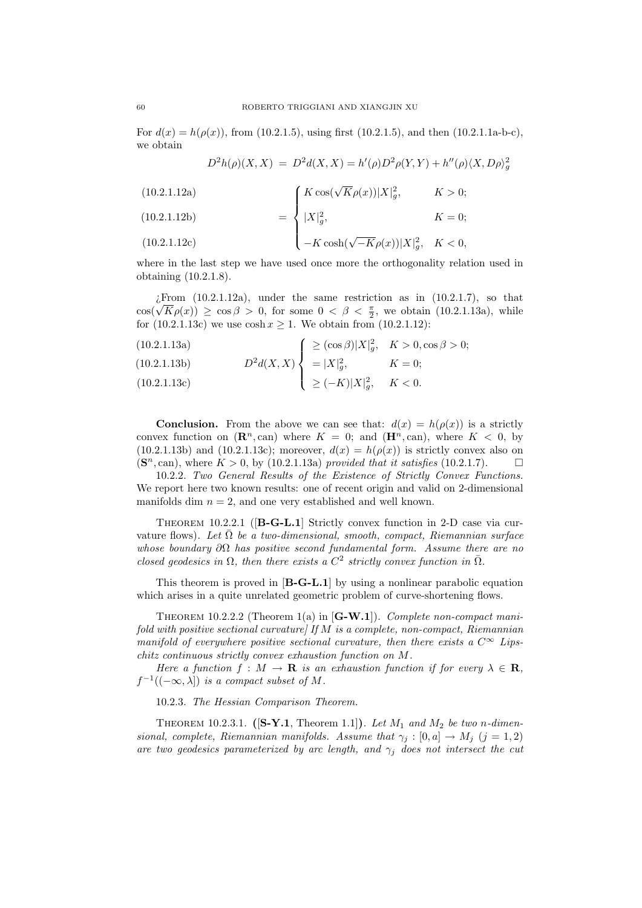For $d(x) = h(\rho(x))$, from (10.2.1.5), using first (10.2.1.5), and then (10.2.1.1a-b-c), we obtain

$$D^2 h(\rho)(X,X) \;=\; D^2 d(X,X) = h'(\rho) D^2\rho(Y,Y) + h''(\rho)\langle X, D\rho\rangle_g^2$$

$$= \begin{cases} K\cos(\sqrt{K}\rho(x))|X|_g^2, & K>0; \quad (10.2.1.12\text{a}) \\ |X|_g^2, & K=0; \quad (10.2.1.12\text{b}) \\ -K\cosh(\sqrt{-K}\rho(x))|X|_g^2, & K<0, \quad (10.2.1.12\text{c}) \end{cases}$$

where in the last step we have used once more the orthogonality relation used in obtaining (10.2.1.8).

¿From (10.2.1.12a), under the same restriction as in (10.2.1.7), so that $\cos(\sqrt{K}\rho(x)) \geq \cos\beta > 0$, for some $0 < \beta < \frac{\pi}{2}$, we obtain (10.2.1.13a), while for (10.2.1.13c) we use $\cosh x \geq 1$. We obtain from (10.2.1.12):

$$D^2 d(X,X) \begin{cases} \geq (\cos\beta)|X|_g^2, & K>0, \cos\beta>0; \quad (10.2.1.13\text{a}) \\ = |X|_g^2, & K=0; \quad (10.2.1.13\text{b}) \\ \geq (-K)|X|_g^2, & K<0. \quad (10.2.1.13\text{c}) \end{cases}$$

**Conclusion.** From the above we can see that: $d(x) = h(\rho(x))$ is a strictly convex function on $(\mathbf{R}^n, \text{can})$ where $K=0$; and $(\mathbf{H}^n, \text{can})$, where $K<0$, by (10.2.1.13b) and (10.2.1.13c); moreover, $d(x) = h(\rho(x))$ is strictly convex also on $(\mathbf{S}^n, \text{can})$, where $K>0$, by (10.2.1.13a) *provided that it satisfies* (10.2.1.7). □

10.2.2. *Two General Results of the Existence of Strictly Convex Functions.* We report here two known results: one of recent origin and valid on 2-dimensional manifolds dim $n=2$, and one very established and well known.

Theorem 10.2.2.1 (**[B-G-L.1]** Strictly convex function in 2-D case via curvature flows). *Let $\bar{\Omega}$ be a two-dimensional, smooth, compact, Riemannian surface whose boundary $\partial\Omega$ has positive second fundamental form. Assume there are no closed geodesics in $\Omega$, then there exists a $C^2$ strictly convex function in $\bar{\Omega}$.*

This theorem is proved in **[B-G-L.1]** by using a nonlinear parabolic equation which arises in a quite unrelated geometric problem of curve-shortening flows.

Theorem 10.2.2.2 (Theorem 1(a) in **[G-W.1]**). *Complete non-compact manifold with positive sectional curvature] If $M$ is a complete, non-compact, Riemannian manifold of everywhere positive sectional curvature, then there exists a $C^\infty$ Lipschitz continuous strictly convex exhaustion function on $M$.*

*Here a function $f : M \to \mathbf{R}$ is an exhaustion function if for every $\lambda \in \mathbf{R}$, $f^{-1}((-\infty,\lambda])$ is a compact subset of $M$.*

10.2.3. *The Hessian Comparison Theorem.*

Theorem 10.2.3.1. **([S-Y.1**, Theorem 1.1**])**. *Let $M_1$ and $M_2$ be two $n$-dimensional, complete, Riemannian manifolds. Assume that $\gamma_j : [0,a] \to M_j$ $(j = 1,2)$ are two geodesics parameterized by arc length, and $\gamma_j$ does not intersect the cut*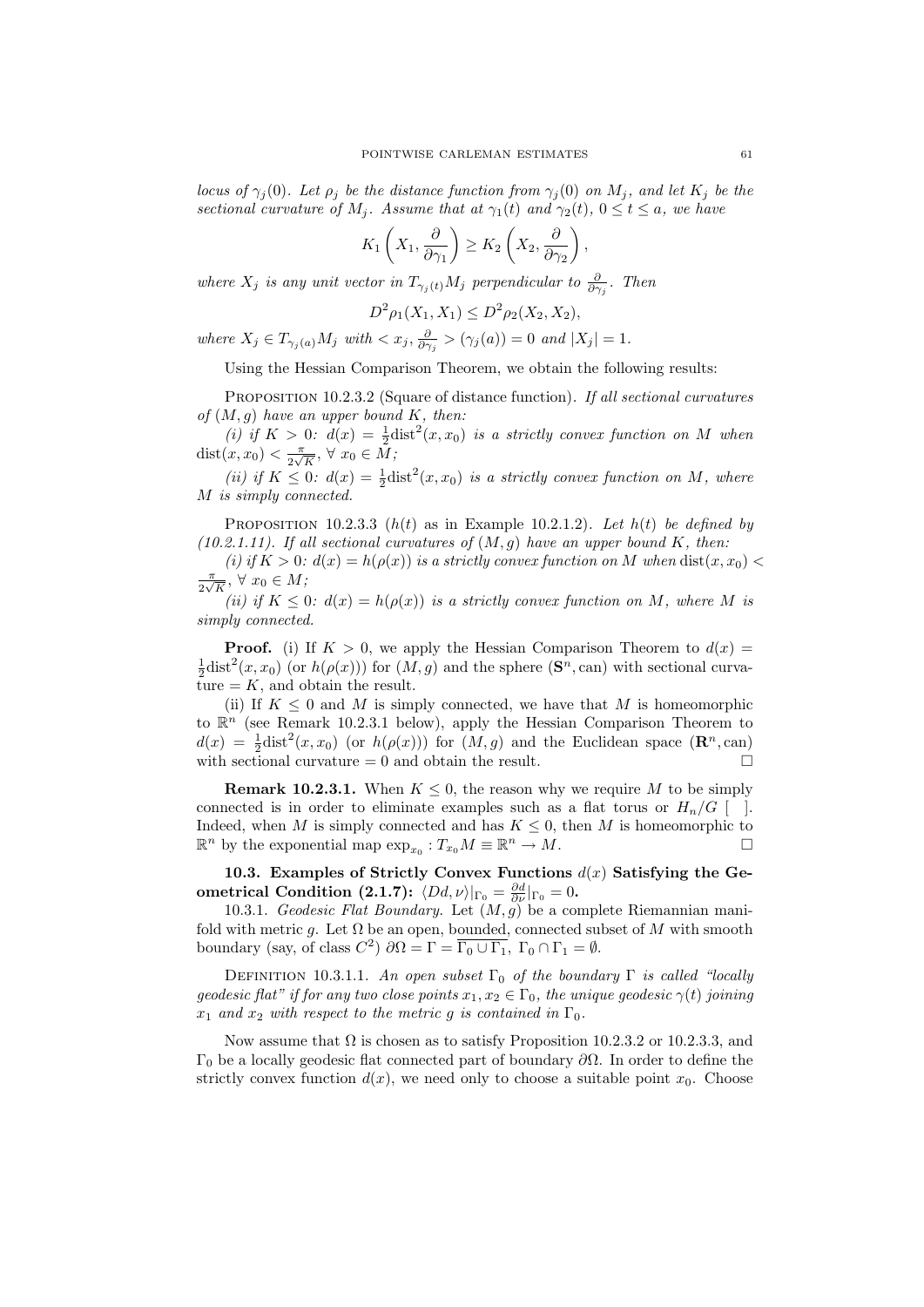*locus of $\gamma_j(0)$. Let $\rho_j$ be the distance function from $\gamma_j(0)$ on $M_j$, and let $K_j$ be the sectional curvature of $M_j$. Assume that at $\gamma_1(t)$ and $\gamma_2(t)$, $0 \le t \le a$, we have*

$$K_1\left(X_1, \frac{\partial}{\partial \gamma_1}\right) \ge K_2\left(X_2, \frac{\partial}{\partial \gamma_2}\right),$$

*where $X_j$ is any unit vector in $T_{\gamma_j(t)}M_j$ perpendicular to $\frac{\partial}{\partial \gamma_j}$. Then*

$$D^2\rho_1(X_1, X_1) \le D^2\rho_2(X_2, X_2),$$

*where $X_j \in T_{\gamma_j(a)}M_j$ with $< x_j, \frac{\partial}{\partial \gamma_j} > (\gamma_j(a)) = 0$ and $|X_j| = 1$.*

Using the Hessian Comparison Theorem, we obtain the following results:

Proposition 10.2.3.2 (Square of distance function). *If all sectional curvatures of $(M, g)$ have an upper bound $K$, then:*

*(i) if $K > 0$: $d(x) = \frac{1}{2}\text{dist}^2(x, x_0)$ is a strictly convex function on $M$ when $\text{dist}(x, x_0) < \frac{\pi}{2\sqrt{K}}$, $\forall\, x_0 \in M$;*

*(ii) if $K \le 0$: $d(x) = \frac{1}{2}\text{dist}^2(x, x_0)$ is a strictly convex function on $M$, where $M$ is simply connected.*

Proposition 10.2.3.3 ($h(t)$ as in Example 10.2.1.2). *Let $h(t)$ be defined by (10.2.1.11). If all sectional curvatures of $(M, g)$ have an upper bound $K$, then:*

*(i) if $K > 0$: $d(x) = h(\rho(x))$ is a strictly convex function on $M$ when $\text{dist}(x, x_0) < \frac{\pi}{2\sqrt{K}}$, $\forall\, x_0 \in M$;*

*(ii) if $K \le 0$: $d(x) = h(\rho(x))$ is a strictly convex function on $M$, where $M$ is simply connected.*

**Proof.** (i) If $K > 0$, we apply the Hessian Comparison Theorem to $d(x) = \frac{1}{2}\text{dist}^2(x, x_0)$ (or $h(\rho(x))$) for $(M, g)$ and the sphere $(\mathbf{S}^n, \text{can})$ with sectional curvature $= K$, and obtain the result.

(ii) If $K \le 0$ and $M$ is simply connected, we have that $M$ is homeomorphic to $\mathbb{R}^n$ (see Remark 10.2.3.1 below), apply the Hessian Comparison Theorem to $d(x) = \frac{1}{2}\text{dist}^2(x, x_0)$ (or $h(\rho(x))$) for $(M, g)$ and the Euclidean space $(\mathbf{R}^n, \text{can})$ with sectional curvature $= 0$ and obtain the result. □

**Remark 10.2.3.1.** When $K \le 0$, the reason why we require $M$ to be simply connected is in order to eliminate examples such as a flat torus or $H_n/G$ [ ]. Indeed, when $M$ is simply connected and has $K \le 0$, then $M$ is homeomorphic to $\mathbb{R}^n$ by the exponential map $\exp_{x_0} : T_{x_0}M \equiv \mathbb{R}^n \to M$. □

**10.3. Examples of Strictly Convex Functions $d(x)$ Satisfying the Geometrical Condition (2.1.7): $\langle Dd, \nu\rangle|_{\Gamma_0} = \frac{\partial d}{\partial \nu}|_{\Gamma_0} = 0$.**

10.3.1. *Geodesic Flat Boundary.* Let $(M, g)$ be a complete Riemannian manifold with metric $g$. Let $\Omega$ be an open, bounded, connected subset of $M$ with smooth boundary (say, of class $C^2$) $\partial\Omega = \Gamma = \overline{\Gamma_0 \cup \Gamma_1}$, $\Gamma_0 \cap \Gamma_1 = \emptyset$.

Definition 10.3.1.1. *An open subset $\Gamma_0$ of the boundary $\Gamma$ is called "locally geodesic flat" if for any two close points $x_1, x_2 \in \Gamma_0$, the unique geodesic $\gamma(t)$ joining $x_1$ and $x_2$ with respect to the metric $g$ is contained in $\Gamma_0$.*

Now assume that $\Omega$ is chosen as to satisfy Proposition 10.2.3.2 or 10.2.3.3, and $\Gamma_0$ be a locally geodesic flat connected part of boundary $\partial\Omega$. In order to define the strictly convex function $d(x)$, we need only to choose a suitable point $x_0$. Choose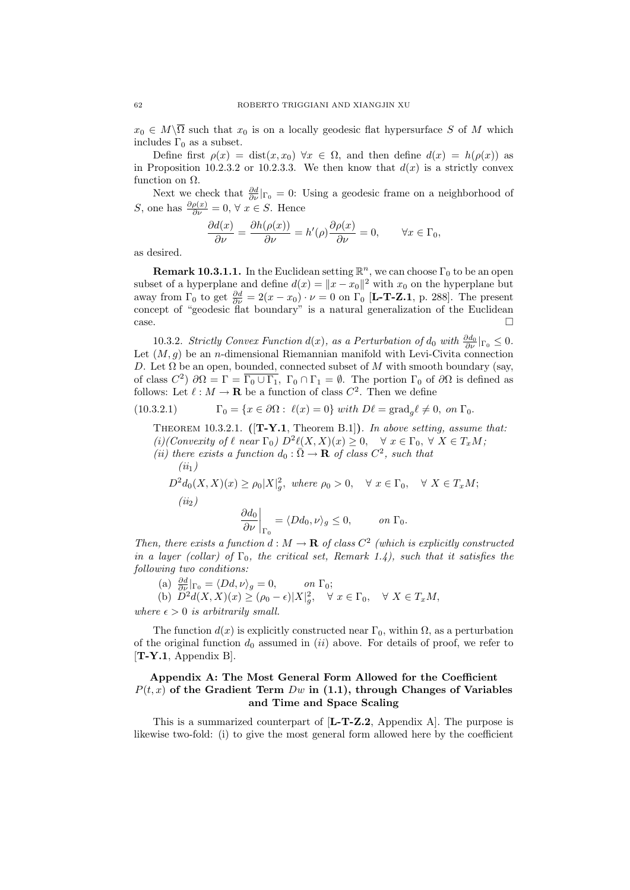$x_0 \in M\backslash\overline{\Omega}$ such that $x_0$ is on a locally geodesic flat hypersurface $S$ of $M$ which includes $\Gamma_0$ as a subset.

Define first $\rho(x) = \text{dist}(x, x_0)$ $\forall x \in \Omega$, and then define $d(x) = h(\rho(x))$ as in Proposition 10.2.3.2 or 10.2.3.3. We then know that $d(x)$ is a strictly convex function on $\Omega$.

Next we check that $\frac{\partial d}{\partial \nu}|_{\Gamma_0} = 0$: Using a geodesic frame on a neighborhood of $S$, one has $\frac{\partial \rho(x)}{\partial \nu} = 0$, $\forall$ $x \in S$. Hence

$$\frac{\partial d(x)}{\partial \nu} = \frac{\partial h(\rho(x))}{\partial \nu} = h'(\rho)\frac{\partial \rho(x)}{\partial \nu} = 0, \qquad \forall x \in \Gamma_0,$$

as desired.

**Remark 10.3.1.1.** In the Euclidean setting $\mathbb{R}^n$, we can choose $\Gamma_0$ to be an open subset of a hyperplane and define $d(x) = \|x - x_0\|^2$ with $x_0$ on the hyperplane but away from $\Gamma_0$ to get $\frac{\partial d}{\partial \nu} = 2(x - x_0) \cdot \nu = 0$ on $\Gamma_0$ [**L-T-Z.1**, p. 288]. The present concept of "geodesic flat boundary" is a natural generalization of the Euclidean case. $\square$

10.3.2. *Strictly Convex Function $d(x)$, as a Perturbation of $d_0$ with $\frac{\partial d_0}{\partial \nu}|_{\Gamma_0} \leq 0$.* Let $(M, g)$ be an $n$-dimensional Riemannian manifold with Levi-Civita connection $D$. Let $\Omega$ be an open, bounded, connected subset of $M$ with smooth boundary (say, of class $C^2$) $\partial\Omega = \Gamma = \overline{\Gamma_0 \cup \Gamma_1}$, $\Gamma_0 \cap \Gamma_1 = \emptyset$. The portion $\Gamma_0$ of $\partial\Omega$ is defined as follows: Let $\ell : M \to \mathbf{R}$ be a function of class $C^2$. Then we define

$$\Gamma_0 = \{x \in \partial\Omega : \ \ell(x) = 0\} \textit{ with } D\ell = \text{grad}_g \ell \neq 0, \textit{ on } \Gamma_0. \tag{10.3.2.1}$$

Theorem 10.3.2.1. **([T-Y.1**, Theorem B.1**])**. *In above setting, assume that:*
*(i)(Convexity of $\ell$ near $\Gamma_0$) $D^2\ell(X, X)(x) \geq 0, \quad \forall\ x \in \Gamma_0,\ \forall\ X \in T_xM$;*
*(ii) there exists a function $d_0 : \overline{\Omega} \to \mathbf{R}$ of class $C^2$, such that*

*($ii_1$)*

$$D^2 d_0(X, X)(x) \geq \rho_0 |X|_g^2, \textit{ where } \rho_0 > 0, \quad \forall\ x \in \Gamma_0, \quad \forall\ X \in T_xM;$$

*($ii_2$)*

$$\left.\frac{\partial d_0}{\partial \nu}\right|_{\Gamma_0} = \langle Dd_0, \nu\rangle_g \leq 0, \qquad \textit{on } \Gamma_0.$$

*Then, there exists a function $d : M \to \mathbf{R}$ of class $C^2$ (which is explicitly constructed in a layer (collar) of $\Gamma_0$, the critical set, Remark 1.4), such that it satisfies the following two conditions:*

(a) $\frac{\partial d}{\partial \nu}|_{\Gamma_0} = \langle Dd, \nu\rangle_g = 0, \qquad$ *on* $\Gamma_0$;

(b) $D^2 d(X, X)(x) \geq (\rho_0 - \epsilon)|X|_g^2, \quad \forall\ x \in \Gamma_0, \quad \forall\ X \in T_xM,$

*where $\epsilon > 0$ is arbitrarily small.*

The function $d(x)$ is explicitly constructed near $\Gamma_0$, within $\Omega$, as a perturbation of the original function $d_0$ assumed in $(ii)$ above. For details of proof, we refer to [**T-Y.1**, Appendix B].

## Appendix A: The Most General Form Allowed for the Coefficient $P(t, x)$ of the Gradient Term $Dw$ in (1.1), through Changes of Variables and Time and Space Scaling

This is a summarized counterpart of [**L-T-Z.2**, Appendix A]. The purpose is likewise two-fold: (i) to give the most general form allowed here by the coefficient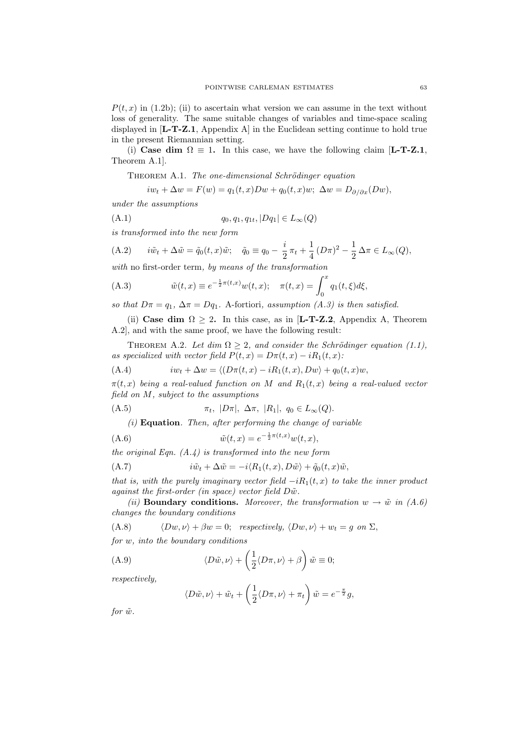$P(t,x)$ in (1.2b); (ii) to ascertain what version we can assume in the text without loss of generality. The same suitable changes of variables and time-space scaling displayed in [**L-T-Z.1**, Appendix A] in the Euclidean setting continue to hold true in the present Riemannian setting.

(i) **Case dim $\Omega \equiv 1$.** In this case, we have the following claim [**L-T-Z.1**, Theorem A.1].

THEOREM A.1. *The one-dimensional Schrödinger equation*

$$iw_t + \Delta w = F(w) = q_1(t,x)Dw + q_0(t,x)w; \ \Delta w = D_{\partial/\partial x}(Dw),$$

*under the assumptions*

$$q_0, q_1, q_{1t}, |Dq_1| \in L_\infty(Q) \tag{A.1}$$

*is transformed into the new form*

$$i\tilde{w}_t + \Delta\tilde{w} = \tilde{q}_0(t,x)\tilde{w}; \quad \tilde{q}_0 \equiv q_0 - \frac{i}{2}\,\pi_t + \frac{1}{4}\,(D\pi)^2 - \frac{1}{2}\,\Delta\pi \in L_\infty(Q), \tag{A.2}$$

*with* no first-order term, *by means of the transformation*

$$\tilde{w}(t,x) \equiv e^{-\frac{1}{2}\pi(t,x)}w(t,x); \quad \pi(t,x) = \int_0^x q_1(t,\xi)d\xi, \tag{A.3}$$

*so that $D\pi = q_1$, $\Delta\pi = Dq_1$.* A-fortiori*, assumption (A.3) is then satisfied.*

(ii) **Case dim $\Omega \geq 2$.** In this case, as in [**L-T-Z.2**, Appendix A, Theorem A.2], and with the same proof, we have the following result:

THEOREM A.2. *Let dim $\Omega \geq 2$, and consider the Schrödinger equation (1.1), as specialized with vector field $P(t,x) = D\pi(t,x) - iR_1(t,x)$:*

$$iw_t + \Delta w = \langle (D\pi(t,x) - iR_1(t,x), Dw\rangle + q_0(t,x)w, \tag{A.4}$$

*$\pi(t,x)$ being a real-valued function on $M$ and $R_1(t,x)$ being a real-valued vector field on $M$, subject to the assumptions*

$$\pi_t, \ |D\pi|, \ \Delta\pi, \ |R_1|, \ q_0 \in L_\infty(Q). \tag{A.5}$$

*(i)* **Equation***. Then, after performing the change of variable*

$$\tilde{w}(t,x) = e^{-\frac{1}{2}\pi(t,x)}w(t,x), \tag{A.6}$$

*the original Eqn. (A.4) is transformed into the new form*

$$i\tilde{w}_t + \Delta\tilde{w} = -i\langle R_1(t,x), D\tilde{w}\rangle + \tilde{q}_0(t,x)\tilde{w}, \tag{A.7}$$

*that is, with the purely imaginary vector field $-iR_1(t,x)$ to take the inner product against the first-order (in space) vector field $D\tilde{w}$.*

*(ii)* **Boundary conditions.** *Moreover, the transformation $w \to \tilde{w}$ in (A.6) changes the boundary conditions*

$$\langle Dw, \nu\rangle + \beta w = 0; \quad \textit{respectively, } \langle Dw, \nu\rangle + w_t = g \textit{ on } \Sigma, \tag{A.8}$$

*for $w$, into the boundary conditions*

$$\langle D\tilde{w}, \nu\rangle + \left(\frac{1}{2}\langle D\pi, \nu\rangle + \beta\right)\tilde{w} \equiv 0; \tag{A.9}$$

*respectively,*

$$\langle D\tilde{w}, \nu\rangle + \tilde{w}_t + \left(\frac{1}{2}\langle D\pi, \nu\rangle + \pi_t\right)\tilde{w} = e^{-\frac{\pi}{2}}g,$$

*for $\tilde{w}$.*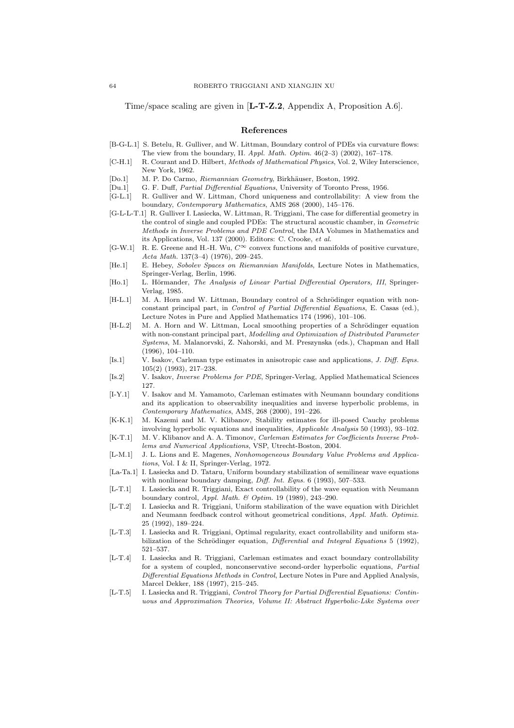Time/space scaling are given in [**L-T-Z.2**, Appendix A, Proposition A.6].

## References

[B-G-L.1] S. Betelu, R. Gulliver, and W. Littman, Boundary control of PDEs via curvature flows: The view from the boundary, II. *Appl. Math. Optim.* 46(2–3) (2002), 167–178.

[C-H.1] R. Courant and D. Hilbert, *Methods of Mathematical Physics*, Vol. 2, Wiley Interscience, New York, 1962.

[Do.1] M. P. Do Carmo, *Riemannian Geometry*, Birkhäuser, Boston, 1992.

[Du.1] G. F. Duff, *Partial Differential Equations*, University of Toronto Press, 1956.

[G-L.1] R. Gulliver and W. Littman, Chord uniqueness and controllability: A view from the boundary, *Contemporary Mathematics*, AMS 268 (2000), 145–176.

[G-L-L-T.1] R. Gulliver I. Lasiecka, W. Littman, R. Triggiani, The case for differential geometry in the control of single and coupled PDEs: The structural acoustic chamber, in *Geometric Methods in Inverse Problems and PDE Control*, the IMA Volumes in Mathematics and its Applications, Vol. 137 (2000). Editors: C. Crooke, *et al.*

[G-W.1] R. E. Greene and H.-H. Wu, $C^\infty$ convex functions and manifolds of positive curvature, *Acta Math.* 137(3–4) (1976), 209–245.

[He.1] E. Hebey, *Sobolev Spaces on Riemannian Manifolds*, Lecture Notes in Mathematics, Springer-Verlag, Berlin, 1996.

[Ho.1] L. Hörmander, *The Analysis of Linear Partial Differential Operators, III*, Springer-Verlag, 1985.

[H-L.1] M. A. Horn and W. Littman, Boundary control of a Schrödinger equation with non-constant principal part, in *Control of Partial Differential Equations*, E. Casas (ed.), Lecture Notes in Pure and Applied Mathematics 174 (1996), 101–106.

[H-L.2] M. A. Horn and W. Littman, Local smoothing properties of a Schrödinger equation with non-constant principal part, *Modelling and Optimization of Distributed Parameter Systems*, M. Malanorvski, Z. Nahorski, and M. Preszynska (eds.), Chapman and Hall (1996), 104–110.

[Is.1] V. Isakov, Carleman type estimates in anisotropic case and applications, *J. Diff. Eqns.* 105(2) (1993), 217–238.

[Is.2] V. Isakov, *Inverse Problems for PDE*, Springer-Verlag, Applied Mathematical Sciences 127.

[I-Y.1] V. Isakov and M. Yamamoto, Carleman estimates with Neumann boundary conditions and its application to observability inequalities and inverse hyperbolic problems, in *Contemporary Mathematics*, AMS, 268 (2000), 191–226.

[K-K.1] M. Kazemi and M. V. Klibanov, Stability estimates for ill-posed Cauchy problems involving hyperbolic equations and inequalities, *Applicable Analysis* 50 (1993), 93–102.

[K-T.1] M. V. Klibanov and A. A. Timonov, *Carleman Estimates for Coefficients Inverse Problems and Numerical Applications*, VSP, Utrecht-Boston, 2004.

[L-M.1] J. L. Lions and E. Magenes, *Nonhomogeneous Boundary Value Problems and Applications*, Vol. I & II, Springer-Verlag, 1972.

[La-Ta.1] I. Lasiecka and D. Tataru, Uniform boundary stabilization of semilinear wave equations with nonlinear boundary damping, *Diff. Int. Eqns.* 6 (1993), 507–533.

[L-T.1] I. Lasiecka and R. Triggiani, Exact controllability of the wave equation with Neumann boundary control, *Appl. Math. & Optim.* 19 (1989), 243–290.

[L-T.2] I. Lasiecka and R. Triggiani, Uniform stabilization of the wave equation with Dirichlet and Neumann feedback control without geometrical conditions, *Appl. Math. Optimiz.* 25 (1992), 189–224.

[L-T.3] I. Lasiecka and R. Triggiani, Optimal regularity, exact controllability and uniform stabilization of the Schrödinger equation, *Differential and Integral Equations* 5 (1992), 521–537.

[L-T.4] I. Lasiecka and R. Triggiani, Carleman estimates and exact boundary controllability for a system of coupled, nonconservative second-order hyperbolic equations, *Partial Differential Equations Methods in Control*, Lecture Notes in Pure and Applied Analysis, Marcel Dekker, 188 (1997), 215–245.

[L-T.5] I. Lasiecka and R. Triggiani, *Control Theory for Partial Differential Equations: Continuous and Approximation Theories, Volume II: Abstract Hyperbolic-Like Systems over*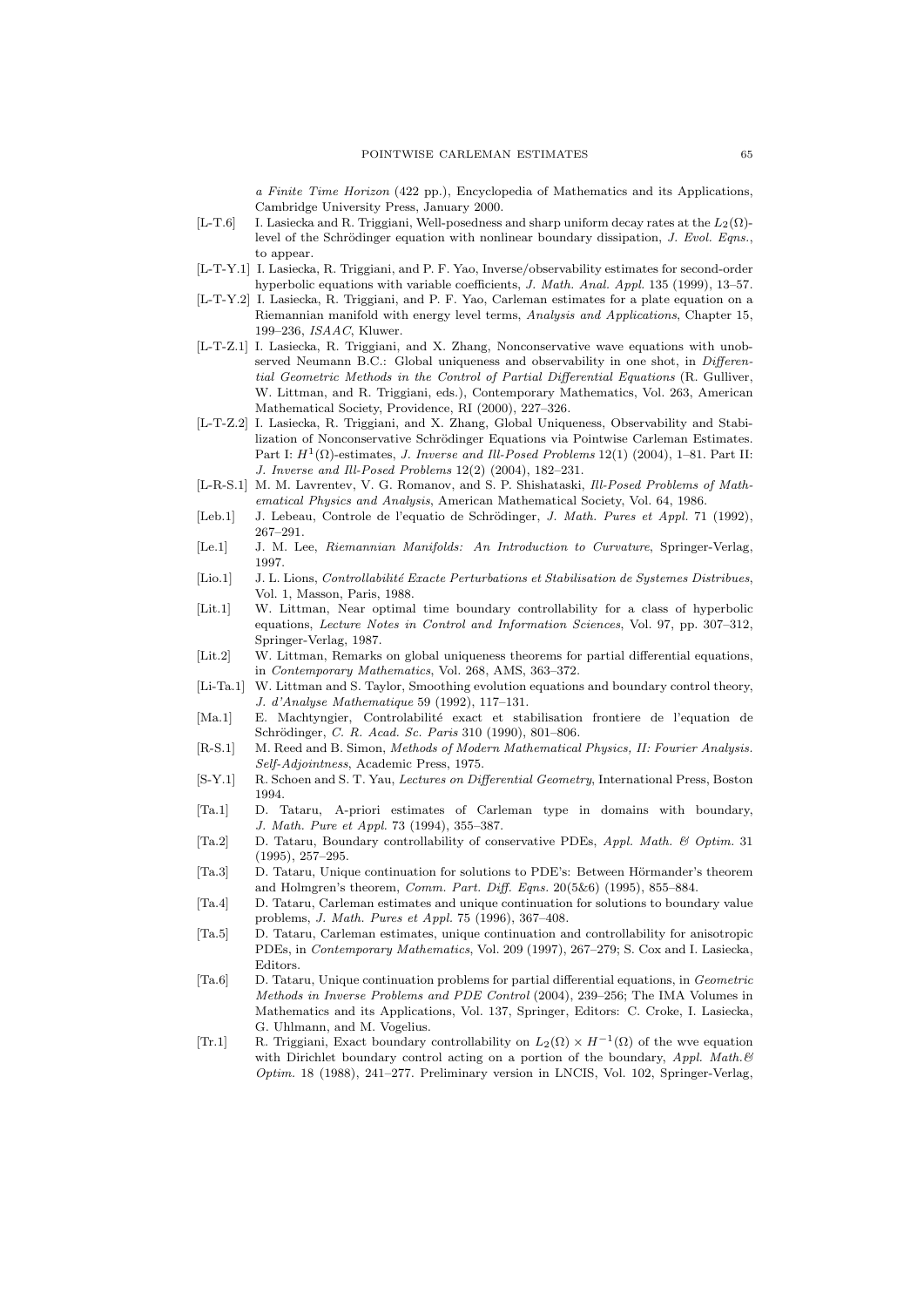*a Finite Time Horizon* (422 pp.), Encyclopedia of Mathematics and its Applications, Cambridge University Press, January 2000.

[L-T.6] I. Lasiecka and R. Triggiani, Well-posedness and sharp uniform decay rates at the $L_2(\Omega)$-level of the Schrödinger equation with nonlinear boundary dissipation, *J. Evol. Eqns.*, to appear.

[L-T-Y.1] I. Lasiecka, R. Triggiani, and P. F. Yao, Inverse/observability estimates for second-order hyperbolic equations with variable coefficients, *J. Math. Anal. Appl.* 135 (1999), 13–57.

[L-T-Y.2] I. Lasiecka, R. Triggiani, and P. F. Yao, Carleman estimates for a plate equation on a Riemannian manifold with energy level terms, *Analysis and Applications*, Chapter 15, 199–236, *ISAAC*, Kluwer.

[L-T-Z.1] I. Lasiecka, R. Triggiani, and X. Zhang, Nonconservative wave equations with unobserved Neumann B.C.: Global uniqueness and observability in one shot, in *Differential Geometric Methods in the Control of Partial Differential Equations* (R. Gulliver, W. Littman, and R. Triggiani, eds.), Contemporary Mathematics, Vol. 263, American Mathematical Society, Providence, RI (2000), 227–326.

[L-T-Z.2] I. Lasiecka, R. Triggiani, and X. Zhang, Global Uniqueness, Observability and Stabilization of Nonconservative Schrödinger Equations via Pointwise Carleman Estimates. Part I: $H^1(\Omega)$-estimates, *J. Inverse and Ill-Posed Problems* 12(1) (2004), 1–81. Part II: *J. Inverse and Ill-Posed Problems* 12(2) (2004), 182–231.

[L-R-S.1] M. M. Lavrentev, V. G. Romanov, and S. P. Shishataski, *Ill-Posed Problems of Mathematical Physics and Analysis*, American Mathematical Society, Vol. 64, 1986.

[Leb.1] J. Lebeau, Controle de l'equatio de Schrödinger, *J. Math. Pures et Appl.* 71 (1992), 267–291.

[Le.1] J. M. Lee, *Riemannian Manifolds: An Introduction to Curvature*, Springer-Verlag, 1997.

[Lio.1] J. L. Lions, *Controllabilité Exacte Perturbations et Stabilisation de Systemes Distribues*, Vol. 1, Masson, Paris, 1988.

[Lit.1] W. Littman, Near optimal time boundary controllability for a class of hyperbolic equations, *Lecture Notes in Control and Information Sciences*, Vol. 97, pp. 307–312, Springer-Verlag, 1987.

[Lit.2] W. Littman, Remarks on global uniqueness theorems for partial differential equations, in *Contemporary Mathematics*, Vol. 268, AMS, 363–372.

[Li-Ta.1] W. Littman and S. Taylor, Smoothing evolution equations and boundary control theory, *J. d'Analyse Mathematique* 59 (1992), 117–131.

[Ma.1] E. Machtyngier, Controlabilité exact et stabilisation frontiere de l'equation de Schrödinger, *C. R. Acad. Sc. Paris* 310 (1990), 801–806.

[R-S.1] M. Reed and B. Simon, *Methods of Modern Mathematical Physics, II: Fourier Analysis. Self-Adjointness*, Academic Press, 1975.

[S-Y.1] R. Schoen and S. T. Yau, *Lectures on Differential Geometry*, International Press, Boston 1994.

[Ta.1] D. Tataru, A-priori estimates of Carleman type in domains with boundary, *J. Math. Pure et Appl.* 73 (1994), 355–387.

[Ta.2] D. Tataru, Boundary controllability of conservative PDEs, *Appl. Math. & Optim.* 31 (1995), 257–295.

[Ta.3] D. Tataru, Unique continuation for solutions to PDE's: Between Hörmander's theorem and Holmgren's theorem, *Comm. Part. Diff. Eqns.* 20(5&6) (1995), 855–884.

[Ta.4] D. Tataru, Carleman estimates and unique continuation for solutions to boundary value problems, *J. Math. Pures et Appl.* 75 (1996), 367–408.

[Ta.5] D. Tataru, Carleman estimates, unique continuation and controllability for anisotropic PDEs, in *Contemporary Mathematics*, Vol. 209 (1997), 267–279; S. Cox and I. Lasiecka, Editors.

[Ta.6] D. Tataru, Unique continuation problems for partial differential equations, in *Geometric Methods in Inverse Problems and PDE Control* (2004), 239–256; The IMA Volumes in Mathematics and its Applications, Vol. 137, Springer, Editors: C. Croke, I. Lasiecka, G. Uhlmann, and M. Vogelius.

[Tr.1] R. Triggiani, Exact boundary controllability on $L_2(\Omega) \times H^{-1}(\Omega)$ of the wve equation with Dirichlet boundary control acting on a portion of the boundary, *Appl. Math.& Optim.* 18 (1988), 241–277. Preliminary version in LNCIS, Vol. 102, Springer-Verlag,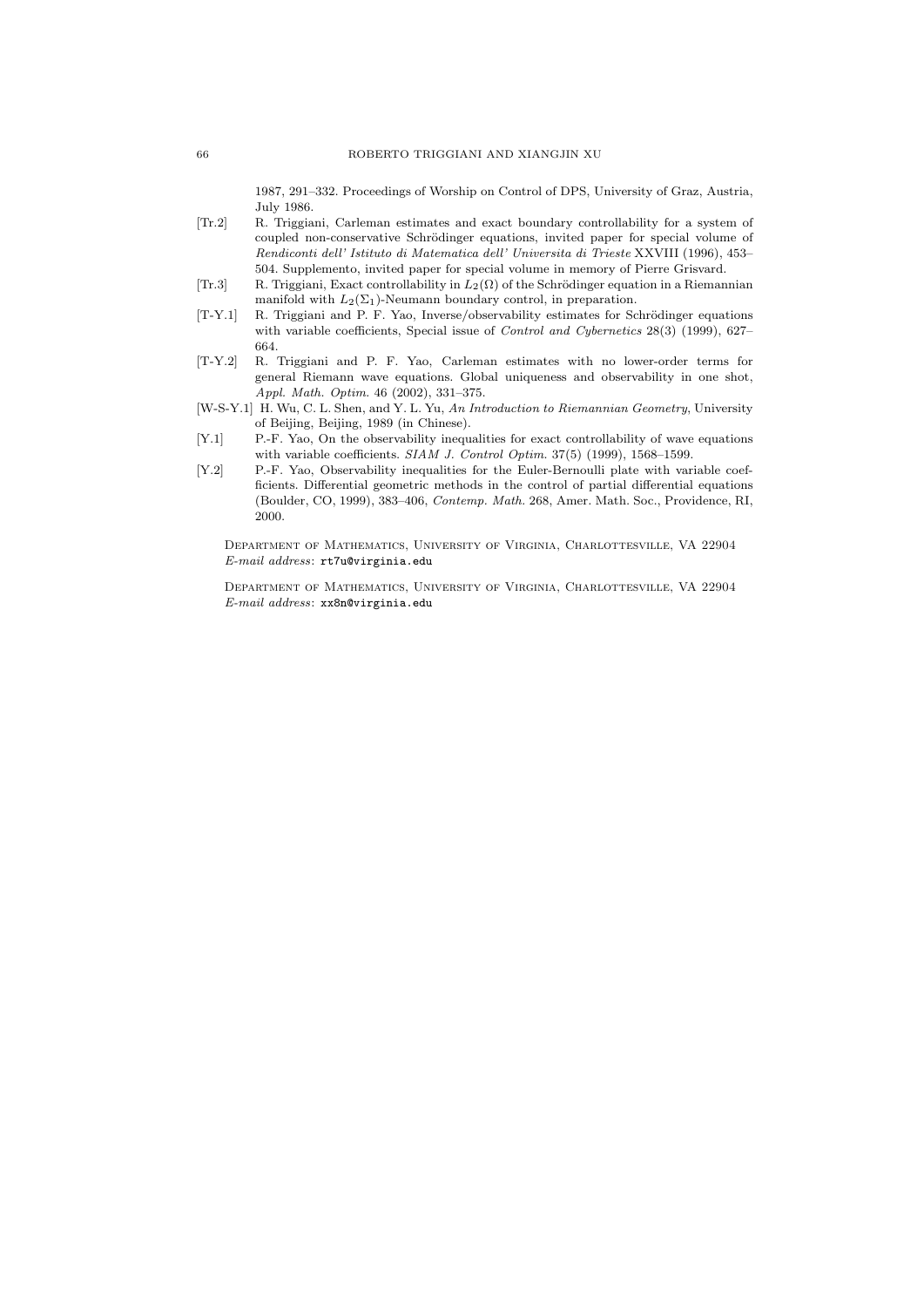1987, 291–332. Proceedings of Worship on Control of DPS, University of Graz, Austria, July 1986.

[Tr.2] R. Triggiani, Carleman estimates and exact boundary controllability for a system of coupled non-conservative Schrödinger equations, invited paper for special volume of *Rendiconti dell' Istituto di Matematica dell' Universita di Trieste* XXVIII (1996), 453–504. Supplemento, invited paper for special volume in memory of Pierre Grisvard.

[Tr.3] R. Triggiani, Exact controllability in $L_2(\Omega)$ of the Schrödinger equation in a Riemannian manifold with $L_2(\Sigma_1)$-Neumann boundary control, in preparation.

[T-Y.1] R. Triggiani and P. F. Yao, Inverse/observability estimates for Schrödinger equations with variable coefficients, Special issue of *Control and Cybernetics* 28(3) (1999), 627–664.

[T-Y.2] R. Triggiani and P. F. Yao, Carleman estimates with no lower-order terms for general Riemann wave equations. Global uniqueness and observability in one shot, *Appl. Math. Optim.* 46 (2002), 331–375.

[W-S-Y.1] H. Wu, C. L. Shen, and Y. L. Yu, *An Introduction to Riemannian Geometry*, University of Beijing, Beijing, 1989 (in Chinese).

[Y.1] P.-F. Yao, On the observability inequalities for exact controllability of wave equations with variable coefficients. *SIAM J. Control Optim.* 37(5) (1999), 1568–1599.

[Y.2] P.-F. Yao, Observability inequalities for the Euler-Bernoulli plate with variable coefficients. Differential geometric methods in the control of partial differential equations (Boulder, CO, 1999), 383–406, *Contemp. Math.* 268, Amer. Math. Soc., Providence, RI, 2000.

Department of Mathematics, University of Virginia, Charlottesville, VA 22904
*E-mail address*: rt7u@virginia.edu

Department of Mathematics, University of Virginia, Charlottesville, VA 22904
*E-mail address*: xx8n@virginia.edu